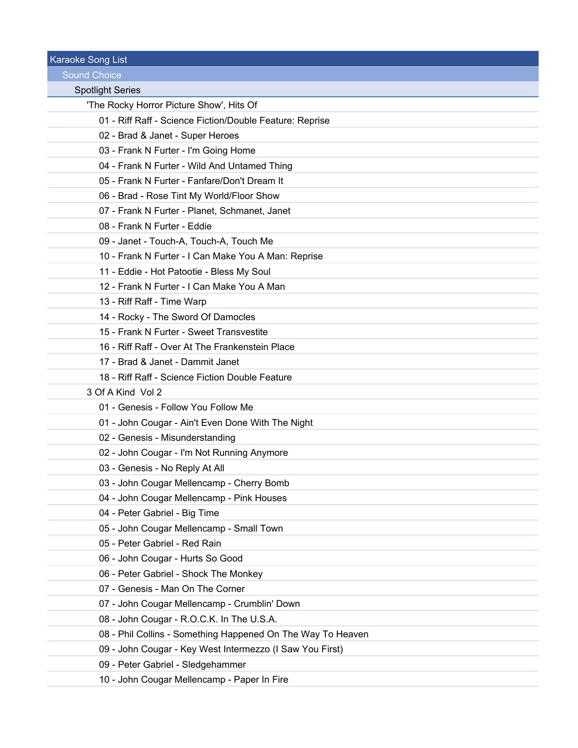# Karaoke Song List

## Sound Choice

### Spotlight Series

#### 'The Rocky Horror Picture Show', Hits Of

- 01 - Riff Raff - Science Fiction/Double Feature: Reprise
- 02 - Brad & Janet - Super Heroes
- 03 - Frank N Furter - I'm Going Home
- 04 - Frank N Furter - Wild And Untamed Thing
- 05 - Frank N Furter - Fanfare/Don't Dream It
- 06 - Brad - Rose Tint My World/Floor Show
- 07 - Frank N Furter - Planet, Schmanet, Janet
- 08 - Frank N Furter - Eddie
- 09 - Janet - Touch-A, Touch-A, Touch Me
- 10 - Frank N Furter - I Can Make You A Man: Reprise
- 11 - Eddie - Hot Patootie - Bless My Soul
- 12 - Frank N Furter - I Can Make You A Man
- 13 - Riff Raff - Time Warp
- 14 - Rocky - The Sword Of Damocles
- 15 - Frank N Furter - Sweet Transvestite
- 16 - Riff Raff - Over At The Frankenstein Place
- 17 - Brad & Janet - Dammit Janet
- 18 - Riff Raff - Science Fiction Double Feature

#### 3 Of A Kind Vol 2

- 01 - Genesis - Follow You Follow Me
- 01 - John Cougar - Ain't Even Done With The Night
- 02 - Genesis - Misunderstanding
- 02 - John Cougar - I'm Not Running Anymore
- 03 - Genesis - No Reply At All
- 03 - John Cougar Mellencamp - Cherry Bomb
- 04 - John Cougar Mellencamp - Pink Houses
- 04 - Peter Gabriel - Big Time
- 05 - John Cougar Mellencamp - Small Town
- 05 - Peter Gabriel - Red Rain
- 06 - John Cougar - Hurts So Good
- 06 - Peter Gabriel - Shock The Monkey
- 07 - Genesis - Man On The Corner
- 07 - John Cougar Mellencamp - Crumblin' Down
- 08 - John Cougar - R.O.C.K. In The U.S.A.
- 08 - Phil Collins - Something Happened On The Way To Heaven
- 09 - John Cougar - Key West Intermezzo (I Saw You First)
- 09 - Peter Gabriel - Sledgehammer
- 10 - John Cougar Mellencamp - Paper In Fire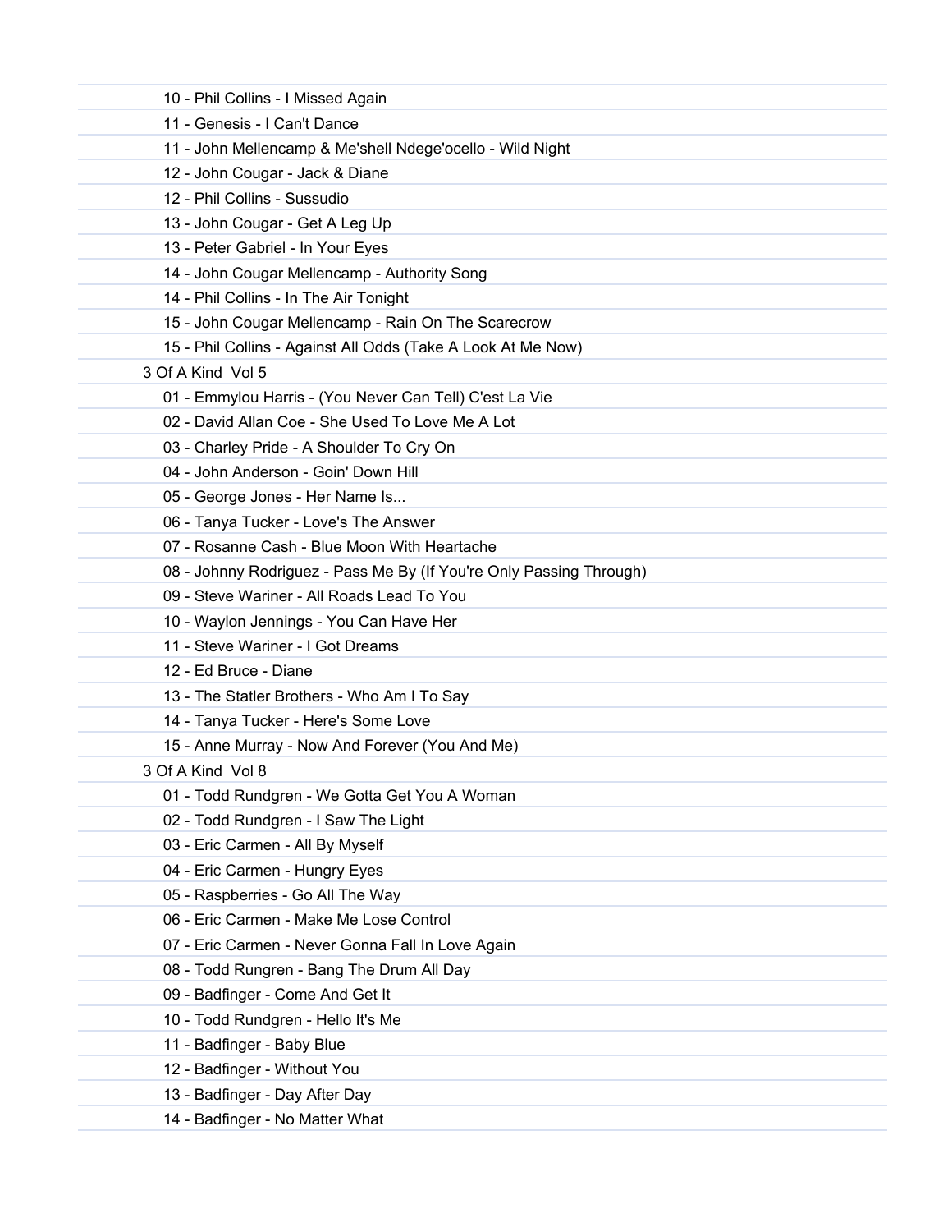10 - Phil Collins - I Missed Again
11 - Genesis - I Can't Dance
11 - John Mellencamp & Me'shell Ndege'ocello - Wild Night
12 - John Cougar - Jack & Diane
12 - Phil Collins - Sussudio
13 - John Cougar - Get A Leg Up
13 - Peter Gabriel - In Your Eyes
14 - John Cougar Mellencamp - Authority Song
14 - Phil Collins - In The Air Tonight
15 - John Cougar Mellencamp - Rain On The Scarecrow
15 - Phil Collins - Against All Odds (Take A Look At Me Now)

3 Of A Kind Vol 5

01 - Emmylou Harris - (You Never Can Tell) C'est La Vie
02 - David Allan Coe - She Used To Love Me A Lot
03 - Charley Pride - A Shoulder To Cry On
04 - John Anderson - Goin' Down Hill
05 - George Jones - Her Name Is...
06 - Tanya Tucker - Love's The Answer
07 - Rosanne Cash - Blue Moon With Heartache
08 - Johnny Rodriguez - Pass Me By (If You're Only Passing Through)
09 - Steve Wariner - All Roads Lead To You
10 - Waylon Jennings - You Can Have Her
11 - Steve Wariner - I Got Dreams
12 - Ed Bruce - Diane
13 - The Statler Brothers - Who Am I To Say
14 - Tanya Tucker - Here's Some Love
15 - Anne Murray - Now And Forever (You And Me)

3 Of A Kind Vol 8

01 - Todd Rundgren - We Gotta Get You A Woman
02 - Todd Rundgren - I Saw The Light
03 - Eric Carmen - All By Myself
04 - Eric Carmen - Hungry Eyes
05 - Raspberries - Go All The Way
06 - Eric Carmen - Make Me Lose Control
07 - Eric Carmen - Never Gonna Fall In Love Again
08 - Todd Rungren - Bang The Drum All Day
09 - Badfinger - Come And Get It
10 - Todd Rundgren - Hello It's Me
11 - Badfinger - Baby Blue
12 - Badfinger - Without You
13 - Badfinger - Day After Day
14 - Badfinger - No Matter What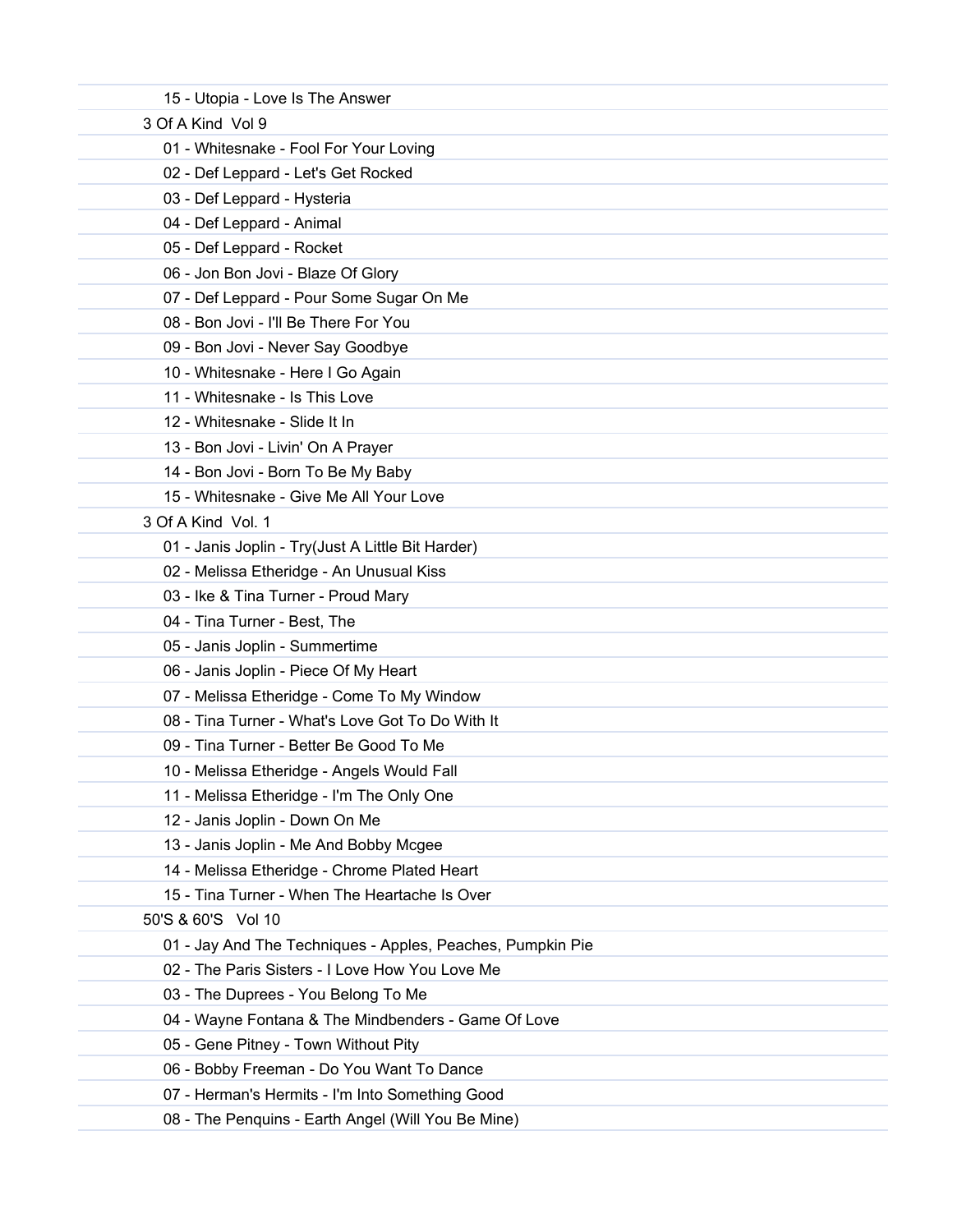15 - Utopia - Love Is The Answer

3 Of A Kind  Vol 9

01 - Whitesnake - Fool For Your Loving

02 - Def Leppard - Let's Get Rocked

03 - Def Leppard - Hysteria

04 - Def Leppard - Animal

05 - Def Leppard - Rocket

06 - Jon Bon Jovi - Blaze Of Glory

07 - Def Leppard - Pour Some Sugar On Me

08 - Bon Jovi - I'll Be There For You

09 - Bon Jovi - Never Say Goodbye

10 - Whitesnake - Here I Go Again

11 - Whitesnake - Is This Love

12 - Whitesnake - Slide It In

13 - Bon Jovi - Livin' On A Prayer

14 - Bon Jovi - Born To Be My Baby

15 - Whitesnake - Give Me All Your Love

3 Of A Kind  Vol. 1

01 - Janis Joplin - Try(Just A Little Bit Harder)

02 - Melissa Etheridge - An Unusual Kiss

03 - Ike & Tina Turner - Proud Mary

04 - Tina Turner - Best, The

05 - Janis Joplin - Summertime

06 - Janis Joplin - Piece Of My Heart

07 - Melissa Etheridge - Come To My Window

08 - Tina Turner - What's Love Got To Do With It

09 - Tina Turner - Better Be Good To Me

10 - Melissa Etheridge - Angels Would Fall

11 - Melissa Etheridge - I'm The Only One

12 - Janis Joplin - Down On Me

13 - Janis Joplin - Me And Bobby Mcgee

14 - Melissa Etheridge - Chrome Plated Heart

15 - Tina Turner - When The Heartache Is Over

50'S & 60'S   Vol 10

01 - Jay And The Techniques - Apples, Peaches, Pumpkin Pie

02 - The Paris Sisters - I Love How You Love Me

03 - The Duprees - You Belong To Me

04 - Wayne Fontana & The Mindbenders - Game Of Love

05 - Gene Pitney - Town Without Pity

06 - Bobby Freeman - Do You Want To Dance

07 - Herman's Hermits - I'm Into Something Good

08 - The Penquins - Earth Angel (Will You Be Mine)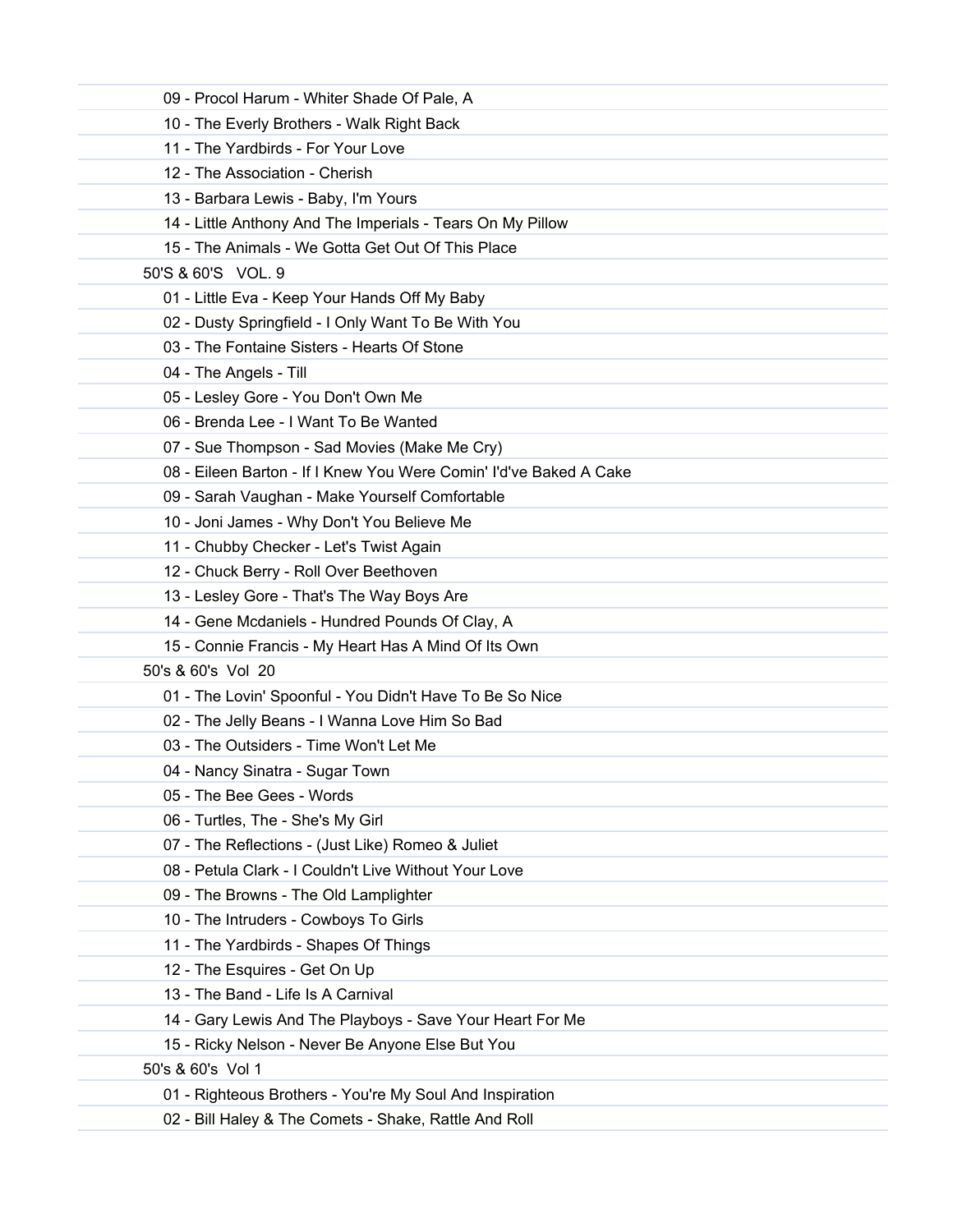09 - Procol Harum - Whiter Shade Of Pale, A
10 - The Everly Brothers - Walk Right Back
11 - The Yardbirds - For Your Love
12 - The Association - Cherish
13 - Barbara Lewis - Baby, I'm Yours
14 - Little Anthony And The Imperials - Tears On My Pillow
15 - The Animals - We Gotta Get Out Of This Place

50'S & 60'S VOL. 9

01 - Little Eva - Keep Your Hands Off My Baby
02 - Dusty Springfield - I Only Want To Be With You
03 - The Fontaine Sisters - Hearts Of Stone
04 - The Angels - Till
05 - Lesley Gore - You Don't Own Me
06 - Brenda Lee - I Want To Be Wanted
07 - Sue Thompson - Sad Movies (Make Me Cry)
08 - Eileen Barton - If I Knew You Were Comin' I'd've Baked A Cake
09 - Sarah Vaughan - Make Yourself Comfortable
10 - Joni James - Why Don't You Believe Me
11 - Chubby Checker - Let's Twist Again
12 - Chuck Berry - Roll Over Beethoven
13 - Lesley Gore - That's The Way Boys Are
14 - Gene Mcdaniels - Hundred Pounds Of Clay, A
15 - Connie Francis - My Heart Has A Mind Of Its Own

50's & 60's Vol 20

01 - The Lovin' Spoonful - You Didn't Have To Be So Nice
02 - The Jelly Beans - I Wanna Love Him So Bad
03 - The Outsiders - Time Won't Let Me
04 - Nancy Sinatra - Sugar Town
05 - The Bee Gees - Words
06 - Turtles, The - She's My Girl
07 - The Reflections - (Just Like) Romeo & Juliet
08 - Petula Clark - I Couldn't Live Without Your Love
09 - The Browns - The Old Lamplighter
10 - The Intruders - Cowboys To Girls
11 - The Yardbirds - Shapes Of Things
12 - The Esquires - Get On Up
13 - The Band - Life Is A Carnival
14 - Gary Lewis And The Playboys - Save Your Heart For Me
15 - Ricky Nelson - Never Be Anyone Else But You

50's & 60's Vol 1

01 - Righteous Brothers - You're My Soul And Inspiration
02 - Bill Haley & The Comets - Shake, Rattle And Roll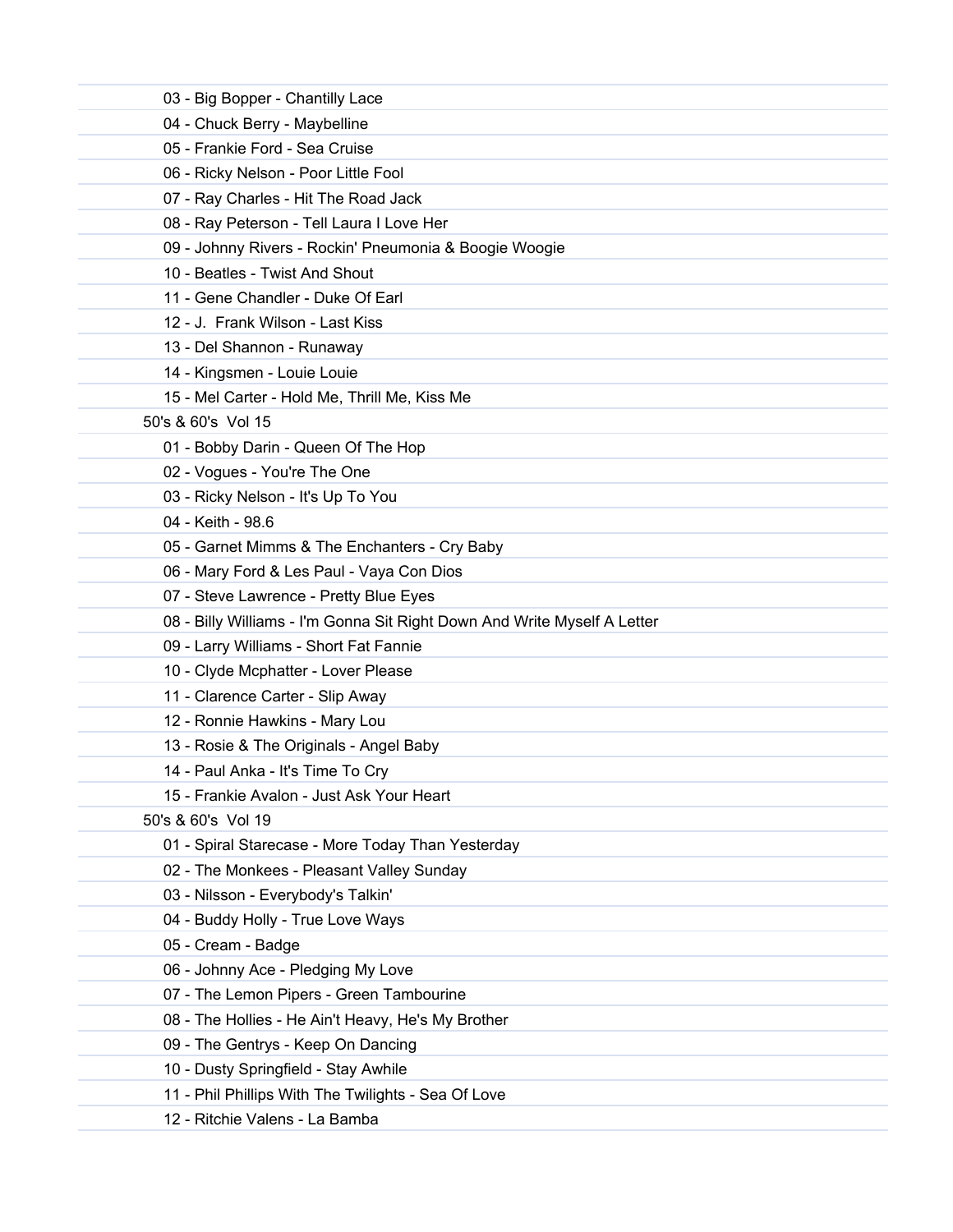03 - Big Bopper - Chantilly Lace

04 - Chuck Berry - Maybelline

05 - Frankie Ford - Sea Cruise

06 - Ricky Nelson - Poor Little Fool

07 - Ray Charles - Hit The Road Jack

08 - Ray Peterson - Tell Laura I Love Her

09 - Johnny Rivers - Rockin' Pneumonia & Boogie Woogie

10 - Beatles - Twist And Shout

11 - Gene Chandler - Duke Of Earl

12 - J. Frank Wilson - Last Kiss

13 - Del Shannon - Runaway

14 - Kingsmen - Louie Louie

15 - Mel Carter - Hold Me, Thrill Me, Kiss Me

50's & 60's Vol 15

01 - Bobby Darin - Queen Of The Hop

02 - Vogues - You're The One

03 - Ricky Nelson - It's Up To You

04 - Keith - 98.6

05 - Garnet Mimms & The Enchanters - Cry Baby

06 - Mary Ford & Les Paul - Vaya Con Dios

07 - Steve Lawrence - Pretty Blue Eyes

08 - Billy Williams - I'm Gonna Sit Right Down And Write Myself A Letter

09 - Larry Williams - Short Fat Fannie

10 - Clyde Mcphatter - Lover Please

11 - Clarence Carter - Slip Away

12 - Ronnie Hawkins - Mary Lou

13 - Rosie & The Originals - Angel Baby

14 - Paul Anka - It's Time To Cry

15 - Frankie Avalon - Just Ask Your Heart

50's & 60's Vol 19

01 - Spiral Starecase - More Today Than Yesterday

02 - The Monkees - Pleasant Valley Sunday

03 - Nilsson - Everybody's Talkin'

04 - Buddy Holly - True Love Ways

05 - Cream - Badge

06 - Johnny Ace - Pledging My Love

07 - The Lemon Pipers - Green Tambourine

08 - The Hollies - He Ain't Heavy, He's My Brother

09 - The Gentrys - Keep On Dancing

10 - Dusty Springfield - Stay Awhile

11 - Phil Phillips With The Twilights - Sea Of Love

12 - Ritchie Valens - La Bamba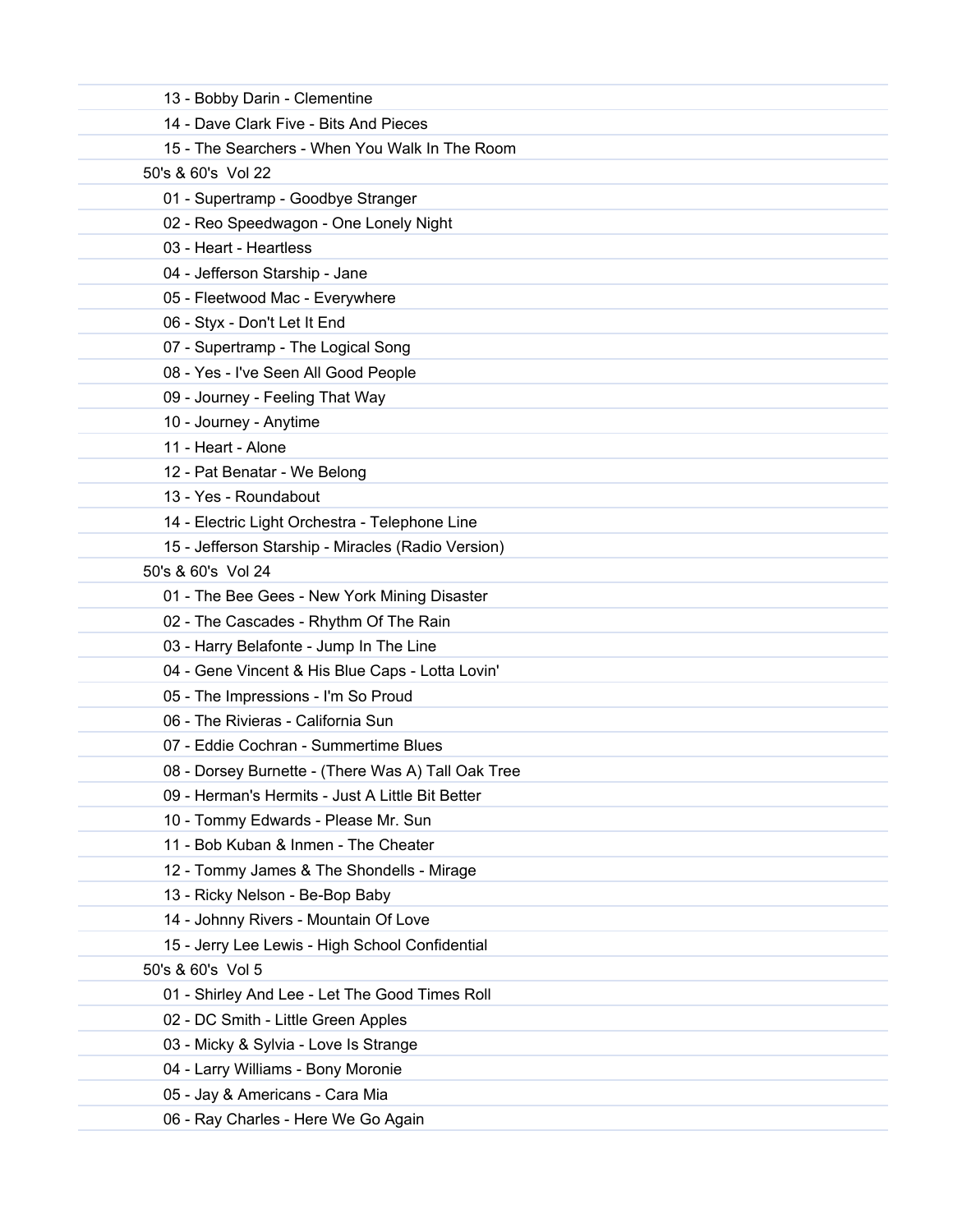13 - Bobby Darin - Clementine

14 - Dave Clark Five - Bits And Pieces

15 - The Searchers - When You Walk In The Room

50's & 60's Vol 22

01 - Supertramp - Goodbye Stranger

02 - Reo Speedwagon - One Lonely Night

03 - Heart - Heartless

04 - Jefferson Starship - Jane

05 - Fleetwood Mac - Everywhere

06 - Styx - Don't Let It End

07 - Supertramp - The Logical Song

08 - Yes - I've Seen All Good People

09 - Journey - Feeling That Way

10 - Journey - Anytime

11 - Heart - Alone

12 - Pat Benatar - We Belong

13 - Yes - Roundabout

14 - Electric Light Orchestra - Telephone Line

15 - Jefferson Starship - Miracles (Radio Version)

50's & 60's Vol 24

01 - The Bee Gees - New York Mining Disaster

02 - The Cascades - Rhythm Of The Rain

03 - Harry Belafonte - Jump In The Line

04 - Gene Vincent & His Blue Caps - Lotta Lovin'

05 - The Impressions - I'm So Proud

06 - The Rivieras - California Sun

07 - Eddie Cochran - Summertime Blues

08 - Dorsey Burnette - (There Was A) Tall Oak Tree

09 - Herman's Hermits - Just A Little Bit Better

10 - Tommy Edwards - Please Mr. Sun

11 - Bob Kuban & Inmen - The Cheater

12 - Tommy James & The Shondells - Mirage

13 - Ricky Nelson - Be-Bop Baby

14 - Johnny Rivers - Mountain Of Love

15 - Jerry Lee Lewis - High School Confidential

50's & 60's Vol 5

01 - Shirley And Lee - Let The Good Times Roll

02 - DC Smith - Little Green Apples

03 - Micky & Sylvia - Love Is Strange

04 - Larry Williams - Bony Moronie

05 - Jay & Americans - Cara Mia

06 - Ray Charles - Here We Go Again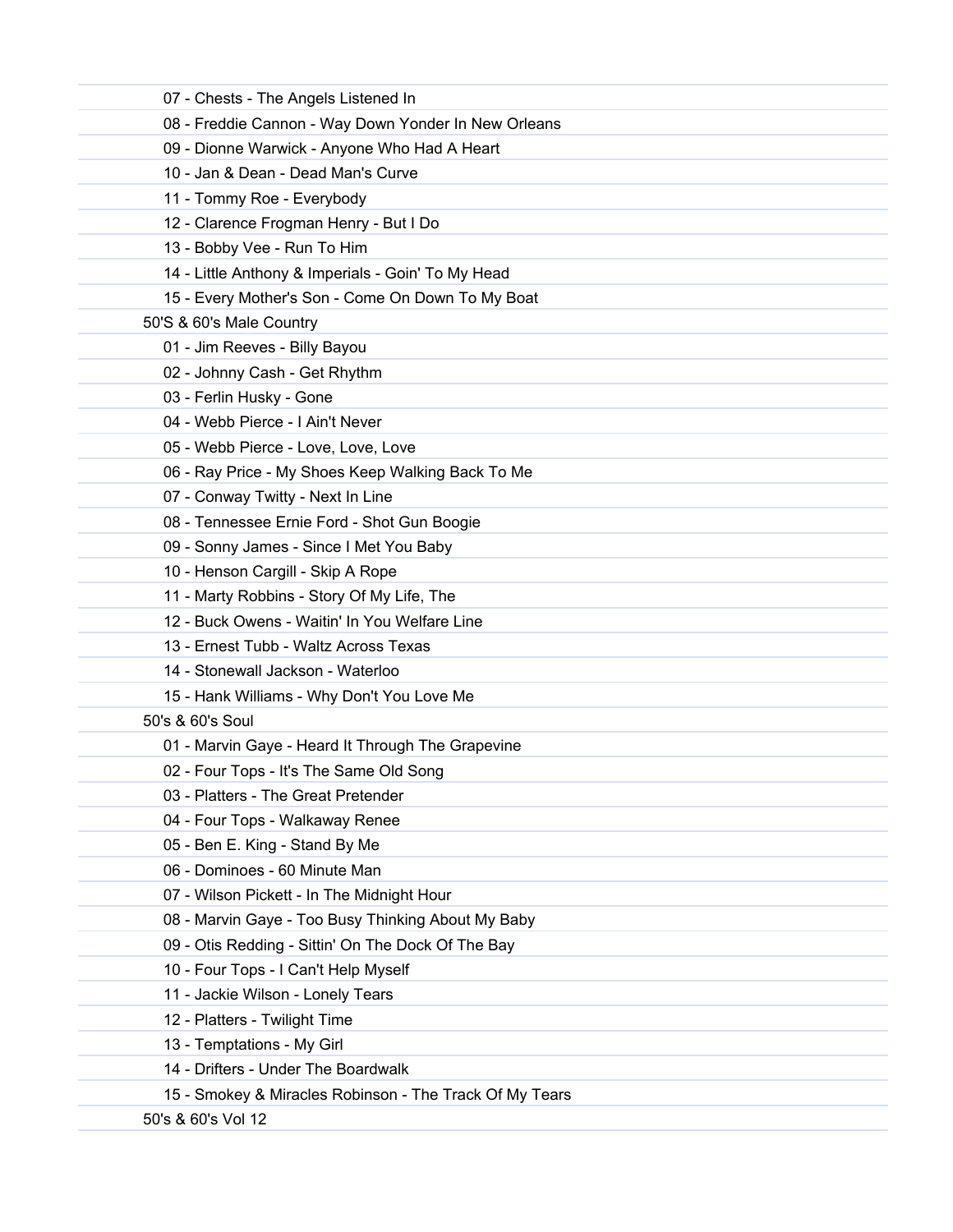- 07 - Chests - The Angels Listened In
- 08 - Freddie Cannon - Way Down Yonder In New Orleans
- 09 - Dionne Warwick - Anyone Who Had A Heart
- 10 - Jan & Dean - Dead Man's Curve
- 11 - Tommy Roe - Everybody
- 12 - Clarence Frogman Henry - But I Do
- 13 - Bobby Vee - Run To Him
- 14 - Little Anthony & Imperials - Goin' To My Head
- 15 - Every Mother's Son - Come On Down To My Boat

50'S & 60's Male Country

- 01 - Jim Reeves - Billy Bayou
- 02 - Johnny Cash - Get Rhythm
- 03 - Ferlin Husky - Gone
- 04 - Webb Pierce - I Ain't Never
- 05 - Webb Pierce - Love, Love, Love
- 06 - Ray Price - My Shoes Keep Walking Back To Me
- 07 - Conway Twitty - Next In Line
- 08 - Tennessee Ernie Ford - Shot Gun Boogie
- 09 - Sonny James - Since I Met You Baby
- 10 - Henson Cargill - Skip A Rope
- 11 - Marty Robbins - Story Of My Life, The
- 12 - Buck Owens - Waitin' In You Welfare Line
- 13 - Ernest Tubb - Waltz Across Texas
- 14 - Stonewall Jackson - Waterloo
- 15 - Hank Williams - Why Don't You Love Me

50's & 60's Soul

- 01 - Marvin Gaye - Heard It Through The Grapevine
- 02 - Four Tops - It's The Same Old Song
- 03 - Platters - The Great Pretender
- 04 - Four Tops - Walkaway Renee
- 05 - Ben E. King - Stand By Me
- 06 - Dominoes - 60 Minute Man
- 07 - Wilson Pickett - In The Midnight Hour
- 08 - Marvin Gaye - Too Busy Thinking About My Baby
- 09 - Otis Redding - Sittin' On The Dock Of The Bay
- 10 - Four Tops - I Can't Help Myself
- 11 - Jackie Wilson - Lonely Tears
- 12 - Platters - Twilight Time
- 13 - Temptations - My Girl
- 14 - Drifters - Under The Boardwalk
- 15 - Smokey & Miracles Robinson - The Track Of My Tears

50's & 60's Vol 12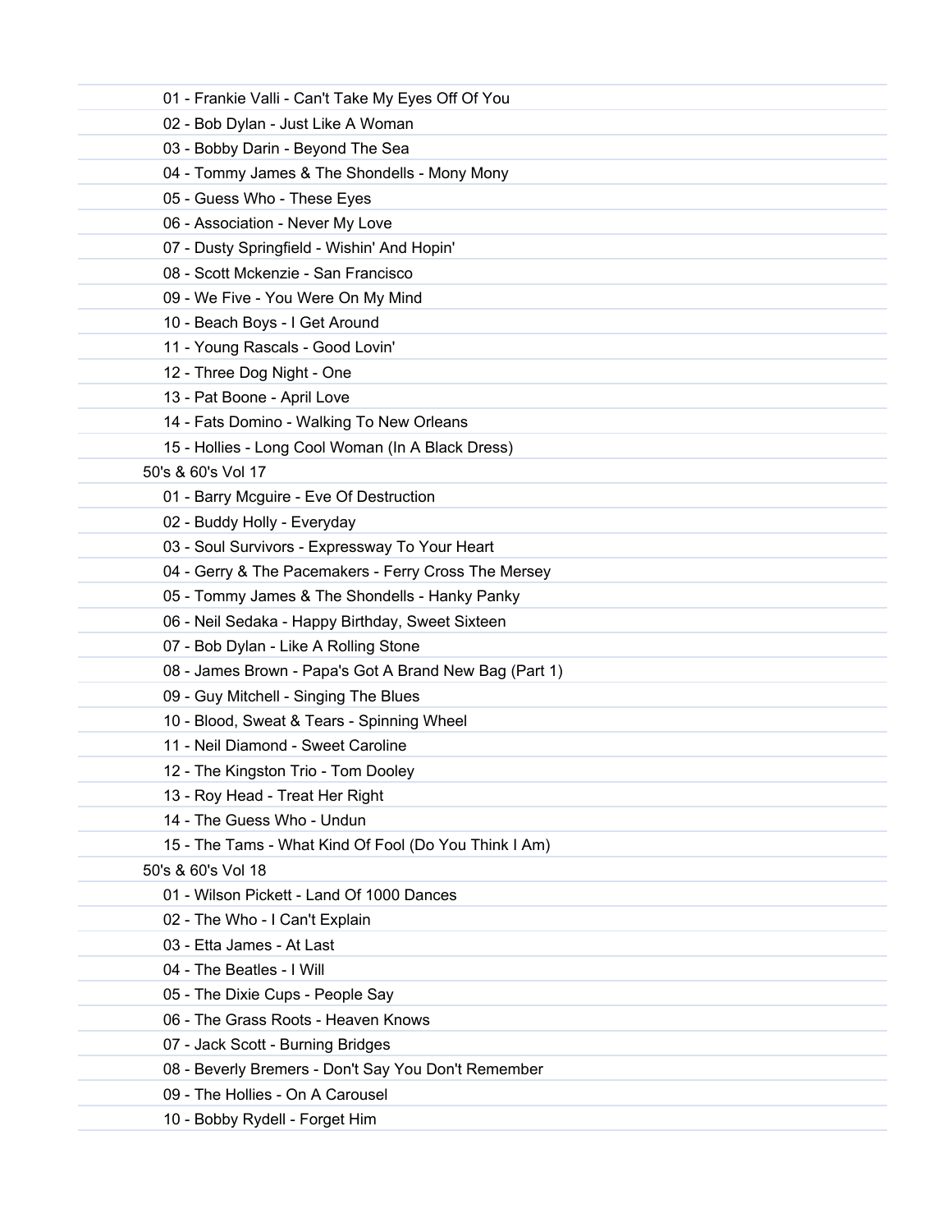01 - Frankie Valli - Can't Take My Eyes Off Of You
02 - Bob Dylan - Just Like A Woman
03 - Bobby Darin - Beyond The Sea
04 - Tommy James & The Shondells - Mony Mony
05 - Guess Who - These Eyes
06 - Association - Never My Love
07 - Dusty Springfield - Wishin' And Hopin'
08 - Scott Mckenzie - San Francisco
09 - We Five - You Were On My Mind
10 - Beach Boys - I Get Around
11 - Young Rascals - Good Lovin'
12 - Three Dog Night - One
13 - Pat Boone - April Love
14 - Fats Domino - Walking To New Orleans
15 - Hollies - Long Cool Woman (In A Black Dress)

## 50's & 60's Vol 17

01 - Barry Mcguire - Eve Of Destruction
02 - Buddy Holly - Everyday
03 - Soul Survivors - Expressway To Your Heart
04 - Gerry & The Pacemakers - Ferry Cross The Mersey
05 - Tommy James & The Shondells - Hanky Panky
06 - Neil Sedaka - Happy Birthday, Sweet Sixteen
07 - Bob Dylan - Like A Rolling Stone
08 - James Brown - Papa's Got A Brand New Bag (Part 1)
09 - Guy Mitchell - Singing The Blues
10 - Blood, Sweat & Tears - Spinning Wheel
11 - Neil Diamond - Sweet Caroline
12 - The Kingston Trio - Tom Dooley
13 - Roy Head - Treat Her Right
14 - The Guess Who - Undun
15 - The Tams - What Kind Of Fool (Do You Think I Am)

## 50's & 60's Vol 18

01 - Wilson Pickett - Land Of 1000 Dances
02 - The Who - I Can't Explain
03 - Etta James - At Last
04 - The Beatles - I Will
05 - The Dixie Cups - People Say
06 - The Grass Roots - Heaven Knows
07 - Jack Scott - Burning Bridges
08 - Beverly Bremers - Don't Say You Don't Remember
09 - The Hollies - On A Carousel
10 - Bobby Rydell - Forget Him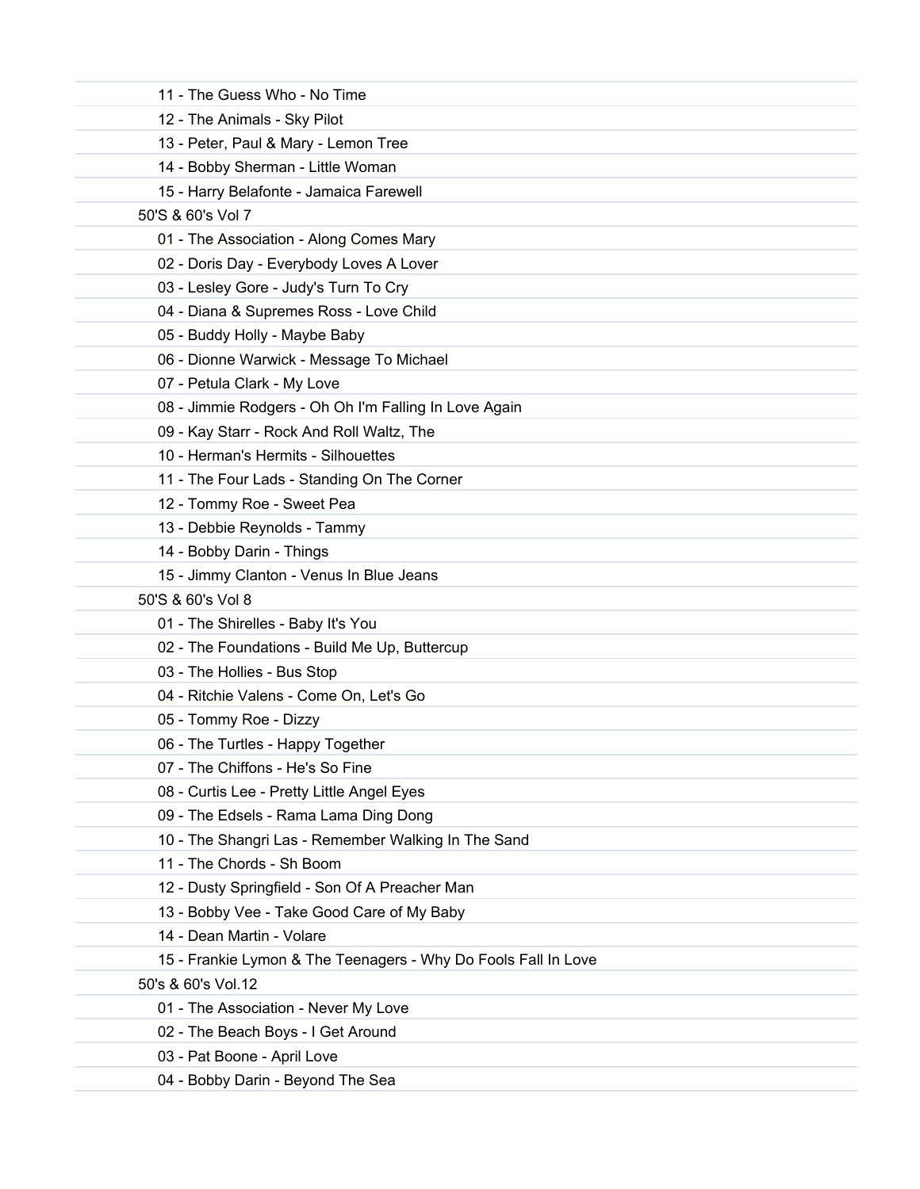11 - The Guess Who - No Time
12 - The Animals - Sky Pilot
13 - Peter, Paul & Mary - Lemon Tree
14 - Bobby Sherman - Little Woman
15 - Harry Belafonte - Jamaica Farewell

50'S & 60's Vol 7

01 - The Association - Along Comes Mary
02 - Doris Day - Everybody Loves A Lover
03 - Lesley Gore - Judy's Turn To Cry
04 - Diana & Supremes Ross - Love Child
05 - Buddy Holly - Maybe Baby
06 - Dionne Warwick - Message To Michael
07 - Petula Clark - My Love
08 - Jimmie Rodgers - Oh Oh I'm Falling In Love Again
09 - Kay Starr - Rock And Roll Waltz, The
10 - Herman's Hermits - Silhouettes
11 - The Four Lads - Standing On The Corner
12 - Tommy Roe - Sweet Pea
13 - Debbie Reynolds - Tammy
14 - Bobby Darin - Things
15 - Jimmy Clanton - Venus In Blue Jeans

50'S & 60's Vol 8

01 - The Shirelles - Baby It's You
02 - The Foundations - Build Me Up, Buttercup
03 - The Hollies - Bus Stop
04 - Ritchie Valens - Come On, Let's Go
05 - Tommy Roe - Dizzy
06 - The Turtles - Happy Together
07 - The Chiffons - He's So Fine
08 - Curtis Lee - Pretty Little Angel Eyes
09 - The Edsels - Rama Lama Ding Dong
10 - The Shangri Las - Remember Walking In The Sand
11 - The Chords - Sh Boom
12 - Dusty Springfield - Son Of A Preacher Man
13 - Bobby Vee - Take Good Care of My Baby
14 - Dean Martin - Volare
15 - Frankie Lymon & The Teenagers - Why Do Fools Fall In Love

50's & 60's Vol.12

01 - The Association - Never My Love
02 - The Beach Boys - I Get Around
03 - Pat Boone - April Love
04 - Bobby Darin - Beyond The Sea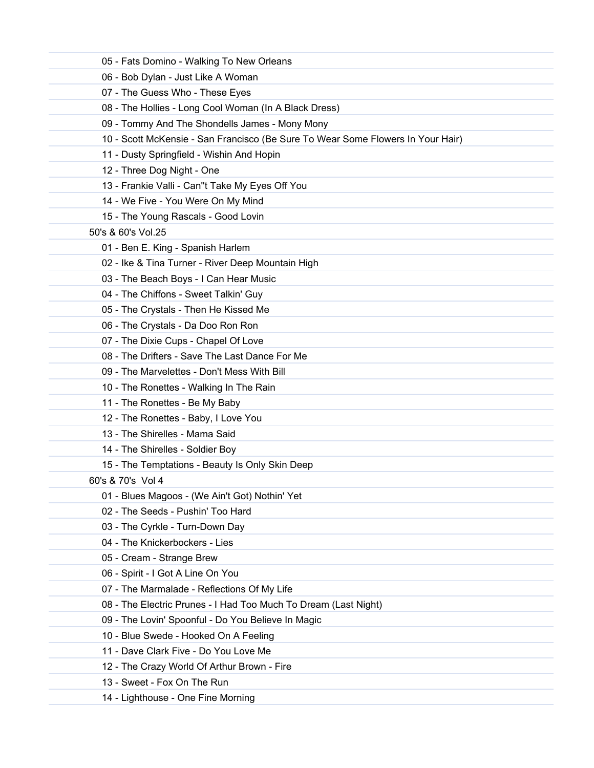05 - Fats Domino - Walking To New Orleans
06 - Bob Dylan - Just Like A Woman
07 - The Guess Who - These Eyes
08 - The Hollies - Long Cool Woman (In A Black Dress)
09 - Tommy And The Shondells James - Mony Mony
10 - Scott McKensie - San Francisco (Be Sure To Wear Some Flowers In Your Hair)
11 - Dusty Springfield - Wishin And Hopin
12 - Three Dog Night - One
13 - Frankie Valli - Can''t Take My Eyes Off You
14 - We Five - You Were On My Mind
15 - The Young Rascals - Good Lovin

50's & 60's Vol.25

01 - Ben E. King - Spanish Harlem
02 - Ike & Tina Turner - River Deep Mountain High
03 - The Beach Boys - I Can Hear Music
04 - The Chiffons - Sweet Talkin' Guy
05 - The Crystals - Then He Kissed Me
06 - The Crystals - Da Doo Ron Ron
07 - The Dixie Cups - Chapel Of Love
08 - The Drifters - Save The Last Dance For Me
09 - The Marvelettes - Don't Mess With Bill
10 - The Ronettes - Walking In The Rain
11 - The Ronettes - Be My Baby
12 - The Ronettes - Baby, I Love You
13 - The Shirelles - Mama Said
14 - The Shirelles - Soldier Boy
15 - The Temptations - Beauty Is Only Skin Deep

60's & 70's Vol 4

01 - Blues Magoos - (We Ain't Got) Nothin' Yet
02 - The Seeds - Pushin' Too Hard
03 - The Cyrkle - Turn-Down Day
04 - The Knickerbockers - Lies
05 - Cream - Strange Brew
06 - Spirit - I Got A Line On You
07 - The Marmalade - Reflections Of My Life
08 - The Electric Prunes - I Had Too Much To Dream (Last Night)
09 - The Lovin' Spoonful - Do You Believe In Magic
10 - Blue Swede - Hooked On A Feeling
11 - Dave Clark Five - Do You Love Me
12 - The Crazy World Of Arthur Brown - Fire
13 - Sweet - Fox On The Run
14 - Lighthouse - One Fine Morning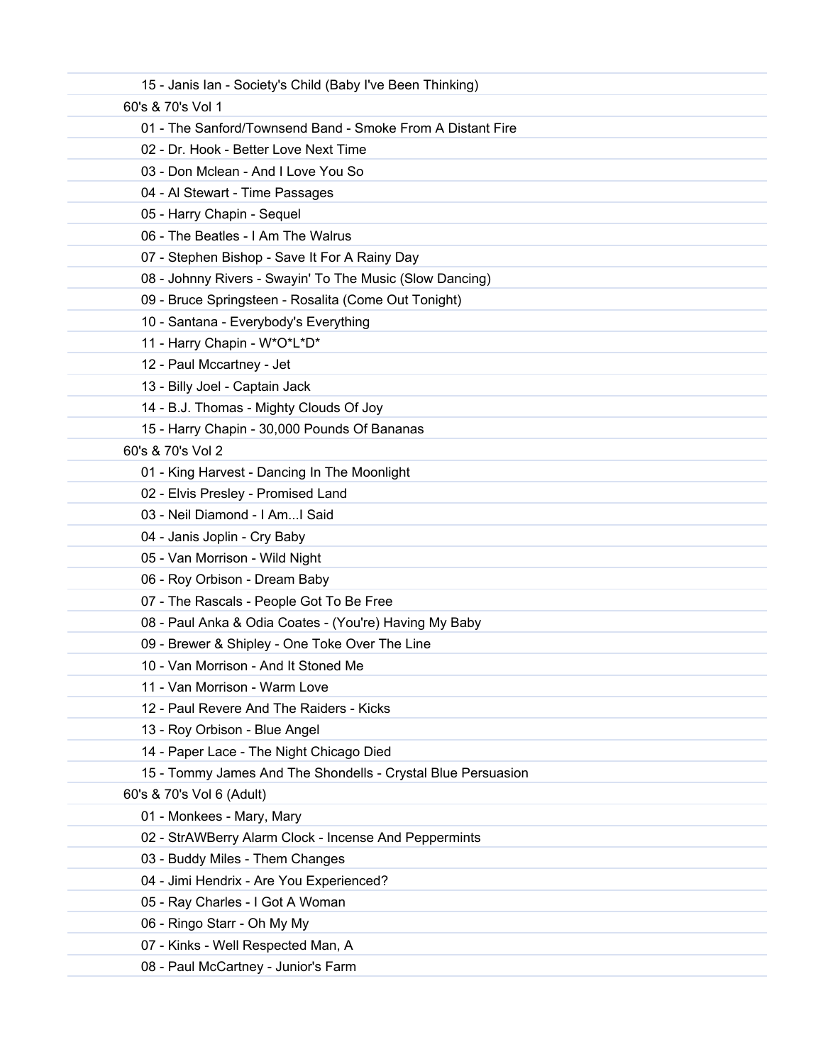15 - Janis Ian - Society's Child (Baby I've Been Thinking)

60's & 70's Vol 1

01 - The Sanford/Townsend Band - Smoke From A Distant Fire
02 - Dr. Hook - Better Love Next Time
03 - Don Mclean - And I Love You So
04 - Al Stewart - Time Passages
05 - Harry Chapin - Sequel
06 - The Beatles - I Am The Walrus
07 - Stephen Bishop - Save It For A Rainy Day
08 - Johnny Rivers - Swayin' To The Music (Slow Dancing)
09 - Bruce Springsteen - Rosalita (Come Out Tonight)
10 - Santana - Everybody's Everything
11 - Harry Chapin - W*O*L*D*
12 - Paul Mccartney - Jet
13 - Billy Joel - Captain Jack
14 - B.J. Thomas - Mighty Clouds Of Joy
15 - Harry Chapin - 30,000 Pounds Of Bananas

60's & 70's Vol 2

01 - King Harvest - Dancing In The Moonlight
02 - Elvis Presley - Promised Land
03 - Neil Diamond - I Am...I Said
04 - Janis Joplin - Cry Baby
05 - Van Morrison - Wild Night
06 - Roy Orbison - Dream Baby
07 - The Rascals - People Got To Be Free
08 - Paul Anka & Odia Coates - (You're) Having My Baby
09 - Brewer & Shipley - One Toke Over The Line
10 - Van Morrison - And It Stoned Me
11 - Van Morrison - Warm Love
12 - Paul Revere And The Raiders - Kicks
13 - Roy Orbison - Blue Angel
14 - Paper Lace - The Night Chicago Died
15 - Tommy James And The Shondells - Crystal Blue Persuasion

60's & 70's Vol 6 (Adult)

01 - Monkees - Mary, Mary
02 - StrAWBerry Alarm Clock - Incense And Peppermints
03 - Buddy Miles - Them Changes
04 - Jimi Hendrix - Are You Experienced?
05 - Ray Charles - I Got A Woman
06 - Ringo Starr - Oh My My
07 - Kinks - Well Respected Man, A
08 - Paul McCartney - Junior's Farm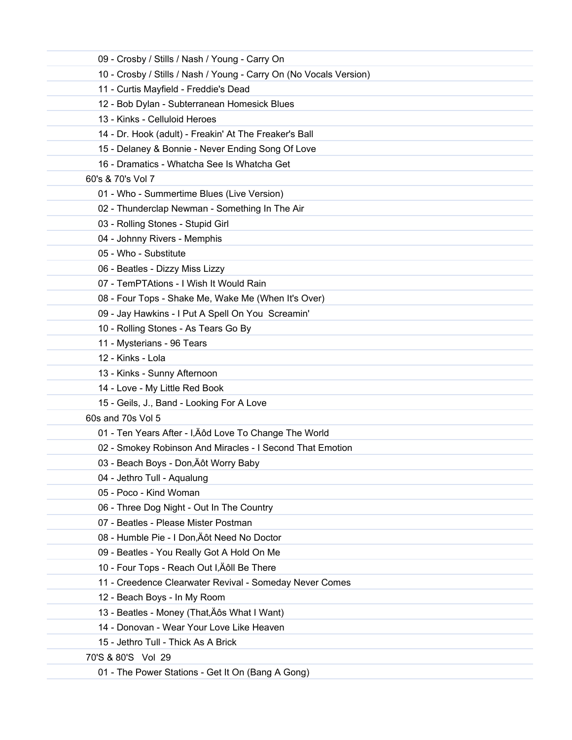09 - Crosby / Stills / Nash / Young - Carry On

10 - Crosby / Stills / Nash / Young - Carry On (No Vocals Version)

11 - Curtis Mayfield - Freddie's Dead

12 - Bob Dylan - Subterranean Homesick Blues

13 - Kinks - Celluloid Heroes

14 - Dr. Hook (adult) - Freakin' At The Freaker's Ball

15 - Delaney & Bonnie - Never Ending Song Of Love

16 - Dramatics - Whatcha See Is Whatcha Get

60's & 70's Vol 7

01 - Who - Summertime Blues (Live Version)

02 - Thunderclap Newman - Something In The Air

03 - Rolling Stones - Stupid Girl

04 - Johnny Rivers - Memphis

05 - Who - Substitute

06 - Beatles - Dizzy Miss Lizzy

07 - TemPTAtions - I Wish It Would Rain

08 - Four Tops - Shake Me, Wake Me (When It's Over)

09 - Jay Hawkins - I Put A Spell On You  Screamin'

10 - Rolling Stones - As Tears Go By

11 - Mysterians - 96 Tears

12 - Kinks - Lola

13 - Kinks - Sunny Afternoon

14 - Love - My Little Red Book

15 - Geils, J., Band - Looking For A Love

60s and 70s Vol 5

01 - Ten Years After - I‚Äôd Love To Change The World

02 - Smokey Robinson And Miracles - I Second That Emotion

03 - Beach Boys - Don‚Äôt Worry Baby

04 - Jethro Tull - Aqualung

05 - Poco - Kind Woman

06 - Three Dog Night - Out In The Country

07 - Beatles - Please Mister Postman

08 - Humble Pie - I Don‚Äôt Need No Doctor

09 - Beatles - You Really Got A Hold On Me

10 - Four Tops - Reach Out I‚Äôll Be There

11 - Creedence Clearwater Revival - Someday Never Comes

12 - Beach Boys - In My Room

13 - Beatles - Money (That‚Äôs What I Want)

14 - Donovan - Wear Your Love Like Heaven

15 - Jethro Tull - Thick As A Brick

70'S & 80'S   Vol  29

01 - The Power Stations - Get It On (Bang A Gong)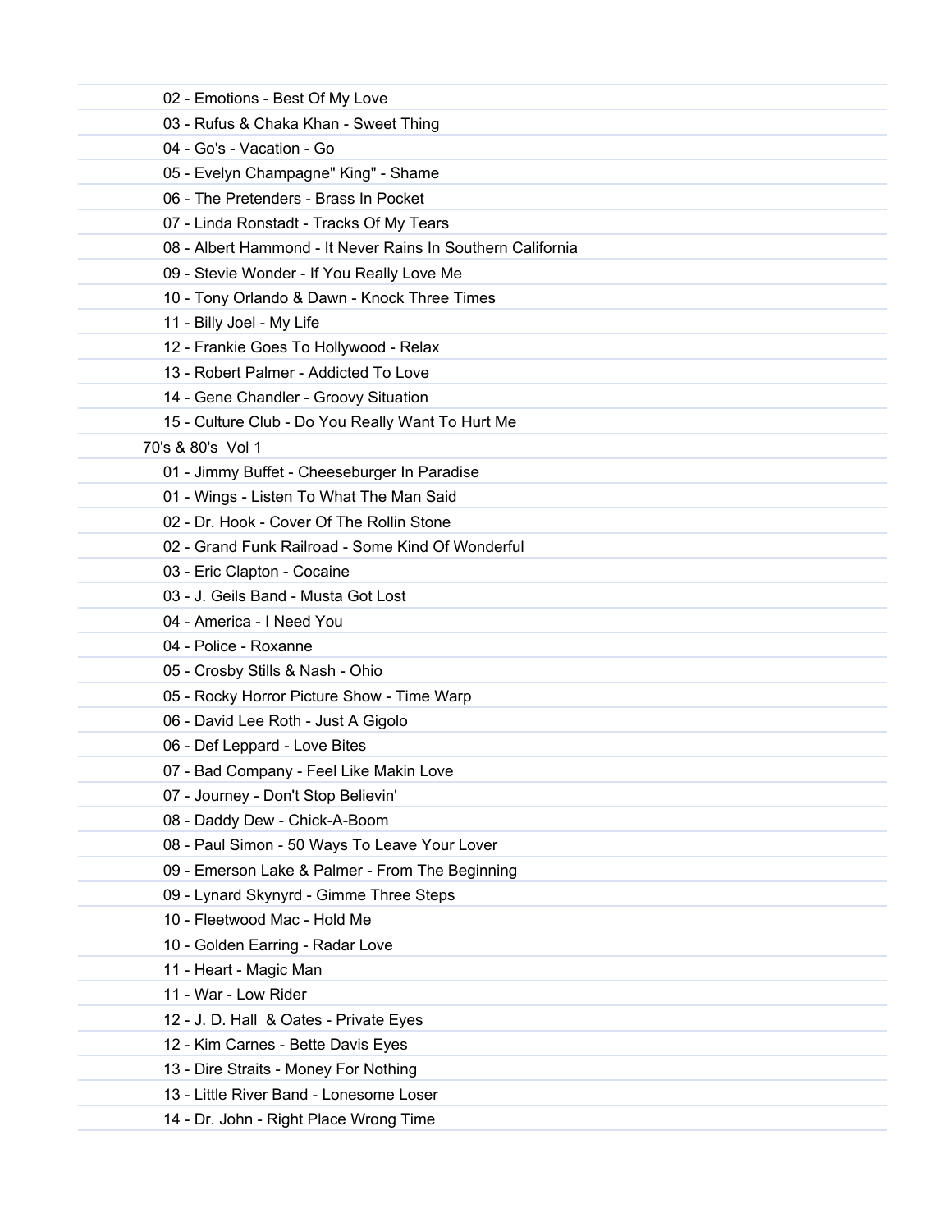02 - Emotions - Best Of My Love

03 - Rufus & Chaka Khan - Sweet Thing

04 - Go's - Vacation - Go

05 - Evelyn Champagne" King" - Shame

06 - The Pretenders - Brass In Pocket

07 - Linda Ronstadt - Tracks Of My Tears

08 - Albert Hammond - It Never Rains In Southern California

09 - Stevie Wonder - If You Really Love Me

10 - Tony Orlando & Dawn - Knock Three Times

11 - Billy Joel - My Life

12 - Frankie Goes To Hollywood - Relax

13 - Robert Palmer - Addicted To Love

14 - Gene Chandler - Groovy Situation

15 - Culture Club - Do You Really Want To Hurt Me

70's & 80's Vol 1

01 - Jimmy Buffet - Cheeseburger In Paradise

01 - Wings - Listen To What The Man Said

02 - Dr. Hook - Cover Of The Rollin Stone

02 - Grand Funk Railroad - Some Kind Of Wonderful

03 - Eric Clapton - Cocaine

03 - J. Geils Band - Musta Got Lost

04 - America - I Need You

04 - Police - Roxanne

05 - Crosby Stills & Nash - Ohio

05 - Rocky Horror Picture Show - Time Warp

06 - David Lee Roth - Just A Gigolo

06 - Def Leppard - Love Bites

07 - Bad Company - Feel Like Makin Love

07 - Journey - Don't Stop Believin'

08 - Daddy Dew - Chick-A-Boom

08 - Paul Simon - 50 Ways To Leave Your Lover

09 - Emerson Lake & Palmer - From The Beginning

09 - Lynard Skynyrd - Gimme Three Steps

10 - Fleetwood Mac - Hold Me

10 - Golden Earring - Radar Love

11 - Heart - Magic Man

11 - War - Low Rider

12 - J. D. Hall & Oates - Private Eyes

12 - Kim Carnes - Bette Davis Eyes

13 - Dire Straits - Money For Nothing

13 - Little River Band - Lonesome Loser

14 - Dr. John - Right Place Wrong Time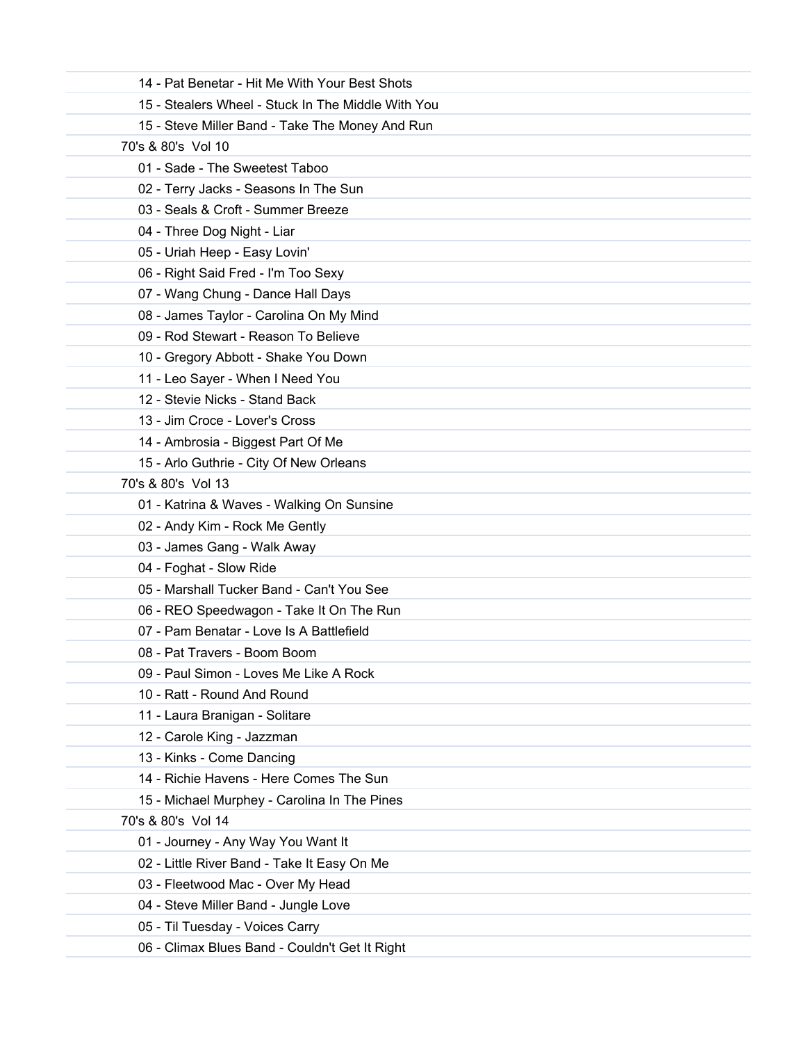14 - Pat Benetar - Hit Me With Your Best Shots
15 - Stealers Wheel - Stuck In The Middle With You
15 - Steve Miller Band - Take The Money And Run

70's & 80's  Vol 10

01 - Sade - The Sweetest Taboo
02 - Terry Jacks - Seasons In The Sun
03 - Seals & Croft - Summer Breeze
04 - Three Dog Night - Liar
05 - Uriah Heep - Easy Lovin'
06 - Right Said Fred - I'm Too Sexy
07 - Wang Chung - Dance Hall Days
08 - James Taylor - Carolina On My Mind
09 - Rod Stewart - Reason To Believe
10 - Gregory Abbott - Shake You Down
11 - Leo Sayer - When I Need You
12 - Stevie Nicks - Stand Back
13 - Jim Croce - Lover's Cross
14 - Ambrosia - Biggest Part Of Me
15 - Arlo Guthrie - City Of New Orleans

70's & 80's  Vol 13

01 - Katrina & Waves - Walking On Sunsine
02 - Andy Kim - Rock Me Gently
03 - James Gang - Walk Away
04 - Foghat - Slow Ride
05 - Marshall Tucker Band - Can't You See
06 - REO Speedwagon - Take It On The Run
07 - Pam Benatar - Love Is A Battlefield
08 - Pat Travers - Boom Boom
09 - Paul Simon - Loves Me Like A Rock
10 - Ratt - Round And Round
11 - Laura Branigan - Solitare
12 - Carole King - Jazzman
13 - Kinks - Come Dancing
14 - Richie Havens - Here Comes The Sun
15 - Michael Murphey - Carolina In The Pines

70's & 80's  Vol 14

01 - Journey - Any Way You Want It
02 - Little River Band - Take It Easy On Me
03 - Fleetwood Mac - Over My Head
04 - Steve Miller Band - Jungle Love
05 - Til Tuesday - Voices Carry
06 - Climax Blues Band - Couldn't Get It Right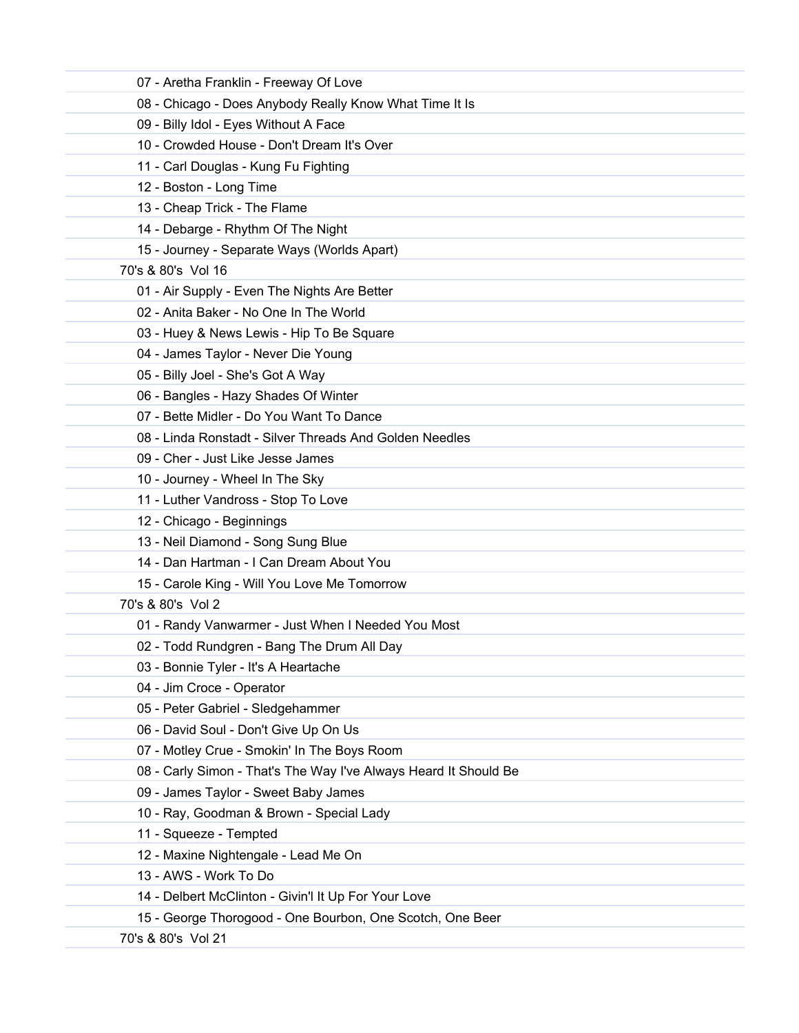07 - Aretha Franklin - Freeway Of Love
08 - Chicago - Does Anybody Really Know What Time It Is
09 - Billy Idol - Eyes Without A Face
10 - Crowded House - Don't Dream It's Over
11 - Carl Douglas - Kung Fu Fighting
12 - Boston - Long Time
13 - Cheap Trick - The Flame
14 - Debarge - Rhythm Of The Night
15 - Journey - Separate Ways (Worlds Apart)

70's & 80's  Vol 16

01 - Air Supply - Even The Nights Are Better
02 - Anita Baker - No One In The World
03 - Huey & News Lewis - Hip To Be Square
04 - James Taylor - Never Die Young
05 - Billy Joel - She's Got A Way
06 - Bangles - Hazy Shades Of Winter
07 - Bette Midler - Do You Want To Dance
08 - Linda Ronstadt - Silver Threads And Golden Needles
09 - Cher - Just Like Jesse James
10 - Journey - Wheel In The Sky
11 - Luther Vandross - Stop To Love
12 - Chicago - Beginnings
13 - Neil Diamond - Song Sung Blue
14 - Dan Hartman - I Can Dream About You
15 - Carole King - Will You Love Me Tomorrow

70's & 80's  Vol 2

01 - Randy Vanwarmer - Just When I Needed You Most
02 - Todd Rundgren - Bang The Drum All Day
03 - Bonnie Tyler - It's A Heartache
04 - Jim Croce - Operator
05 - Peter Gabriel - Sledgehammer
06 - David Soul - Don't Give Up On Us
07 - Motley Crue - Smokin' In The Boys Room
08 - Carly Simon - That's The Way I've Always Heard It Should Be
09 - James Taylor - Sweet Baby James
10 - Ray, Goodman & Brown - Special Lady
11 - Squeeze - Tempted
12 - Maxine Nightengale - Lead Me On
13 - AWS - Work To Do
14 - Delbert McClinton - Givin'l It Up For Your Love
15 - George Thorogood - One Bourbon, One Scotch, One Beer

70's & 80's  Vol 21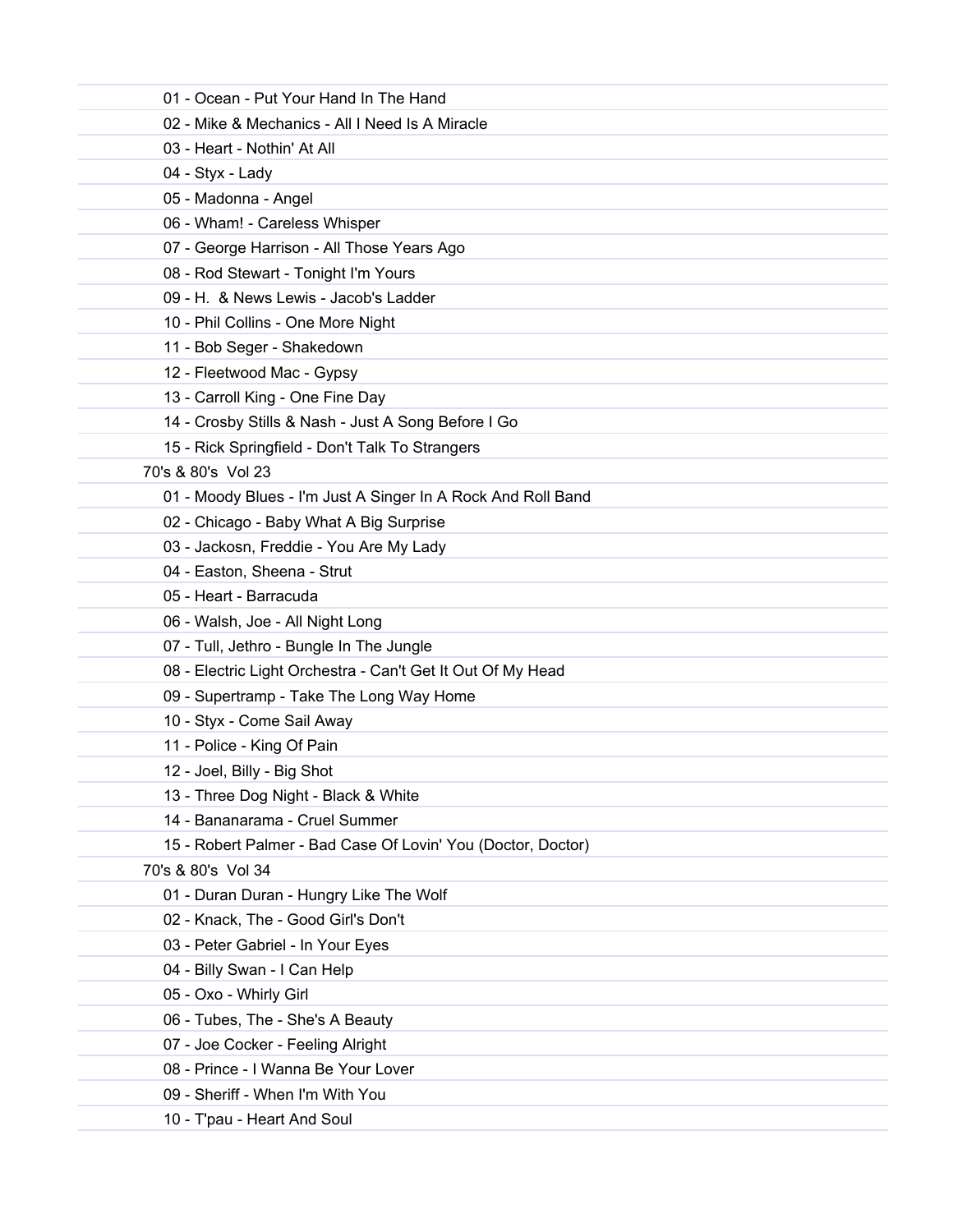01 - Ocean - Put Your Hand In The Hand
02 - Mike & Mechanics - All I Need Is A Miracle
03 - Heart - Nothin' At All
04 - Styx - Lady
05 - Madonna - Angel
06 - Wham! - Careless Whisper
07 - George Harrison - All Those Years Ago
08 - Rod Stewart - Tonight I'm Yours
09 - H.  & News Lewis - Jacob's Ladder
10 - Phil Collins - One More Night
11 - Bob Seger - Shakedown
12 - Fleetwood Mac - Gypsy
13 - Carroll King - One Fine Day
14 - Crosby Stills & Nash - Just A Song Before I Go
15 - Rick Springfield - Don't Talk To Strangers

70's & 80's  Vol 23

01 - Moody Blues - I'm Just A Singer In A Rock And Roll Band
02 - Chicago - Baby What A Big Surprise
03 - Jackosn, Freddie - You Are My Lady
04 - Easton, Sheena - Strut
05 - Heart - Barracuda
06 - Walsh, Joe - All Night Long
07 - Tull, Jethro - Bungle In The Jungle
08 - Electric Light Orchestra - Can't Get It Out Of My Head
09 - Supertramp - Take The Long Way Home
10 - Styx - Come Sail Away
11 - Police - King Of Pain
12 - Joel, Billy - Big Shot
13 - Three Dog Night - Black & White
14 - Bananarama - Cruel Summer
15 - Robert Palmer - Bad Case Of Lovin' You (Doctor, Doctor)

70's & 80's  Vol 34

01 - Duran Duran - Hungry Like The Wolf
02 - Knack, The - Good Girl's Don't
03 - Peter Gabriel - In Your Eyes
04 - Billy Swan - I Can Help
05 - Oxo - Whirly Girl
06 - Tubes, The - She's A Beauty
07 - Joe Cocker - Feeling Alright
08 - Prince - I Wanna Be Your Lover
09 - Sheriff - When I'm With You
10 - T'pau - Heart And Soul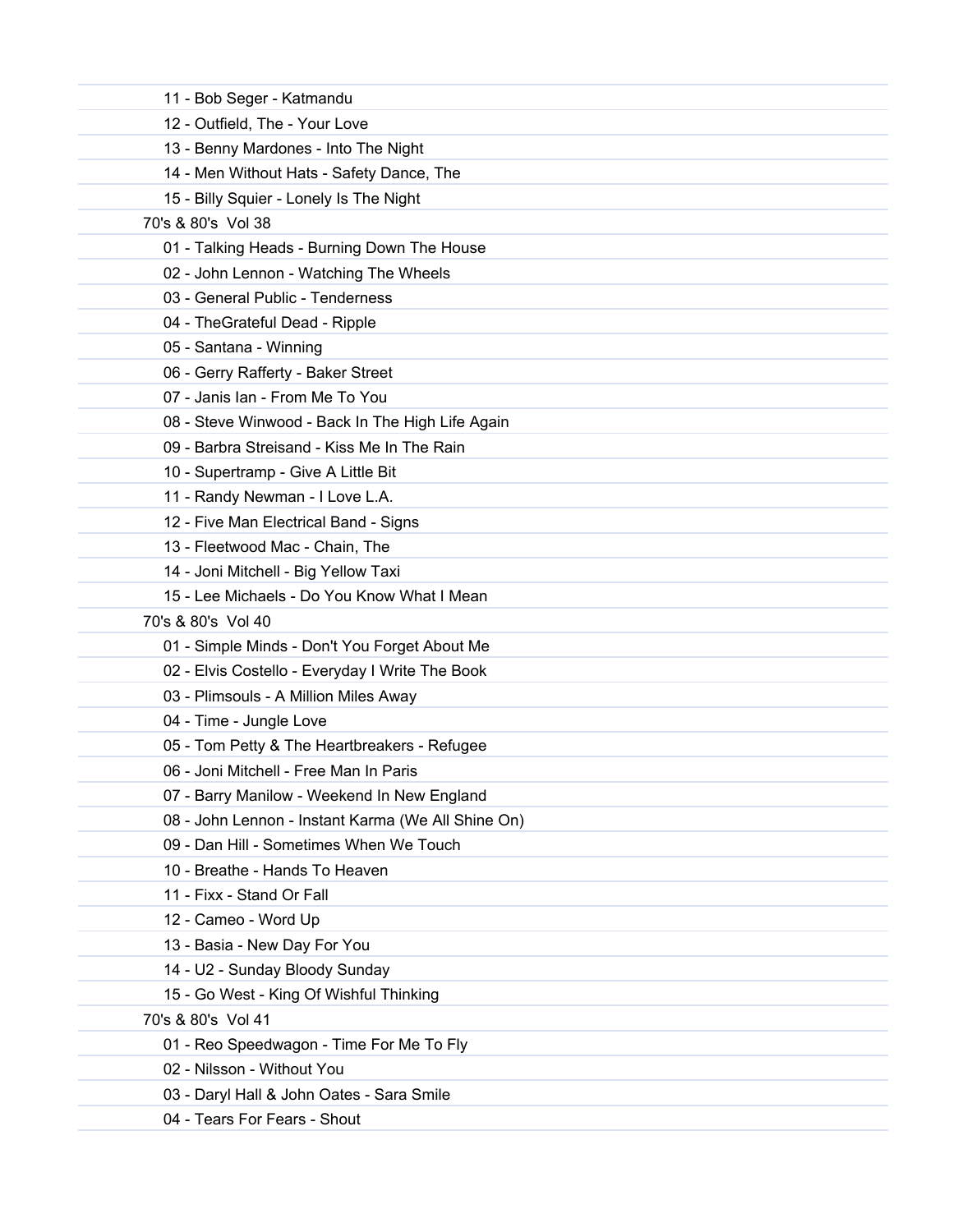11 - Bob Seger - Katmandu

12 - Outfield, The - Your Love

13 - Benny Mardones - Into The Night

14 - Men Without Hats - Safety Dance, The

15 - Billy Squier - Lonely Is The Night

70's & 80's Vol 38

01 - Talking Heads - Burning Down The House

02 - John Lennon - Watching The Wheels

03 - General Public - Tenderness

04 - TheGrateful Dead - Ripple

05 - Santana - Winning

06 - Gerry Rafferty - Baker Street

07 - Janis Ian - From Me To You

08 - Steve Winwood - Back In The High Life Again

09 - Barbra Streisand - Kiss Me In The Rain

10 - Supertramp - Give A Little Bit

11 - Randy Newman - I Love L.A.

12 - Five Man Electrical Band - Signs

13 - Fleetwood Mac - Chain, The

14 - Joni Mitchell - Big Yellow Taxi

15 - Lee Michaels - Do You Know What I Mean

70's & 80's Vol 40

01 - Simple Minds - Don't You Forget About Me

02 - Elvis Costello - Everyday I Write The Book

03 - Plimsouls - A Million Miles Away

04 - Time - Jungle Love

05 - Tom Petty & The Heartbreakers - Refugee

06 - Joni Mitchell - Free Man In Paris

07 - Barry Manilow - Weekend In New England

08 - John Lennon - Instant Karma (We All Shine On)

09 - Dan Hill - Sometimes When We Touch

10 - Breathe - Hands To Heaven

11 - Fixx - Stand Or Fall

12 - Cameo - Word Up

13 - Basia - New Day For You

14 - U2 - Sunday Bloody Sunday

15 - Go West - King Of Wishful Thinking

70's & 80's Vol 41

01 - Reo Speedwagon - Time For Me To Fly

02 - Nilsson - Without You

03 - Daryl Hall & John Oates - Sara Smile

04 - Tears For Fears - Shout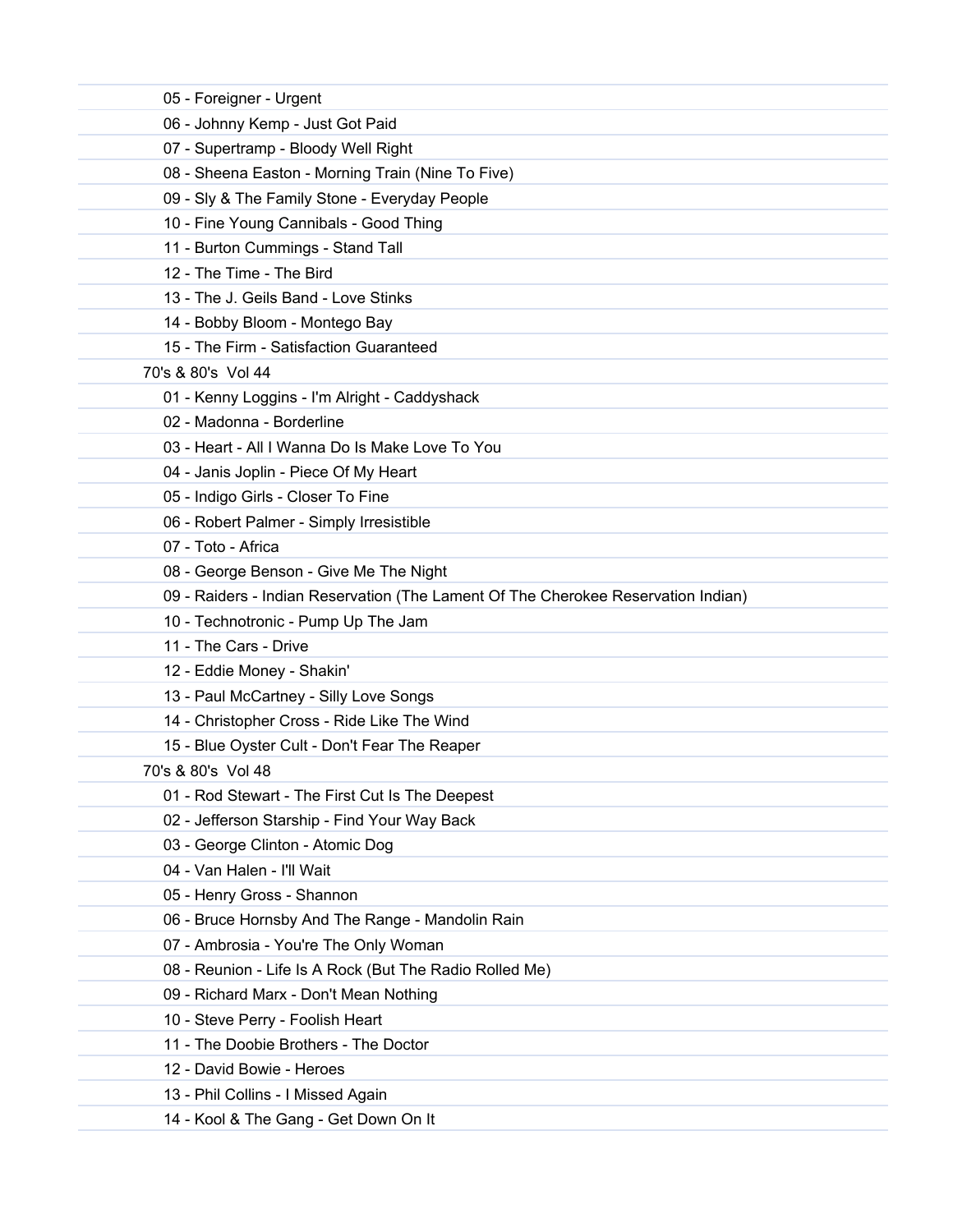05 - Foreigner - Urgent
06 - Johnny Kemp - Just Got Paid
07 - Supertramp - Bloody Well Right
08 - Sheena Easton - Morning Train (Nine To Five)
09 - Sly & The Family Stone - Everyday People
10 - Fine Young Cannibals - Good Thing
11 - Burton Cummings - Stand Tall
12 - The Time - The Bird
13 - The J. Geils Band - Love Stinks
14 - Bobby Bloom - Montego Bay
15 - The Firm - Satisfaction Guaranteed

70's & 80's  Vol 44

01 - Kenny Loggins - I'm Alright - Caddyshack
02 - Madonna - Borderline
03 - Heart - All I Wanna Do Is Make Love To You
04 - Janis Joplin - Piece Of My Heart
05 - Indigo Girls - Closer To Fine
06 - Robert Palmer - Simply Irresistible
07 - Toto - Africa
08 - George Benson - Give Me The Night
09 - Raiders - Indian Reservation (The Lament Of The Cherokee Reservation Indian)
10 - Technotronic - Pump Up The Jam
11 - The Cars - Drive
12 - Eddie Money - Shakin'
13 - Paul McCartney - Silly Love Songs
14 - Christopher Cross - Ride Like The Wind
15 - Blue Oyster Cult - Don't Fear The Reaper

70's & 80's  Vol 48

01 - Rod Stewart - The First Cut Is The Deepest
02 - Jefferson Starship - Find Your Way Back
03 - George Clinton - Atomic Dog
04 - Van Halen - I'll Wait
05 - Henry Gross - Shannon
06 - Bruce Hornsby And The Range - Mandolin Rain
07 - Ambrosia - You're The Only Woman
08 - Reunion - Life Is A Rock (But The Radio Rolled Me)
09 - Richard Marx - Don't Mean Nothing
10 - Steve Perry - Foolish Heart
11 - The Doobie Brothers - The Doctor
12 - David Bowie - Heroes
13 - Phil Collins - I Missed Again
14 - Kool & The Gang - Get Down On It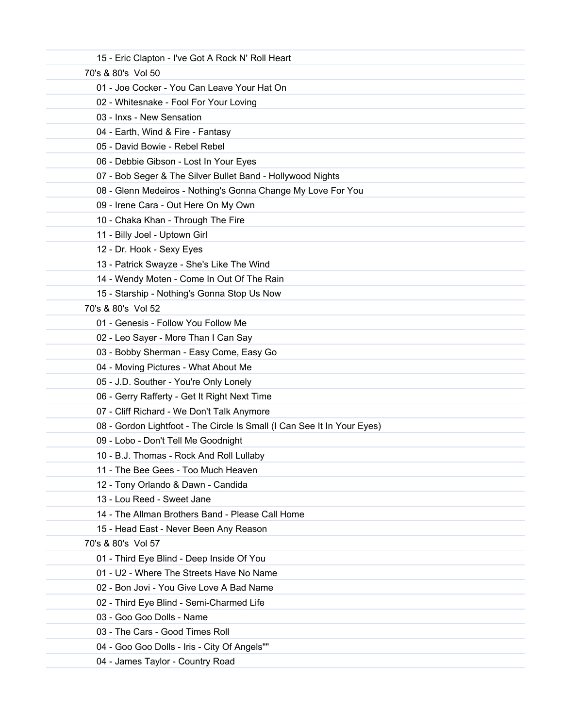15 - Eric Clapton - I've Got A Rock N' Roll Heart

70's & 80's Vol 50

01 - Joe Cocker - You Can Leave Your Hat On

02 - Whitesnake - Fool For Your Loving

03 - Inxs - New Sensation

04 - Earth, Wind & Fire - Fantasy

05 - David Bowie - Rebel Rebel

06 - Debbie Gibson - Lost In Your Eyes

07 - Bob Seger & The Silver Bullet Band - Hollywood Nights

08 - Glenn Medeiros - Nothing's Gonna Change My Love For You

09 - Irene Cara - Out Here On My Own

10 - Chaka Khan - Through The Fire

11 - Billy Joel - Uptown Girl

12 - Dr. Hook - Sexy Eyes

13 - Patrick Swayze - She's Like The Wind

14 - Wendy Moten - Come In Out Of The Rain

15 - Starship - Nothing's Gonna Stop Us Now

70's & 80's Vol 52

01 - Genesis - Follow You Follow Me

02 - Leo Sayer - More Than I Can Say

03 - Bobby Sherman - Easy Come, Easy Go

04 - Moving Pictures - What About Me

05 - J.D. Souther - You're Only Lonely

06 - Gerry Rafferty - Get It Right Next Time

07 - Cliff Richard - We Don't Talk Anymore

08 - Gordon Lightfoot - The Circle Is Small (I Can See It In Your Eyes)

09 - Lobo - Don't Tell Me Goodnight

10 - B.J. Thomas - Rock And Roll Lullaby

11 - The Bee Gees - Too Much Heaven

12 - Tony Orlando & Dawn - Candida

13 - Lou Reed - Sweet Jane

14 - The Allman Brothers Band - Please Call Home

15 - Head East - Never Been Any Reason

70's & 80's Vol 57

01 - Third Eye Blind - Deep Inside Of You

01 - U2 - Where The Streets Have No Name

02 - Bon Jovi - You Give Love A Bad Name

02 - Third Eye Blind - Semi-Charmed Life

03 - Goo Goo Dolls - Name

03 - The Cars - Good Times Roll

04 - Goo Goo Dolls - Iris - City Of Angels""

04 - James Taylor - Country Road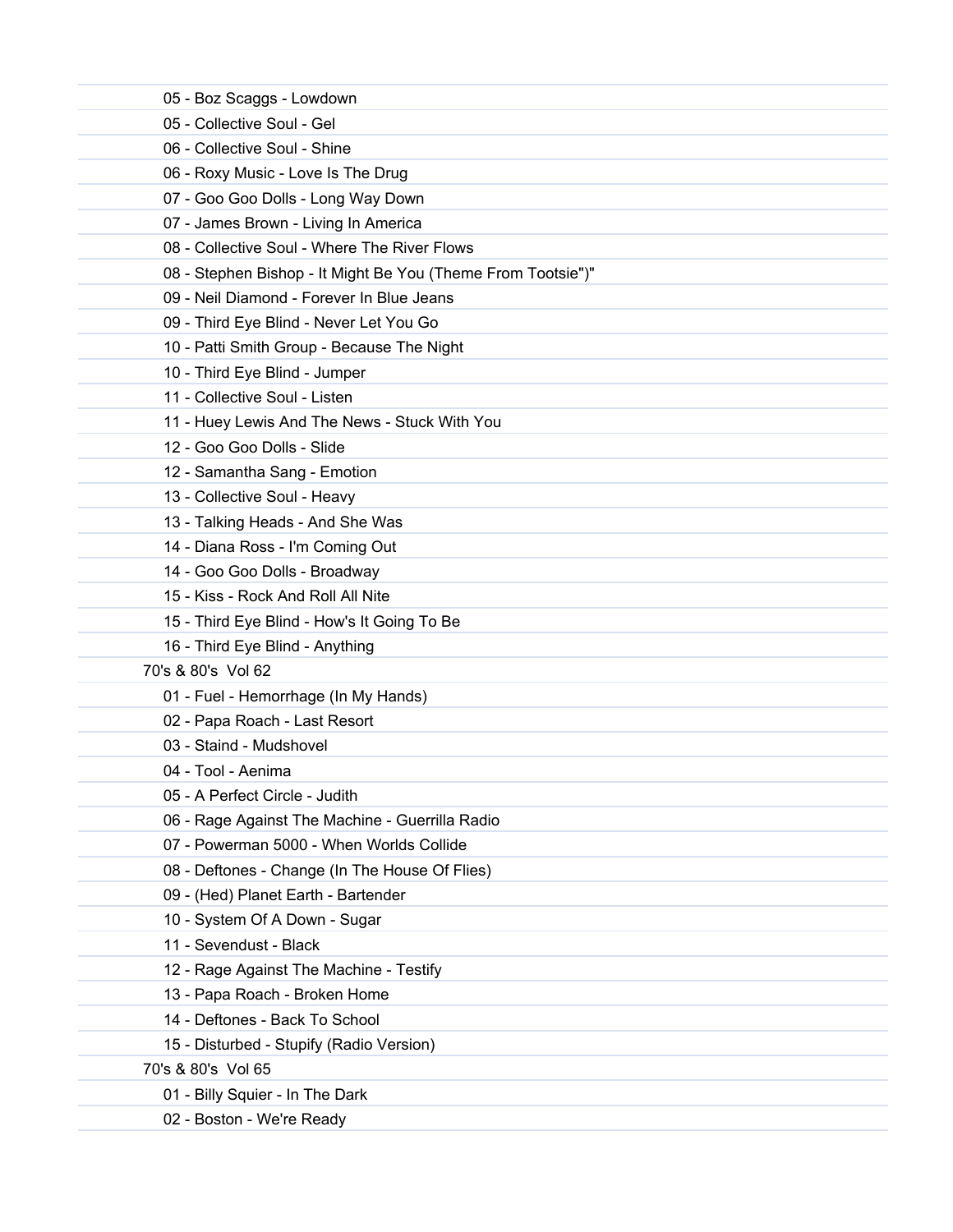05 - Boz Scaggs - Lowdown
05 - Collective Soul - Gel
06 - Collective Soul - Shine
06 - Roxy Music - Love Is The Drug
07 - Goo Goo Dolls - Long Way Down
07 - James Brown - Living In America
08 - Collective Soul - Where The River Flows
08 - Stephen Bishop - It Might Be You (Theme From Tootsie")"
09 - Neil Diamond - Forever In Blue Jeans
09 - Third Eye Blind - Never Let You Go
10 - Patti Smith Group - Because The Night
10 - Third Eye Blind - Jumper
11 - Collective Soul - Listen
11 - Huey Lewis And The News - Stuck With You
12 - Goo Goo Dolls - Slide
12 - Samantha Sang - Emotion
13 - Collective Soul - Heavy
13 - Talking Heads - And She Was
14 - Diana Ross - I'm Coming Out
14 - Goo Goo Dolls - Broadway
15 - Kiss - Rock And Roll All Nite
15 - Third Eye Blind - How's It Going To Be
16 - Third Eye Blind - Anything

70's & 80's Vol 62

01 - Fuel - Hemorrhage (In My Hands)
02 - Papa Roach - Last Resort
03 - Staind - Mudshovel
04 - Tool - Aenima
05 - A Perfect Circle - Judith
06 - Rage Against The Machine - Guerrilla Radio
07 - Powerman 5000 - When Worlds Collide
08 - Deftones - Change (In The House Of Flies)
09 - (Hed) Planet Earth - Bartender
10 - System Of A Down - Sugar
11 - Sevendust - Black
12 - Rage Against The Machine - Testify
13 - Papa Roach - Broken Home
14 - Deftones - Back To School
15 - Disturbed - Stupify (Radio Version)

70's & 80's Vol 65

01 - Billy Squier - In The Dark
02 - Boston - We're Ready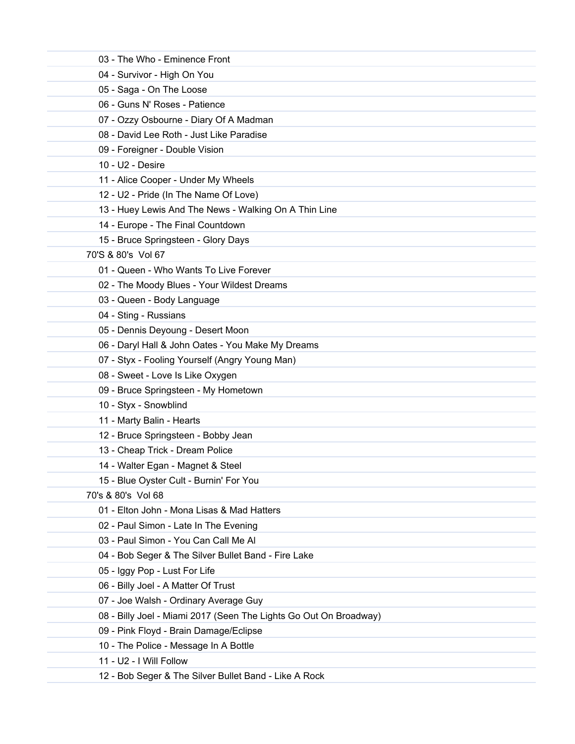03 - The Who - Eminence Front
04 - Survivor - High On You
05 - Saga - On The Loose
06 - Guns N' Roses - Patience
07 - Ozzy Osbourne - Diary Of A Madman
08 - David Lee Roth - Just Like Paradise
09 - Foreigner - Double Vision
10 - U2 - Desire
11 - Alice Cooper - Under My Wheels
12 - U2 - Pride (In The Name Of Love)
13 - Huey Lewis And The News - Walking On A Thin Line
14 - Europe - The Final Countdown
15 - Bruce Springsteen - Glory Days

70'S & 80's Vol 67

01 - Queen - Who Wants To Live Forever
02 - The Moody Blues - Your Wildest Dreams
03 - Queen - Body Language
04 - Sting - Russians
05 - Dennis Deyoung - Desert Moon
06 - Daryl Hall & John Oates - You Make My Dreams
07 - Styx - Fooling Yourself (Angry Young Man)
08 - Sweet - Love Is Like Oxygen
09 - Bruce Springsteen - My Hometown
10 - Styx - Snowblind
11 - Marty Balin - Hearts
12 - Bruce Springsteen - Bobby Jean
13 - Cheap Trick - Dream Police
14 - Walter Egan - Magnet & Steel
15 - Blue Oyster Cult - Burnin' For You

70's & 80's Vol 68

01 - Elton John - Mona Lisas & Mad Hatters
02 - Paul Simon - Late In The Evening
03 - Paul Simon - You Can Call Me Al
04 - Bob Seger & The Silver Bullet Band - Fire Lake
05 - Iggy Pop - Lust For Life
06 - Billy Joel - A Matter Of Trust
07 - Joe Walsh - Ordinary Average Guy
08 - Billy Joel - Miami 2017 (Seen The Lights Go Out On Broadway)
09 - Pink Floyd - Brain Damage/Eclipse
10 - The Police - Message In A Bottle
11 - U2 - I Will Follow
12 - Bob Seger & The Silver Bullet Band - Like A Rock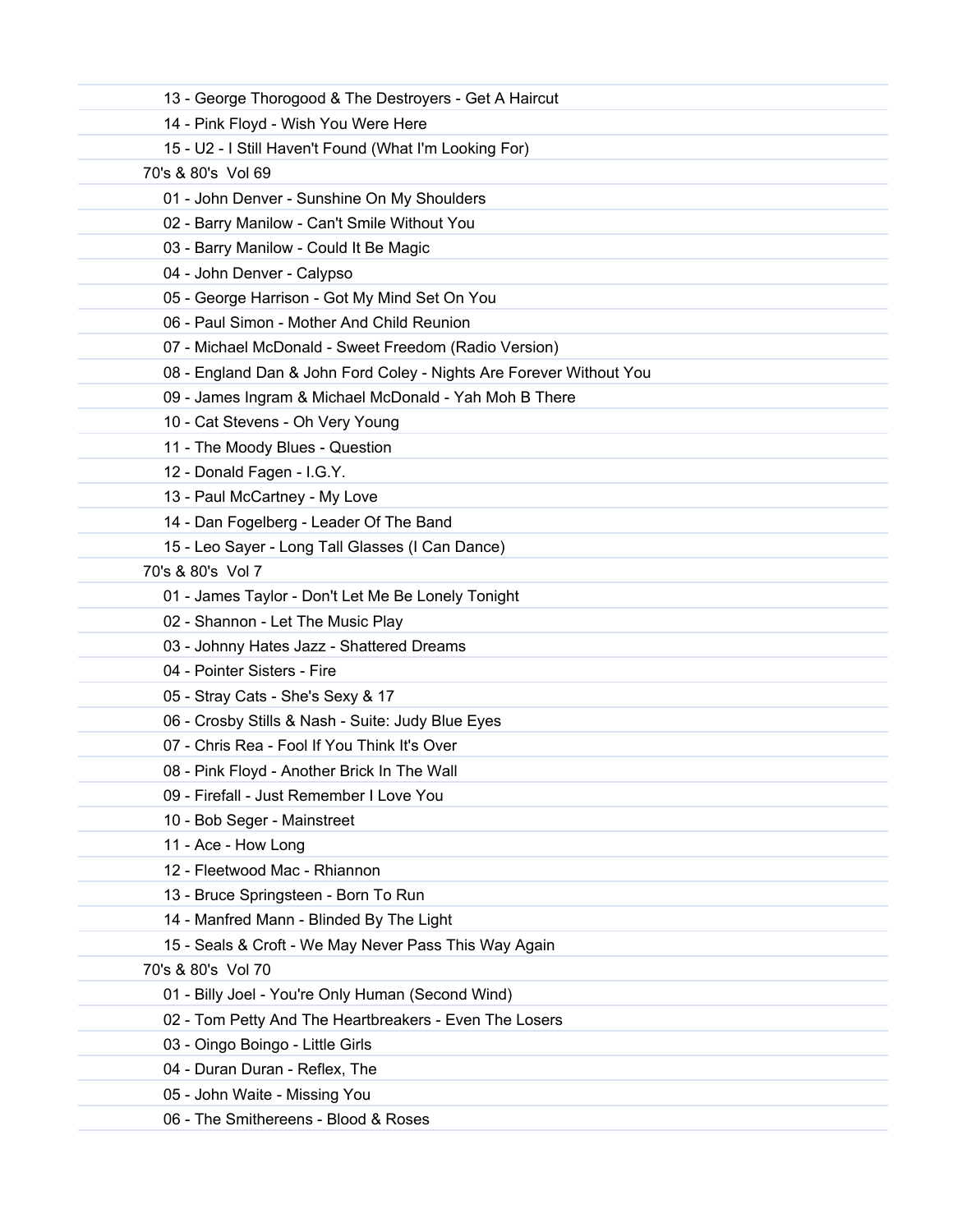13 - George Thorogood & The Destroyers - Get A Haircut
14 - Pink Floyd - Wish You Were Here
15 - U2 - I Still Haven't Found (What I'm Looking For)

70's & 80's Vol 69

01 - John Denver - Sunshine On My Shoulders
02 - Barry Manilow - Can't Smile Without You
03 - Barry Manilow - Could It Be Magic
04 - John Denver - Calypso
05 - George Harrison - Got My Mind Set On You
06 - Paul Simon - Mother And Child Reunion
07 - Michael McDonald - Sweet Freedom (Radio Version)
08 - England Dan & John Ford Coley - Nights Are Forever Without You
09 - James Ingram & Michael McDonald - Yah Moh B There
10 - Cat Stevens - Oh Very Young
11 - The Moody Blues - Question
12 - Donald Fagen - I.G.Y.
13 - Paul McCartney - My Love
14 - Dan Fogelberg - Leader Of The Band
15 - Leo Sayer - Long Tall Glasses (I Can Dance)

70's & 80's Vol 7

01 - James Taylor - Don't Let Me Be Lonely Tonight
02 - Shannon - Let The Music Play
03 - Johnny Hates Jazz - Shattered Dreams
04 - Pointer Sisters - Fire
05 - Stray Cats - She's Sexy & 17
06 - Crosby Stills & Nash - Suite: Judy Blue Eyes
07 - Chris Rea - Fool If You Think It's Over
08 - Pink Floyd - Another Brick In The Wall
09 - Firefall - Just Remember I Love You
10 - Bob Seger - Mainstreet
11 - Ace - How Long
12 - Fleetwood Mac - Rhiannon
13 - Bruce Springsteen - Born To Run
14 - Manfred Mann - Blinded By The Light
15 - Seals & Croft - We May Never Pass This Way Again

70's & 80's Vol 70

01 - Billy Joel - You're Only Human (Second Wind)
02 - Tom Petty And The Heartbreakers - Even The Losers
03 - Oingo Boingo - Little Girls
04 - Duran Duran - Reflex, The
05 - John Waite - Missing You
06 - The Smithereens - Blood & Roses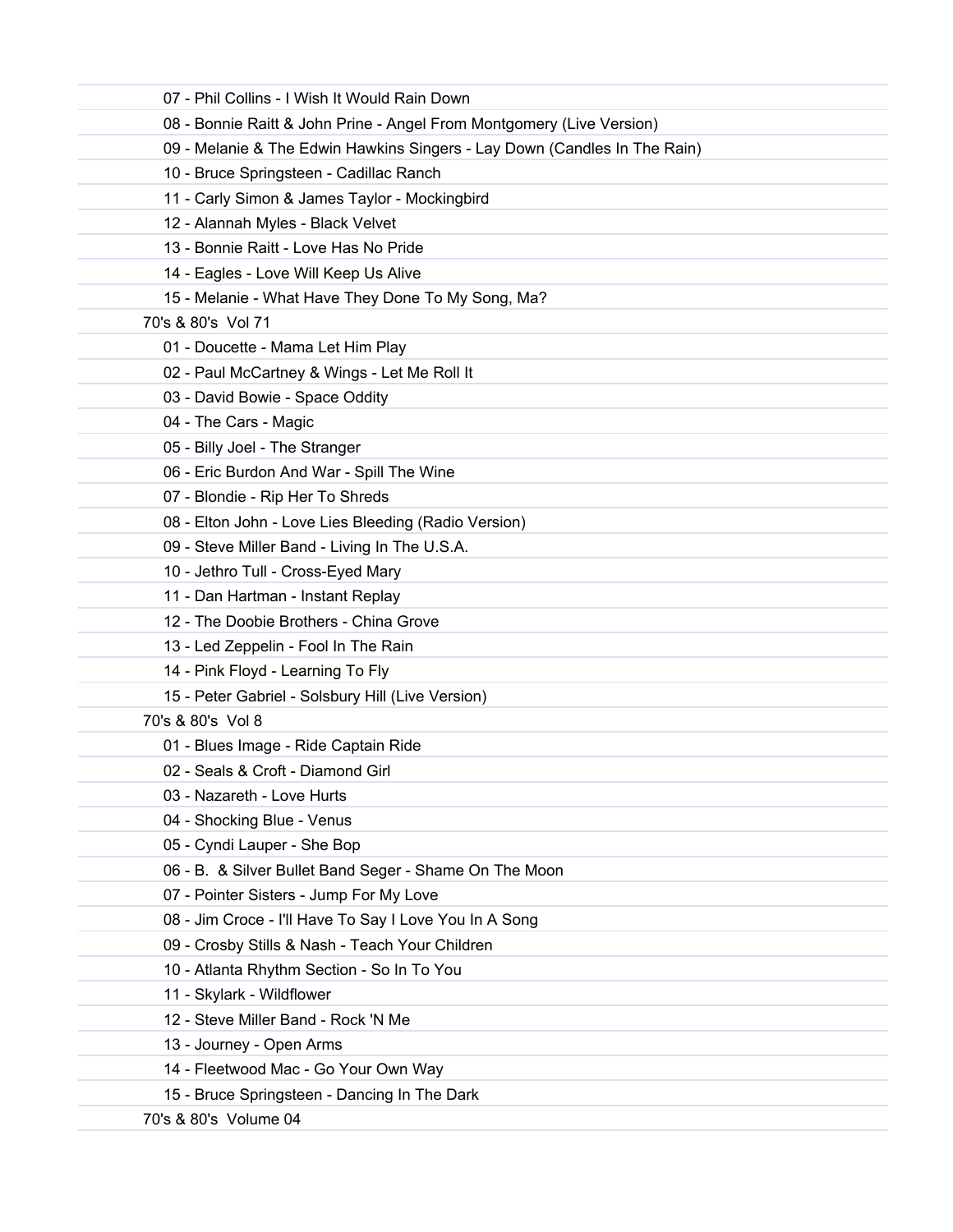07 - Phil Collins - I Wish It Would Rain Down
08 - Bonnie Raitt & John Prine - Angel From Montgomery (Live Version)
09 - Melanie & The Edwin Hawkins Singers - Lay Down (Candles In The Rain)
10 - Bruce Springsteen - Cadillac Ranch
11 - Carly Simon & James Taylor - Mockingbird
12 - Alannah Myles - Black Velvet
13 - Bonnie Raitt - Love Has No Pride
14 - Eagles - Love Will Keep Us Alive
15 - Melanie - What Have They Done To My Song, Ma?

70's & 80's  Vol 71

01 - Doucette - Mama Let Him Play
02 - Paul McCartney & Wings - Let Me Roll It
03 - David Bowie - Space Oddity
04 - The Cars - Magic
05 - Billy Joel - The Stranger
06 - Eric Burdon And War - Spill The Wine
07 - Blondie - Rip Her To Shreds
08 - Elton John - Love Lies Bleeding (Radio Version)
09 - Steve Miller Band - Living In The U.S.A.
10 - Jethro Tull - Cross-Eyed Mary
11 - Dan Hartman - Instant Replay
12 - The Doobie Brothers - China Grove
13 - Led Zeppelin - Fool In The Rain
14 - Pink Floyd - Learning To Fly
15 - Peter Gabriel - Solsbury Hill (Live Version)

70's & 80's  Vol 8

01 - Blues Image - Ride Captain Ride
02 - Seals & Croft - Diamond Girl
03 - Nazareth - Love Hurts
04 - Shocking Blue - Venus
05 - Cyndi Lauper - She Bop
06 - B.  & Silver Bullet Band Seger - Shame On The Moon
07 - Pointer Sisters - Jump For My Love
08 - Jim Croce - I'll Have To Say I Love You In A Song
09 - Crosby Stills & Nash - Teach Your Children
10 - Atlanta Rhythm Section - So In To You
11 - Skylark - Wildflower
12 - Steve Miller Band - Rock 'N Me
13 - Journey - Open Arms
14 - Fleetwood Mac - Go Your Own Way
15 - Bruce Springsteen - Dancing In The Dark

70's & 80's  Volume 04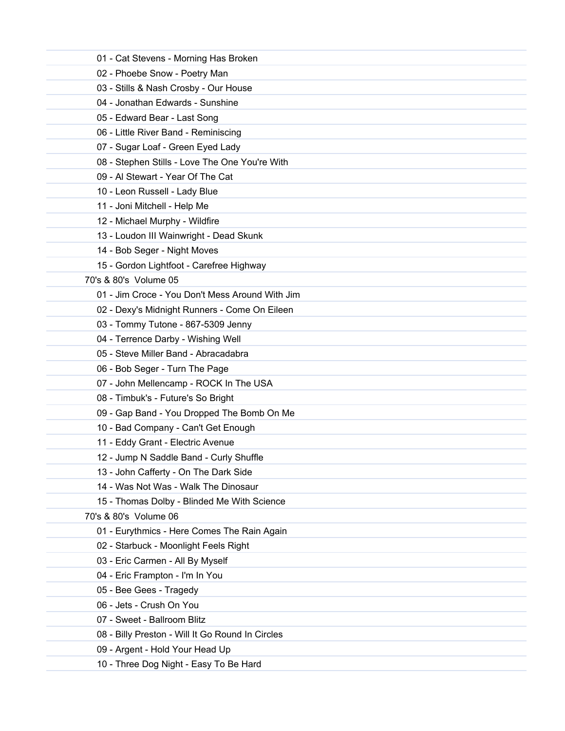01 - Cat Stevens - Morning Has Broken
02 - Phoebe Snow - Poetry Man
03 - Stills & Nash Crosby - Our House
04 - Jonathan Edwards - Sunshine
05 - Edward Bear - Last Song
06 - Little River Band - Reminiscing
07 - Sugar Loaf - Green Eyed Lady
08 - Stephen Stills - Love The One You're With
09 - Al Stewart - Year Of The Cat
10 - Leon Russell - Lady Blue
11 - Joni Mitchell - Help Me
12 - Michael Murphy - Wildfire
13 - Loudon III Wainwright - Dead Skunk
14 - Bob Seger - Night Moves
15 - Gordon Lightfoot - Carefree Highway

70's & 80's Volume 05

01 - Jim Croce - You Don't Mess Around With Jim
02 - Dexy's Midnight Runners - Come On Eileen
03 - Tommy Tutone - 867-5309 Jenny
04 - Terrence Darby - Wishing Well
05 - Steve Miller Band - Abracadabra
06 - Bob Seger - Turn The Page
07 - John Mellencamp - ROCK In The USA
08 - Timbuk's - Future's So Bright
09 - Gap Band - You Dropped The Bomb On Me
10 - Bad Company - Can't Get Enough
11 - Eddy Grant - Electric Avenue
12 - Jump N Saddle Band - Curly Shuffle
13 - John Cafferty - On The Dark Side
14 - Was Not Was - Walk The Dinosaur
15 - Thomas Dolby - Blinded Me With Science

70's & 80's Volume 06

01 - Eurythmics - Here Comes The Rain Again
02 - Starbuck - Moonlight Feels Right
03 - Eric Carmen - All By Myself
04 - Eric Frampton - I'm In You
05 - Bee Gees - Tragedy
06 - Jets - Crush On You
07 - Sweet - Ballroom Blitz
08 - Billy Preston - Will It Go Round In Circles
09 - Argent - Hold Your Head Up
10 - Three Dog Night - Easy To Be Hard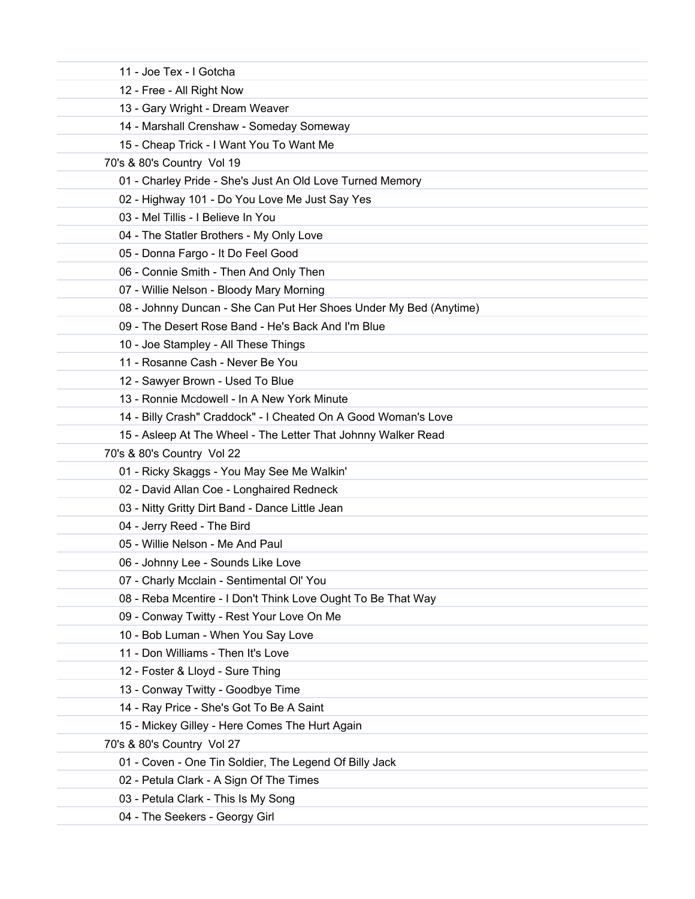11 - Joe Tex - I Gotcha

12 - Free - All Right Now

13 - Gary Wright - Dream Weaver

14 - Marshall Crenshaw - Someday Someway

15 - Cheap Trick - I Want You To Want Me

70's & 80's Country  Vol 19

01 - Charley Pride - She's Just An Old Love Turned Memory

02 - Highway 101 - Do You Love Me Just Say Yes

03 - Mel Tillis - I Believe In You

04 - The Statler Brothers - My Only Love

05 - Donna Fargo - It Do Feel Good

06 - Connie Smith - Then And Only Then

07 - Willie Nelson - Bloody Mary Morning

08 - Johnny Duncan - She Can Put Her Shoes Under My Bed (Anytime)

09 - The Desert Rose Band - He's Back And I'm Blue

10 - Joe Stampley - All These Things

11 - Rosanne Cash - Never Be You

12 - Sawyer Brown - Used To Blue

13 - Ronnie Mcdowell - In A New York Minute

14 - Billy Crash" Craddock" - I Cheated On A Good Woman's Love

15 - Asleep At The Wheel - The Letter That Johnny Walker Read

70's & 80's Country  Vol 22

01 - Ricky Skaggs - You May See Me Walkin'

02 - David Allan Coe - Longhaired Redneck

03 - Nitty Gritty Dirt Band - Dance Little Jean

04 - Jerry Reed - The Bird

05 - Willie Nelson - Me And Paul

06 - Johnny Lee - Sounds Like Love

07 - Charly Mcclain - Sentimental Ol' You

08 - Reba Mcentire - I Don't Think Love Ought To Be That Way

09 - Conway Twitty - Rest Your Love On Me

10 - Bob Luman - When You Say Love

11 - Don Williams - Then It's Love

12 - Foster & Lloyd - Sure Thing

13 - Conway Twitty - Goodbye Time

14 - Ray Price - She's Got To Be A Saint

15 - Mickey Gilley - Here Comes The Hurt Again

70's & 80's Country  Vol 27

01 - Coven - One Tin Soldier, The Legend Of Billy Jack

02 - Petula Clark - A Sign Of The Times

03 - Petula Clark - This Is My Song

04 - The Seekers - Georgy Girl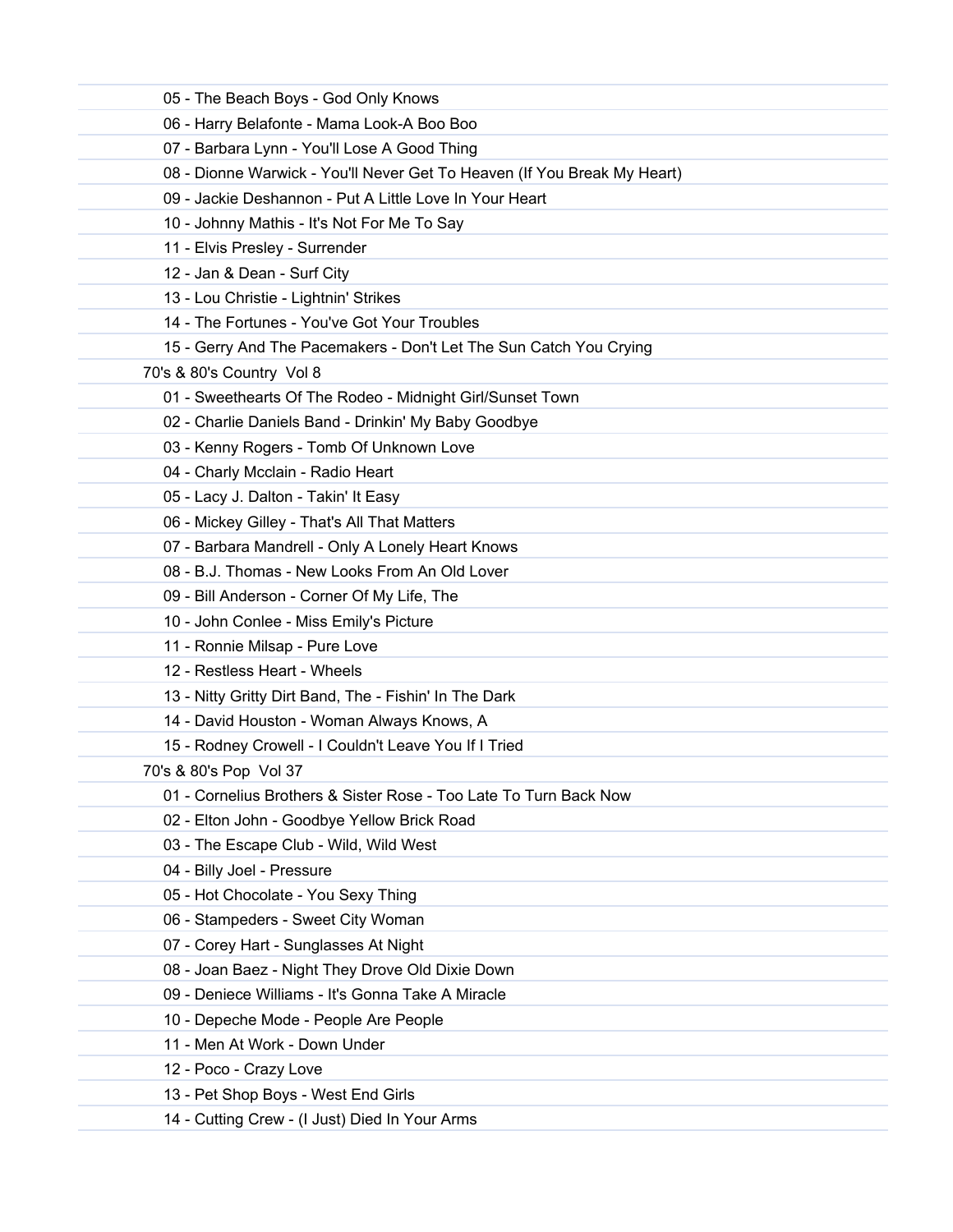05 - The Beach Boys - God Only Knows
06 - Harry Belafonte - Mama Look-A Boo Boo
07 - Barbara Lynn - You'll Lose A Good Thing
08 - Dionne Warwick - You'll Never Get To Heaven (If You Break My Heart)
09 - Jackie Deshannon - Put A Little Love In Your Heart
10 - Johnny Mathis - It's Not For Me To Say
11 - Elvis Presley - Surrender
12 - Jan & Dean - Surf City
13 - Lou Christie - Lightnin' Strikes
14 - The Fortunes - You've Got Your Troubles
15 - Gerry And The Pacemakers - Don't Let The Sun Catch You Crying

70's & 80's Country Vol 8

01 - Sweethearts Of The Rodeo - Midnight Girl/Sunset Town
02 - Charlie Daniels Band - Drinkin' My Baby Goodbye
03 - Kenny Rogers - Tomb Of Unknown Love
04 - Charly Mcclain - Radio Heart
05 - Lacy J. Dalton - Takin' It Easy
06 - Mickey Gilley - That's All That Matters
07 - Barbara Mandrell - Only A Lonely Heart Knows
08 - B.J. Thomas - New Looks From An Old Lover
09 - Bill Anderson - Corner Of My Life, The
10 - John Conlee - Miss Emily's Picture
11 - Ronnie Milsap - Pure Love
12 - Restless Heart - Wheels
13 - Nitty Gritty Dirt Band, The - Fishin' In The Dark
14 - David Houston - Woman Always Knows, A
15 - Rodney Crowell - I Couldn't Leave You If I Tried

70's & 80's Pop Vol 37

01 - Cornelius Brothers & Sister Rose - Too Late To Turn Back Now
02 - Elton John - Goodbye Yellow Brick Road
03 - The Escape Club - Wild, Wild West
04 - Billy Joel - Pressure
05 - Hot Chocolate - You Sexy Thing
06 - Stampeders - Sweet City Woman
07 - Corey Hart - Sunglasses At Night
08 - Joan Baez - Night They Drove Old Dixie Down
09 - Deniece Williams - It's Gonna Take A Miracle
10 - Depeche Mode - People Are People
11 - Men At Work - Down Under
12 - Poco - Crazy Love
13 - Pet Shop Boys - West End Girls
14 - Cutting Crew - (I Just) Died In Your Arms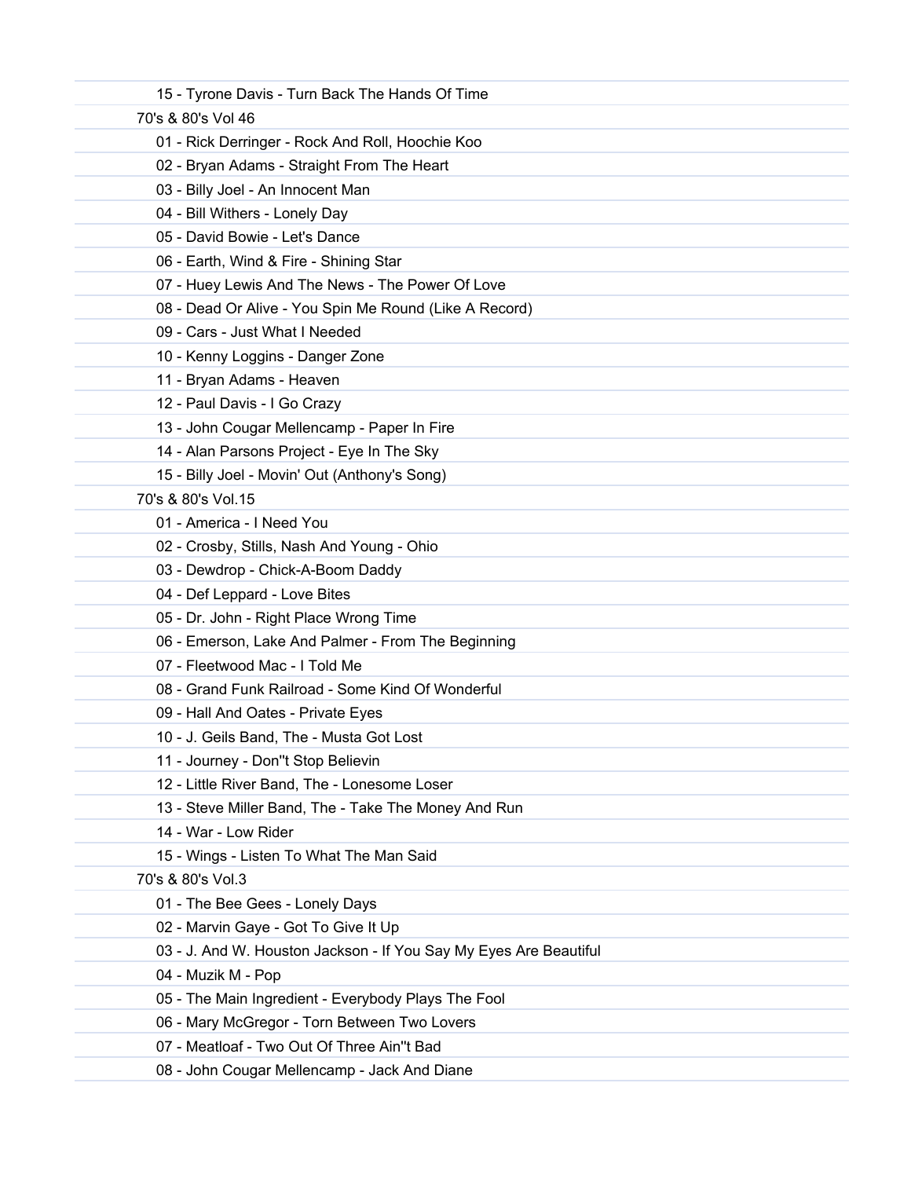15 - Tyrone Davis - Turn Back The Hands Of Time

70's & 80's Vol 46

01 - Rick Derringer - Rock And Roll, Hoochie Koo
02 - Bryan Adams - Straight From The Heart
03 - Billy Joel - An Innocent Man
04 - Bill Withers - Lonely Day
05 - David Bowie - Let's Dance
06 - Earth, Wind & Fire - Shining Star
07 - Huey Lewis And The News - The Power Of Love
08 - Dead Or Alive - You Spin Me Round (Like A Record)
09 - Cars - Just What I Needed
10 - Kenny Loggins - Danger Zone
11 - Bryan Adams - Heaven
12 - Paul Davis - I Go Crazy
13 - John Cougar Mellencamp - Paper In Fire
14 - Alan Parsons Project - Eye In The Sky
15 - Billy Joel - Movin' Out (Anthony's Song)

70's & 80's Vol.15

01 - America - I Need You
02 - Crosby, Stills, Nash And Young - Ohio
03 - Dewdrop - Chick-A-Boom Daddy
04 - Def Leppard - Love Bites
05 - Dr. John - Right Place Wrong Time
06 - Emerson, Lake And Palmer - From The Beginning
07 - Fleetwood Mac - I Told Me
08 - Grand Funk Railroad - Some Kind Of Wonderful
09 - Hall And Oates - Private Eyes
10 - J. Geils Band, The - Musta Got Lost
11 - Journey - Don''t Stop Believin
12 - Little River Band, The - Lonesome Loser
13 - Steve Miller Band, The - Take The Money And Run
14 - War - Low Rider
15 - Wings - Listen To What The Man Said

70's & 80's Vol.3

01 - The Bee Gees - Lonely Days
02 - Marvin Gaye - Got To Give It Up
03 - J. And W. Houston Jackson - If You Say My Eyes Are Beautiful
04 - Muzik M - Pop
05 - The Main Ingredient - Everybody Plays The Fool
06 - Mary McGregor - Torn Between Two Lovers
07 - Meatloaf - Two Out Of Three Ain''t Bad
08 - John Cougar Mellencamp - Jack And Diane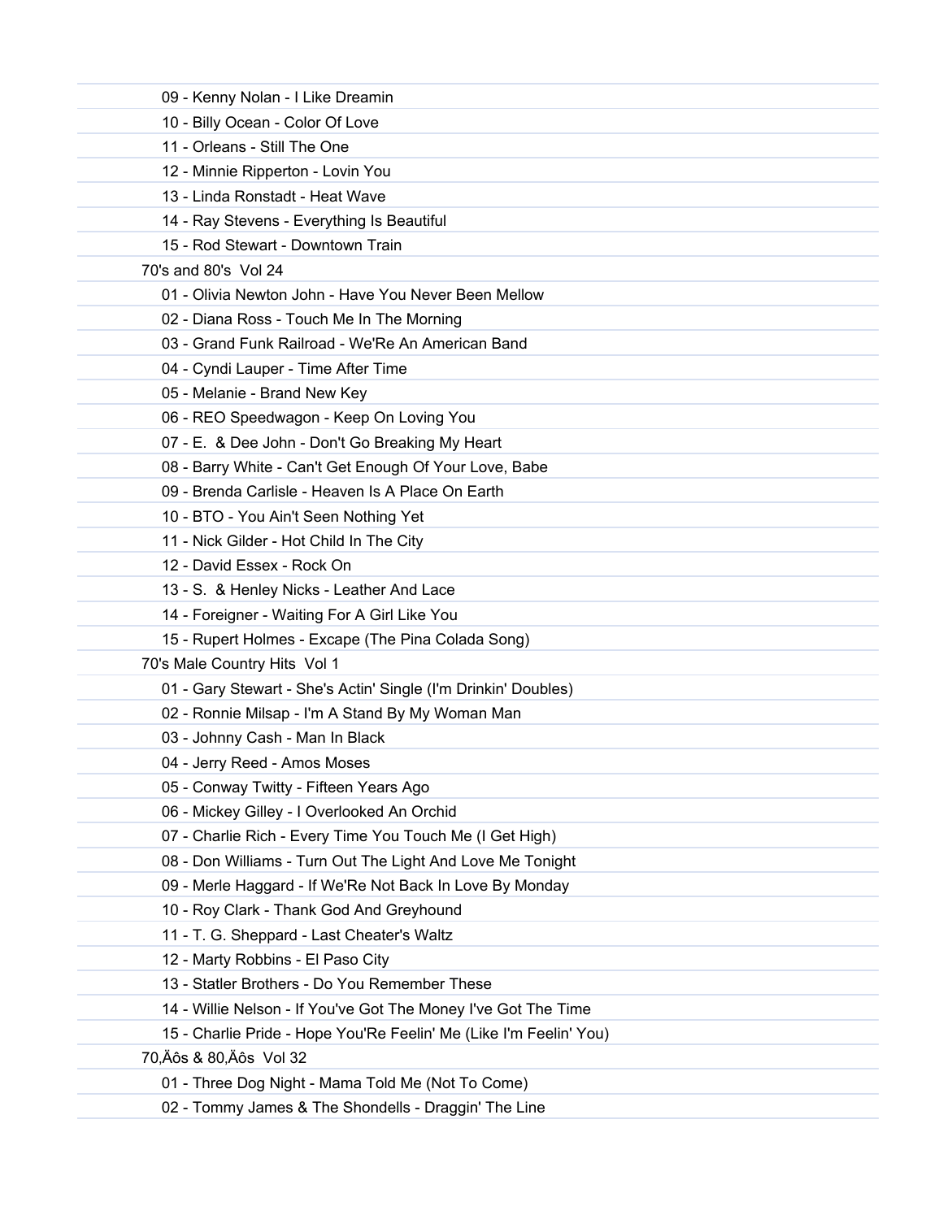09 - Kenny Nolan - I Like Dreamin
10 - Billy Ocean - Color Of Love
11 - Orleans - Still The One
12 - Minnie Ripperton - Lovin You
13 - Linda Ronstadt - Heat Wave
14 - Ray Stevens - Everything Is Beautiful
15 - Rod Stewart - Downtown Train

70's and 80's  Vol 24

01 - Olivia Newton John - Have You Never Been Mellow
02 - Diana Ross - Touch Me In The Morning
03 - Grand Funk Railroad - We'Re An American Band
04 - Cyndi Lauper - Time After Time
05 - Melanie - Brand New Key
06 - REO Speedwagon - Keep On Loving You
07 - E.  & Dee John - Don't Go Breaking My Heart
08 - Barry White - Can't Get Enough Of Your Love, Babe
09 - Brenda Carlisle - Heaven Is A Place On Earth
10 - BTO - You Ain't Seen Nothing Yet
11 - Nick Gilder - Hot Child In The City
12 - David Essex - Rock On
13 - S.  & Henley Nicks - Leather And Lace
14 - Foreigner - Waiting For A Girl Like You
15 - Rupert Holmes - Excape (The Pina Colada Song)

70's Male Country Hits  Vol 1

01 - Gary Stewart - She's Actin' Single (I'm Drinkin' Doubles)
02 - Ronnie Milsap - I'm A Stand By My Woman Man
03 - Johnny Cash - Man In Black
04 - Jerry Reed - Amos Moses
05 - Conway Twitty - Fifteen Years Ago
06 - Mickey Gilley - I Overlooked An Orchid
07 - Charlie Rich - Every Time You Touch Me (I Get High)
08 - Don Williams - Turn Out The Light And Love Me Tonight
09 - Merle Haggard - If We'Re Not Back In Love By Monday
10 - Roy Clark - Thank God And Greyhound
11 - T. G. Sheppard - Last Cheater's Waltz
12 - Marty Robbins - El Paso City
13 - Statler Brothers - Do You Remember These
14 - Willie Nelson - If You've Got The Money I've Got The Time
15 - Charlie Pride - Hope You'Re Feelin' Me (Like I'm Feelin' You)

70,Äôs & 80,Äôs  Vol 32

01 - Three Dog Night - Mama Told Me (Not To Come)
02 - Tommy James & The Shondells - Draggin' The Line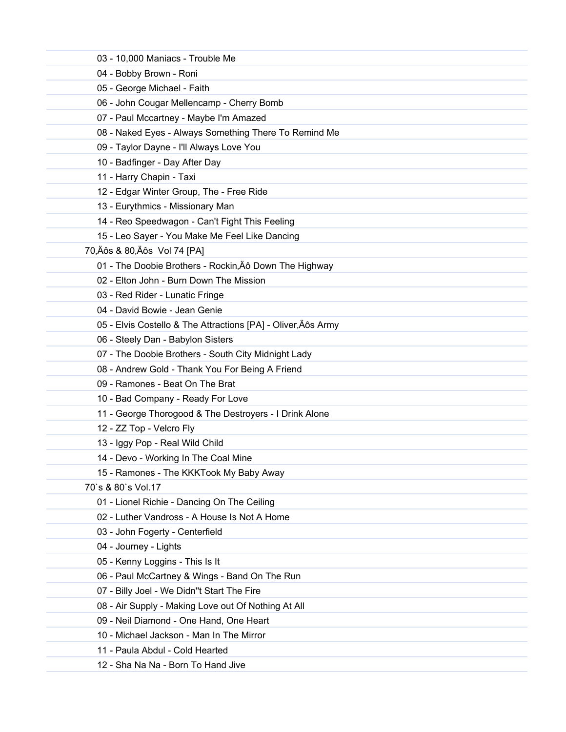03 - 10,000 Maniacs - Trouble Me
04 - Bobby Brown - Roni
05 - George Michael - Faith
06 - John Cougar Mellencamp - Cherry Bomb
07 - Paul Mccartney - Maybe I'm Amazed
08 - Naked Eyes - Always Something There To Remind Me
09 - Taylor Dayne - I'll Always Love You
10 - Badfinger - Day After Day
11 - Harry Chapin - Taxi
12 - Edgar Winter Group, The - Free Ride
13 - Eurythmics - Missionary Man
14 - Reo Speedwagon - Can't Fight This Feeling
15 - Leo Sayer - You Make Me Feel Like Dancing

70‚Äôs & 80‚Äôs Vol 74 [PA]

01 - The Doobie Brothers - Rockin‚Äô Down The Highway
02 - Elton John - Burn Down The Mission
03 - Red Rider - Lunatic Fringe
04 - David Bowie - Jean Genie
05 - Elvis Costello & The Attractions [PA] - Oliver‚Äôs Army
06 - Steely Dan - Babylon Sisters
07 - The Doobie Brothers - South City Midnight Lady
08 - Andrew Gold - Thank You For Being A Friend
09 - Ramones - Beat On The Brat
10 - Bad Company - Ready For Love
11 - George Thorogood & The Destroyers - I Drink Alone
12 - ZZ Top - Velcro Fly
13 - Iggy Pop - Real Wild Child
14 - Devo - Working In The Coal Mine
15 - Ramones - The KKKTook My Baby Away

70`s & 80`s Vol.17

01 - Lionel Richie - Dancing On The Ceiling
02 - Luther Vandross - A House Is Not A Home
03 - John Fogerty - Centerfield
04 - Journey - Lights
05 - Kenny Loggins - This Is It
06 - Paul McCartney & Wings - Band On The Run
07 - Billy Joel - We Didn''t Start The Fire
08 - Air Supply - Making Love out Of Nothing At All
09 - Neil Diamond - One Hand, One Heart
10 - Michael Jackson - Man In The Mirror
11 - Paula Abdul - Cold Hearted
12 - Sha Na Na - Born To Hand Jive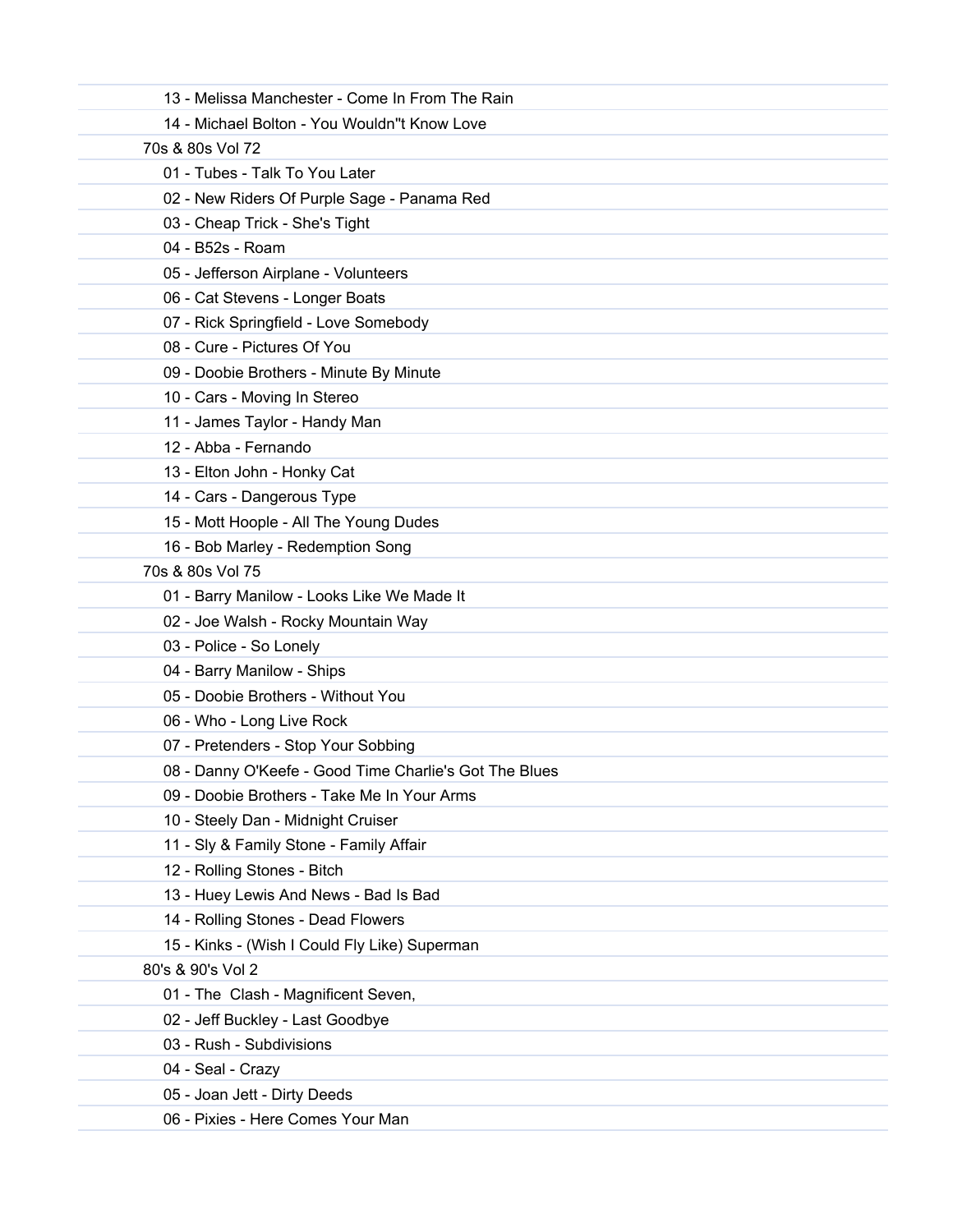13 - Melissa Manchester - Come In From The Rain

14 - Michael Bolton - You Wouldn''t Know Love

70s & 80s Vol 72

01 - Tubes - Talk To You Later

02 - New Riders Of Purple Sage - Panama Red

03 - Cheap Trick - She's Tight

04 - B52s - Roam

05 - Jefferson Airplane - Volunteers

06 - Cat Stevens - Longer Boats

07 - Rick Springfield - Love Somebody

08 - Cure - Pictures Of You

09 - Doobie Brothers - Minute By Minute

10 - Cars - Moving In Stereo

11 - James Taylor - Handy Man

12 - Abba - Fernando

13 - Elton John - Honky Cat

14 - Cars - Dangerous Type

15 - Mott Hoople - All The Young Dudes

16 - Bob Marley - Redemption Song

70s & 80s Vol 75

01 - Barry Manilow - Looks Like We Made It

02 - Joe Walsh - Rocky Mountain Way

03 - Police - So Lonely

04 - Barry Manilow - Ships

05 - Doobie Brothers - Without You

06 - Who - Long Live Rock

07 - Pretenders - Stop Your Sobbing

08 - Danny O'Keefe - Good Time Charlie's Got The Blues

09 - Doobie Brothers - Take Me In Your Arms

10 - Steely Dan - Midnight Cruiser

11 - Sly & Family Stone - Family Affair

12 - Rolling Stones - Bitch

13 - Huey Lewis And News - Bad Is Bad

14 - Rolling Stones - Dead Flowers

15 - Kinks - (Wish I Could Fly Like) Superman

80's & 90's Vol 2

01 - The  Clash - Magnificent Seven,

02 - Jeff Buckley - Last Goodbye

03 - Rush - Subdivisions

04 - Seal - Crazy

05 - Joan Jett - Dirty Deeds

06 - Pixies - Here Comes Your Man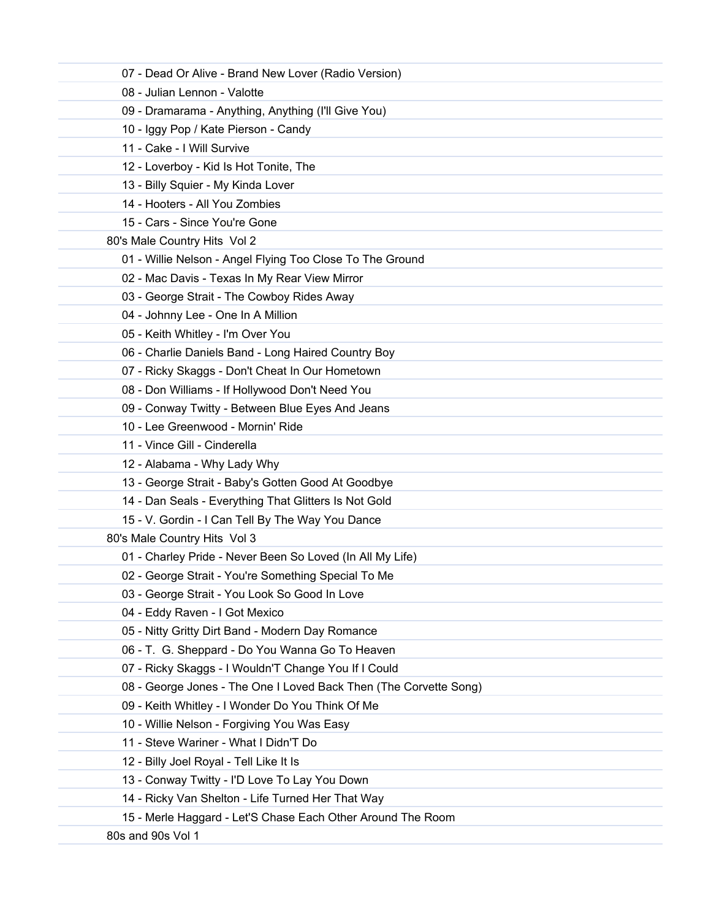07 - Dead Or Alive - Brand New Lover (Radio Version)
08 - Julian Lennon - Valotte
09 - Dramarama - Anything, Anything (I'll Give You)
10 - Iggy Pop / Kate Pierson - Candy
11 - Cake - I Will Survive
12 - Loverboy - Kid Is Hot Tonite, The
13 - Billy Squier - My Kinda Lover
14 - Hooters - All You Zombies
15 - Cars - Since You're Gone

80's Male Country Hits  Vol 2

01 - Willie Nelson - Angel Flying Too Close To The Ground
02 - Mac Davis - Texas In My Rear View Mirror
03 - George Strait - The Cowboy Rides Away
04 - Johnny Lee - One In A Million
05 - Keith Whitley - I'm Over You
06 - Charlie Daniels Band - Long Haired Country Boy
07 - Ricky Skaggs - Don't Cheat In Our Hometown
08 - Don Williams - If Hollywood Don't Need You
09 - Conway Twitty - Between Blue Eyes And Jeans
10 - Lee Greenwood - Mornin' Ride
11 - Vince Gill - Cinderella
12 - Alabama - Why Lady Why
13 - George Strait - Baby's Gotten Good At Goodbye
14 - Dan Seals - Everything That Glitters Is Not Gold
15 - V. Gordin - I Can Tell By The Way You Dance

80's Male Country Hits  Vol 3

01 - Charley Pride - Never Been So Loved (In All My Life)
02 - George Strait - You're Something Special To Me
03 - George Strait - You Look So Good In Love
04 - Eddy Raven - I Got Mexico
05 - Nitty Gritty Dirt Band - Modern Day Romance
06 - T.  G. Sheppard - Do You Wanna Go To Heaven
07 - Ricky Skaggs - I Wouldn'T Change You If I Could
08 - George Jones - The One I Loved Back Then (The Corvette Song)
09 - Keith Whitley - I Wonder Do You Think Of Me
10 - Willie Nelson - Forgiving You Was Easy
11 - Steve Wariner - What I Didn'T Do
12 - Billy Joel Royal - Tell Like It Is
13 - Conway Twitty - I'D Love To Lay You Down
14 - Ricky Van Shelton - Life Turned Her That Way
15 - Merle Haggard - Let'S Chase Each Other Around The Room

80s and 90s Vol 1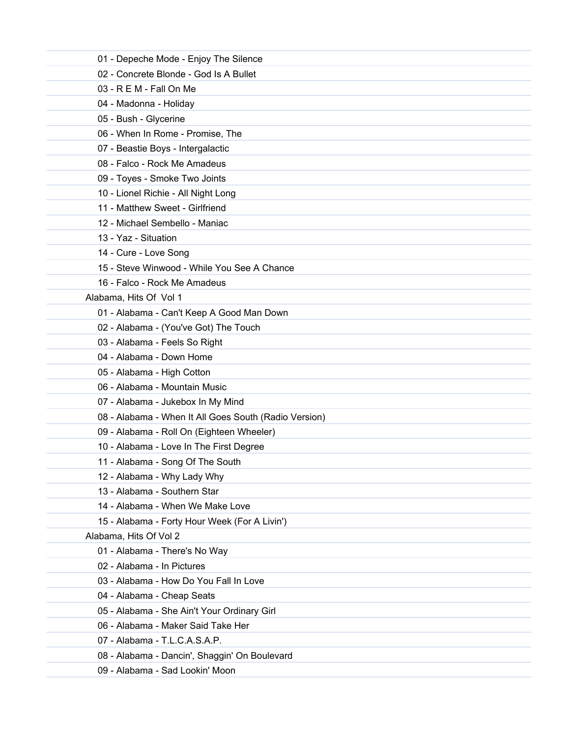01 - Depeche Mode - Enjoy The Silence
02 - Concrete Blonde - God Is A Bullet
03 - R E M - Fall On Me
04 - Madonna - Holiday
05 - Bush - Glycerine
06 - When In Rome - Promise, The
07 - Beastie Boys - Intergalactic
08 - Falco - Rock Me Amadeus
09 - Toyes - Smoke Two Joints
10 - Lionel Richie - All Night Long
11 - Matthew Sweet - Girlfriend
12 - Michael Sembello - Maniac
13 - Yaz - Situation
14 - Cure - Love Song
15 - Steve Winwood - While You See A Chance
16 - Falco - Rock Me Amadeus

Alabama, Hits Of Vol 1

01 - Alabama - Can't Keep A Good Man Down
02 - Alabama - (You've Got) The Touch
03 - Alabama - Feels So Right
04 - Alabama - Down Home
05 - Alabama - High Cotton
06 - Alabama - Mountain Music
07 - Alabama - Jukebox In My Mind
08 - Alabama - When It All Goes South (Radio Version)
09 - Alabama - Roll On (Eighteen Wheeler)
10 - Alabama - Love In The First Degree
11 - Alabama - Song Of The South
12 - Alabama - Why Lady Why
13 - Alabama - Southern Star
14 - Alabama - When We Make Love
15 - Alabama - Forty Hour Week (For A Livin')

Alabama, Hits Of Vol 2

01 - Alabama - There's No Way
02 - Alabama - In Pictures
03 - Alabama - How Do You Fall In Love
04 - Alabama - Cheap Seats
05 - Alabama - She Ain't Your Ordinary Girl
06 - Alabama - Maker Said Take Her
07 - Alabama - T.L.C.A.S.A.P.
08 - Alabama - Dancin', Shaggin' On Boulevard
09 - Alabama - Sad Lookin' Moon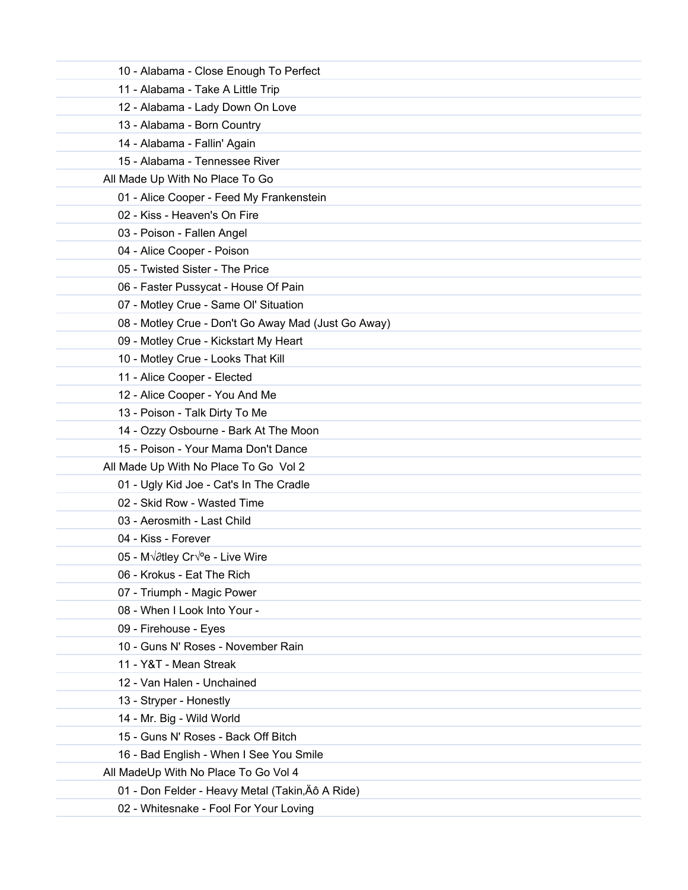- 10 - Alabama - Close Enough To Perfect
- 11 - Alabama - Take A Little Trip
- 12 - Alabama - Lady Down On Love
- 13 - Alabama - Born Country
- 14 - Alabama - Fallin' Again
- 15 - Alabama - Tennessee River

All Made Up With No Place To Go

- 01 - Alice Cooper - Feed My Frankenstein
- 02 - Kiss - Heaven's On Fire
- 03 - Poison - Fallen Angel
- 04 - Alice Cooper - Poison
- 05 - Twisted Sister - The Price
- 06 - Faster Pussycat - House Of Pain
- 07 - Motley Crue - Same Ol' Situation
- 08 - Motley Crue - Don't Go Away Mad (Just Go Away)
- 09 - Motley Crue - Kickstart My Heart
- 10 - Motley Crue - Looks That Kill
- 11 - Alice Cooper - Elected
- 12 - Alice Cooper - You And Me
- 13 - Poison - Talk Dirty To Me
- 14 - Ozzy Osbourne - Bark At The Moon
- 15 - Poison - Your Mama Don't Dance

All Made Up With No Place To Go  Vol 2

- 01 - Ugly Kid Joe - Cat's In The Cradle
- 02 - Skid Row - Wasted Time
- 03 - Aerosmith - Last Child
- 04 - Kiss - Forever
- 05 - M√∂tley Cr√ºe - Live Wire
- 06 - Krokus - Eat The Rich
- 07 - Triumph - Magic Power
- 08 - When I Look Into Your -
- 09 - Firehouse - Eyes
- 10 - Guns N' Roses - November Rain
- 11 - Y&T - Mean Streak
- 12 - Van Halen - Unchained
- 13 - Stryper - Honestly
- 14 - Mr. Big - Wild World
- 15 - Guns N' Roses - Back Off Bitch
- 16 - Bad English - When I See You Smile

All MadeUp With No Place To Go Vol 4

- 01 - Don Felder - Heavy Metal (Takin,Äô A Ride)
- 02 - Whitesnake - Fool For Your Loving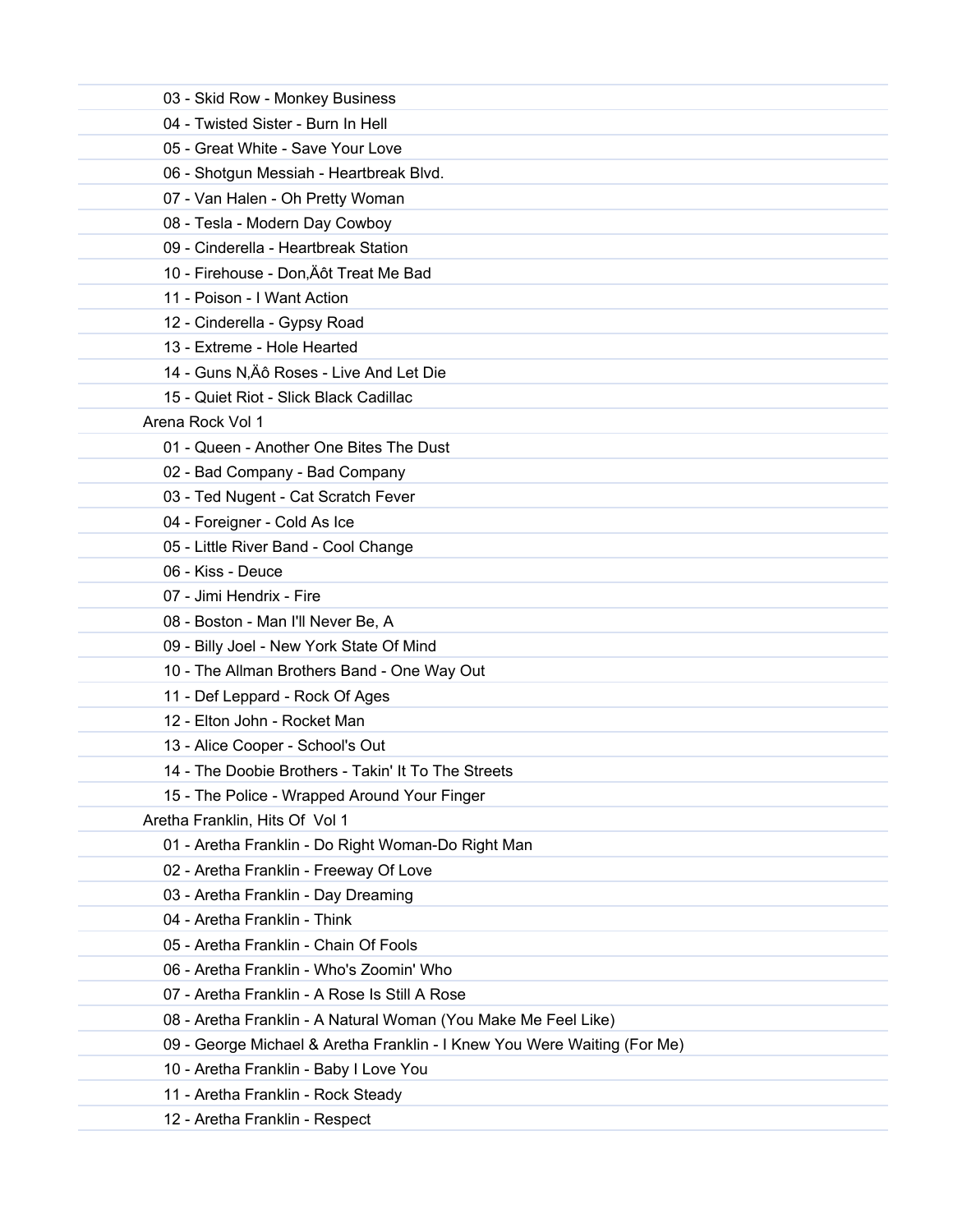03 - Skid Row - Monkey Business
04 - Twisted Sister - Burn In Hell
05 - Great White - Save Your Love
06 - Shotgun Messiah - Heartbreak Blvd.
07 - Van Halen - Oh Pretty Woman
08 - Tesla - Modern Day Cowboy
09 - Cinderella - Heartbreak Station
10 - Firehouse - Don‚Äôt Treat Me Bad
11 - Poison - I Want Action
12 - Cinderella - Gypsy Road
13 - Extreme - Hole Hearted
14 - Guns N‚Äô Roses - Live And Let Die
15 - Quiet Riot - Slick Black Cadillac

Arena Rock Vol 1

01 - Queen - Another One Bites The Dust
02 - Bad Company - Bad Company
03 - Ted Nugent - Cat Scratch Fever
04 - Foreigner - Cold As Ice
05 - Little River Band - Cool Change
06 - Kiss - Deuce
07 - Jimi Hendrix - Fire
08 - Boston - Man I'll Never Be, A
09 - Billy Joel - New York State Of Mind
10 - The Allman Brothers Band - One Way Out
11 - Def Leppard - Rock Of Ages
12 - Elton John - Rocket Man
13 - Alice Cooper - School's Out
14 - The Doobie Brothers - Takin' It To The Streets
15 - The Police - Wrapped Around Your Finger

Aretha Franklin, Hits Of Vol 1

01 - Aretha Franklin - Do Right Woman-Do Right Man
02 - Aretha Franklin - Freeway Of Love
03 - Aretha Franklin - Day Dreaming
04 - Aretha Franklin - Think
05 - Aretha Franklin - Chain Of Fools
06 - Aretha Franklin - Who's Zoomin' Who
07 - Aretha Franklin - A Rose Is Still A Rose
08 - Aretha Franklin - A Natural Woman (You Make Me Feel Like)
09 - George Michael & Aretha Franklin - I Knew You Were Waiting (For Me)
10 - Aretha Franklin - Baby I Love You
11 - Aretha Franklin - Rock Steady
12 - Aretha Franklin - Respect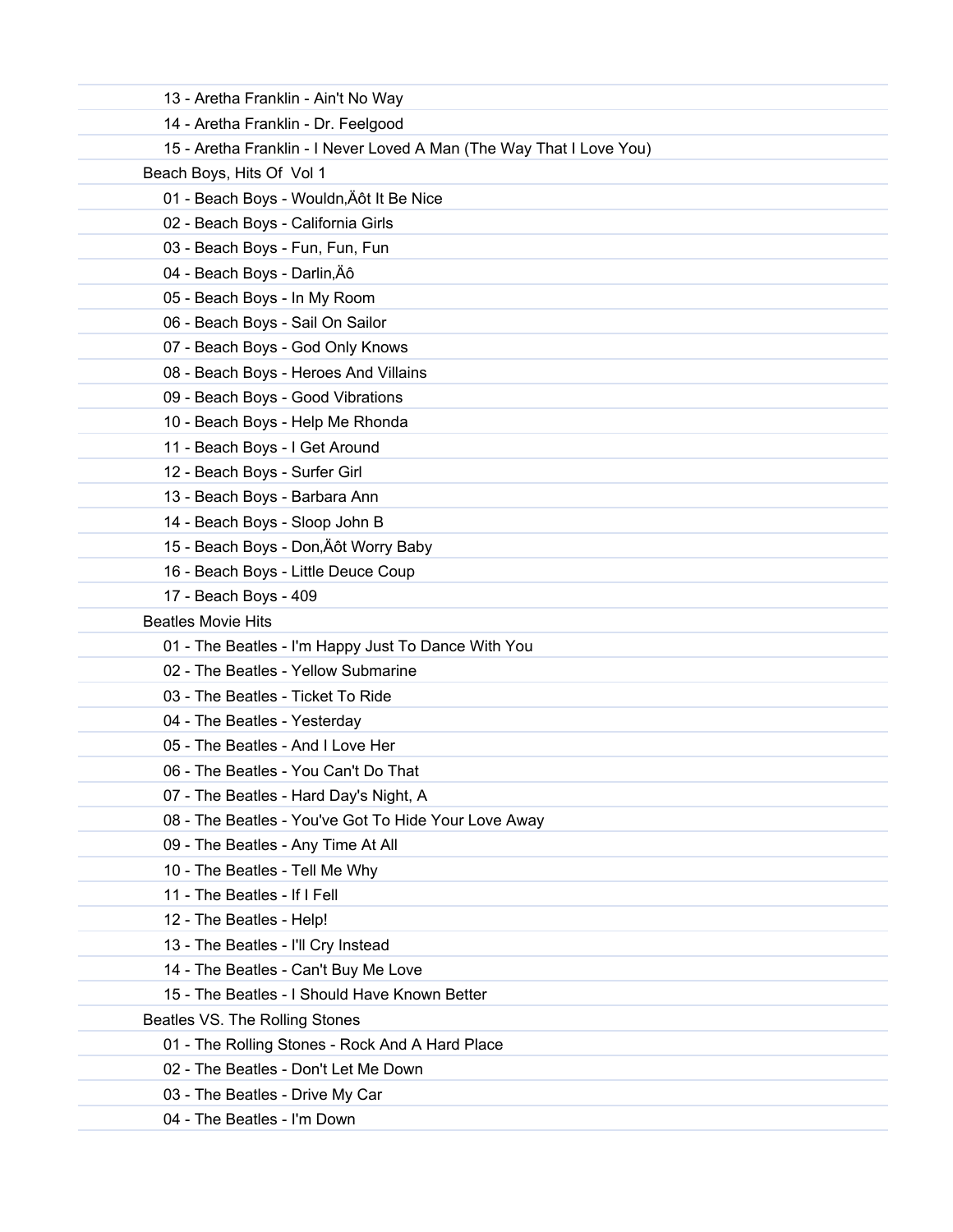13 - Aretha Franklin - Ain't No Way

14 - Aretha Franklin - Dr. Feelgood

15 - Aretha Franklin - I Never Loved A Man (The Way That I Love You)

Beach Boys, Hits Of  Vol 1

01 - Beach Boys - Wouldn‚Äôt It Be Nice

02 - Beach Boys - California Girls

03 - Beach Boys - Fun, Fun, Fun

04 - Beach Boys - Darlin‚Äô

05 - Beach Boys - In My Room

06 - Beach Boys - Sail On Sailor

07 - Beach Boys - God Only Knows

08 - Beach Boys - Heroes And Villains

09 - Beach Boys - Good Vibrations

10 - Beach Boys - Help Me Rhonda

11 - Beach Boys - I Get Around

12 - Beach Boys - Surfer Girl

13 - Beach Boys - Barbara Ann

14 - Beach Boys - Sloop John B

15 - Beach Boys - Don‚Äôt Worry Baby

16 - Beach Boys - Little Deuce Coup

17 - Beach Boys - 409

Beatles Movie Hits

01 - The Beatles - I'm Happy Just To Dance With You

02 - The Beatles - Yellow Submarine

03 - The Beatles - Ticket To Ride

04 - The Beatles - Yesterday

05 - The Beatles - And I Love Her

06 - The Beatles - You Can't Do That

07 - The Beatles - Hard Day's Night, A

08 - The Beatles - You've Got To Hide Your Love Away

09 - The Beatles - Any Time At All

10 - The Beatles - Tell Me Why

11 - The Beatles - If I Fell

12 - The Beatles - Help!

13 - The Beatles - I'll Cry Instead

14 - The Beatles - Can't Buy Me Love

15 - The Beatles - I Should Have Known Better

Beatles VS. The Rolling Stones

01 - The Rolling Stones - Rock And A Hard Place

02 - The Beatles - Don't Let Me Down

03 - The Beatles - Drive My Car

04 - The Beatles - I'm Down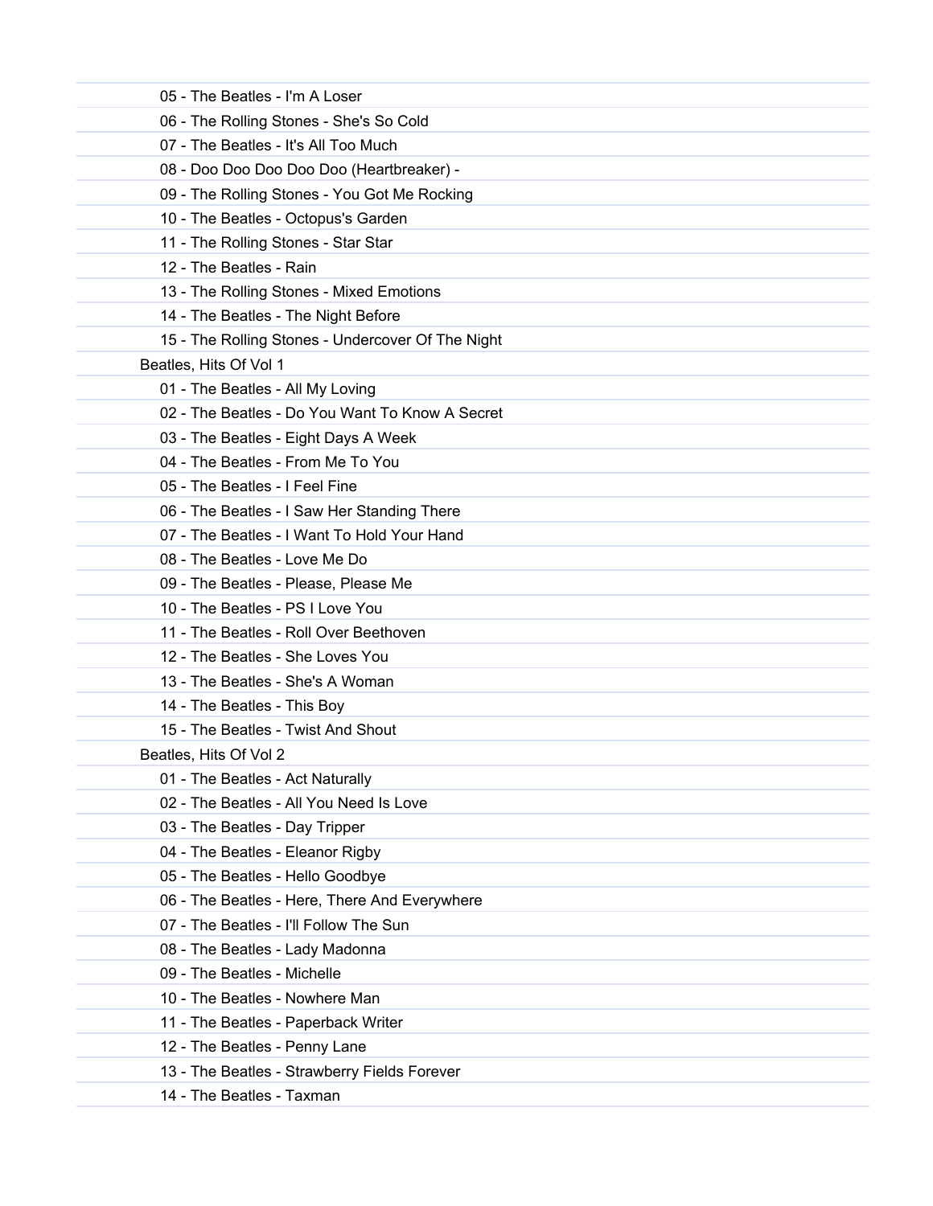05 - The Beatles - I'm A Loser
06 - The Rolling Stones - She's So Cold
07 - The Beatles - It's All Too Much
08 - Doo Doo Doo Doo Doo (Heartbreaker) -
09 - The Rolling Stones - You Got Me Rocking
10 - The Beatles - Octopus's Garden
11 - The Rolling Stones - Star Star
12 - The Beatles - Rain
13 - The Rolling Stones - Mixed Emotions
14 - The Beatles - The Night Before
15 - The Rolling Stones - Undercover Of The Night

Beatles, Hits Of Vol 1

01 - The Beatles - All My Loving
02 - The Beatles - Do You Want To Know A Secret
03 - The Beatles - Eight Days A Week
04 - The Beatles - From Me To You
05 - The Beatles - I Feel Fine
06 - The Beatles - I Saw Her Standing There
07 - The Beatles - I Want To Hold Your Hand
08 - The Beatles - Love Me Do
09 - The Beatles - Please, Please Me
10 - The Beatles - PS I Love You
11 - The Beatles - Roll Over Beethoven
12 - The Beatles - She Loves You
13 - The Beatles - She's A Woman
14 - The Beatles - This Boy
15 - The Beatles - Twist And Shout

Beatles, Hits Of Vol 2

01 - The Beatles - Act Naturally
02 - The Beatles - All You Need Is Love
03 - The Beatles - Day Tripper
04 - The Beatles - Eleanor Rigby
05 - The Beatles - Hello Goodbye
06 - The Beatles - Here, There And Everywhere
07 - The Beatles - I'll Follow The Sun
08 - The Beatles - Lady Madonna
09 - The Beatles - Michelle
10 - The Beatles - Nowhere Man
11 - The Beatles - Paperback Writer
12 - The Beatles - Penny Lane
13 - The Beatles - Strawberry Fields Forever
14 - The Beatles - Taxman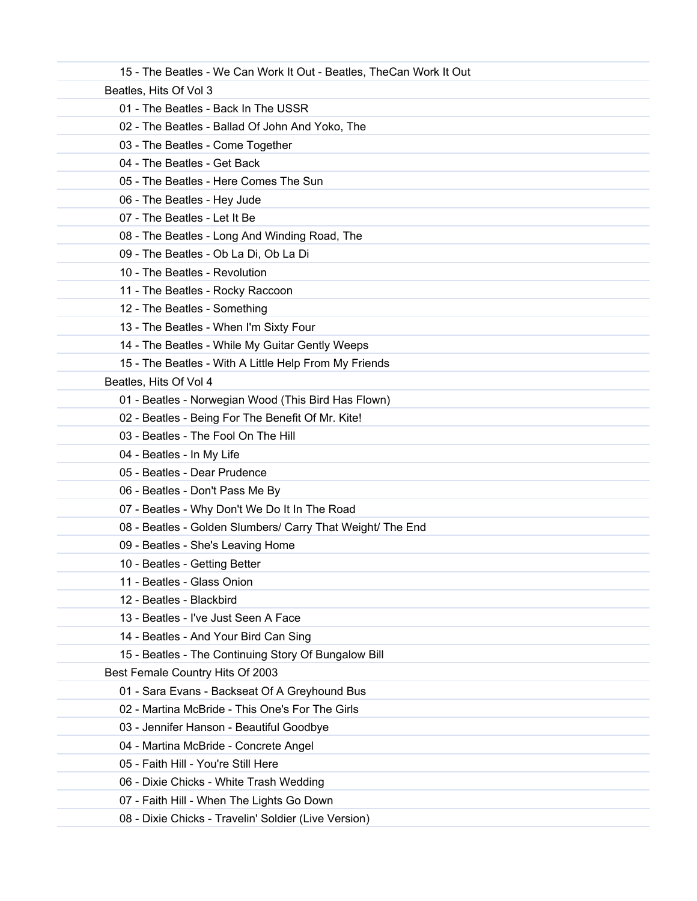15 - The Beatles - We Can Work It Out - Beatles, TheCan Work It Out

Beatles, Hits Of Vol 3

01 - The Beatles - Back In The USSR

02 - The Beatles - Ballad Of John And Yoko, The

03 - The Beatles - Come Together

04 - The Beatles - Get Back

05 - The Beatles - Here Comes The Sun

06 - The Beatles - Hey Jude

07 - The Beatles - Let It Be

08 - The Beatles - Long And Winding Road, The

09 - The Beatles - Ob La Di, Ob La Di

10 - The Beatles - Revolution

11 - The Beatles - Rocky Raccoon

12 - The Beatles - Something

13 - The Beatles - When I'm Sixty Four

14 - The Beatles - While My Guitar Gently Weeps

15 - The Beatles - With A Little Help From My Friends

Beatles, Hits Of Vol 4

01 - Beatles - Norwegian Wood (This Bird Has Flown)

02 - Beatles - Being For The Benefit Of Mr. Kite!

03 - Beatles - The Fool On The Hill

04 - Beatles - In My Life

05 - Beatles - Dear Prudence

06 - Beatles - Don't Pass Me By

07 - Beatles - Why Don't We Do It In The Road

08 - Beatles - Golden Slumbers/ Carry That Weight/ The End

09 - Beatles - She's Leaving Home

10 - Beatles - Getting Better

11 - Beatles - Glass Onion

12 - Beatles - Blackbird

13 - Beatles - I've Just Seen A Face

14 - Beatles - And Your Bird Can Sing

15 - Beatles - The Continuing Story Of Bungalow Bill

Best Female Country Hits Of 2003

01 - Sara Evans - Backseat Of A Greyhound Bus

02 - Martina McBride - This One's For The Girls

03 - Jennifer Hanson - Beautiful Goodbye

04 - Martina McBride - Concrete Angel

05 - Faith Hill - You're Still Here

06 - Dixie Chicks - White Trash Wedding

07 - Faith Hill - When The Lights Go Down

08 - Dixie Chicks - Travelin' Soldier (Live Version)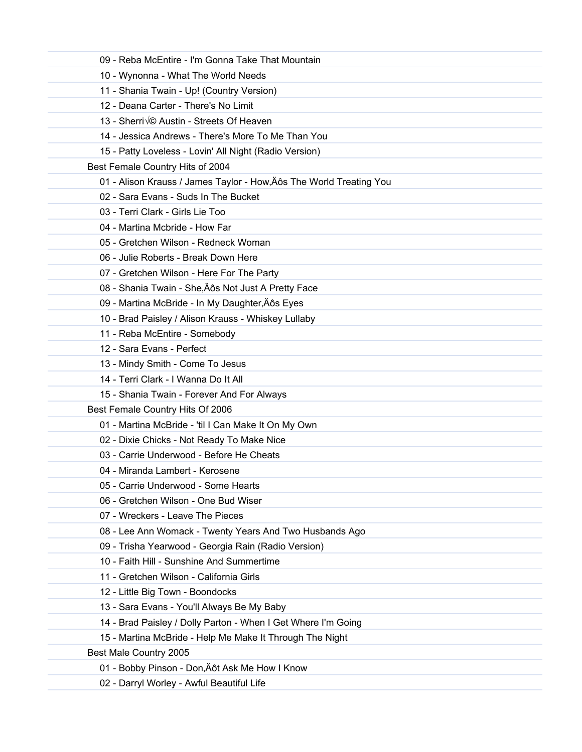09 - Reba McEntire - I'm Gonna Take That Mountain
10 - Wynonna - What The World Needs
11 - Shania Twain - Up! (Country Version)
12 - Deana Carter - There's No Limit
13 - Sherri√© Austin - Streets Of Heaven
14 - Jessica Andrews - There's More To Me Than You
15 - Patty Loveless - Lovin' All Night (Radio Version)

Best Female Country Hits of 2004

01 - Alison Krauss / James Taylor - How,Äôs The World Treating You
02 - Sara Evans - Suds In The Bucket
03 - Terri Clark - Girls Lie Too
04 - Martina Mcbride - How Far
05 - Gretchen Wilson - Redneck Woman
06 - Julie Roberts - Break Down Here
07 - Gretchen Wilson - Here For The Party
08 - Shania Twain - She,Äôs Not Just A Pretty Face
09 - Martina McBride - In My Daughter,Äôs Eyes
10 - Brad Paisley / Alison Krauss - Whiskey Lullaby
11 - Reba McEntire - Somebody
12 - Sara Evans - Perfect
13 - Mindy Smith - Come To Jesus
14 - Terri Clark - I Wanna Do It All
15 - Shania Twain - Forever And For Always

Best Female Country Hits Of 2006

01 - Martina McBride - 'til I Can Make It On My Own
02 - Dixie Chicks - Not Ready To Make Nice
03 - Carrie Underwood - Before He Cheats
04 - Miranda Lambert - Kerosene
05 - Carrie Underwood - Some Hearts
06 - Gretchen Wilson - One Bud Wiser
07 - Wreckers - Leave The Pieces
08 - Lee Ann Womack - Twenty Years And Two Husbands Ago
09 - Trisha Yearwood - Georgia Rain (Radio Version)
10 - Faith Hill - Sunshine And Summertime
11 - Gretchen Wilson - California Girls
12 - Little Big Town - Boondocks
13 - Sara Evans - You'll Always Be My Baby
14 - Brad Paisley / Dolly Parton - When I Get Where I'm Going
15 - Martina McBride - Help Me Make It Through The Night

Best Male Country 2005

01 - Bobby Pinson - Don,Äôt Ask Me How I Know
02 - Darryl Worley - Awful Beautiful Life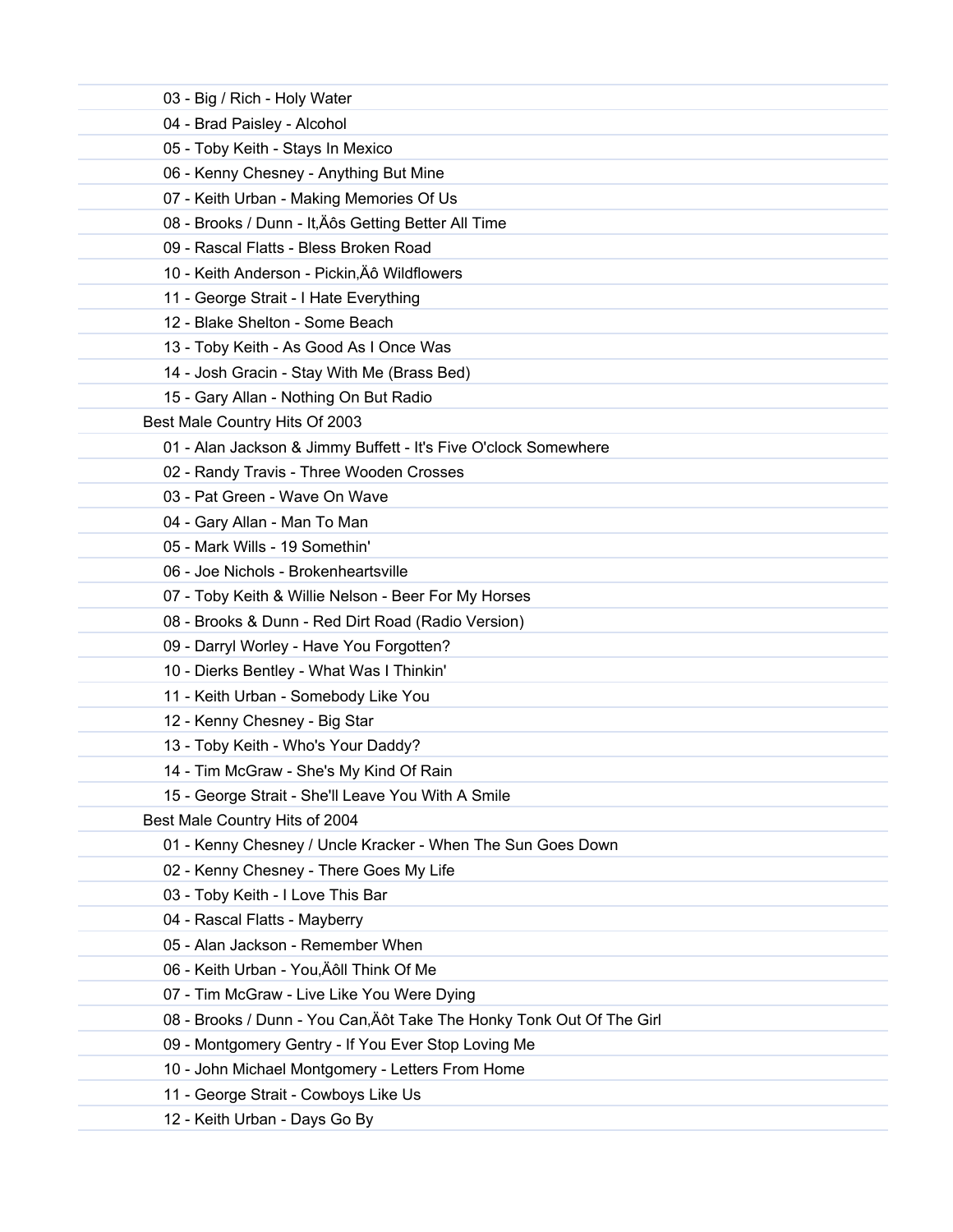- 03 - Big / Rich - Holy Water
- 04 - Brad Paisley - Alcohol
- 05 - Toby Keith - Stays In Mexico
- 06 - Kenny Chesney - Anything But Mine
- 07 - Keith Urban - Making Memories Of Us
- 08 - Brooks / Dunn - It‚Äôs Getting Better All Time
- 09 - Rascal Flatts - Bless Broken Road
- 10 - Keith Anderson - Pickin‚Äô Wildflowers
- 11 - George Strait - I Hate Everything
- 12 - Blake Shelton - Some Beach
- 13 - Toby Keith - As Good As I Once Was
- 14 - Josh Gracin - Stay With Me (Brass Bed)
- 15 - Gary Allan - Nothing On But Radio

Best Male Country Hits Of 2003

- 01 - Alan Jackson & Jimmy Buffett - It's Five O'clock Somewhere
- 02 - Randy Travis - Three Wooden Crosses
- 03 - Pat Green - Wave On Wave
- 04 - Gary Allan - Man To Man
- 05 - Mark Wills - 19 Somethin'
- 06 - Joe Nichols - Brokenheartsville
- 07 - Toby Keith & Willie Nelson - Beer For My Horses
- 08 - Brooks & Dunn - Red Dirt Road (Radio Version)
- 09 - Darryl Worley - Have You Forgotten?
- 10 - Dierks Bentley - What Was I Thinkin'
- 11 - Keith Urban - Somebody Like You
- 12 - Kenny Chesney - Big Star
- 13 - Toby Keith - Who's Your Daddy?
- 14 - Tim McGraw - She's My Kind Of Rain
- 15 - George Strait - She'll Leave You With A Smile

Best Male Country Hits of 2004

- 01 - Kenny Chesney / Uncle Kracker - When The Sun Goes Down
- 02 - Kenny Chesney - There Goes My Life
- 03 - Toby Keith - I Love This Bar
- 04 - Rascal Flatts - Mayberry
- 05 - Alan Jackson - Remember When
- 06 - Keith Urban - You‚Äôll Think Of Me
- 07 - Tim McGraw - Live Like You Were Dying
- 08 - Brooks / Dunn - You Can‚Äôt Take The Honky Tonk Out Of The Girl
- 09 - Montgomery Gentry - If You Ever Stop Loving Me
- 10 - John Michael Montgomery - Letters From Home
- 11 - George Strait - Cowboys Like Us
- 12 - Keith Urban - Days Go By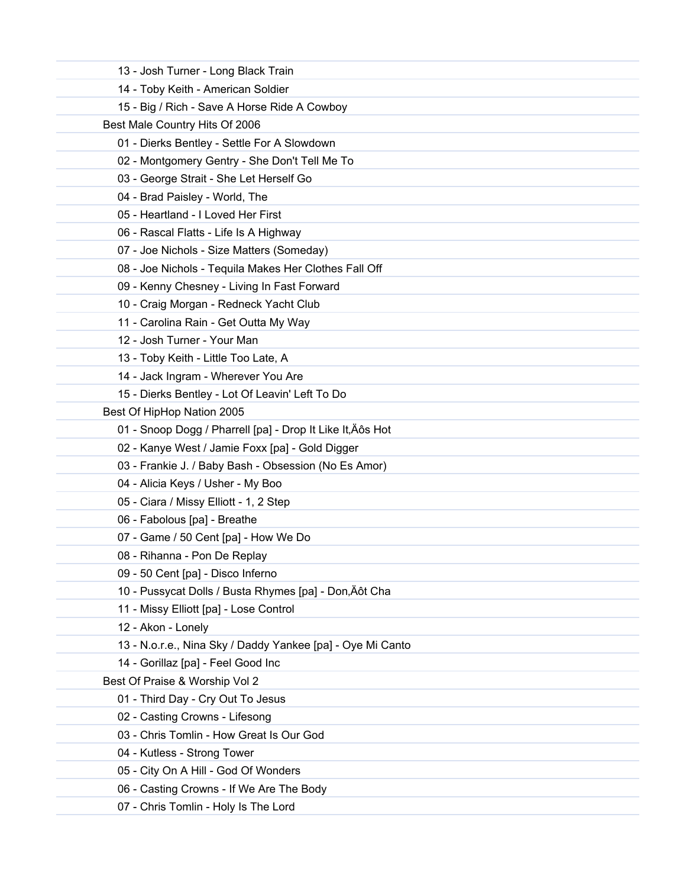13 - Josh Turner - Long Black Train
14 - Toby Keith - American Soldier
15 - Big / Rich - Save A Horse Ride A Cowboy

Best Male Country Hits Of 2006

01 - Dierks Bentley - Settle For A Slowdown
02 - Montgomery Gentry - She Don't Tell Me To
03 - George Strait - She Let Herself Go
04 - Brad Paisley - World, The
05 - Heartland - I Loved Her First
06 - Rascal Flatts - Life Is A Highway
07 - Joe Nichols - Size Matters (Someday)
08 - Joe Nichols - Tequila Makes Her Clothes Fall Off
09 - Kenny Chesney - Living In Fast Forward
10 - Craig Morgan - Redneck Yacht Club
11 - Carolina Rain - Get Outta My Way
12 - Josh Turner - Your Man
13 - Toby Keith - Little Too Late, A
14 - Jack Ingram - Wherever You Are
15 - Dierks Bentley - Lot Of Leavin' Left To Do

Best Of HipHop Nation 2005

01 - Snoop Dogg / Pharrell [pa] - Drop It Like It‚Äôs Hot
02 - Kanye West / Jamie Foxx [pa] - Gold Digger
03 - Frankie J. / Baby Bash - Obsession (No Es Amor)
04 - Alicia Keys / Usher - My Boo
05 - Ciara / Missy Elliott - 1, 2 Step
06 - Fabolous [pa] - Breathe
07 - Game / 50 Cent [pa] - How We Do
08 - Rihanna - Pon De Replay
09 - 50 Cent [pa] - Disco Inferno
10 - Pussycat Dolls / Busta Rhymes [pa] - Don‚Äôt Cha
11 - Missy Elliott [pa] - Lose Control
12 - Akon - Lonely
13 - N.o.r.e., Nina Sky / Daddy Yankee [pa] - Oye Mi Canto
14 - Gorillaz [pa] - Feel Good Inc

Best Of Praise & Worship Vol 2

01 - Third Day - Cry Out To Jesus
02 - Casting Crowns - Lifesong
03 - Chris Tomlin - How Great Is Our God
04 - Kutless - Strong Tower
05 - City On A Hill - God Of Wonders
06 - Casting Crowns - If We Are The Body
07 - Chris Tomlin - Holy Is The Lord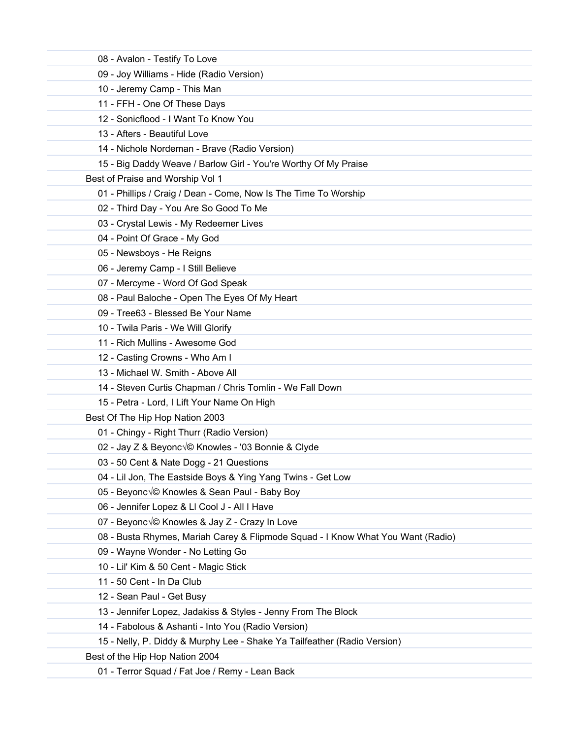08 - Avalon - Testify To Love
09 - Joy Williams - Hide (Radio Version)
10 - Jeremy Camp - This Man
11 - FFH - One Of These Days
12 - Sonicflood - I Want To Know You
13 - Afters - Beautiful Love
14 - Nichole Nordeman - Brave (Radio Version)
15 - Big Daddy Weave / Barlow Girl - You're Worthy Of My Praise

Best of Praise and Worship Vol 1

01 - Phillips / Craig / Dean - Come, Now Is The Time To Worship
02 - Third Day - You Are So Good To Me
03 - Crystal Lewis - My Redeemer Lives
04 - Point Of Grace - My God
05 - Newsboys - He Reigns
06 - Jeremy Camp - I Still Believe
07 - Mercyme - Word Of God Speak
08 - Paul Baloche - Open The Eyes Of My Heart
09 - Tree63 - Blessed Be Your Name
10 - Twila Paris - We Will Glorify
11 - Rich Mullins - Awesome God
12 - Casting Crowns - Who Am I
13 - Michael W. Smith - Above All
14 - Steven Curtis Chapman / Chris Tomlin - We Fall Down
15 - Petra - Lord, I Lift Your Name On High

Best Of The Hip Hop Nation 2003

01 - Chingy - Right Thurr (Radio Version)
02 - Jay Z & Beyonc√© Knowles - '03 Bonnie & Clyde
03 - 50 Cent & Nate Dogg - 21 Questions
04 - Lil Jon, The Eastside Boys & Ying Yang Twins - Get Low
05 - Beyonc√© Knowles & Sean Paul - Baby Boy
06 - Jennifer Lopez & Ll Cool J - All I Have
07 - Beyonc√© Knowles & Jay Z - Crazy In Love
08 - Busta Rhymes, Mariah Carey & Flipmode Squad - I Know What You Want (Radio)
09 - Wayne Wonder - No Letting Go
10 - Lil' Kim & 50 Cent - Magic Stick
11 - 50 Cent - In Da Club
12 - Sean Paul - Get Busy
13 - Jennifer Lopez, Jadakiss & Styles - Jenny From The Block
14 - Fabolous & Ashanti - Into You (Radio Version)
15 - Nelly, P. Diddy & Murphy Lee - Shake Ya Tailfeather (Radio Version)

Best of the Hip Hop Nation 2004

01 - Terror Squad / Fat Joe / Remy - Lean Back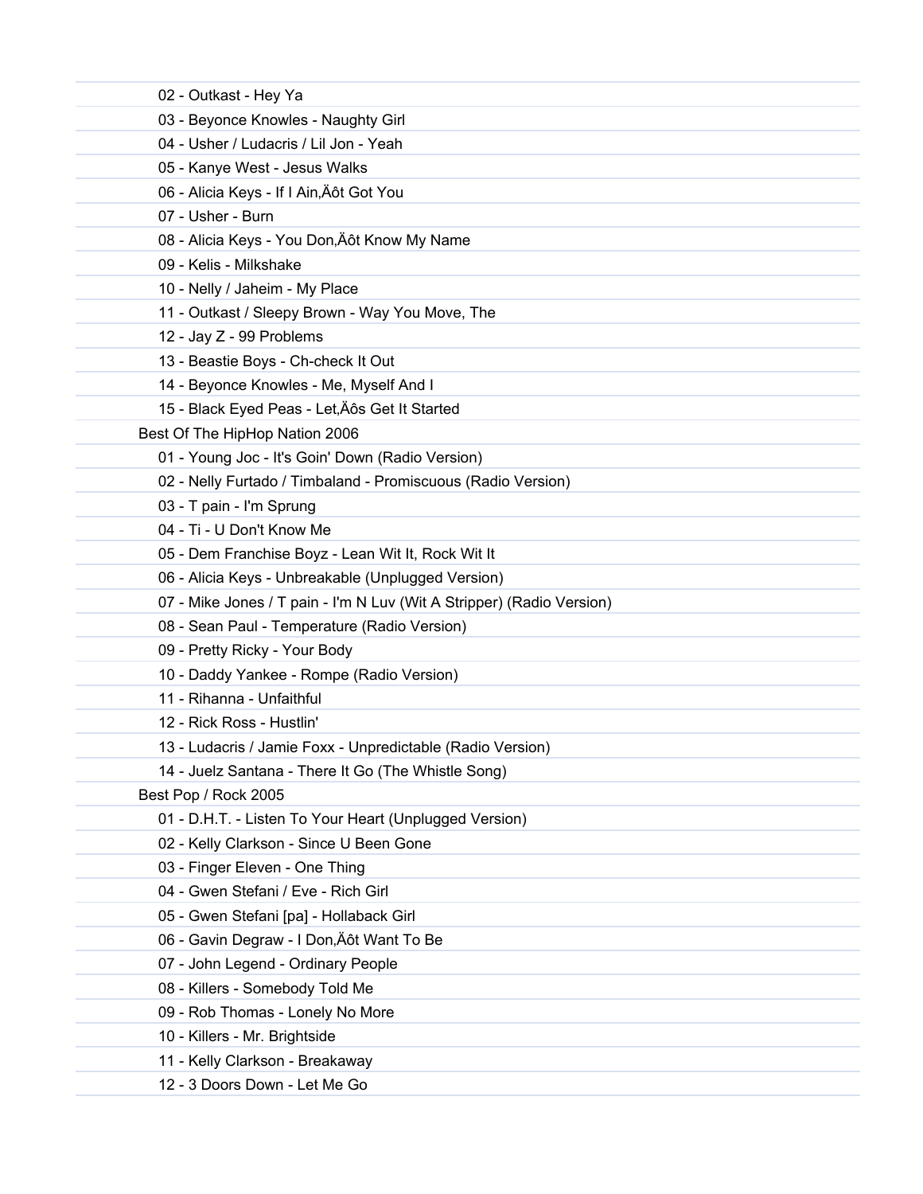02 - Outkast - Hey Ya
03 - Beyonce Knowles - Naughty Girl
04 - Usher / Ludacris / Lil Jon - Yeah
05 - Kanye West - Jesus Walks
06 - Alicia Keys - If I Ain‚Äôt Got You
07 - Usher - Burn
08 - Alicia Keys - You Don‚Äôt Know My Name
09 - Kelis - Milkshake
10 - Nelly / Jaheim - My Place
11 - Outkast / Sleepy Brown - Way You Move, The
12 - Jay Z - 99 Problems
13 - Beastie Boys - Ch-check It Out
14 - Beyonce Knowles - Me, Myself And I
15 - Black Eyed Peas - Let‚Äôs Get It Started

Best Of The HipHop Nation 2006

01 - Young Joc - It's Goin' Down (Radio Version)
02 - Nelly Furtado / Timbaland - Promiscuous (Radio Version)
03 - T pain - I'm Sprung
04 - Ti - U Don't Know Me
05 - Dem Franchise Boyz - Lean Wit It, Rock Wit It
06 - Alicia Keys - Unbreakable (Unplugged Version)
07 - Mike Jones / T pain - I'm N Luv (Wit A Stripper) (Radio Version)
08 - Sean Paul - Temperature (Radio Version)
09 - Pretty Ricky - Your Body
10 - Daddy Yankee - Rompe (Radio Version)
11 - Rihanna - Unfaithful
12 - Rick Ross - Hustlin'
13 - Ludacris / Jamie Foxx - Unpredictable (Radio Version)
14 - Juelz Santana - There It Go (The Whistle Song)

Best Pop / Rock 2005

01 - D.H.T. - Listen To Your Heart (Unplugged Version)
02 - Kelly Clarkson - Since U Been Gone
03 - Finger Eleven - One Thing
04 - Gwen Stefani / Eve - Rich Girl
05 - Gwen Stefani [pa] - Hollaback Girl
06 - Gavin Degraw - I Don‚Äôt Want To Be
07 - John Legend - Ordinary People
08 - Killers - Somebody Told Me
09 - Rob Thomas - Lonely No More
10 - Killers - Mr. Brightside
11 - Kelly Clarkson - Breakaway
12 - 3 Doors Down - Let Me Go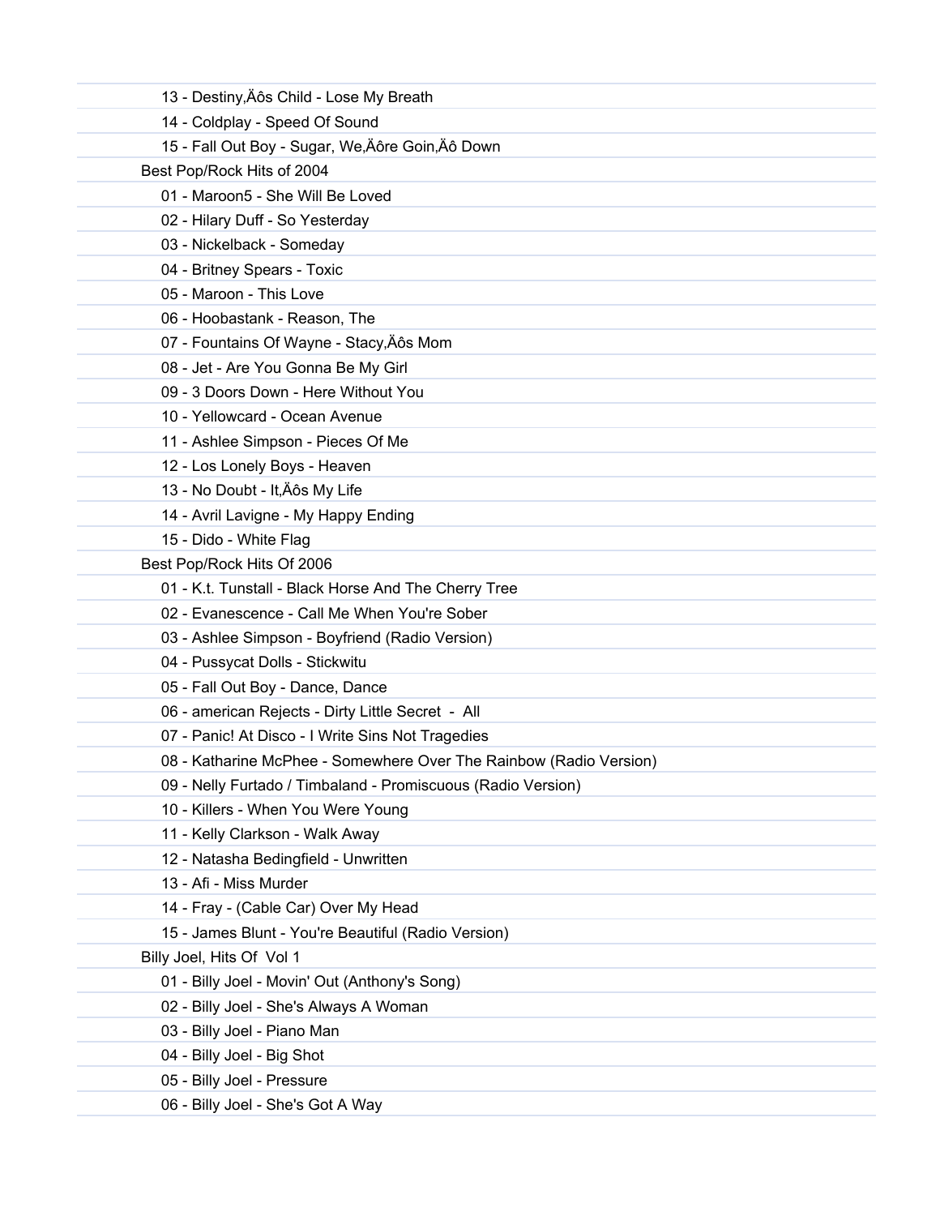13 - Destiny‚Äôs Child - Lose My Breath
14 - Coldplay - Speed Of Sound
15 - Fall Out Boy - Sugar, We‚Äôre Goin‚Äô Down

Best Pop/Rock Hits of 2004

01 - Maroon5 - She Will Be Loved
02 - Hilary Duff - So Yesterday
03 - Nickelback - Someday
04 - Britney Spears - Toxic
05 - Maroon - This Love
06 - Hoobastank - Reason, The
07 - Fountains Of Wayne - Stacy‚Äôs Mom
08 - Jet - Are You Gonna Be My Girl
09 - 3 Doors Down - Here Without You
10 - Yellowcard - Ocean Avenue
11 - Ashlee Simpson - Pieces Of Me
12 - Los Lonely Boys - Heaven
13 - No Doubt - It‚Äôs My Life
14 - Avril Lavigne - My Happy Ending
15 - Dido - White Flag

Best Pop/Rock Hits Of 2006

01 - K.t. Tunstall - Black Horse And The Cherry Tree
02 - Evanescence - Call Me When You're Sober
03 - Ashlee Simpson - Boyfriend (Radio Version)
04 - Pussycat Dolls - Stickwitu
05 - Fall Out Boy - Dance, Dance
06 - american Rejects - Dirty Little Secret - All
07 - Panic! At Disco - I Write Sins Not Tragedies
08 - Katharine McPhee - Somewhere Over The Rainbow (Radio Version)
09 - Nelly Furtado / Timbaland - Promiscuous (Radio Version)
10 - Killers - When You Were Young
11 - Kelly Clarkson - Walk Away
12 - Natasha Bedingfield - Unwritten
13 - Afi - Miss Murder
14 - Fray - (Cable Car) Over My Head
15 - James Blunt - You're Beautiful (Radio Version)

Billy Joel, Hits Of Vol 1

01 - Billy Joel - Movin' Out (Anthony's Song)
02 - Billy Joel - She's Always A Woman
03 - Billy Joel - Piano Man
04 - Billy Joel - Big Shot
05 - Billy Joel - Pressure
06 - Billy Joel - She's Got A Way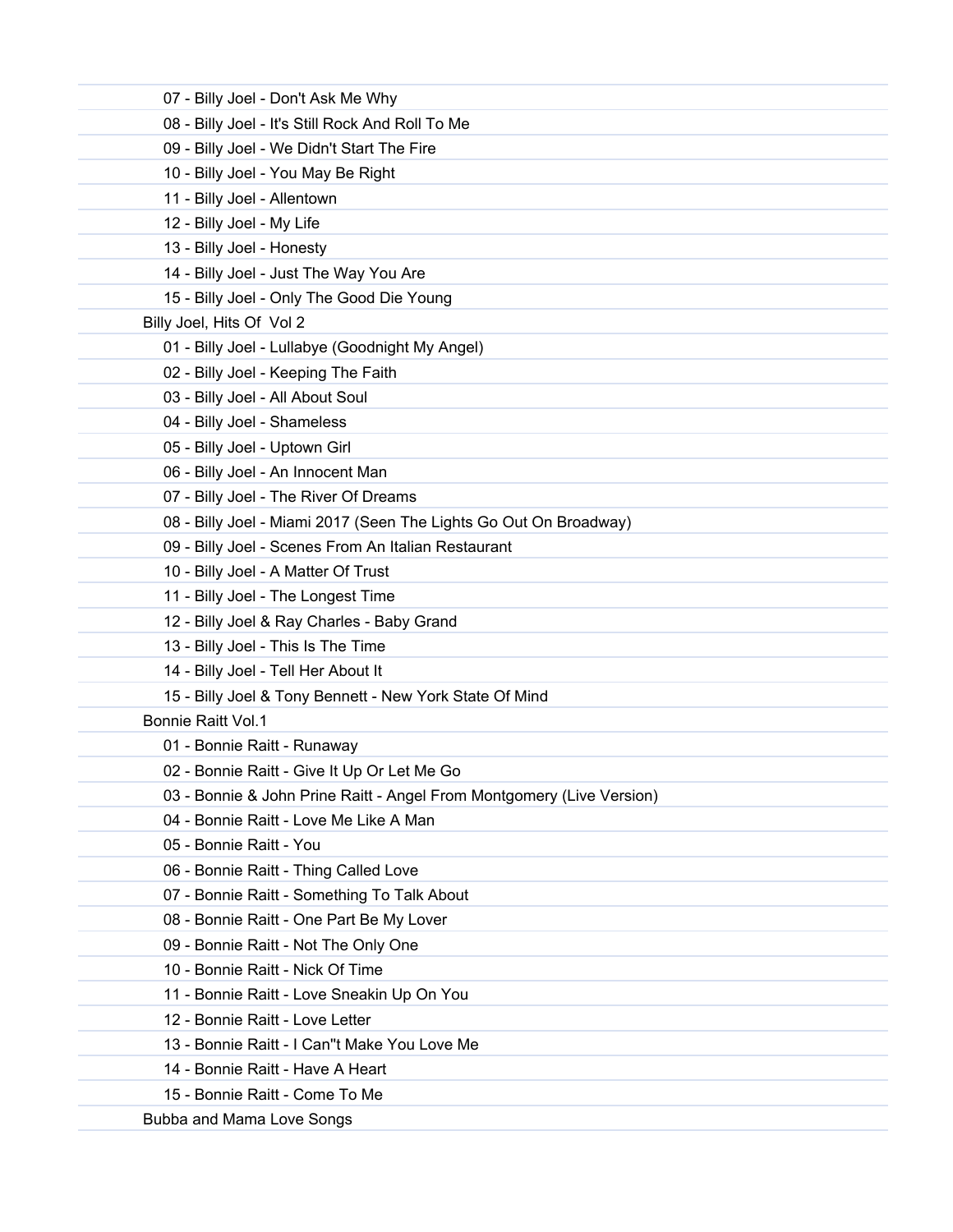07 - Billy Joel - Don't Ask Me Why
08 - Billy Joel - It's Still Rock And Roll To Me
09 - Billy Joel - We Didn't Start The Fire
10 - Billy Joel - You May Be Right
11 - Billy Joel - Allentown
12 - Billy Joel - My Life
13 - Billy Joel - Honesty
14 - Billy Joel - Just The Way You Are
15 - Billy Joel - Only The Good Die Young

Billy Joel, Hits Of Vol 2

01 - Billy Joel - Lullabye (Goodnight My Angel)
02 - Billy Joel - Keeping The Faith
03 - Billy Joel - All About Soul
04 - Billy Joel - Shameless
05 - Billy Joel - Uptown Girl
06 - Billy Joel - An Innocent Man
07 - Billy Joel - The River Of Dreams
08 - Billy Joel - Miami 2017 (Seen The Lights Go Out On Broadway)
09 - Billy Joel - Scenes From An Italian Restaurant
10 - Billy Joel - A Matter Of Trust
11 - Billy Joel - The Longest Time
12 - Billy Joel & Ray Charles - Baby Grand
13 - Billy Joel - This Is The Time
14 - Billy Joel - Tell Her About It
15 - Billy Joel & Tony Bennett - New York State Of Mind

Bonnie Raitt Vol.1

01 - Bonnie Raitt - Runaway
02 - Bonnie Raitt - Give It Up Or Let Me Go
03 - Bonnie & John Prine Raitt - Angel From Montgomery (Live Version)
04 - Bonnie Raitt - Love Me Like A Man
05 - Bonnie Raitt - You
06 - Bonnie Raitt - Thing Called Love
07 - Bonnie Raitt - Something To Talk About
08 - Bonnie Raitt - One Part Be My Lover
09 - Bonnie Raitt - Not The Only One
10 - Bonnie Raitt - Nick Of Time
11 - Bonnie Raitt - Love Sneakin Up On You
12 - Bonnie Raitt - Love Letter
13 - Bonnie Raitt - I Can''t Make You Love Me
14 - Bonnie Raitt - Have A Heart
15 - Bonnie Raitt - Come To Me

Bubba and Mama Love Songs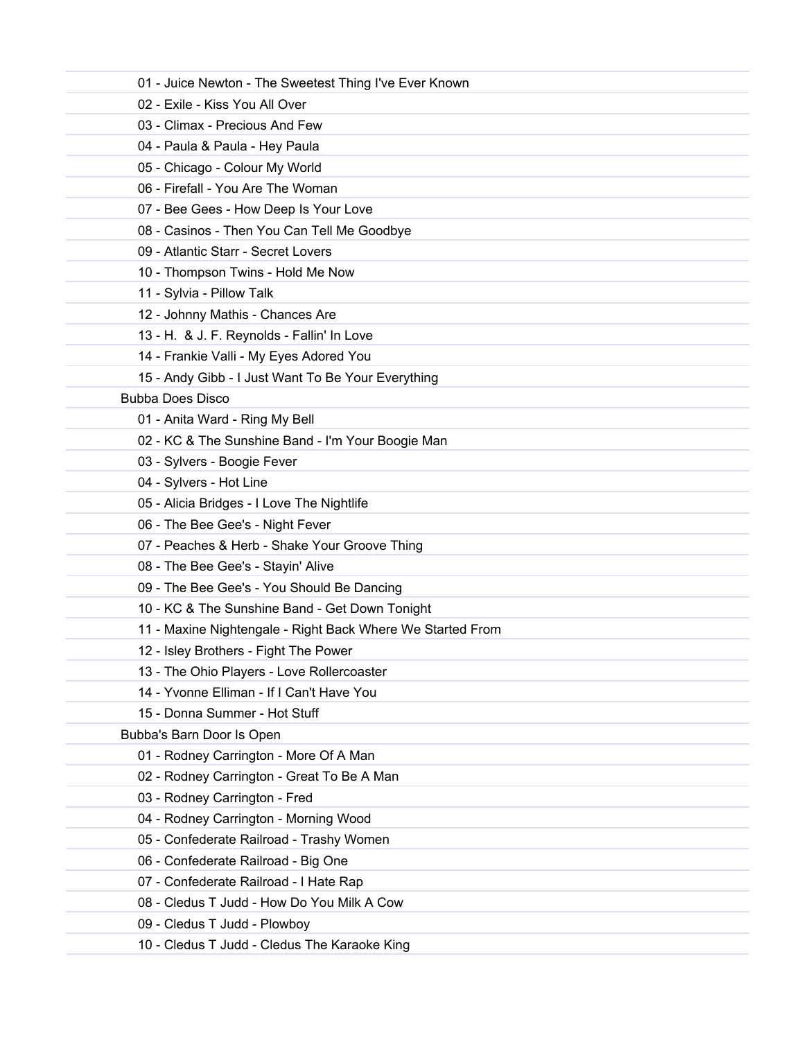01 - Juice Newton - The Sweetest Thing I've Ever Known
02 - Exile - Kiss You All Over
03 - Climax - Precious And Few
04 - Paula & Paula - Hey Paula
05 - Chicago - Colour My World
06 - Firefall - You Are The Woman
07 - Bee Gees - How Deep Is Your Love
08 - Casinos - Then You Can Tell Me Goodbye
09 - Atlantic Starr - Secret Lovers
10 - Thompson Twins - Hold Me Now
11 - Sylvia - Pillow Talk
12 - Johnny Mathis - Chances Are
13 - H. & J. F. Reynolds - Fallin' In Love
14 - Frankie Valli - My Eyes Adored You
15 - Andy Gibb - I Just Want To Be Your Everything

Bubba Does Disco

01 - Anita Ward - Ring My Bell
02 - KC & The Sunshine Band - I'm Your Boogie Man
03 - Sylvers - Boogie Fever
04 - Sylvers - Hot Line
05 - Alicia Bridges - I Love The Nightlife
06 - The Bee Gee's - Night Fever
07 - Peaches & Herb - Shake Your Groove Thing
08 - The Bee Gee's - Stayin' Alive
09 - The Bee Gee's - You Should Be Dancing
10 - KC & The Sunshine Band - Get Down Tonight
11 - Maxine Nightengale - Right Back Where We Started From
12 - Isley Brothers - Fight The Power
13 - The Ohio Players - Love Rollercoaster
14 - Yvonne Elliman - If I Can't Have You
15 - Donna Summer - Hot Stuff

Bubba's Barn Door Is Open

01 - Rodney Carrington - More Of A Man
02 - Rodney Carrington - Great To Be A Man
03 - Rodney Carrington - Fred
04 - Rodney Carrington - Morning Wood
05 - Confederate Railroad - Trashy Women
06 - Confederate Railroad - Big One
07 - Confederate Railroad - I Hate Rap
08 - Cledus T Judd - How Do You Milk A Cow
09 - Cledus T Judd - Plowboy
10 - Cledus T Judd - Cledus The Karaoke King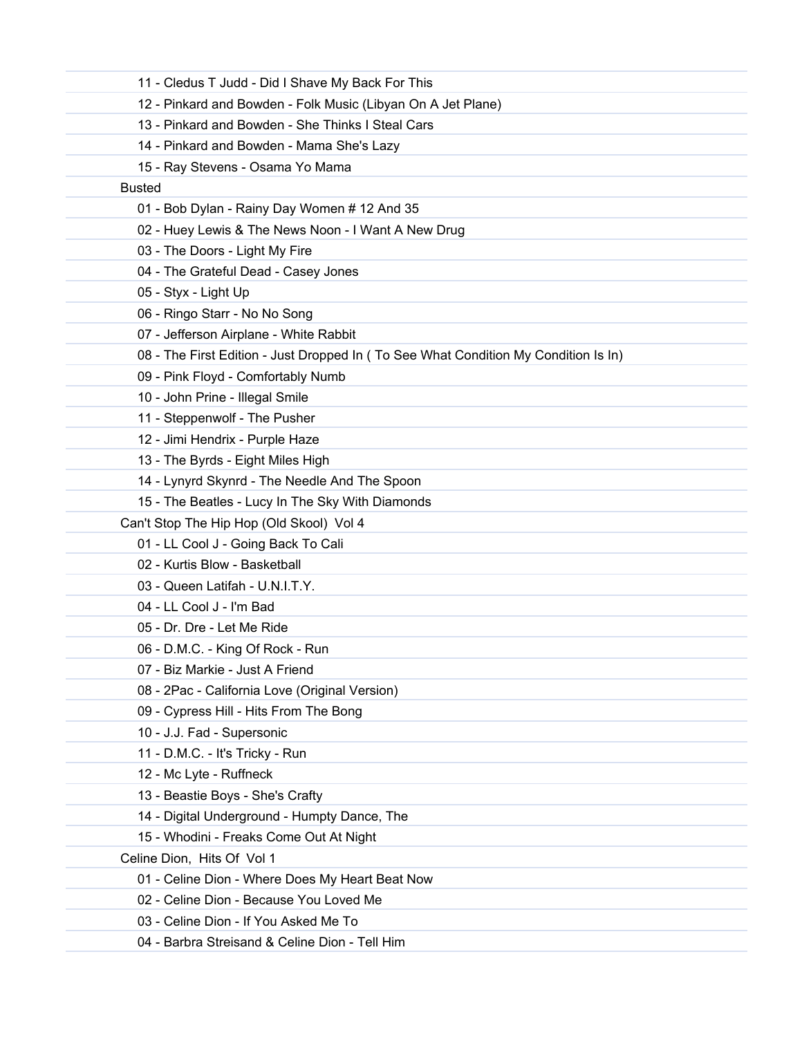11 - Cledus T Judd - Did I Shave My Back For This
12 - Pinkard and Bowden - Folk Music (Libyan On A Jet Plane)
13 - Pinkard and Bowden - She Thinks I Steal Cars
14 - Pinkard and Bowden - Mama She's Lazy
15 - Ray Stevens - Osama Yo Mama

Busted

01 - Bob Dylan - Rainy Day Women # 12 And 35
02 - Huey Lewis & The News Noon - I Want A New Drug
03 - The Doors - Light My Fire
04 - The Grateful Dead - Casey Jones
05 - Styx - Light Up
06 - Ringo Starr - No No Song
07 - Jefferson Airplane - White Rabbit
08 - The First Edition - Just Dropped In ( To See What Condition My Condition Is In)
09 - Pink Floyd - Comfortably Numb
10 - John Prine - Illegal Smile
11 - Steppenwolf - The Pusher
12 - Jimi Hendrix - Purple Haze
13 - The Byrds - Eight Miles High
14 - Lynyrd Skynrd - The Needle And The Spoon
15 - The Beatles - Lucy In The Sky With Diamonds

Can't Stop The Hip Hop (Old Skool) Vol 4

01 - LL Cool J - Going Back To Cali
02 - Kurtis Blow - Basketball
03 - Queen Latifah - U.N.I.T.Y.
04 - LL Cool J - I'm Bad
05 - Dr. Dre - Let Me Ride
06 - D.M.C. - King Of Rock - Run
07 - Biz Markie - Just A Friend
08 - 2Pac - California Love (Original Version)
09 - Cypress Hill - Hits From The Bong
10 - J.J. Fad - Supersonic
11 - D.M.C. - It's Tricky - Run
12 - Mc Lyte - Ruffneck
13 - Beastie Boys - She's Crafty
14 - Digital Underground - Humpty Dance, The
15 - Whodini - Freaks Come Out At Night

Celine Dion, Hits Of Vol 1

01 - Celine Dion - Where Does My Heart Beat Now
02 - Celine Dion - Because You Loved Me
03 - Celine Dion - If You Asked Me To
04 - Barbra Streisand & Celine Dion - Tell Him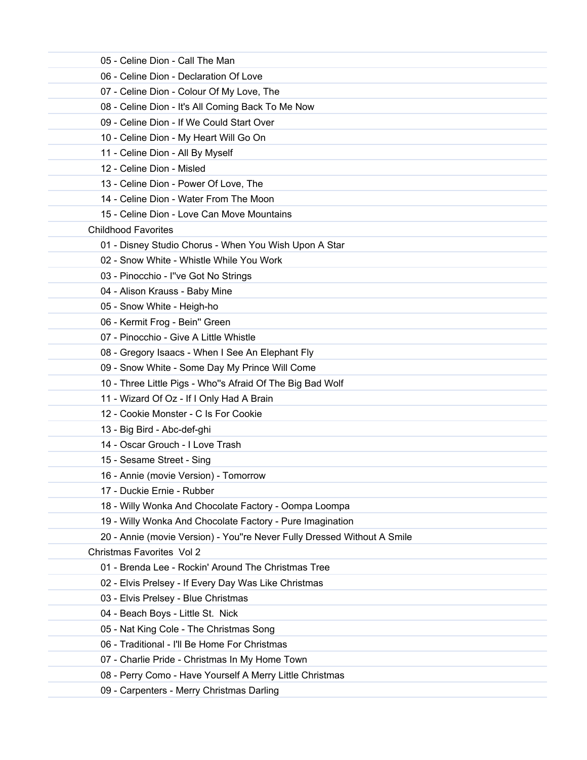05 - Celine Dion - Call The Man
06 - Celine Dion - Declaration Of Love
07 - Celine Dion - Colour Of My Love, The
08 - Celine Dion - It's All Coming Back To Me Now
09 - Celine Dion - If We Could Start Over
10 - Celine Dion - My Heart Will Go On
11 - Celine Dion - All By Myself
12 - Celine Dion - Misled
13 - Celine Dion - Power Of Love, The
14 - Celine Dion - Water From The Moon
15 - Celine Dion - Love Can Move Mountains

Childhood Favorites

01 - Disney Studio Chorus - When You Wish Upon A Star
02 - Snow White - Whistle While You Work
03 - Pinocchio - I''ve Got No Strings
04 - Alison Krauss - Baby Mine
05 - Snow White - Heigh-ho
06 - Kermit Frog - Bein'' Green
07 - Pinocchio - Give A Little Whistle
08 - Gregory Isaacs - When I See An Elephant Fly
09 - Snow White - Some Day My Prince Will Come
10 - Three Little Pigs - Who''s Afraid Of The Big Bad Wolf
11 - Wizard Of Oz - If I Only Had A Brain
12 - Cookie Monster - C Is For Cookie
13 - Big Bird - Abc-def-ghi
14 - Oscar Grouch - I Love Trash
15 - Sesame Street - Sing
16 - Annie (movie Version) - Tomorrow
17 - Duckie Ernie - Rubber
18 - Willy Wonka And Chocolate Factory - Oompa Loompa
19 - Willy Wonka And Chocolate Factory - Pure Imagination
20 - Annie (movie Version) - You''re Never Fully Dressed Without A Smile

Christmas Favorites  Vol 2

01 - Brenda Lee - Rockin' Around The Christmas Tree
02 - Elvis Presley - If Every Day Was Like Christmas
03 - Elvis Presley - Blue Christmas
04 - Beach Boys - Little St.  Nick
05 - Nat King Cole - The Christmas Song
06 - Traditional - I'll Be Home For Christmas
07 - Charlie Pride - Christmas In My Home Town
08 - Perry Como - Have Yourself A Merry Little Christmas
09 - Carpenters - Merry Christmas Darling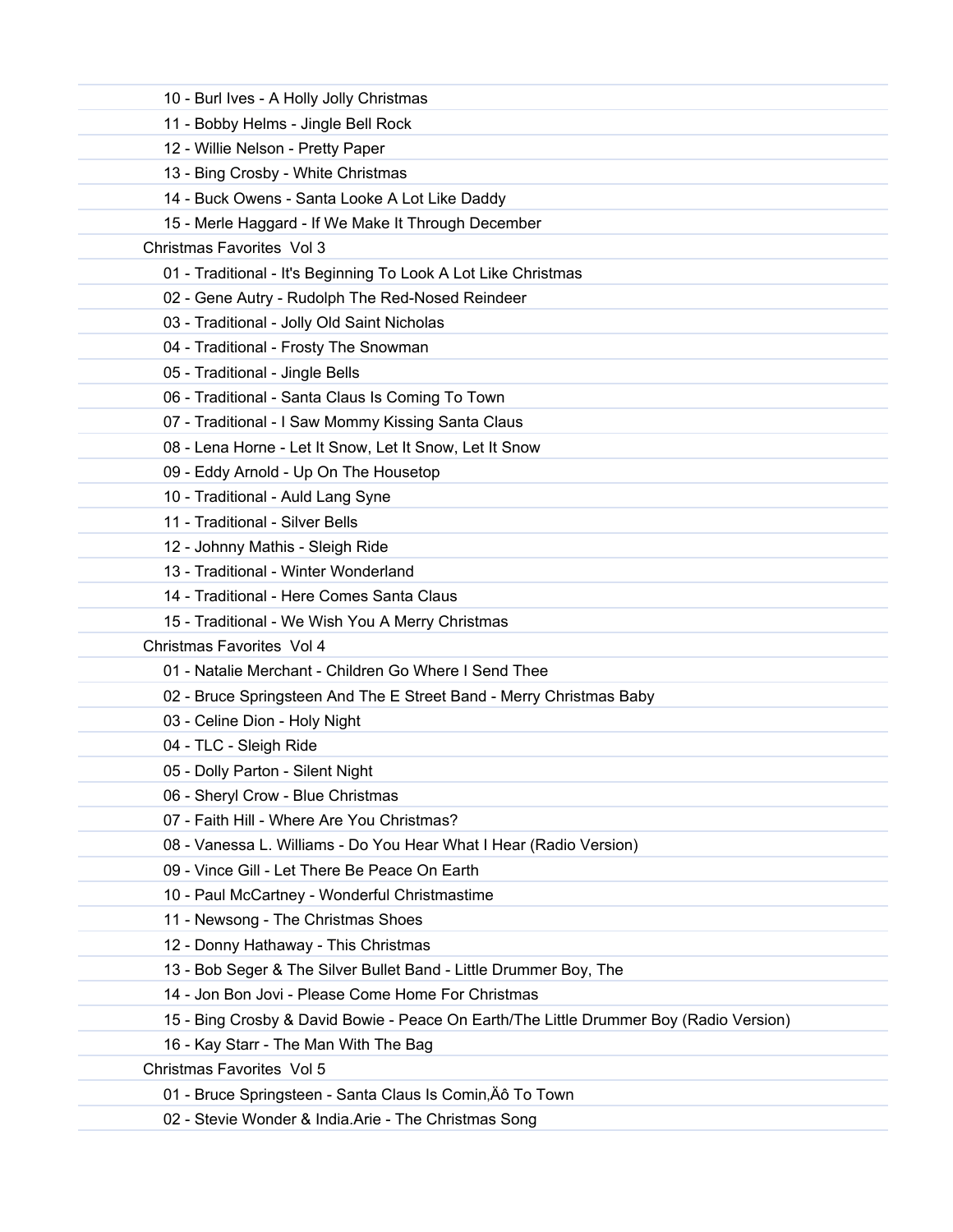10 - Burl Ives - A Holly Jolly Christmas

11 - Bobby Helms - Jingle Bell Rock

12 - Willie Nelson - Pretty Paper

13 - Bing Crosby - White Christmas

14 - Buck Owens - Santa Looke A Lot Like Daddy

15 - Merle Haggard - If We Make It Through December

Christmas Favorites  Vol 3

01 - Traditional - It's Beginning To Look A Lot Like Christmas

02 - Gene Autry - Rudolph The Red-Nosed Reindeer

03 - Traditional - Jolly Old Saint Nicholas

04 - Traditional - Frosty The Snowman

05 - Traditional - Jingle Bells

06 - Traditional - Santa Claus Is Coming To Town

07 - Traditional - I Saw Mommy Kissing Santa Claus

08 - Lena Horne - Let It Snow, Let It Snow, Let It Snow

09 - Eddy Arnold - Up On The Housetop

10 - Traditional - Auld Lang Syne

11 - Traditional - Silver Bells

12 - Johnny Mathis - Sleigh Ride

13 - Traditional - Winter Wonderland

14 - Traditional - Here Comes Santa Claus

15 - Traditional - We Wish You A Merry Christmas

Christmas Favorites  Vol 4

01 - Natalie Merchant - Children Go Where I Send Thee

02 - Bruce Springsteen And The E Street Band - Merry Christmas Baby

03 - Celine Dion - Holy Night

04 - TLC - Sleigh Ride

05 - Dolly Parton - Silent Night

06 - Sheryl Crow - Blue Christmas

07 - Faith Hill - Where Are You Christmas?

08 - Vanessa L. Williams - Do You Hear What I Hear (Radio Version)

09 - Vince Gill - Let There Be Peace On Earth

10 - Paul McCartney - Wonderful Christmastime

11 - Newsong - The Christmas Shoes

12 - Donny Hathaway - This Christmas

13 - Bob Seger & The Silver Bullet Band - Little Drummer Boy, The

14 - Jon Bon Jovi - Please Come Home For Christmas

15 - Bing Crosby & David Bowie - Peace On Earth/The Little Drummer Boy (Radio Version)

16 - Kay Starr - The Man With The Bag

Christmas Favorites  Vol 5

01 - Bruce Springsteen - Santa Claus Is Comin,Äô To Town

02 - Stevie Wonder & India.Arie - The Christmas Song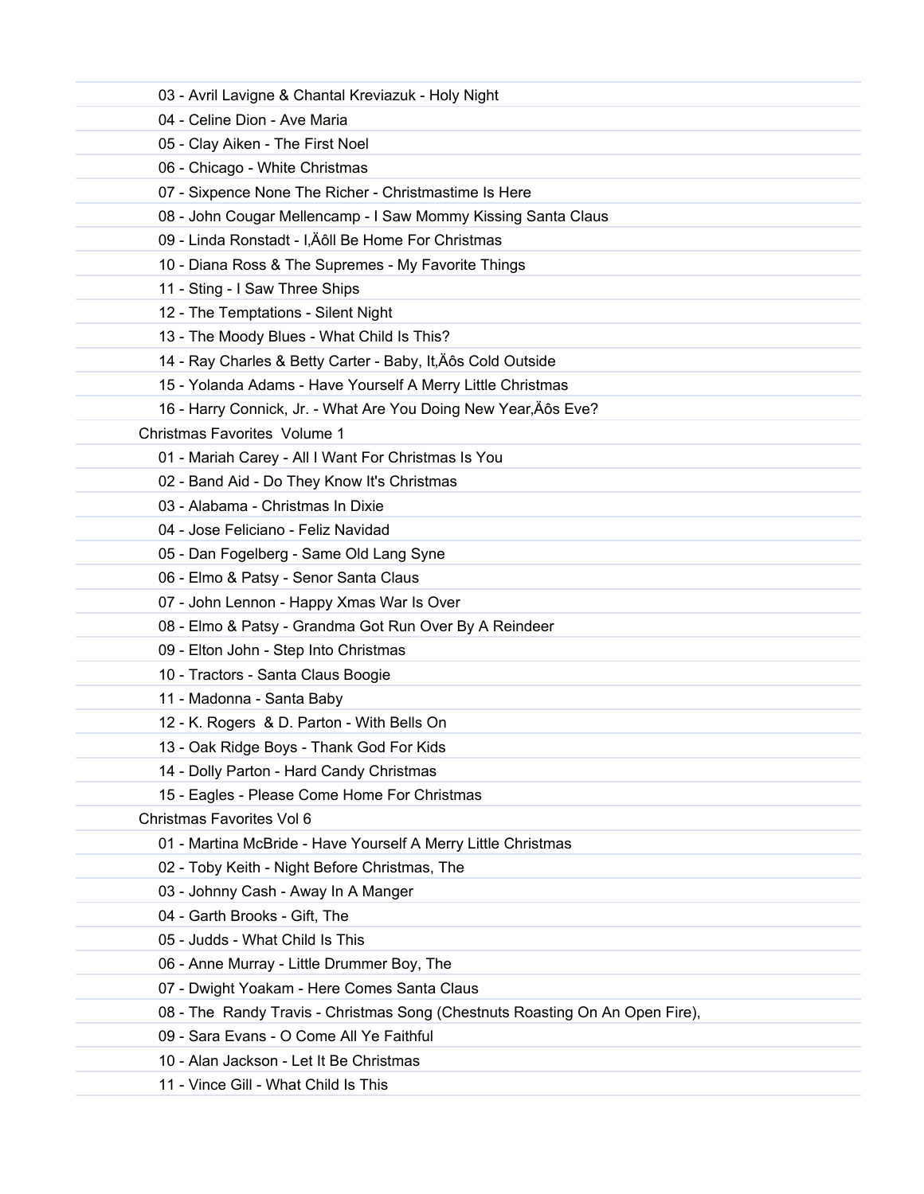03 - Avril Lavigne & Chantal Kreviazuk - Holy Night

04 - Celine Dion - Ave Maria

05 - Clay Aiken - The First Noel

06 - Chicago - White Christmas

07 - Sixpence None The Richer - Christmastime Is Here

08 - John Cougar Mellencamp - I Saw Mommy Kissing Santa Claus

09 - Linda Ronstadt - I‚Äôll Be Home For Christmas

10 - Diana Ross & The Supremes - My Favorite Things

11 - Sting - I Saw Three Ships

12 - The Temptations - Silent Night

13 - The Moody Blues - What Child Is This?

14 - Ray Charles & Betty Carter - Baby, It‚Äôs Cold Outside

15 - Yolanda Adams - Have Yourself A Merry Little Christmas

16 - Harry Connick, Jr. - What Are You Doing New Year‚Äôs Eve?

Christmas Favorites Volume 1

01 - Mariah Carey - All I Want For Christmas Is You

02 - Band Aid - Do They Know It's Christmas

03 - Alabama - Christmas In Dixie

04 - Jose Feliciano - Feliz Navidad

05 - Dan Fogelberg - Same Old Lang Syne

06 - Elmo & Patsy - Senor Santa Claus

07 - John Lennon - Happy Xmas War Is Over

08 - Elmo & Patsy - Grandma Got Run Over By A Reindeer

09 - Elton John - Step Into Christmas

10 - Tractors - Santa Claus Boogie

11 - Madonna - Santa Baby

12 - K. Rogers & D. Parton - With Bells On

13 - Oak Ridge Boys - Thank God For Kids

14 - Dolly Parton - Hard Candy Christmas

15 - Eagles - Please Come Home For Christmas

Christmas Favorites Vol 6

01 - Martina McBride - Have Yourself A Merry Little Christmas

02 - Toby Keith - Night Before Christmas, The

03 - Johnny Cash - Away In A Manger

04 - Garth Brooks - Gift, The

05 - Judds - What Child Is This

06 - Anne Murray - Little Drummer Boy, The

07 - Dwight Yoakam - Here Comes Santa Claus

08 - The Randy Travis - Christmas Song (Chestnuts Roasting On An Open Fire),

09 - Sara Evans - O Come All Ye Faithful

10 - Alan Jackson - Let It Be Christmas

11 - Vince Gill - What Child Is This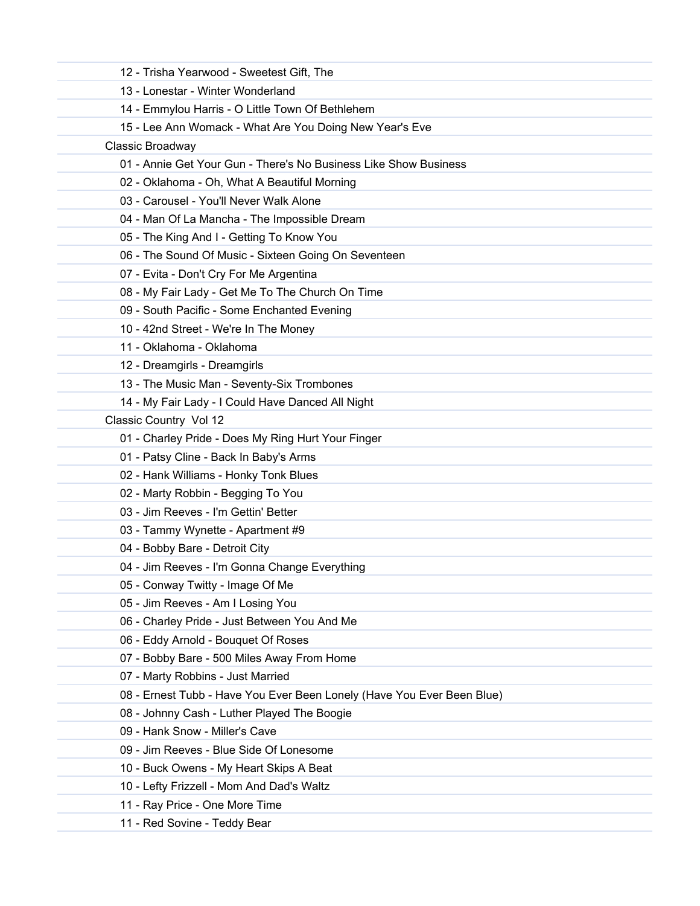12 - Trisha Yearwood - Sweetest Gift, The

13 - Lonestar - Winter Wonderland

14 - Emmylou Harris - O Little Town Of Bethlehem

15 - Lee Ann Womack - What Are You Doing New Year's Eve

Classic Broadway

01 - Annie Get Your Gun - There's No Business Like Show Business

02 - Oklahoma - Oh, What A Beautiful Morning

03 - Carousel - You'll Never Walk Alone

04 - Man Of La Mancha - The Impossible Dream

05 - The King And I - Getting To Know You

06 - The Sound Of Music - Sixteen Going On Seventeen

07 - Evita - Don't Cry For Me Argentina

08 - My Fair Lady - Get Me To The Church On Time

09 - South Pacific - Some Enchanted Evening

10 - 42nd Street - We're In The Money

11 - Oklahoma - Oklahoma

12 - Dreamgirls - Dreamgirls

13 - The Music Man - Seventy-Six Trombones

14 - My Fair Lady - I Could Have Danced All Night

Classic Country  Vol 12

01 - Charley Pride - Does My Ring Hurt Your Finger

01 - Patsy Cline - Back In Baby's Arms

02 - Hank Williams - Honky Tonk Blues

02 - Marty Robbin - Begging To You

03 - Jim Reeves - I'm Gettin' Better

03 - Tammy Wynette - Apartment #9

04 - Bobby Bare - Detroit City

04 - Jim Reeves - I'm Gonna Change Everything

05 - Conway Twitty - Image Of Me

05 - Jim Reeves - Am I Losing You

06 - Charley Pride - Just Between You And Me

06 - Eddy Arnold - Bouquet Of Roses

07 - Bobby Bare - 500 Miles Away From Home

07 - Marty Robbins - Just Married

08 - Ernest Tubb - Have You Ever Been Lonely (Have You Ever Been Blue)

08 - Johnny Cash - Luther Played The Boogie

09 - Hank Snow - Miller's Cave

09 - Jim Reeves - Blue Side Of Lonesome

10 - Buck Owens - My Heart Skips A Beat

10 - Lefty Frizzell - Mom And Dad's Waltz

11 - Ray Price - One More Time

11 - Red Sovine - Teddy Bear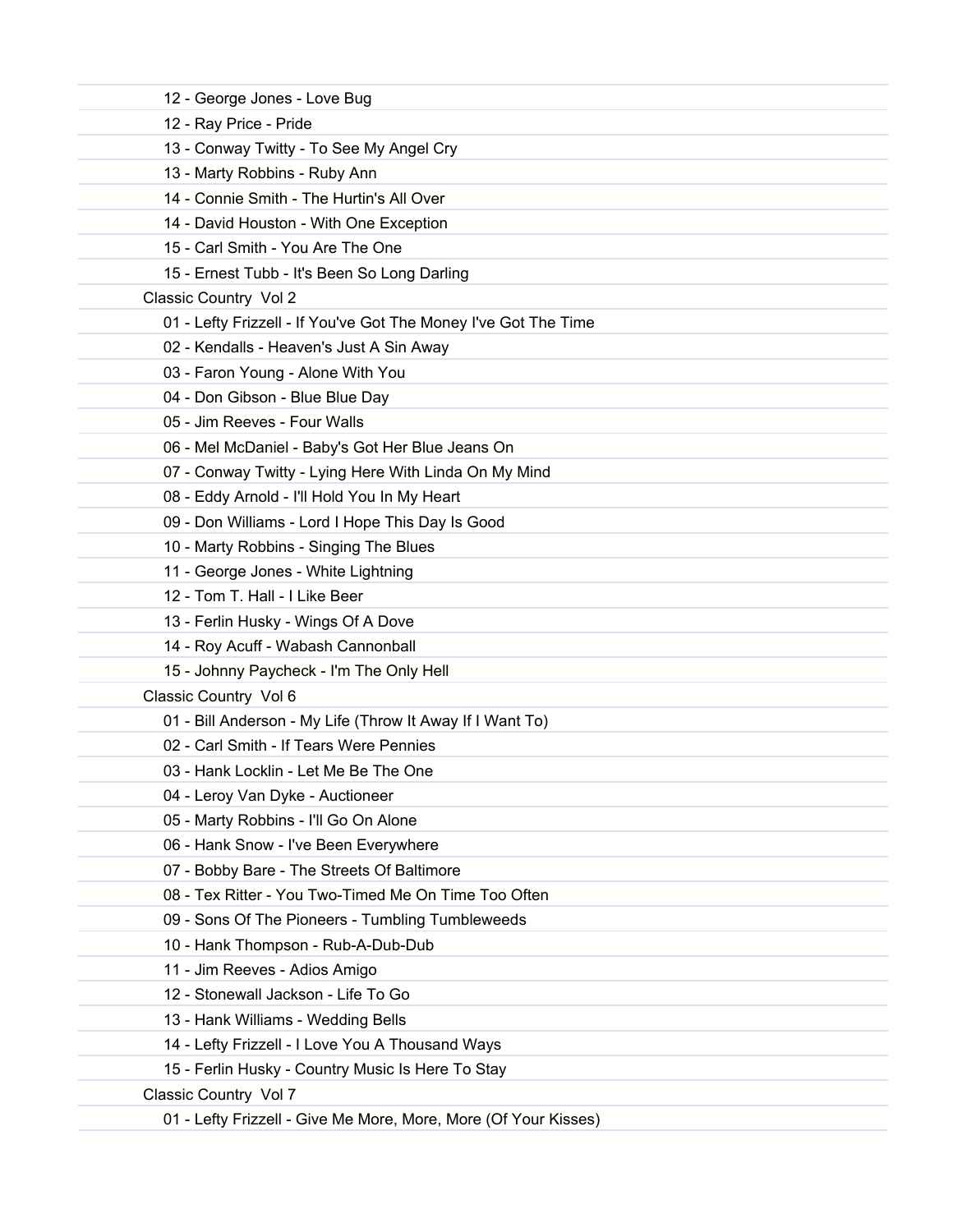12 - George Jones - Love Bug
12 - Ray Price - Pride
13 - Conway Twitty - To See My Angel Cry
13 - Marty Robbins - Ruby Ann
14 - Connie Smith - The Hurtin's All Over
14 - David Houston - With One Exception
15 - Carl Smith - You Are The One
15 - Ernest Tubb - It's Been So Long Darling

Classic Country  Vol 2

01 - Lefty Frizzell - If You've Got The Money I've Got The Time
02 - Kendalls - Heaven's Just A Sin Away
03 - Faron Young - Alone With You
04 - Don Gibson - Blue Blue Day
05 - Jim Reeves - Four Walls
06 - Mel McDaniel - Baby's Got Her Blue Jeans On
07 - Conway Twitty - Lying Here With Linda On My Mind
08 - Eddy Arnold - I'll Hold You In My Heart
09 - Don Williams - Lord I Hope This Day Is Good
10 - Marty Robbins - Singing The Blues
11 - George Jones - White Lightning
12 - Tom T. Hall - I Like Beer
13 - Ferlin Husky - Wings Of A Dove
14 - Roy Acuff - Wabash Cannonball
15 - Johnny Paycheck - I'm The Only Hell

Classic Country  Vol 6

01 - Bill Anderson - My Life (Throw It Away If I Want To)
02 - Carl Smith - If Tears Were Pennies
03 - Hank Locklin - Let Me Be The One
04 - Leroy Van Dyke - Auctioneer
05 - Marty Robbins - I'll Go On Alone
06 - Hank Snow - I've Been Everywhere
07 - Bobby Bare - The Streets Of Baltimore
08 - Tex Ritter - You Two-Timed Me On Time Too Often
09 - Sons Of The Pioneers - Tumbling Tumbleweeds
10 - Hank Thompson - Rub-A-Dub-Dub
11 - Jim Reeves - Adios Amigo
12 - Stonewall Jackson - Life To Go
13 - Hank Williams - Wedding Bells
14 - Lefty Frizzell - I Love You A Thousand Ways
15 - Ferlin Husky - Country Music Is Here To Stay

Classic Country  Vol 7

01 - Lefty Frizzell - Give Me More, More, More (Of Your Kisses)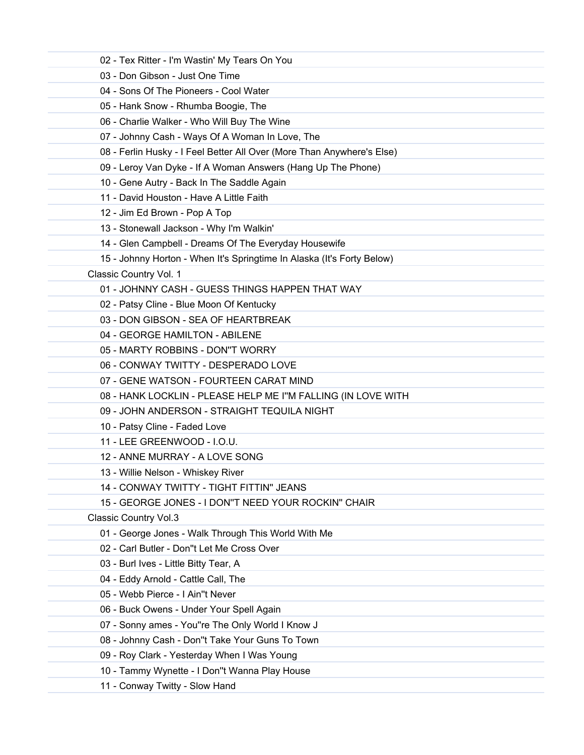02 - Tex Ritter - I'm Wastin' My Tears On You

03 - Don Gibson - Just One Time

04 - Sons Of The Pioneers - Cool Water

05 - Hank Snow - Rhumba Boogie, The

06 - Charlie Walker - Who Will Buy The Wine

07 - Johnny Cash - Ways Of A Woman In Love, The

08 - Ferlin Husky - I Feel Better All Over (More Than Anywhere's Else)

09 - Leroy Van Dyke - If A Woman Answers (Hang Up The Phone)

10 - Gene Autry - Back In The Saddle Again

11 - David Houston - Have A Little Faith

12 - Jim Ed Brown - Pop A Top

13 - Stonewall Jackson - Why I'm Walkin'

14 - Glen Campbell - Dreams Of The Everyday Housewife

15 - Johnny Horton - When It's Springtime In Alaska (It's Forty Below)

Classic Country Vol. 1

01 - JOHNNY CASH - GUESS THINGS HAPPEN THAT WAY

02 - Patsy Cline - Blue Moon Of Kentucky

03 - DON GIBSON - SEA OF HEARTBREAK

04 - GEORGE HAMILTON - ABILENE

05 - MARTY ROBBINS - DON''T WORRY

06 - CONWAY TWITTY - DESPERADO LOVE

07 - GENE WATSON - FOURTEEN CARAT MIND

08 - HANK LOCKLIN - PLEASE HELP ME I''M FALLING (IN LOVE WITH

09 - JOHN ANDERSON - STRAIGHT TEQUILA NIGHT

10 - Patsy Cline - Faded Love

11 - LEE GREENWOOD - I.O.U.

12 - ANNE MURRAY - A LOVE SONG

13 - Willie Nelson - Whiskey River

14 - CONWAY TWITTY - TIGHT FITTIN'' JEANS

15 - GEORGE JONES - I DON''T NEED YOUR ROCKIN'' CHAIR

Classic Country Vol.3

01 - George Jones - Walk Through This World With Me

02 - Carl Butler - Don''t Let Me Cross Over

03 - Burl Ives - Little Bitty Tear, A

04 - Eddy Arnold - Cattle Call, The

05 - Webb Pierce - I Ain''t Never

06 - Buck Owens - Under Your Spell Again

07 - Sonny ames - You''re The Only World I Know J

08 - Johnny Cash - Don''t Take Your Guns To Town

09 - Roy Clark - Yesterday When I Was Young

10 - Tammy Wynette - I Don''t Wanna Play House

11 - Conway Twitty - Slow Hand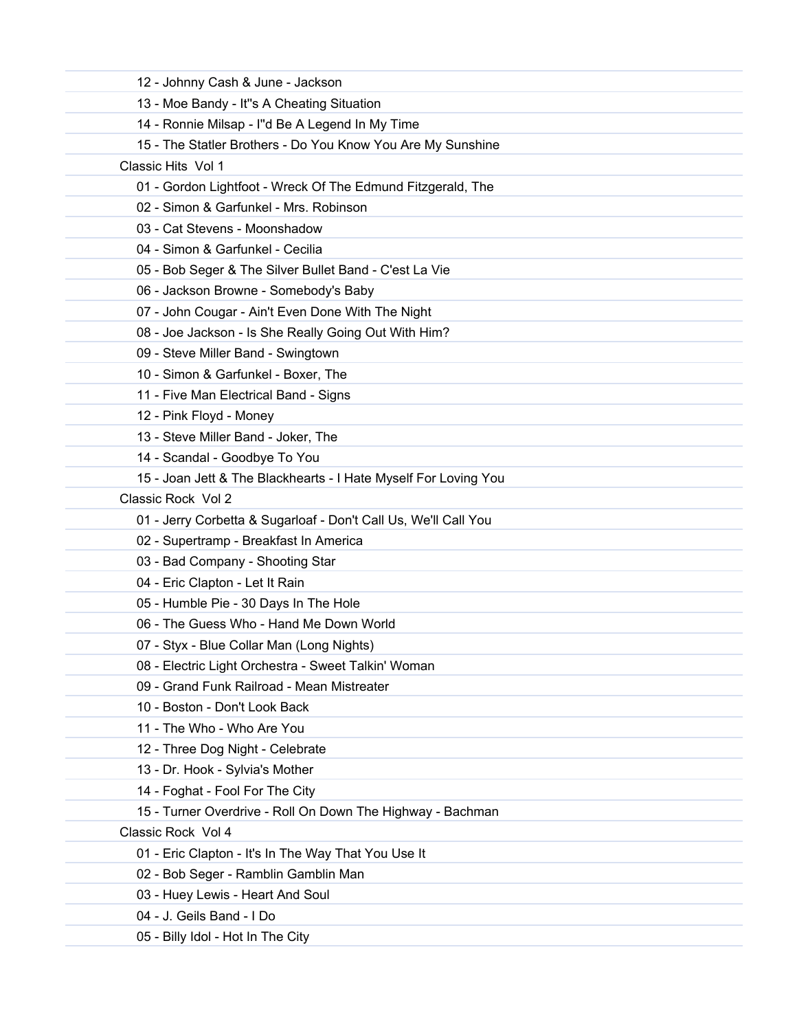12 - Johnny Cash & June - Jackson

13 - Moe Bandy - It''s A Cheating Situation

14 - Ronnie Milsap - I''d Be A Legend In My Time

15 - The Statler Brothers - Do You Know You Are My Sunshine

Classic Hits  Vol 1

01 - Gordon Lightfoot - Wreck Of The Edmund Fitzgerald, The

02 - Simon & Garfunkel - Mrs. Robinson

03 - Cat Stevens - Moonshadow

04 - Simon & Garfunkel - Cecilia

05 - Bob Seger & The Silver Bullet Band - C'est La Vie

06 - Jackson Browne - Somebody's Baby

07 - John Cougar - Ain't Even Done With The Night

08 - Joe Jackson - Is She Really Going Out With Him?

09 - Steve Miller Band - Swingtown

10 - Simon & Garfunkel - Boxer, The

11 - Five Man Electrical Band - Signs

12 - Pink Floyd - Money

13 - Steve Miller Band - Joker, The

14 - Scandal - Goodbye To You

15 - Joan Jett & The Blackhearts - I Hate Myself For Loving You

Classic Rock  Vol 2

01 - Jerry Corbetta & Sugarloaf - Don't Call Us, We'll Call You

02 - Supertramp - Breakfast In America

03 - Bad Company - Shooting Star

04 - Eric Clapton - Let It Rain

05 - Humble Pie - 30 Days In The Hole

06 - The Guess Who - Hand Me Down World

07 - Styx - Blue Collar Man (Long Nights)

08 - Electric Light Orchestra - Sweet Talkin' Woman

09 - Grand Funk Railroad - Mean Mistreater

10 - Boston - Don't Look Back

11 - The Who - Who Are You

12 - Three Dog Night - Celebrate

13 - Dr. Hook - Sylvia's Mother

14 - Foghat - Fool For The City

15 - Turner Overdrive - Roll On Down The Highway - Bachman

Classic Rock  Vol 4

01 - Eric Clapton - It's In The Way That You Use It

02 - Bob Seger - Ramblin Gamblin Man

03 - Huey Lewis - Heart And Soul

04 - J. Geils Band - I Do

05 - Billy Idol - Hot In The City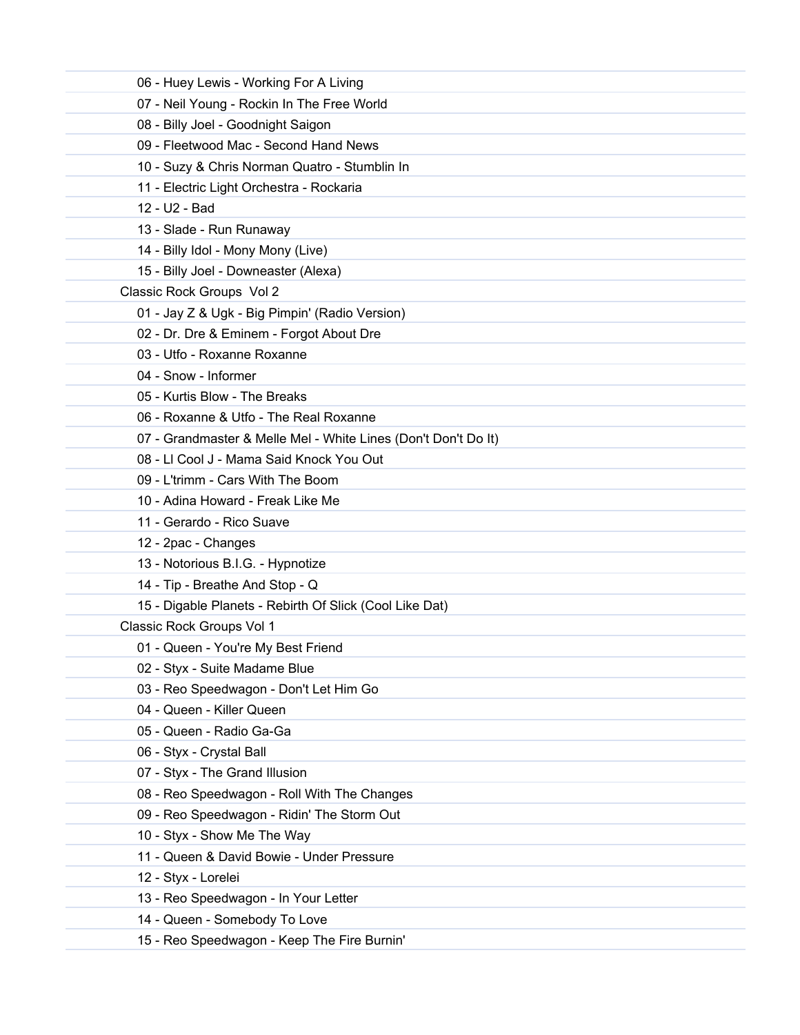06 - Huey Lewis - Working For A Living
07 - Neil Young - Rockin In The Free World
08 - Billy Joel - Goodnight Saigon
09 - Fleetwood Mac - Second Hand News
10 - Suzy & Chris Norman Quatro - Stumblin In
11 - Electric Light Orchestra - Rockaria
12 - U2 - Bad
13 - Slade - Run Runaway
14 - Billy Idol - Mony Mony (Live)
15 - Billy Joel - Downeaster (Alexa)

Classic Rock Groups  Vol 2

01 - Jay Z & Ugk - Big Pimpin' (Radio Version)
02 - Dr. Dre & Eminem - Forgot About Dre
03 - Utfo - Roxanne Roxanne
04 - Snow - Informer
05 - Kurtis Blow - The Breaks
06 - Roxanne & Utfo - The Real Roxanne
07 - Grandmaster & Melle Mel - White Lines (Don't Don't Do It)
08 - Ll Cool J - Mama Said Knock You Out
09 - L'trimm - Cars With The Boom
10 - Adina Howard - Freak Like Me
11 - Gerardo - Rico Suave
12 - 2pac - Changes
13 - Notorious B.I.G. - Hypnotize
14 - Tip - Breathe And Stop - Q
15 - Digable Planets - Rebirth Of Slick (Cool Like Dat)

Classic Rock Groups Vol 1

01 - Queen - You're My Best Friend
02 - Styx - Suite Madame Blue
03 - Reo Speedwagon - Don't Let Him Go
04 - Queen - Killer Queen
05 - Queen - Radio Ga-Ga
06 - Styx - Crystal Ball
07 - Styx - The Grand Illusion
08 - Reo Speedwagon - Roll With The Changes
09 - Reo Speedwagon - Ridin' The Storm Out
10 - Styx - Show Me The Way
11 - Queen & David Bowie - Under Pressure
12 - Styx - Lorelei
13 - Reo Speedwagon - In Your Letter
14 - Queen - Somebody To Love
15 - Reo Speedwagon - Keep The Fire Burnin'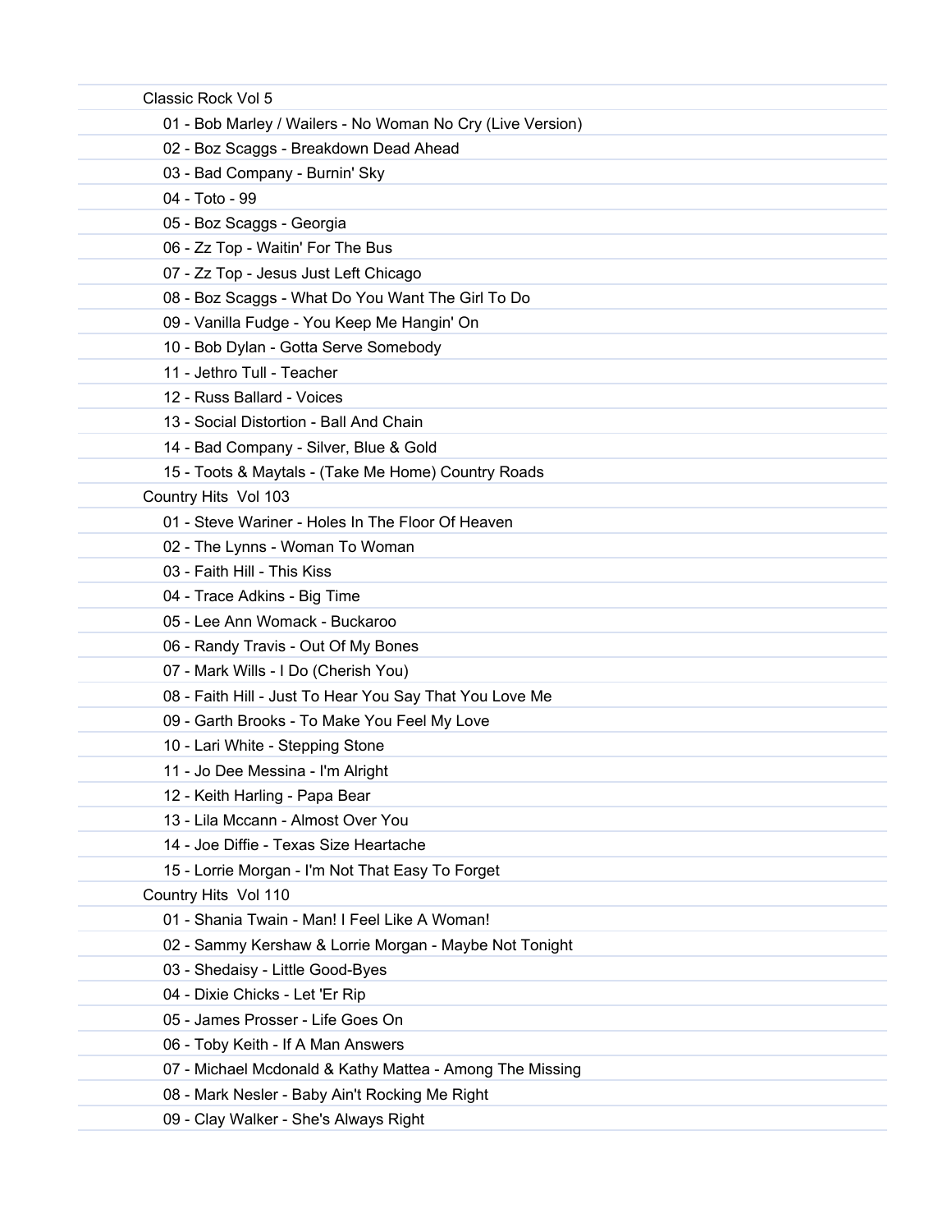Classic Rock Vol 5

- 01 - Bob Marley / Wailers - No Woman No Cry (Live Version)
- 02 - Boz Scaggs - Breakdown Dead Ahead
- 03 - Bad Company - Burnin' Sky
- 04 - Toto - 99
- 05 - Boz Scaggs - Georgia
- 06 - Zz Top - Waitin' For The Bus
- 07 - Zz Top - Jesus Just Left Chicago
- 08 - Boz Scaggs - What Do You Want The Girl To Do
- 09 - Vanilla Fudge - You Keep Me Hangin' On
- 10 - Bob Dylan - Gotta Serve Somebody
- 11 - Jethro Tull - Teacher
- 12 - Russ Ballard - Voices
- 13 - Social Distortion - Ball And Chain
- 14 - Bad Company - Silver, Blue & Gold
- 15 - Toots & Maytals - (Take Me Home) Country Roads

Country Hits Vol 103

- 01 - Steve Wariner - Holes In The Floor Of Heaven
- 02 - The Lynns - Woman To Woman
- 03 - Faith Hill - This Kiss
- 04 - Trace Adkins - Big Time
- 05 - Lee Ann Womack - Buckaroo
- 06 - Randy Travis - Out Of My Bones
- 07 - Mark Wills - I Do (Cherish You)
- 08 - Faith Hill - Just To Hear You Say That You Love Me
- 09 - Garth Brooks - To Make You Feel My Love
- 10 - Lari White - Stepping Stone
- 11 - Jo Dee Messina - I'm Alright
- 12 - Keith Harling - Papa Bear
- 13 - Lila Mccann - Almost Over You
- 14 - Joe Diffie - Texas Size Heartache
- 15 - Lorrie Morgan - I'm Not That Easy To Forget

Country Hits Vol 110

- 01 - Shania Twain - Man! I Feel Like A Woman!
- 02 - Sammy Kershaw & Lorrie Morgan - Maybe Not Tonight
- 03 - Shedaisy - Little Good-Byes
- 04 - Dixie Chicks - Let 'Er Rip
- 05 - James Prosser - Life Goes On
- 06 - Toby Keith - If A Man Answers
- 07 - Michael Mcdonald & Kathy Mattea - Among The Missing
- 08 - Mark Nesler - Baby Ain't Rocking Me Right
- 09 - Clay Walker - She's Always Right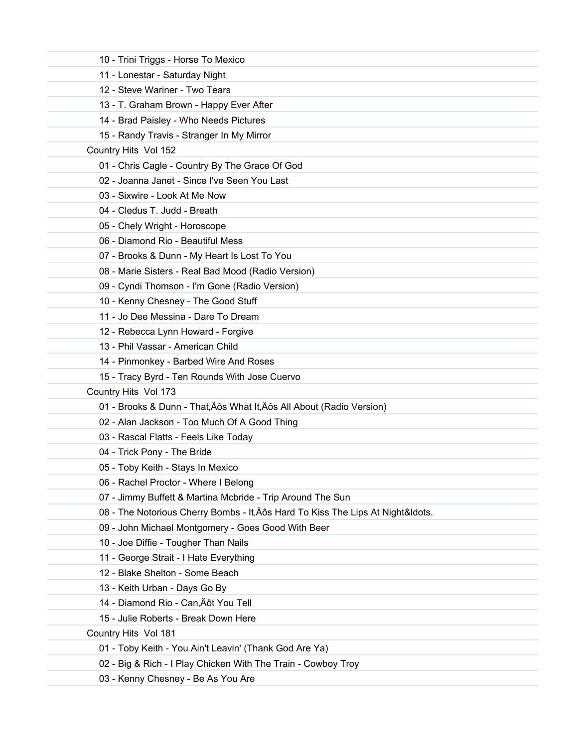10 - Trini Triggs - Horse To Mexico
11 - Lonestar - Saturday Night
12 - Steve Wariner - Two Tears
13 - T. Graham Brown - Happy Ever After
14 - Brad Paisley - Who Needs Pictures
15 - Randy Travis - Stranger In My Mirror

Country Hits Vol 152

01 - Chris Cagle - Country By The Grace Of God
02 - Joanna Janet - Since I've Seen You Last
03 - Sixwire - Look At Me Now
04 - Cledus T. Judd - Breath
05 - Chely Wright - Horoscope
06 - Diamond Rio - Beautiful Mess
07 - Brooks & Dunn - My Heart Is Lost To You
08 - Marie Sisters - Real Bad Mood (Radio Version)
09 - Cyndi Thomson - I'm Gone (Radio Version)
10 - Kenny Chesney - The Good Stuff
11 - Jo Dee Messina - Dare To Dream
12 - Rebecca Lynn Howard - Forgive
13 - Phil Vassar - American Child
14 - Pinmonkey - Barbed Wire And Roses
15 - Tracy Byrd - Ten Rounds With Jose Cuervo

Country Hits Vol 173

01 - Brooks & Dunn - That‚Äôs What It‚Äôs All About (Radio Version)
02 - Alan Jackson - Too Much Of A Good Thing
03 - Rascal Flatts - Feels Like Today
04 - Trick Pony - The Bride
05 - Toby Keith - Stays In Mexico
06 - Rachel Proctor - Where I Belong
07 - Jimmy Buffett & Martina Mcbride - Trip Around The Sun
08 - The Notorious Cherry Bombs - It‚Äôs Hard To Kiss The Lips At Night&ldots.
09 - John Michael Montgomery - Goes Good With Beer
10 - Joe Diffie - Tougher Than Nails
11 - George Strait - I Hate Everything
12 - Blake Shelton - Some Beach
13 - Keith Urban - Days Go By
14 - Diamond Rio - Can‚Äôt You Tell
15 - Julie Roberts - Break Down Here

Country Hits Vol 181

01 - Toby Keith - You Ain't Leavin' (Thank God Are Ya)
02 - Big & Rich - I Play Chicken With The Train - Cowboy Troy
03 - Kenny Chesney - Be As You Are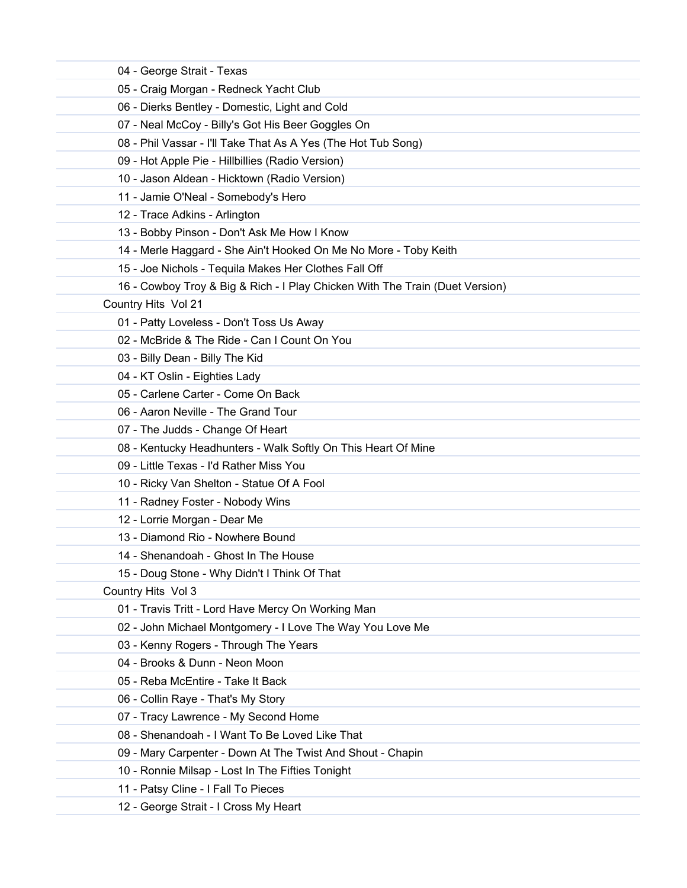04 - George Strait - Texas
05 - Craig Morgan - Redneck Yacht Club
06 - Dierks Bentley - Domestic, Light and Cold
07 - Neal McCoy - Billy's Got His Beer Goggles On
08 - Phil Vassar - I'll Take That As A Yes (The Hot Tub Song)
09 - Hot Apple Pie - Hillbillies (Radio Version)
10 - Jason Aldean - Hicktown (Radio Version)
11 - Jamie O'Neal - Somebody's Hero
12 - Trace Adkins - Arlington
13 - Bobby Pinson - Don't Ask Me How I Know
14 - Merle Haggard - She Ain't Hooked On Me No More - Toby Keith
15 - Joe Nichols - Tequila Makes Her Clothes Fall Off
16 - Cowboy Troy & Big & Rich - I Play Chicken With The Train (Duet Version)

Country Hits  Vol 21

01 - Patty Loveless - Don't Toss Us Away
02 - McBride & The Ride - Can I Count On You
03 - Billy Dean - Billy The Kid
04 - KT Oslin - Eighties Lady
05 - Carlene Carter - Come On Back
06 - Aaron Neville - The Grand Tour
07 - The Judds - Change Of Heart
08 - Kentucky Headhunters - Walk Softly On This Heart Of Mine
09 - Little Texas - I'd Rather Miss You
10 - Ricky Van Shelton - Statue Of A Fool
11 - Radney Foster - Nobody Wins
12 - Lorrie Morgan - Dear Me
13 - Diamond Rio - Nowhere Bound
14 - Shenandoah - Ghost In The House
15 - Doug Stone - Why Didn't I Think Of That

Country Hits  Vol 3

01 - Travis Tritt - Lord Have Mercy On Working Man
02 - John Michael Montgomery - I Love The Way You Love Me
03 - Kenny Rogers - Through The Years
04 - Brooks & Dunn - Neon Moon
05 - Reba McEntire - Take It Back
06 - Collin Raye - That's My Story
07 - Tracy Lawrence - My Second Home
08 - Shenandoah - I Want To Be Loved Like That
09 - Mary Carpenter - Down At The Twist And Shout - Chapin
10 - Ronnie Milsap - Lost In The Fifties Tonight
11 - Patsy Cline - I Fall To Pieces
12 - George Strait - I Cross My Heart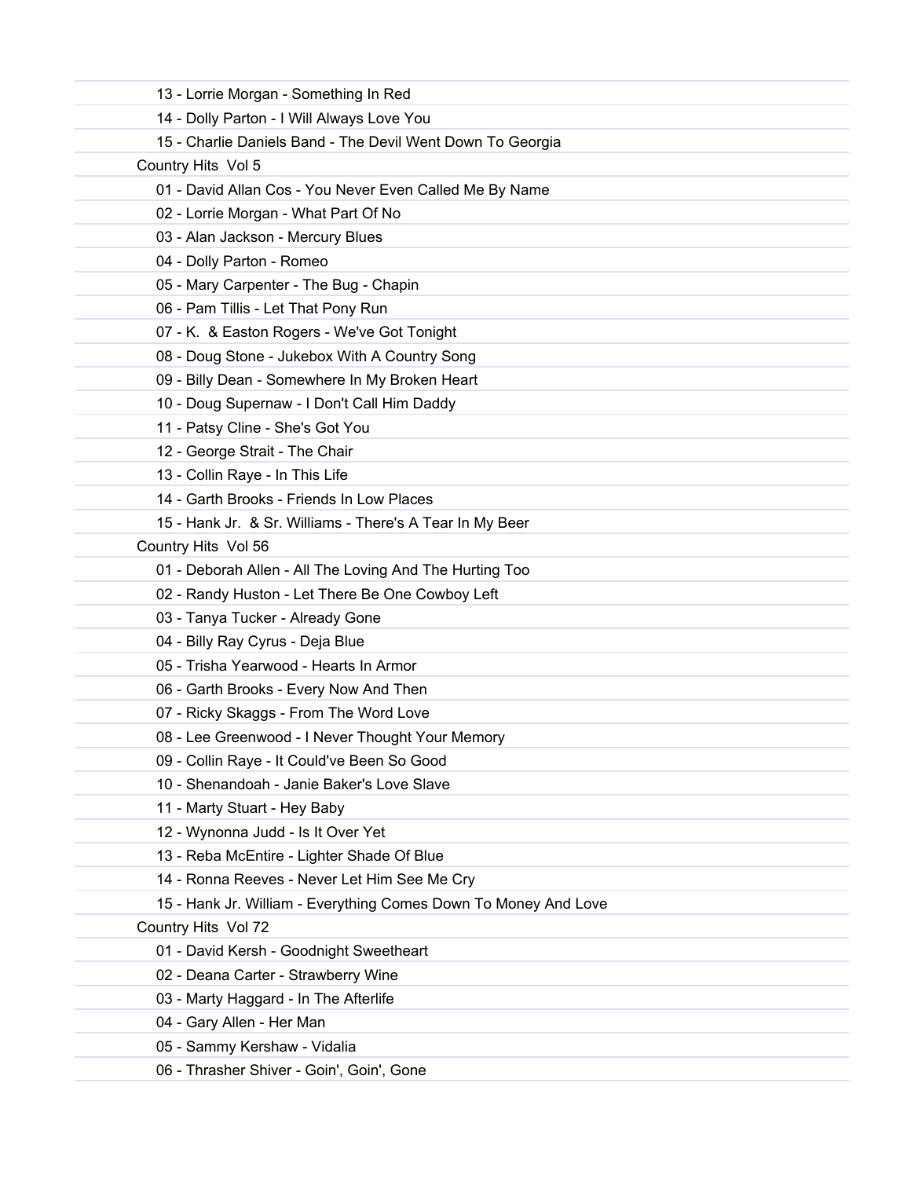13 - Lorrie Morgan - Something In Red
14 - Dolly Parton - I Will Always Love You
15 - Charlie Daniels Band - The Devil Went Down To Georgia

Country Hits  Vol 5

01 - David Allan Cos - You Never Even Called Me By Name
02 - Lorrie Morgan - What Part Of No
03 - Alan Jackson - Mercury Blues
04 - Dolly Parton - Romeo
05 - Mary Carpenter - The Bug - Chapin
06 - Pam Tillis - Let That Pony Run
07 - K.  & Easton Rogers - We've Got Tonight
08 - Doug Stone - Jukebox With A Country Song
09 - Billy Dean - Somewhere In My Broken Heart
10 - Doug Supernaw - I Don't Call Him Daddy
11 - Patsy Cline - She's Got You
12 - George Strait - The Chair
13 - Collin Raye - In This Life
14 - Garth Brooks - Friends In Low Places
15 - Hank Jr.  & Sr. Williams - There's A Tear In My Beer

Country Hits  Vol 56

01 - Deborah Allen - All The Loving And The Hurting Too
02 - Randy Huston - Let There Be One Cowboy Left
03 - Tanya Tucker - Already Gone
04 - Billy Ray Cyrus - Deja Blue
05 - Trisha Yearwood - Hearts In Armor
06 - Garth Brooks - Every Now And Then
07 - Ricky Skaggs - From The Word Love
08 - Lee Greenwood - I Never Thought Your Memory
09 - Collin Raye - It Could've Been So Good
10 - Shenandoah - Janie Baker's Love Slave
11 - Marty Stuart - Hey Baby
12 - Wynonna Judd - Is It Over Yet
13 - Reba McEntire - Lighter Shade Of Blue
14 - Ronna Reeves - Never Let Him See Me Cry
15 - Hank Jr. William - Everything Comes Down To Money And Love

Country Hits  Vol 72

01 - David Kersh - Goodnight Sweetheart
02 - Deana Carter - Strawberry Wine
03 - Marty Haggard - In The Afterlife
04 - Gary Allen - Her Man
05 - Sammy Kershaw - Vidalia
06 - Thrasher Shiver - Goin', Goin', Gone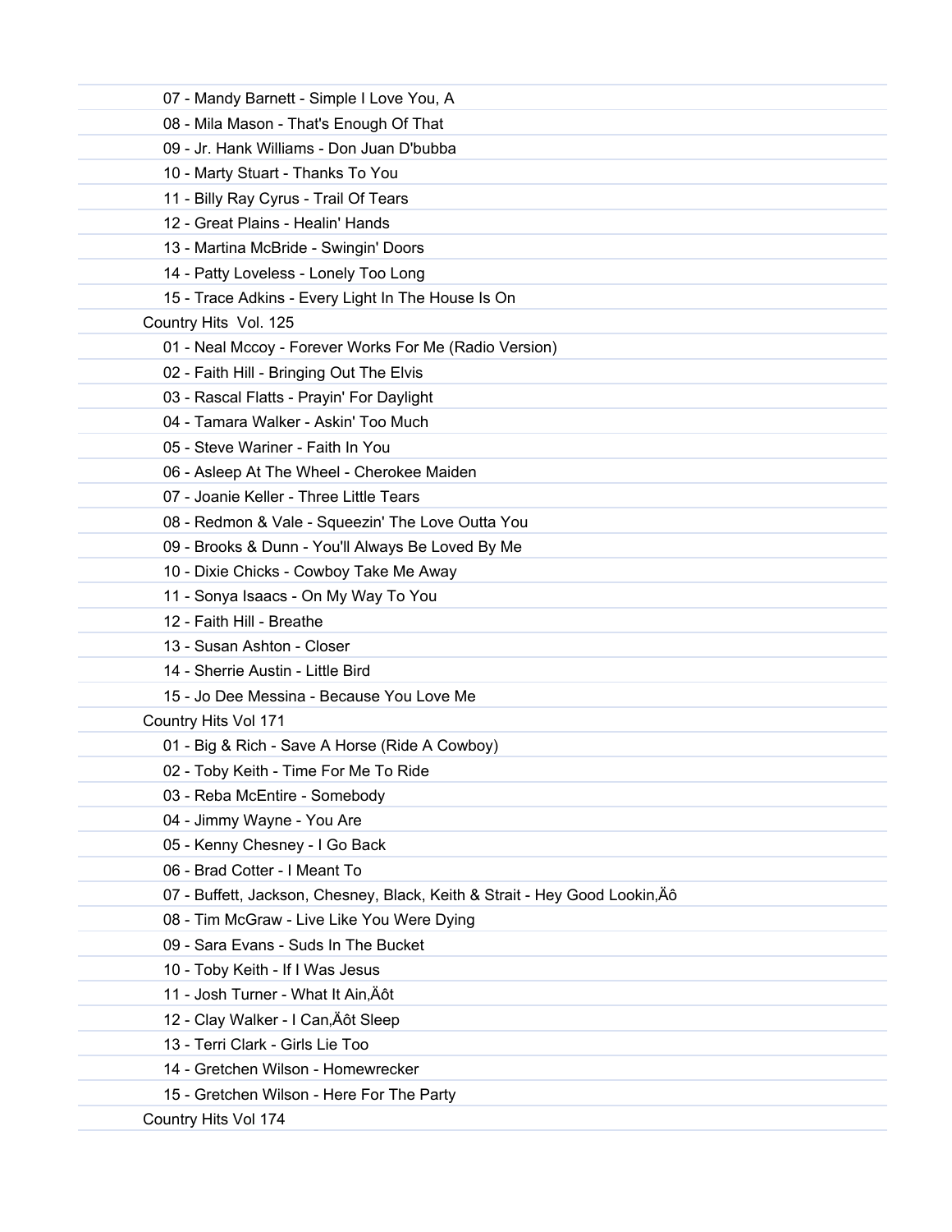07 - Mandy Barnett - Simple I Love You, A

08 - Mila Mason - That's Enough Of That

09 - Jr. Hank Williams - Don Juan D'bubba

10 - Marty Stuart - Thanks To You

11 - Billy Ray Cyrus - Trail Of Tears

12 - Great Plains - Healin' Hands

13 - Martina McBride - Swingin' Doors

14 - Patty Loveless - Lonely Too Long

15 - Trace Adkins - Every Light In The House Is On

Country Hits Vol. 125

01 - Neal Mccoy - Forever Works For Me (Radio Version)

02 - Faith Hill - Bringing Out The Elvis

03 - Rascal Flatts - Prayin' For Daylight

04 - Tamara Walker - Askin' Too Much

05 - Steve Wariner - Faith In You

06 - Asleep At The Wheel - Cherokee Maiden

07 - Joanie Keller - Three Little Tears

08 - Redmon & Vale - Squeezin' The Love Outta You

09 - Brooks & Dunn - You'll Always Be Loved By Me

10 - Dixie Chicks - Cowboy Take Me Away

11 - Sonya Isaacs - On My Way To You

12 - Faith Hill - Breathe

13 - Susan Ashton - Closer

14 - Sherrie Austin - Little Bird

15 - Jo Dee Messina - Because You Love Me

Country Hits Vol 171

01 - Big & Rich - Save A Horse (Ride A Cowboy)

02 - Toby Keith - Time For Me To Ride

03 - Reba McEntire - Somebody

04 - Jimmy Wayne - You Are

05 - Kenny Chesney - I Go Back

06 - Brad Cotter - I Meant To

07 - Buffett, Jackson, Chesney, Black, Keith & Strait - Hey Good Lookin‚Äô

08 - Tim McGraw - Live Like You Were Dying

09 - Sara Evans - Suds In The Bucket

10 - Toby Keith - If I Was Jesus

11 - Josh Turner - What It Ain‚Äôt

12 - Clay Walker - I Can‚Äôt Sleep

13 - Terri Clark - Girls Lie Too

14 - Gretchen Wilson - Homewrecker

15 - Gretchen Wilson - Here For The Party

Country Hits Vol 174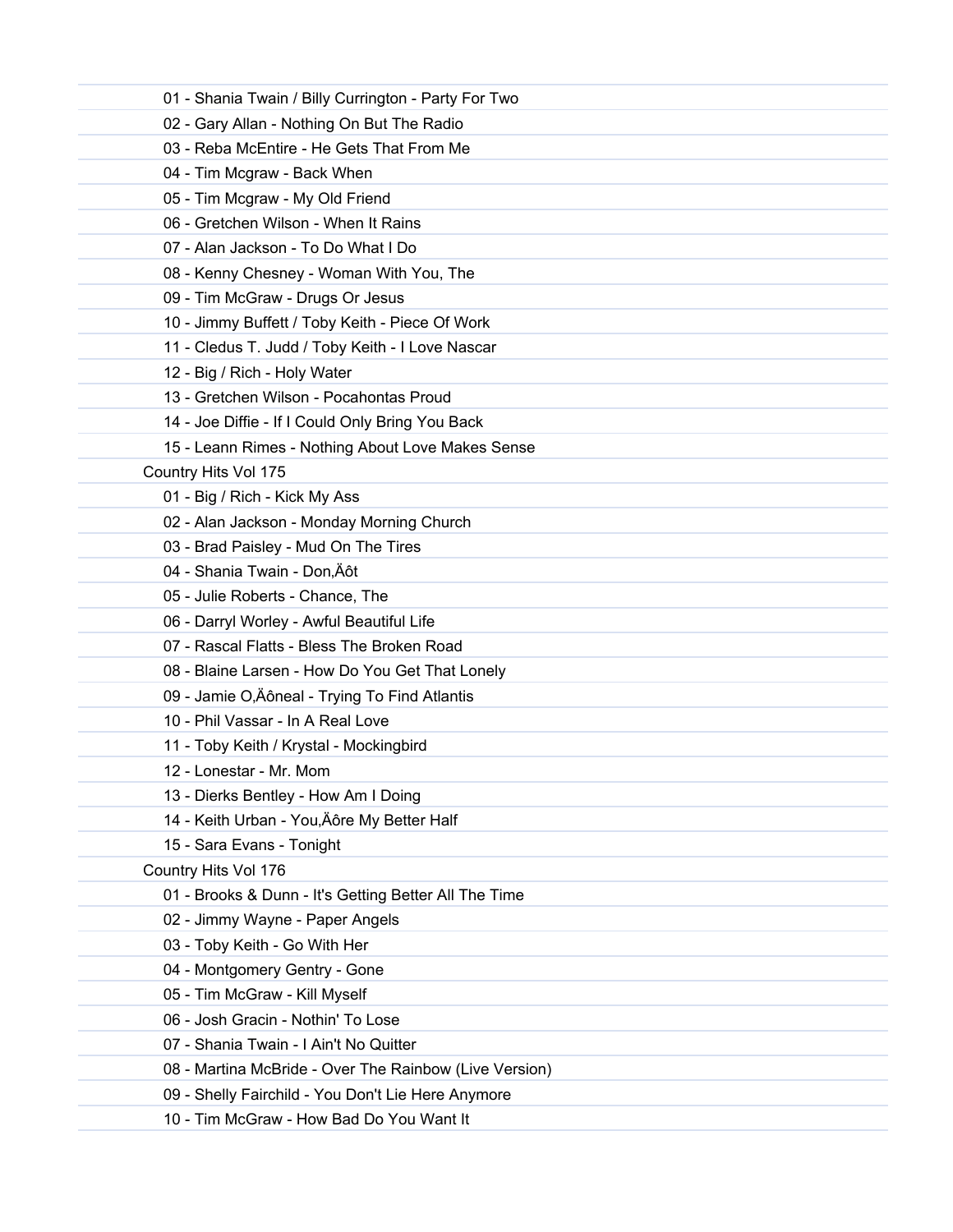01 - Shania Twain / Billy Currington - Party For Two

02 - Gary Allan - Nothing On But The Radio

03 - Reba McEntire - He Gets That From Me

04 - Tim Mcgraw - Back When

05 - Tim Mcgraw - My Old Friend

06 - Gretchen Wilson - When It Rains

07 - Alan Jackson - To Do What I Do

08 - Kenny Chesney - Woman With You, The

09 - Tim McGraw - Drugs Or Jesus

10 - Jimmy Buffett / Toby Keith - Piece Of Work

11 - Cledus T. Judd / Toby Keith - I Love Nascar

12 - Big / Rich - Holy Water

13 - Gretchen Wilson - Pocahontas Proud

14 - Joe Diffie - If I Could Only Bring You Back

15 - Leann Rimes - Nothing About Love Makes Sense

Country Hits Vol 175

01 - Big / Rich - Kick My Ass

02 - Alan Jackson - Monday Morning Church

03 - Brad Paisley - Mud On The Tires

04 - Shania Twain - Don‚Äôt

05 - Julie Roberts - Chance, The

06 - Darryl Worley - Awful Beautiful Life

07 - Rascal Flatts - Bless The Broken Road

08 - Blaine Larsen - How Do You Get That Lonely

09 - Jamie O‚Äôneal - Trying To Find Atlantis

10 - Phil Vassar - In A Real Love

11 - Toby Keith / Krystal - Mockingbird

12 - Lonestar - Mr. Mom

13 - Dierks Bentley - How Am I Doing

14 - Keith Urban - You‚Äôre My Better Half

15 - Sara Evans - Tonight

Country Hits Vol 176

01 - Brooks & Dunn - It's Getting Better All The Time

02 - Jimmy Wayne - Paper Angels

03 - Toby Keith - Go With Her

04 - Montgomery Gentry - Gone

05 - Tim McGraw - Kill Myself

06 - Josh Gracin - Nothin' To Lose

07 - Shania Twain - I Ain't No Quitter

08 - Martina McBride - Over The Rainbow (Live Version)

09 - Shelly Fairchild - You Don't Lie Here Anymore

10 - Tim McGraw - How Bad Do You Want It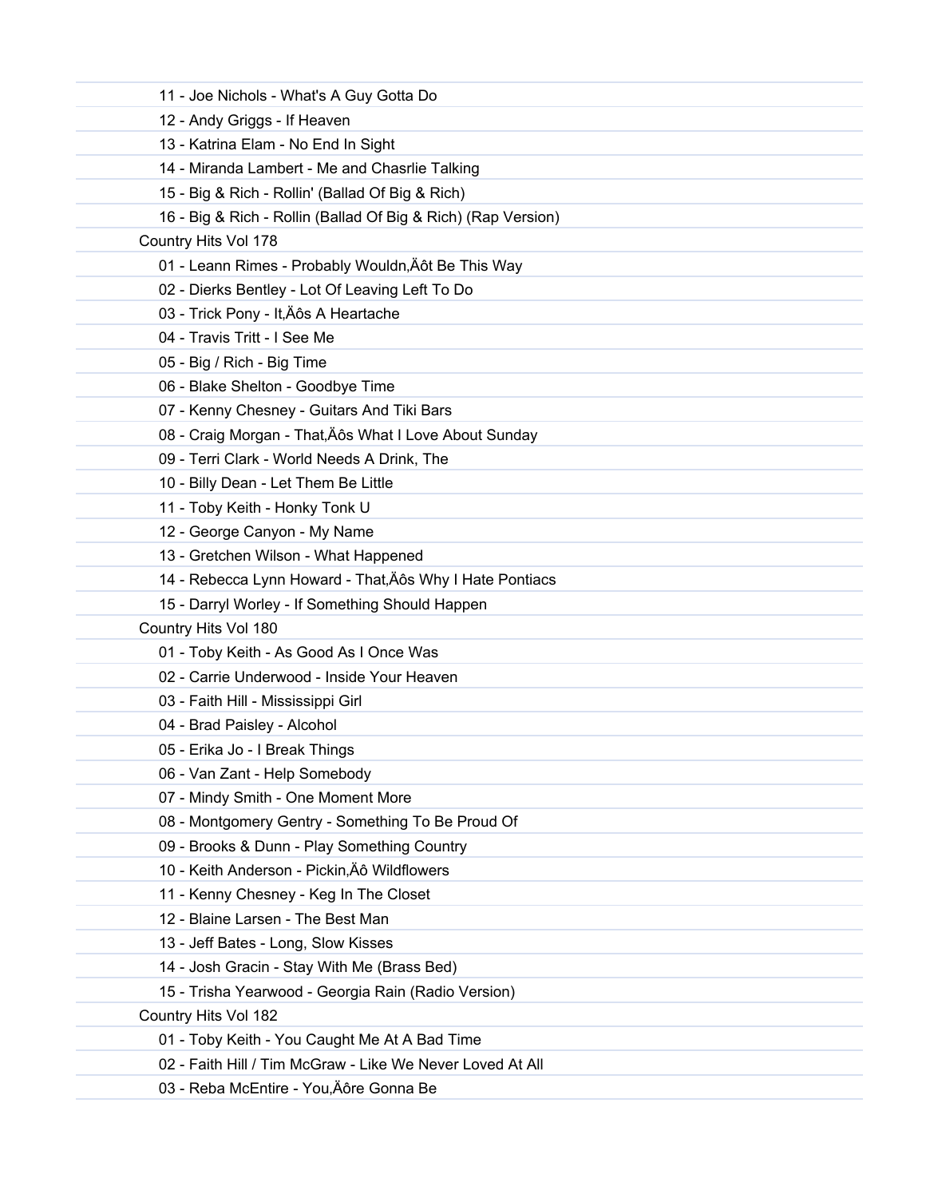11 - Joe Nichols - What's A Guy Gotta Do
12 - Andy Griggs - If Heaven
13 - Katrina Elam - No End In Sight
14 - Miranda Lambert - Me and Chasrlie Talking
15 - Big & Rich - Rollin' (Ballad Of Big & Rich)
16 - Big & Rich - Rollin (Ballad Of Big & Rich) (Rap Version)

Country Hits Vol 178

01 - Leann Rimes - Probably Wouldn‚Äôt Be This Way
02 - Dierks Bentley - Lot Of Leaving Left To Do
03 - Trick Pony - It‚Äôs A Heartache
04 - Travis Tritt - I See Me
05 - Big / Rich - Big Time
06 - Blake Shelton - Goodbye Time
07 - Kenny Chesney - Guitars And Tiki Bars
08 - Craig Morgan - That‚Äôs What I Love About Sunday
09 - Terri Clark - World Needs A Drink, The
10 - Billy Dean - Let Them Be Little
11 - Toby Keith - Honky Tonk U
12 - George Canyon - My Name
13 - Gretchen Wilson - What Happened
14 - Rebecca Lynn Howard - That‚Äôs Why I Hate Pontiacs
15 - Darryl Worley - If Something Should Happen

Country Hits Vol 180

01 - Toby Keith - As Good As I Once Was
02 - Carrie Underwood - Inside Your Heaven
03 - Faith Hill - Mississippi Girl
04 - Brad Paisley - Alcohol
05 - Erika Jo - I Break Things
06 - Van Zant - Help Somebody
07 - Mindy Smith - One Moment More
08 - Montgomery Gentry - Something To Be Proud Of
09 - Brooks & Dunn - Play Something Country
10 - Keith Anderson - Pickin‚Äô Wildflowers
11 - Kenny Chesney - Keg In The Closet
12 - Blaine Larsen - The Best Man
13 - Jeff Bates - Long, Slow Kisses
14 - Josh Gracin - Stay With Me (Brass Bed)
15 - Trisha Yearwood - Georgia Rain (Radio Version)

Country Hits Vol 182

01 - Toby Keith - You Caught Me At A Bad Time
02 - Faith Hill / Tim McGraw - Like We Never Loved At All
03 - Reba McEntire - You‚Äôre Gonna Be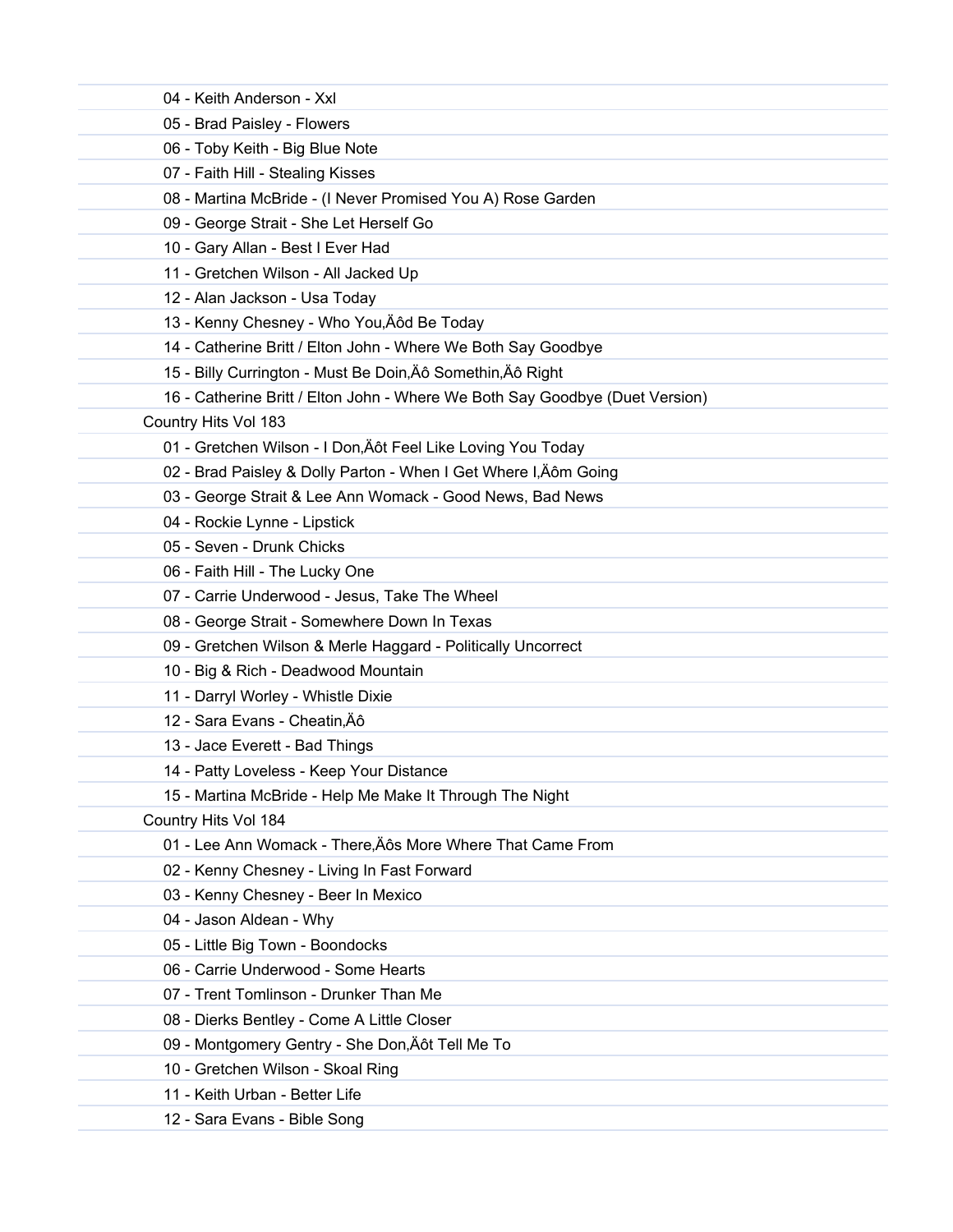04 - Keith Anderson - Xxl
05 - Brad Paisley - Flowers
06 - Toby Keith - Big Blue Note
07 - Faith Hill - Stealing Kisses
08 - Martina McBride - (I Never Promised You A) Rose Garden
09 - George Strait - She Let Herself Go
10 - Gary Allan - Best I Ever Had
11 - Gretchen Wilson - All Jacked Up
12 - Alan Jackson - Usa Today
13 - Kenny Chesney - Who You‚Äôd Be Today
14 - Catherine Britt / Elton John - Where We Both Say Goodbye
15 - Billy Currington - Must Be Doin‚Äô Somethin‚Äô Right
16 - Catherine Britt / Elton John - Where We Both Say Goodbye (Duet Version)

Country Hits Vol 183

01 - Gretchen Wilson - I Don‚Äôt Feel Like Loving You Today
02 - Brad Paisley & Dolly Parton - When I Get Where I‚Äôm Going
03 - George Strait & Lee Ann Womack - Good News, Bad News
04 - Rockie Lynne - Lipstick
05 - Seven - Drunk Chicks
06 - Faith Hill - The Lucky One
07 - Carrie Underwood - Jesus, Take The Wheel
08 - George Strait - Somewhere Down In Texas
09 - Gretchen Wilson & Merle Haggard - Politically Uncorrect
10 - Big & Rich - Deadwood Mountain
11 - Darryl Worley - Whistle Dixie
12 - Sara Evans - Cheatin‚Äô
13 - Jace Everett - Bad Things
14 - Patty Loveless - Keep Your Distance
15 - Martina McBride - Help Me Make It Through The Night

Country Hits Vol 184

01 - Lee Ann Womack - There‚Äôs More Where That Came From
02 - Kenny Chesney - Living In Fast Forward
03 - Kenny Chesney - Beer In Mexico
04 - Jason Aldean - Why
05 - Little Big Town - Boondocks
06 - Carrie Underwood - Some Hearts
07 - Trent Tomlinson - Drunker Than Me
08 - Dierks Bentley - Come A Little Closer
09 - Montgomery Gentry - She Don‚Äôt Tell Me To
10 - Gretchen Wilson - Skoal Ring
11 - Keith Urban - Better Life
12 - Sara Evans - Bible Song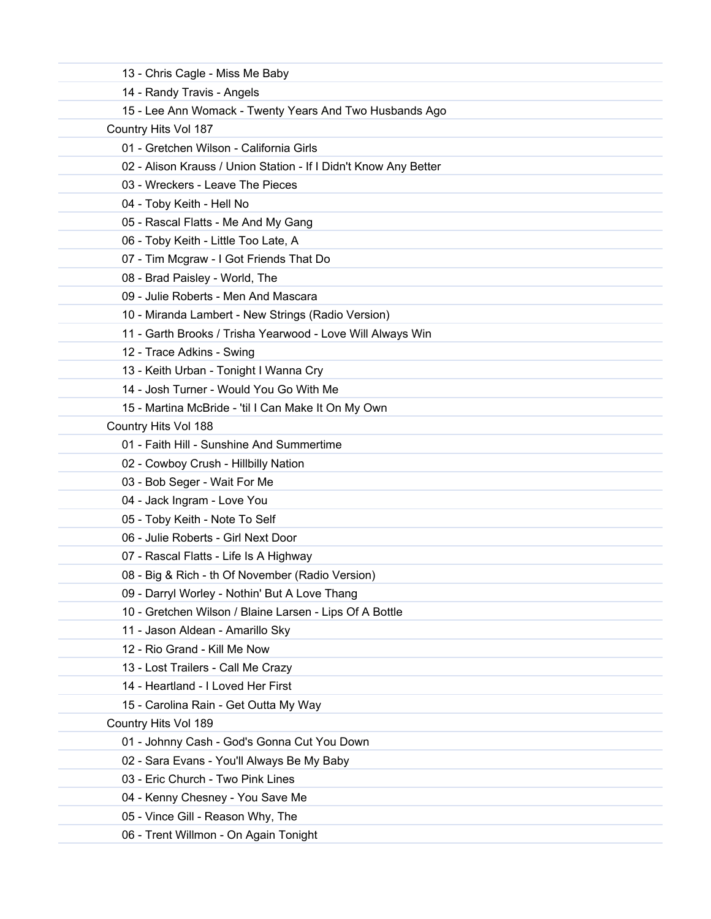13 - Chris Cagle - Miss Me Baby

14 - Randy Travis - Angels

15 - Lee Ann Womack - Twenty Years And Two Husbands Ago

Country Hits Vol 187

01 - Gretchen Wilson - California Girls

02 - Alison Krauss / Union Station - If I Didn't Know Any Better

03 - Wreckers - Leave The Pieces

04 - Toby Keith - Hell No

05 - Rascal Flatts - Me And My Gang

06 - Toby Keith - Little Too Late, A

07 - Tim Mcgraw - I Got Friends That Do

08 - Brad Paisley - World, The

09 - Julie Roberts - Men And Mascara

10 - Miranda Lambert - New Strings (Radio Version)

11 - Garth Brooks / Trisha Yearwood - Love Will Always Win

12 - Trace Adkins - Swing

13 - Keith Urban - Tonight I Wanna Cry

14 - Josh Turner - Would You Go With Me

15 - Martina McBride - 'til I Can Make It On My Own

Country Hits Vol 188

01 - Faith Hill - Sunshine And Summertime

02 - Cowboy Crush - Hillbilly Nation

03 - Bob Seger - Wait For Me

04 - Jack Ingram - Love You

05 - Toby Keith - Note To Self

06 - Julie Roberts - Girl Next Door

07 - Rascal Flatts - Life Is A Highway

08 - Big & Rich - th Of November (Radio Version)

09 - Darryl Worley - Nothin' But A Love Thang

10 - Gretchen Wilson / Blaine Larsen - Lips Of A Bottle

11 - Jason Aldean - Amarillo Sky

12 - Rio Grand - Kill Me Now

13 - Lost Trailers - Call Me Crazy

14 - Heartland - I Loved Her First

15 - Carolina Rain - Get Outta My Way

Country Hits Vol 189

01 - Johnny Cash - God's Gonna Cut You Down

02 - Sara Evans - You'll Always Be My Baby

03 - Eric Church - Two Pink Lines

04 - Kenny Chesney - You Save Me

05 - Vince Gill - Reason Why, The

06 - Trent Willmon - On Again Tonight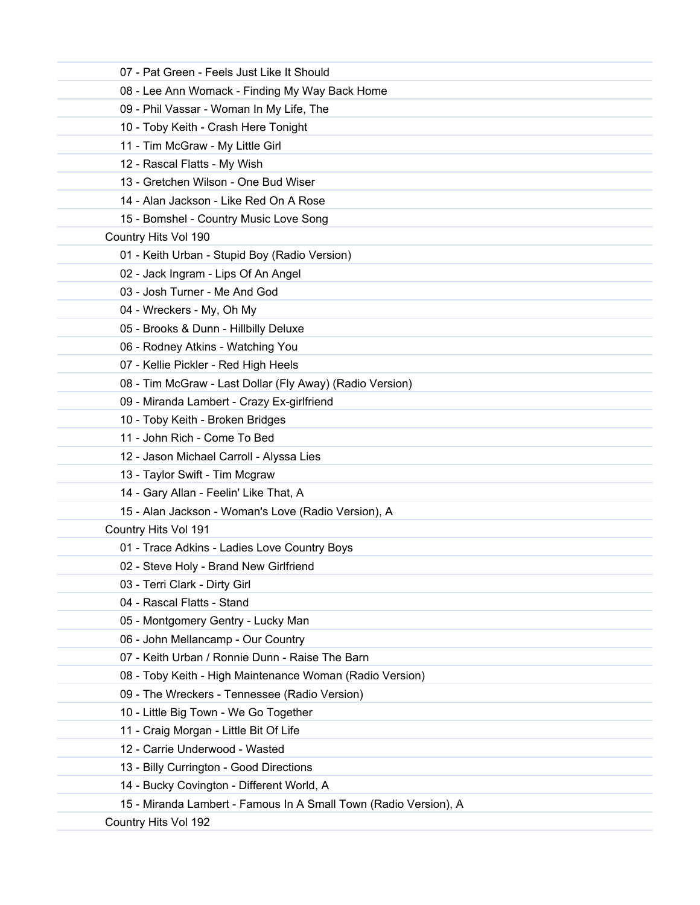07 - Pat Green - Feels Just Like It Should
08 - Lee Ann Womack - Finding My Way Back Home
09 - Phil Vassar - Woman In My Life, The
10 - Toby Keith - Crash Here Tonight
11 - Tim McGraw - My Little Girl
12 - Rascal Flatts - My Wish
13 - Gretchen Wilson - One Bud Wiser
14 - Alan Jackson - Like Red On A Rose
15 - Bomshel - Country Music Love Song

Country Hits Vol 190

01 - Keith Urban - Stupid Boy (Radio Version)
02 - Jack Ingram - Lips Of An Angel
03 - Josh Turner - Me And God
04 - Wreckers - My, Oh My
05 - Brooks & Dunn - Hillbilly Deluxe
06 - Rodney Atkins - Watching You
07 - Kellie Pickler - Red High Heels
08 - Tim McGraw - Last Dollar (Fly Away) (Radio Version)
09 - Miranda Lambert - Crazy Ex-girlfriend
10 - Toby Keith - Broken Bridges
11 - John Rich - Come To Bed
12 - Jason Michael Carroll - Alyssa Lies
13 - Taylor Swift - Tim Mcgraw
14 - Gary Allan - Feelin' Like That, A
15 - Alan Jackson - Woman's Love (Radio Version), A

Country Hits Vol 191

01 - Trace Adkins - Ladies Love Country Boys
02 - Steve Holy - Brand New Girlfriend
03 - Terri Clark - Dirty Girl
04 - Rascal Flatts - Stand
05 - Montgomery Gentry - Lucky Man
06 - John Mellancamp - Our Country
07 - Keith Urban / Ronnie Dunn - Raise The Barn
08 - Toby Keith - High Maintenance Woman (Radio Version)
09 - The Wreckers - Tennessee (Radio Version)
10 - Little Big Town - We Go Together
11 - Craig Morgan - Little Bit Of Life
12 - Carrie Underwood - Wasted
13 - Billy Currington - Good Directions
14 - Bucky Covington - Different World, A
15 - Miranda Lambert - Famous In A Small Town (Radio Version), A

Country Hits Vol 192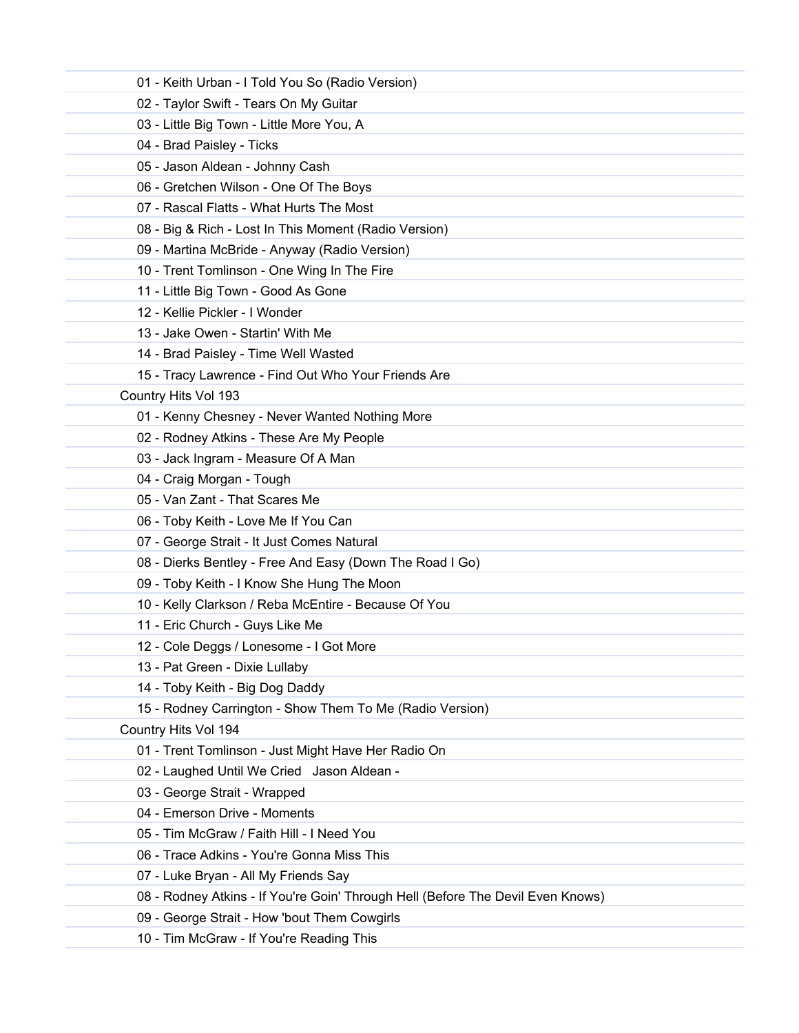01 - Keith Urban - I Told You So (Radio Version)
02 - Taylor Swift - Tears On My Guitar
03 - Little Big Town - Little More You, A
04 - Brad Paisley - Ticks
05 - Jason Aldean - Johnny Cash
06 - Gretchen Wilson - One Of The Boys
07 - Rascal Flatts - What Hurts The Most
08 - Big & Rich - Lost In This Moment (Radio Version)
09 - Martina McBride - Anyway (Radio Version)
10 - Trent Tomlinson - One Wing In The Fire
11 - Little Big Town - Good As Gone
12 - Kellie Pickler - I Wonder
13 - Jake Owen - Startin' With Me
14 - Brad Paisley - Time Well Wasted
15 - Tracy Lawrence - Find Out Who Your Friends Are

Country Hits Vol 193

01 - Kenny Chesney - Never Wanted Nothing More
02 - Rodney Atkins - These Are My People
03 - Jack Ingram - Measure Of A Man
04 - Craig Morgan - Tough
05 - Van Zant - That Scares Me
06 - Toby Keith - Love Me If You Can
07 - George Strait - It Just Comes Natural
08 - Dierks Bentley - Free And Easy (Down The Road I Go)
09 - Toby Keith - I Know She Hung The Moon
10 - Kelly Clarkson / Reba McEntire - Because Of You
11 - Eric Church - Guys Like Me
12 - Cole Deggs / Lonesome - I Got More
13 - Pat Green - Dixie Lullaby
14 - Toby Keith - Big Dog Daddy
15 - Rodney Carrington - Show Them To Me (Radio Version)

Country Hits Vol 194

01 - Trent Tomlinson - Just Might Have Her Radio On
02 - Laughed Until We Cried   Jason Aldean -
03 - George Strait - Wrapped
04 - Emerson Drive - Moments
05 - Tim McGraw / Faith Hill - I Need You
06 - Trace Adkins - You're Gonna Miss This
07 - Luke Bryan - All My Friends Say
08 - Rodney Atkins - If You're Goin' Through Hell (Before The Devil Even Knows)
09 - George Strait - How 'bout Them Cowgirls
10 - Tim McGraw - If You're Reading This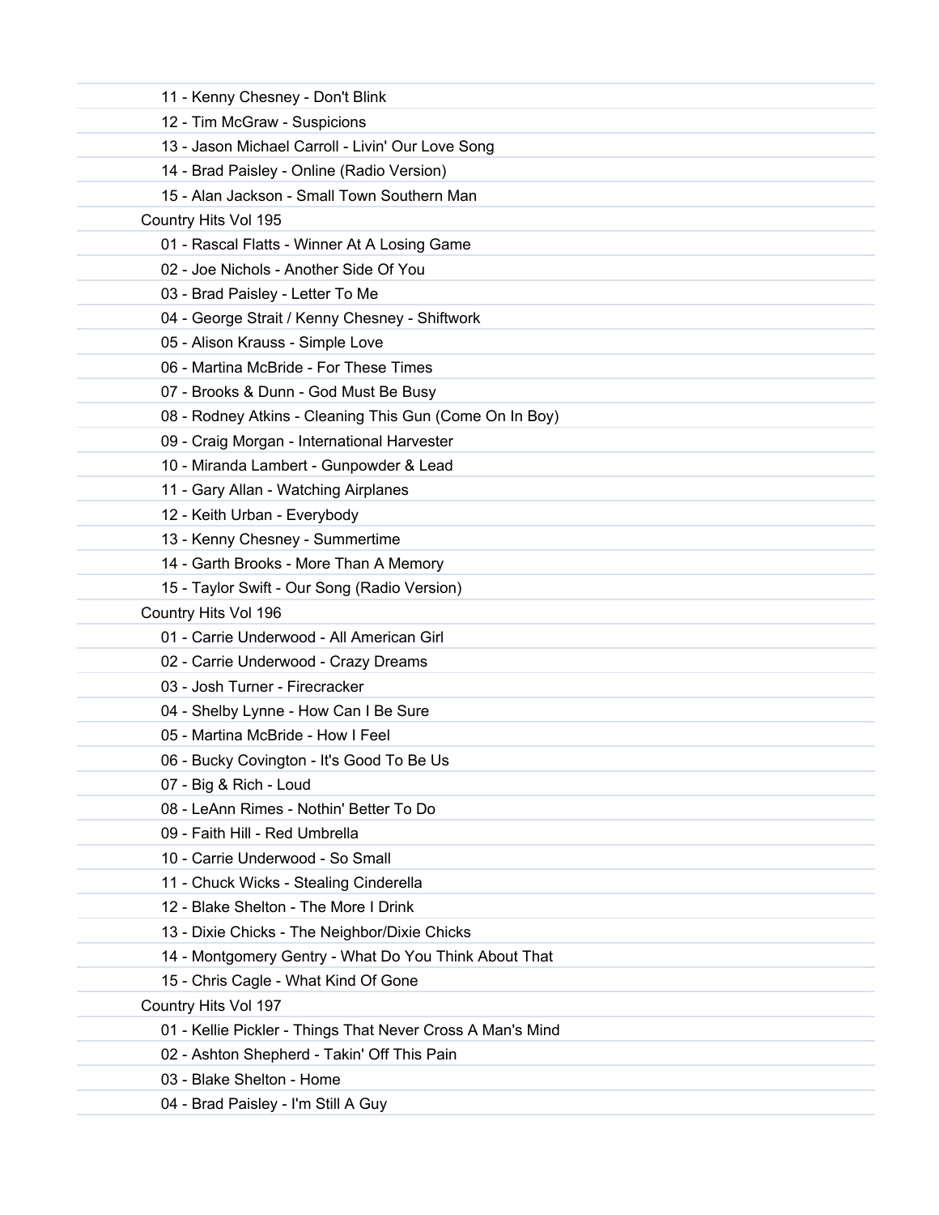11 - Kenny Chesney - Don't Blink
12 - Tim McGraw - Suspicions
13 - Jason Michael Carroll - Livin' Our Love Song
14 - Brad Paisley - Online (Radio Version)
15 - Alan Jackson - Small Town Southern Man

Country Hits Vol 195

01 - Rascal Flatts - Winner At A Losing Game
02 - Joe Nichols - Another Side Of You
03 - Brad Paisley - Letter To Me
04 - George Strait / Kenny Chesney - Shiftwork
05 - Alison Krauss - Simple Love
06 - Martina McBride - For These Times
07 - Brooks & Dunn - God Must Be Busy
08 - Rodney Atkins - Cleaning This Gun (Come On In Boy)
09 - Craig Morgan - International Harvester
10 - Miranda Lambert - Gunpowder & Lead
11 - Gary Allan - Watching Airplanes
12 - Keith Urban - Everybody
13 - Kenny Chesney - Summertime
14 - Garth Brooks - More Than A Memory
15 - Taylor Swift - Our Song (Radio Version)

Country Hits Vol 196

01 - Carrie Underwood - All American Girl
02 - Carrie Underwood - Crazy Dreams
03 - Josh Turner - Firecracker
04 - Shelby Lynne - How Can I Be Sure
05 - Martina McBride - How I Feel
06 - Bucky Covington - It's Good To Be Us
07 - Big & Rich - Loud
08 - LeAnn Rimes - Nothin' Better To Do
09 - Faith Hill - Red Umbrella
10 - Carrie Underwood - So Small
11 - Chuck Wicks - Stealing Cinderella
12 - Blake Shelton - The More I Drink
13 - Dixie Chicks - The Neighbor/Dixie Chicks
14 - Montgomery Gentry - What Do You Think About That
15 - Chris Cagle - What Kind Of Gone

Country Hits Vol 197

01 - Kellie Pickler - Things That Never Cross A Man's Mind
02 - Ashton Shepherd - Takin' Off This Pain
03 - Blake Shelton - Home
04 - Brad Paisley - I'm Still A Guy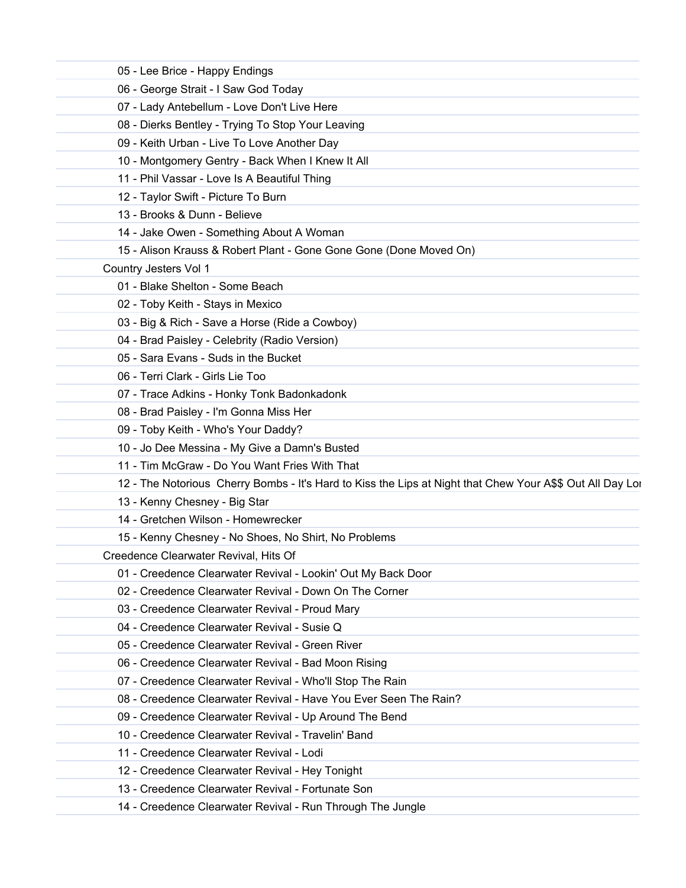05 - Lee Brice - Happy Endings
06 - George Strait - I Saw God Today
07 - Lady Antebellum - Love Don't Live Here
08 - Dierks Bentley - Trying To Stop Your Leaving
09 - Keith Urban - Live To Love Another Day
10 - Montgomery Gentry - Back When I Knew It All
11 - Phil Vassar - Love Is A Beautiful Thing
12 - Taylor Swift - Picture To Burn
13 - Brooks & Dunn - Believe
14 - Jake Owen - Something About A Woman
15 - Alison Krauss & Robert Plant - Gone Gone Gone (Done Moved On)

Country Jesters Vol 1

01 - Blake Shelton - Some Beach
02 - Toby Keith - Stays in Mexico
03 - Big & Rich - Save a Horse (Ride a Cowboy)
04 - Brad Paisley - Celebrity (Radio Version)
05 - Sara Evans - Suds in the Bucket
06 - Terri Clark - Girls Lie Too
07 - Trace Adkins - Honky Tonk Badonkadonk
08 - Brad Paisley - I'm Gonna Miss Her
09 - Toby Keith - Who's Your Daddy?
10 - Jo Dee Messina - My Give a Damn's Busted
11 - Tim McGraw - Do You Want Fries With That
12 - The Notorious Cherry Bombs - It's Hard to Kiss the Lips at Night that Chew Your A$$ Out All Day Lo
13 - Kenny Chesney - Big Star
14 - Gretchen Wilson - Homewrecker
15 - Kenny Chesney - No Shoes, No Shirt, No Problems

Creedence Clearwater Revival, Hits Of

01 - Creedence Clearwater Revival - Lookin' Out My Back Door
02 - Creedence Clearwater Revival - Down On The Corner
03 - Creedence Clearwater Revival - Proud Mary
04 - Creedence Clearwater Revival - Susie Q
05 - Creedence Clearwater Revival - Green River
06 - Creedence Clearwater Revival - Bad Moon Rising
07 - Creedence Clearwater Revival - Who'll Stop The Rain
08 - Creedence Clearwater Revival - Have You Ever Seen The Rain?
09 - Creedence Clearwater Revival - Up Around The Bend
10 - Creedence Clearwater Revival - Travelin' Band
11 - Creedence Clearwater Revival - Lodi
12 - Creedence Clearwater Revival - Hey Tonight
13 - Creedence Clearwater Revival - Fortunate Son
14 - Creedence Clearwater Revival - Run Through The Jungle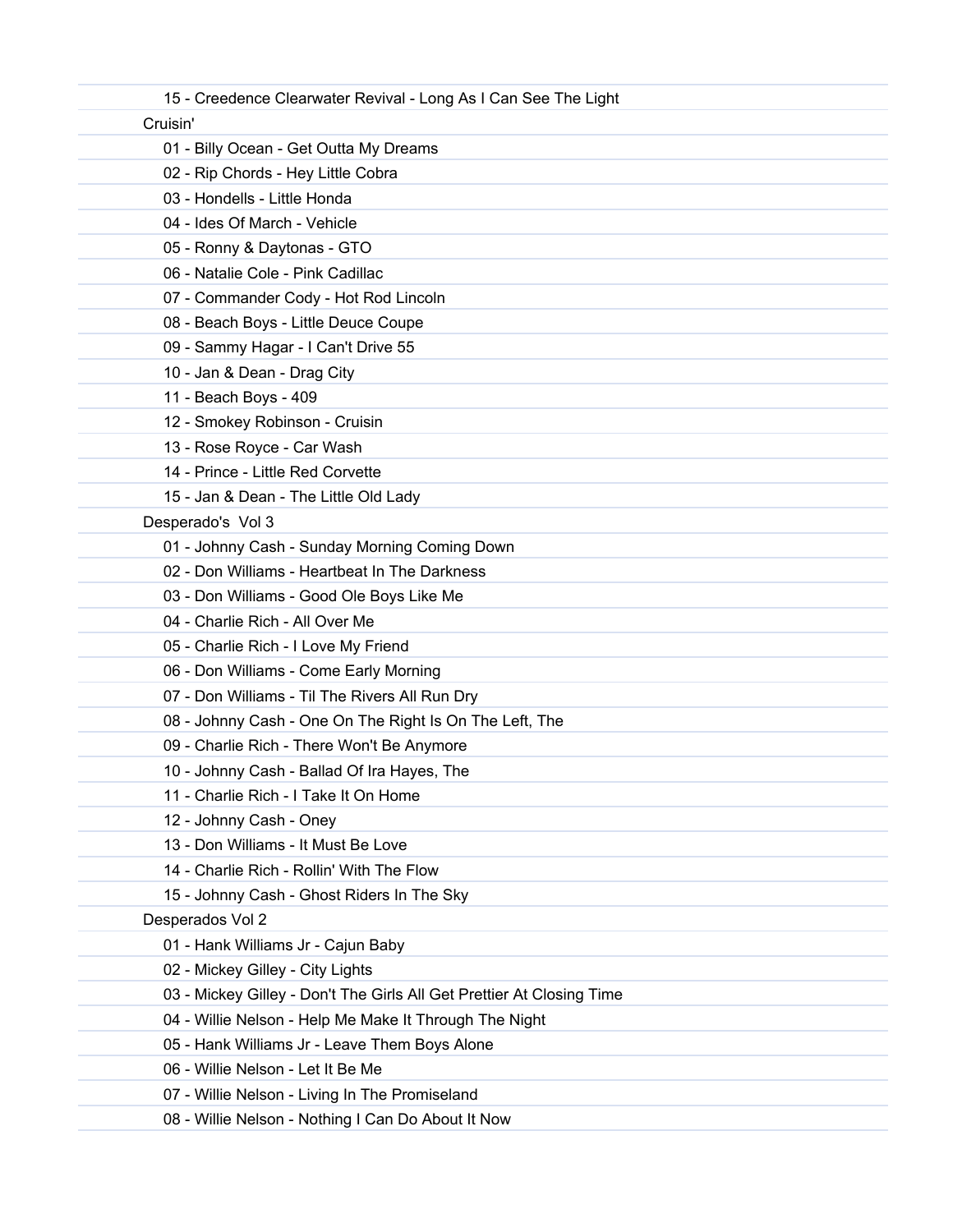15 - Creedence Clearwater Revival - Long As I Can See The Light

Cruisin'

01 - Billy Ocean - Get Outta My Dreams
02 - Rip Chords - Hey Little Cobra
03 - Hondells - Little Honda
04 - Ides Of March - Vehicle
05 - Ronny & Daytonas - GTO
06 - Natalie Cole - Pink Cadillac
07 - Commander Cody - Hot Rod Lincoln
08 - Beach Boys - Little Deuce Coupe
09 - Sammy Hagar - I Can't Drive 55
10 - Jan & Dean - Drag City
11 - Beach Boys - 409
12 - Smokey Robinson - Cruisin
13 - Rose Royce - Car Wash
14 - Prince - Little Red Corvette
15 - Jan & Dean - The Little Old Lady

Desperado's  Vol 3

01 - Johnny Cash - Sunday Morning Coming Down
02 - Don Williams - Heartbeat In The Darkness
03 - Don Williams - Good Ole Boys Like Me
04 - Charlie Rich - All Over Me
05 - Charlie Rich - I Love My Friend
06 - Don Williams - Come Early Morning
07 - Don Williams - Til The Rivers All Run Dry
08 - Johnny Cash - One On The Right Is On The Left, The
09 - Charlie Rich - There Won't Be Anymore
10 - Johnny Cash - Ballad Of Ira Hayes, The
11 - Charlie Rich - I Take It On Home
12 - Johnny Cash - Oney
13 - Don Williams - It Must Be Love
14 - Charlie Rich - Rollin' With The Flow
15 - Johnny Cash - Ghost Riders In The Sky

Desperados Vol 2

01 - Hank Williams Jr - Cajun Baby
02 - Mickey Gilley - City Lights
03 - Mickey Gilley - Don't The Girls All Get Prettier At Closing Time
04 - Willie Nelson - Help Me Make It Through The Night
05 - Hank Williams Jr - Leave Them Boys Alone
06 - Willie Nelson - Let It Be Me
07 - Willie Nelson - Living In The Promiseland
08 - Willie Nelson - Nothing I Can Do About It Now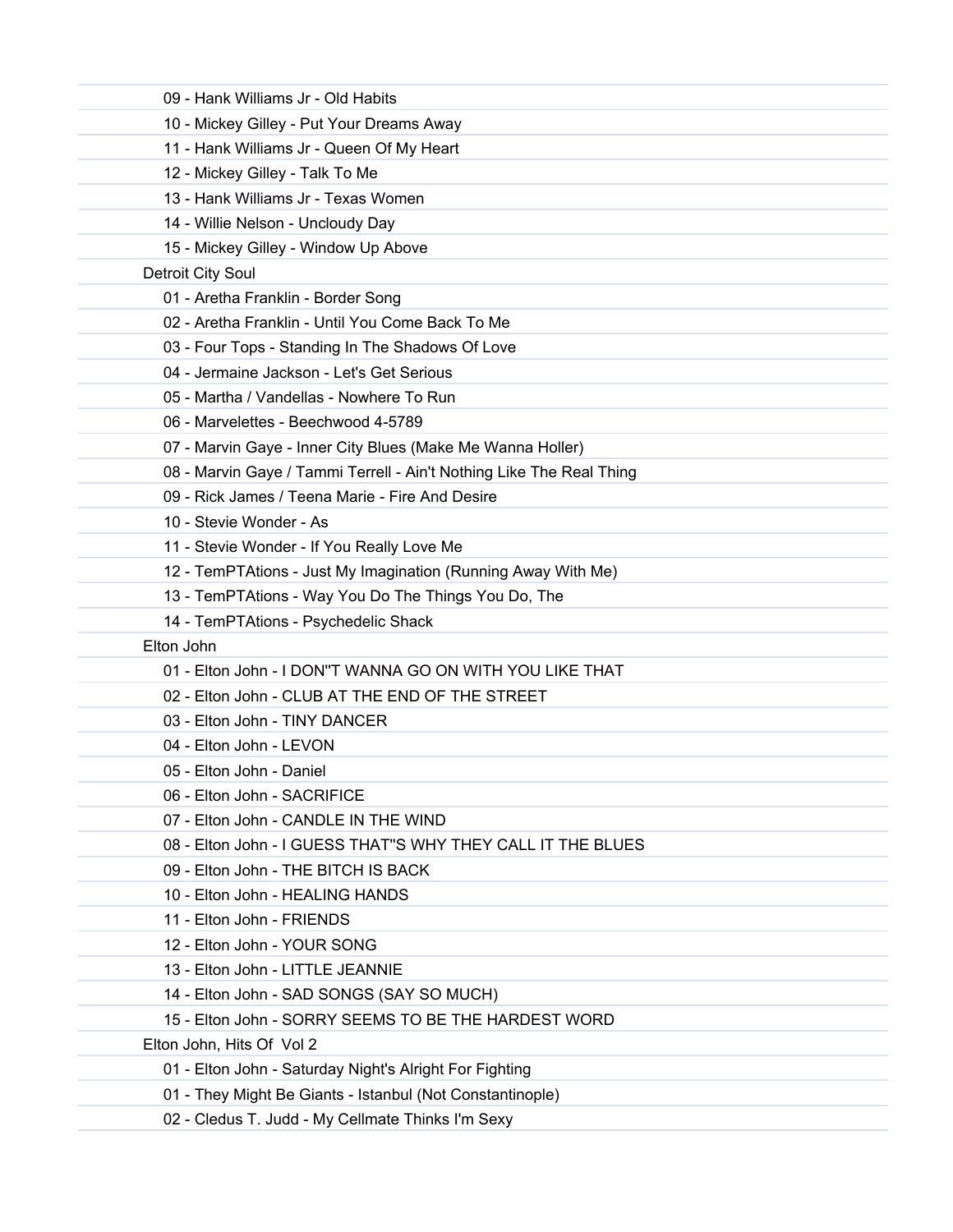09 - Hank Williams Jr - Old Habits
10 - Mickey Gilley - Put Your Dreams Away
11 - Hank Williams Jr - Queen Of My Heart
12 - Mickey Gilley - Talk To Me
13 - Hank Williams Jr - Texas Women
14 - Willie Nelson - Uncloudy Day
15 - Mickey Gilley - Window Up Above

Detroit City Soul

01 - Aretha Franklin - Border Song
02 - Aretha Franklin - Until You Come Back To Me
03 - Four Tops - Standing In The Shadows Of Love
04 - Jermaine Jackson - Let's Get Serious
05 - Martha / Vandellas - Nowhere To Run
06 - Marvelettes - Beechwood 4-5789
07 - Marvin Gaye - Inner City Blues (Make Me Wanna Holler)
08 - Marvin Gaye / Tammi Terrell - Ain't Nothing Like The Real Thing
09 - Rick James / Teena Marie - Fire And Desire
10 - Stevie Wonder - As
11 - Stevie Wonder - If You Really Love Me
12 - TemPTAtions - Just My Imagination (Running Away With Me)
13 - TemPTAtions - Way You Do The Things You Do, The
14 - TemPTAtions - Psychedelic Shack

Elton John

01 - Elton John - I DON''T WANNA GO ON WITH YOU LIKE THAT
02 - Elton John - CLUB AT THE END OF THE STREET
03 - Elton John - TINY DANCER
04 - Elton John - LEVON
05 - Elton John - Daniel
06 - Elton John - SACRIFICE
07 - Elton John - CANDLE IN THE WIND
08 - Elton John - I GUESS THAT''S WHY THEY CALL IT THE BLUES
09 - Elton John - THE BITCH IS BACK
10 - Elton John - HEALING HANDS
11 - Elton John - FRIENDS
12 - Elton John - YOUR SONG
13 - Elton John - LITTLE JEANNIE
14 - Elton John - SAD SONGS (SAY SO MUCH)
15 - Elton John - SORRY SEEMS TO BE THE HARDEST WORD

Elton John, Hits Of Vol 2

01 - Elton John - Saturday Night's Alright For Fighting
01 - They Might Be Giants - Istanbul (Not Constantinople)
02 - Cledus T. Judd - My Cellmate Thinks I'm Sexy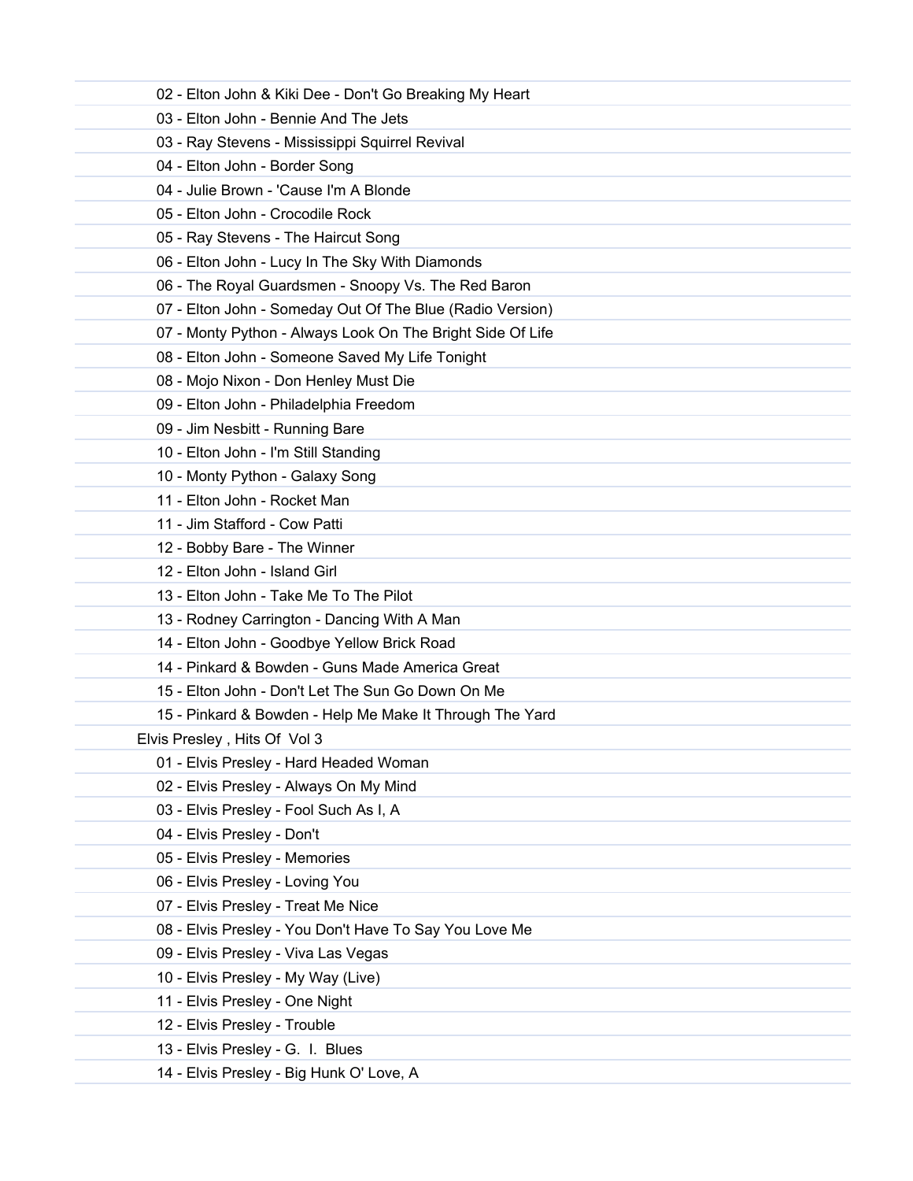02 - Elton John & Kiki Dee - Don't Go Breaking My Heart

03 - Elton John - Bennie And The Jets

03 - Ray Stevens - Mississippi Squirrel Revival

04 - Elton John - Border Song

04 - Julie Brown - 'Cause I'm A Blonde

05 - Elton John - Crocodile Rock

05 - Ray Stevens - The Haircut Song

06 - Elton John - Lucy In The Sky With Diamonds

06 - The Royal Guardsmen - Snoopy Vs. The Red Baron

07 - Elton John - Someday Out Of The Blue (Radio Version)

07 - Monty Python - Always Look On The Bright Side Of Life

08 - Elton John - Someone Saved My Life Tonight

08 - Mojo Nixon - Don Henley Must Die

09 - Elton John - Philadelphia Freedom

09 - Jim Nesbitt - Running Bare

10 - Elton John - I'm Still Standing

10 - Monty Python - Galaxy Song

11 - Elton John - Rocket Man

11 - Jim Stafford - Cow Patti

12 - Bobby Bare - The Winner

12 - Elton John - Island Girl

13 - Elton John - Take Me To The Pilot

13 - Rodney Carrington - Dancing With A Man

14 - Elton John - Goodbye Yellow Brick Road

14 - Pinkard & Bowden - Guns Made America Great

15 - Elton John - Don't Let The Sun Go Down On Me

15 - Pinkard & Bowden - Help Me Make It Through The Yard

Elvis Presley , Hits Of Vol 3

01 - Elvis Presley - Hard Headed Woman

02 - Elvis Presley - Always On My Mind

03 - Elvis Presley - Fool Such As I, A

04 - Elvis Presley - Don't

05 - Elvis Presley - Memories

06 - Elvis Presley - Loving You

07 - Elvis Presley - Treat Me Nice

08 - Elvis Presley - You Don't Have To Say You Love Me

09 - Elvis Presley - Viva Las Vegas

10 - Elvis Presley - My Way (Live)

11 - Elvis Presley - One Night

12 - Elvis Presley - Trouble

13 - Elvis Presley - G. I. Blues

14 - Elvis Presley - Big Hunk O' Love, A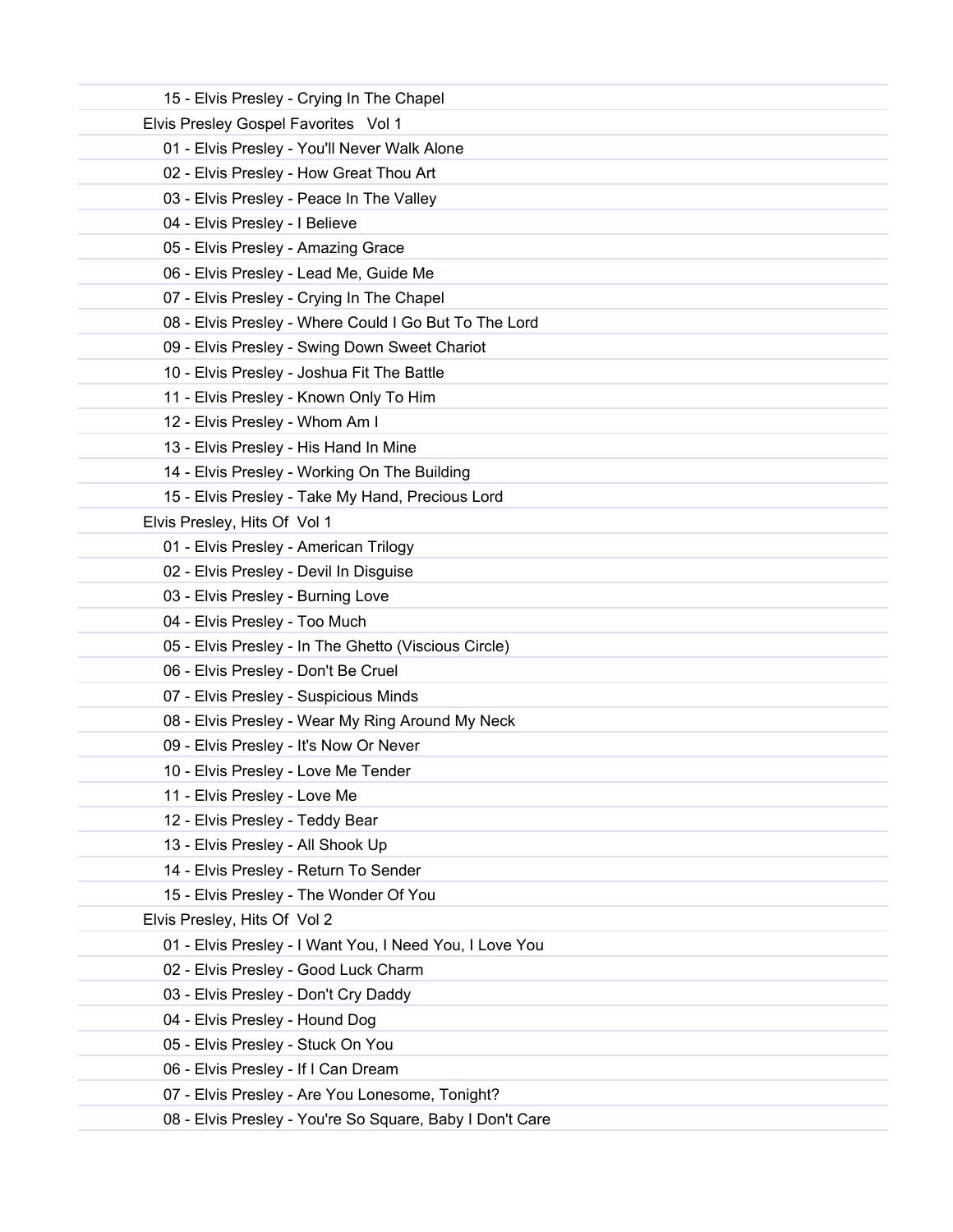15 - Elvis Presley - Crying In The Chapel

Elvis Presley Gospel Favorites   Vol 1

01 - Elvis Presley - You'll Never Walk Alone
02 - Elvis Presley - How Great Thou Art
03 - Elvis Presley - Peace In The Valley
04 - Elvis Presley - I Believe
05 - Elvis Presley - Amazing Grace
06 - Elvis Presley - Lead Me, Guide Me
07 - Elvis Presley - Crying In The Chapel
08 - Elvis Presley - Where Could I Go But To The Lord
09 - Elvis Presley - Swing Down Sweet Chariot
10 - Elvis Presley - Joshua Fit The Battle
11 - Elvis Presley - Known Only To Him
12 - Elvis Presley - Whom Am I
13 - Elvis Presley - His Hand In Mine
14 - Elvis Presley - Working On The Building
15 - Elvis Presley - Take My Hand, Precious Lord

Elvis Presley, Hits Of  Vol 1

01 - Elvis Presley - American Trilogy
02 - Elvis Presley - Devil In Disguise
03 - Elvis Presley - Burning Love
04 - Elvis Presley - Too Much
05 - Elvis Presley - In The Ghetto (Viscious Circle)
06 - Elvis Presley - Don't Be Cruel
07 - Elvis Presley - Suspicious Minds
08 - Elvis Presley - Wear My Ring Around My Neck
09 - Elvis Presley - It's Now Or Never
10 - Elvis Presley - Love Me Tender
11 - Elvis Presley - Love Me
12 - Elvis Presley - Teddy Bear
13 - Elvis Presley - All Shook Up
14 - Elvis Presley - Return To Sender
15 - Elvis Presley - The Wonder Of You

Elvis Presley, Hits Of  Vol 2

01 - Elvis Presley - I Want You, I Need You, I Love You
02 - Elvis Presley - Good Luck Charm
03 - Elvis Presley - Don't Cry Daddy
04 - Elvis Presley - Hound Dog
05 - Elvis Presley - Stuck On You
06 - Elvis Presley - If I Can Dream
07 - Elvis Presley - Are You Lonesome, Tonight?
08 - Elvis Presley - You're So Square, Baby I Don't Care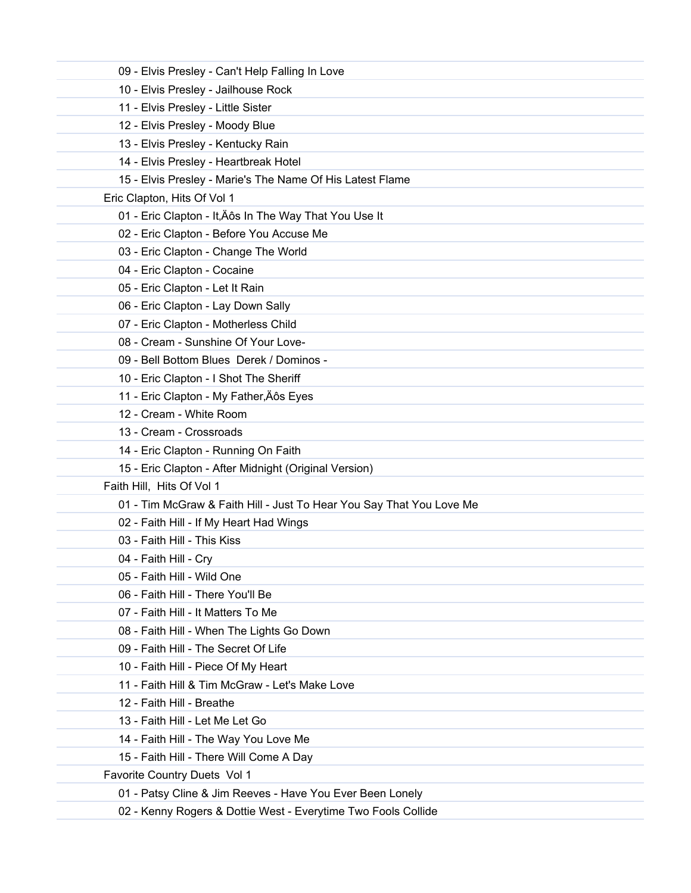09 - Elvis Presley - Can't Help Falling In Love
10 - Elvis Presley - Jailhouse Rock
11 - Elvis Presley - Little Sister
12 - Elvis Presley - Moody Blue
13 - Elvis Presley - Kentucky Rain
14 - Elvis Presley - Heartbreak Hotel
15 - Elvis Presley - Marie's The Name Of His Latest Flame

Eric Clapton, Hits Of Vol 1

01 - Eric Clapton - It‚Äôs In The Way That You Use It
02 - Eric Clapton - Before You Accuse Me
03 - Eric Clapton - Change The World
04 - Eric Clapton - Cocaine
05 - Eric Clapton - Let It Rain
06 - Eric Clapton - Lay Down Sally
07 - Eric Clapton - Motherless Child
08 - Cream - Sunshine Of Your Love-
09 - Bell Bottom Blues  Derek / Dominos -
10 - Eric Clapton - I Shot The Sheriff
11 - Eric Clapton - My Father‚Äôs Eyes
12 - Cream - White Room
13 - Cream - Crossroads
14 - Eric Clapton - Running On Faith
15 - Eric Clapton - After Midnight (Original Version)

Faith Hill,  Hits Of Vol 1

01 - Tim McGraw & Faith Hill - Just To Hear You Say That You Love Me
02 - Faith Hill - If My Heart Had Wings
03 - Faith Hill - This Kiss
04 - Faith Hill - Cry
05 - Faith Hill - Wild One
06 - Faith Hill - There You'll Be
07 - Faith Hill - It Matters To Me
08 - Faith Hill - When The Lights Go Down
09 - Faith Hill - The Secret Of Life
10 - Faith Hill - Piece Of My Heart
11 - Faith Hill & Tim McGraw - Let's Make Love
12 - Faith Hill - Breathe
13 - Faith Hill - Let Me Let Go
14 - Faith Hill - The Way You Love Me
15 - Faith Hill - There Will Come A Day

Favorite Country Duets  Vol 1

01 - Patsy Cline & Jim Reeves - Have You Ever Been Lonely
02 - Kenny Rogers & Dottie West - Everytime Two Fools Collide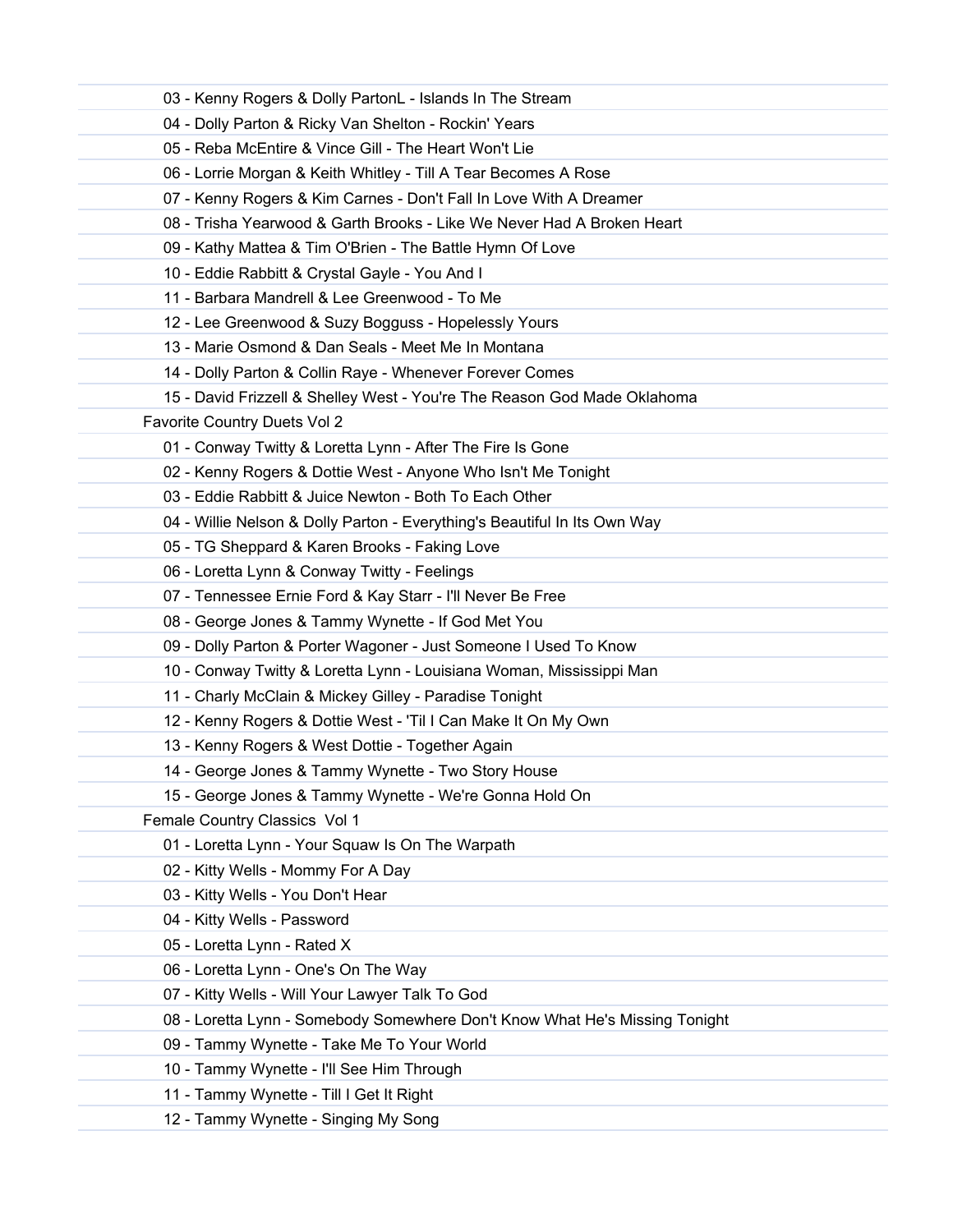03 - Kenny Rogers & Dolly PartonL - Islands In The Stream
04 - Dolly Parton & Ricky Van Shelton - Rockin' Years
05 - Reba McEntire & Vince Gill - The Heart Won't Lie
06 - Lorrie Morgan & Keith Whitley - Till A Tear Becomes A Rose
07 - Kenny Rogers & Kim Carnes - Don't Fall In Love With A Dreamer
08 - Trisha Yearwood & Garth Brooks - Like We Never Had A Broken Heart
09 - Kathy Mattea & Tim O'Brien - The Battle Hymn Of Love
10 - Eddie Rabbitt & Crystal Gayle - You And I
11 - Barbara Mandrell & Lee Greenwood - To Me
12 - Lee Greenwood & Suzy Bogguss - Hopelessly Yours
13 - Marie Osmond & Dan Seals - Meet Me In Montana
14 - Dolly Parton & Collin Raye - Whenever Forever Comes
15 - David Frizzell & Shelley West - You're The Reason God Made Oklahoma

Favorite Country Duets Vol 2

01 - Conway Twitty & Loretta Lynn - After The Fire Is Gone
02 - Kenny Rogers & Dottie West - Anyone Who Isn't Me Tonight
03 - Eddie Rabbitt & Juice Newton - Both To Each Other
04 - Willie Nelson & Dolly Parton - Everything's Beautiful In Its Own Way
05 - TG Sheppard & Karen Brooks - Faking Love
06 - Loretta Lynn & Conway Twitty - Feelings
07 - Tennessee Ernie Ford & Kay Starr - I'll Never Be Free
08 - George Jones & Tammy Wynette - If God Met You
09 - Dolly Parton & Porter Wagoner - Just Someone I Used To Know
10 - Conway Twitty & Loretta Lynn - Louisiana Woman, Mississippi Man
11 - Charly McClain & Mickey Gilley - Paradise Tonight
12 - Kenny Rogers & Dottie West - 'Til I Can Make It On My Own
13 - Kenny Rogers & West Dottie - Together Again
14 - George Jones & Tammy Wynette - Two Story House
15 - George Jones & Tammy Wynette - We're Gonna Hold On

Female Country Classics  Vol 1

01 - Loretta Lynn - Your Squaw Is On The Warpath
02 - Kitty Wells - Mommy For A Day
03 - Kitty Wells - You Don't Hear
04 - Kitty Wells - Password
05 - Loretta Lynn - Rated X
06 - Loretta Lynn - One's On The Way
07 - Kitty Wells - Will Your Lawyer Talk To God
08 - Loretta Lynn - Somebody Somewhere Don't Know What He's Missing Tonight
09 - Tammy Wynette - Take Me To Your World
10 - Tammy Wynette - I'll See Him Through
11 - Tammy Wynette - Till I Get It Right
12 - Tammy Wynette - Singing My Song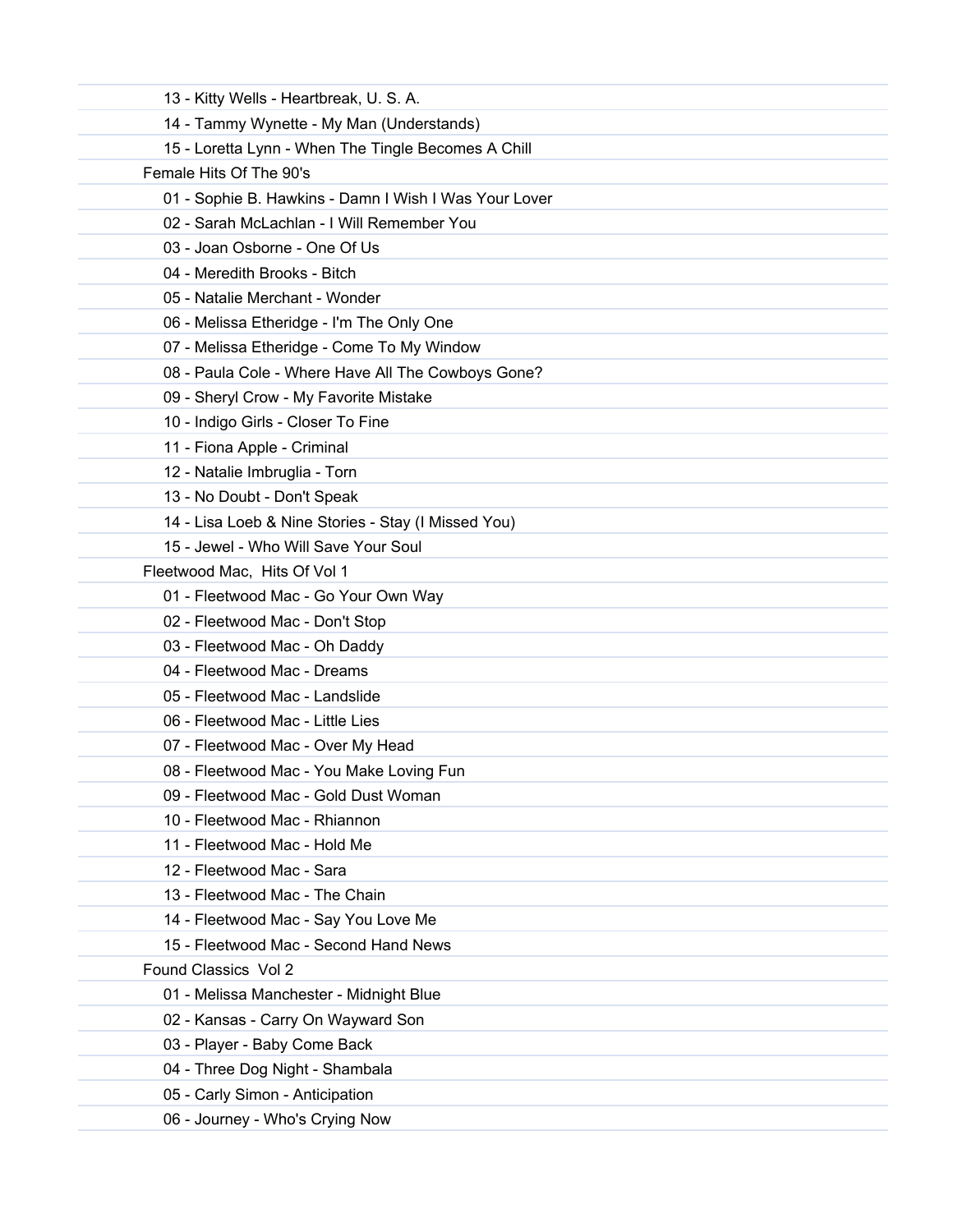13 - Kitty Wells - Heartbreak, U. S. A.
14 - Tammy Wynette - My Man (Understands)
15 - Loretta Lynn - When The Tingle Becomes A Chill

Female Hits Of The 90's

01 - Sophie B. Hawkins - Damn I Wish I Was Your Lover
02 - Sarah McLachlan - I Will Remember You
03 - Joan Osborne - One Of Us
04 - Meredith Brooks - Bitch
05 - Natalie Merchant - Wonder
06 - Melissa Etheridge - I'm The Only One
07 - Melissa Etheridge - Come To My Window
08 - Paula Cole - Where Have All The Cowboys Gone?
09 - Sheryl Crow - My Favorite Mistake
10 - Indigo Girls - Closer To Fine
11 - Fiona Apple - Criminal
12 - Natalie Imbruglia - Torn
13 - No Doubt - Don't Speak
14 - Lisa Loeb & Nine Stories - Stay (I Missed You)
15 - Jewel - Who Will Save Your Soul

Fleetwood Mac,  Hits Of Vol 1

01 - Fleetwood Mac - Go Your Own Way
02 - Fleetwood Mac - Don't Stop
03 - Fleetwood Mac - Oh Daddy
04 - Fleetwood Mac - Dreams
05 - Fleetwood Mac - Landslide
06 - Fleetwood Mac - Little Lies
07 - Fleetwood Mac - Over My Head
08 - Fleetwood Mac - You Make Loving Fun
09 - Fleetwood Mac - Gold Dust Woman
10 - Fleetwood Mac - Rhiannon
11 - Fleetwood Mac - Hold Me
12 - Fleetwood Mac - Sara
13 - Fleetwood Mac - The Chain
14 - Fleetwood Mac - Say You Love Me
15 - Fleetwood Mac - Second Hand News

Found Classics  Vol 2

01 - Melissa Manchester - Midnight Blue
02 - Kansas - Carry On Wayward Son
03 - Player - Baby Come Back
04 - Three Dog Night - Shambala
05 - Carly Simon - Anticipation
06 - Journey - Who's Crying Now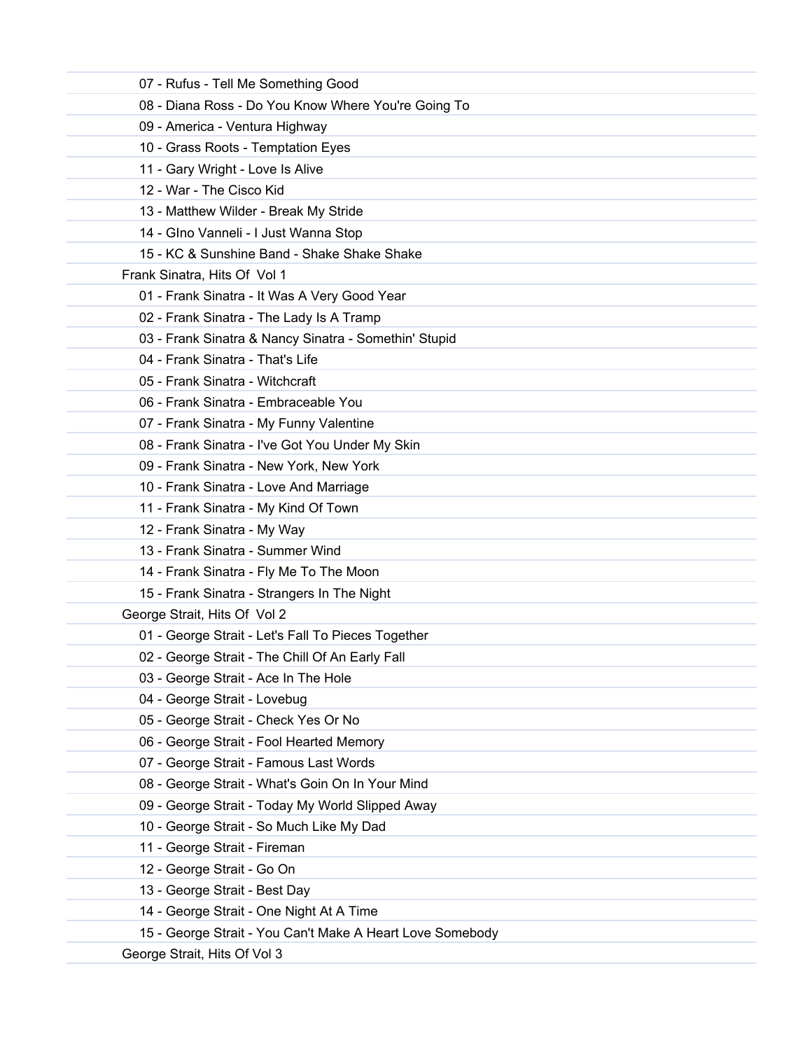07 - Rufus - Tell Me Something Good
08 - Diana Ross - Do You Know Where You're Going To
09 - America - Ventura Highway
10 - Grass Roots - Temptation Eyes
11 - Gary Wright - Love Is Alive
12 - War - The Cisco Kid
13 - Matthew Wilder - Break My Stride
14 - GIno Vanneli - I Just Wanna Stop
15 - KC & Sunshine Band - Shake Shake Shake

Frank Sinatra, Hits Of  Vol 1

01 - Frank Sinatra - It Was A Very Good Year
02 - Frank Sinatra - The Lady Is A Tramp
03 - Frank Sinatra & Nancy Sinatra - Somethin' Stupid
04 - Frank Sinatra - That's Life
05 - Frank Sinatra - Witchcraft
06 - Frank Sinatra - Embraceable You
07 - Frank Sinatra - My Funny Valentine
08 - Frank Sinatra - I've Got You Under My Skin
09 - Frank Sinatra - New York, New York
10 - Frank Sinatra - Love And Marriage
11 - Frank Sinatra - My Kind Of Town
12 - Frank Sinatra - My Way
13 - Frank Sinatra - Summer Wind
14 - Frank Sinatra - Fly Me To The Moon
15 - Frank Sinatra - Strangers In The Night

George Strait, Hits Of  Vol 2

01 - George Strait - Let's Fall To Pieces Together
02 - George Strait - The Chill Of An Early Fall
03 - George Strait - Ace In The Hole
04 - George Strait - Lovebug
05 - George Strait - Check Yes Or No
06 - George Strait - Fool Hearted Memory
07 - George Strait - Famous Last Words
08 - George Strait - What's Goin On In Your Mind
09 - George Strait - Today My World Slipped Away
10 - George Strait - So Much Like My Dad
11 - George Strait - Fireman
12 - George Strait - Go On
13 - George Strait - Best Day
14 - George Strait - One Night At A Time
15 - George Strait - You Can't Make A Heart Love Somebody

George Strait, Hits Of Vol 3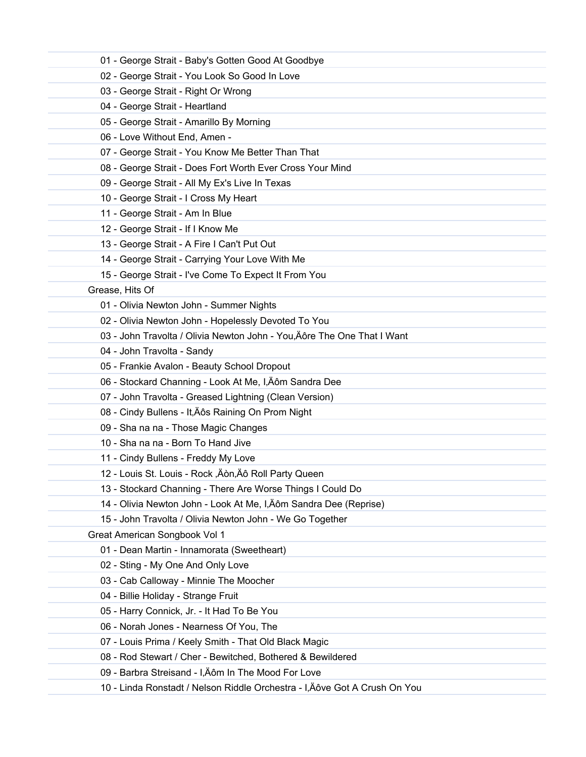01 - George Strait - Baby's Gotten Good At Goodbye
02 - George Strait - You Look So Good In Love
03 - George Strait - Right Or Wrong
04 - George Strait - Heartland
05 - George Strait - Amarillo By Morning
06 - Love Without End, Amen -
07 - George Strait - You Know Me Better Than That
08 - George Strait - Does Fort Worth Ever Cross Your Mind
09 - George Strait - All My Ex's Live In Texas
10 - George Strait - I Cross My Heart
11 - George Strait - Am In Blue
12 - George Strait - If I Know Me
13 - George Strait - A Fire I Can't Put Out
14 - George Strait - Carrying Your Love With Me
15 - George Strait - I've Come To Expect It From You

Grease, Hits Of

01 - Olivia Newton John - Summer Nights
02 - Olivia Newton John - Hopelessly Devoted To You
03 - John Travolta / Olivia Newton John - You‚Äôre The One That I Want
04 - John Travolta - Sandy
05 - Frankie Avalon - Beauty School Dropout
06 - Stockard Channing - Look At Me, I‚Äôm Sandra Dee
07 - John Travolta - Greased Lightning (Clean Version)
08 - Cindy Bullens - It‚Äôs Raining On Prom Night
09 - Sha na na - Those Magic Changes
10 - Sha na na - Born To Hand Jive
11 - Cindy Bullens - Freddy My Love
12 - Louis St. Louis - Rock ‚Äòn‚Äô Roll Party Queen
13 - Stockard Channing - There Are Worse Things I Could Do
14 - Olivia Newton John - Look At Me, I‚Äôm Sandra Dee (Reprise)
15 - John Travolta / Olivia Newton John - We Go Together

Great American Songbook Vol 1

01 - Dean Martin - Innamorata (Sweetheart)
02 - Sting - My One And Only Love
03 - Cab Calloway - Minnie The Moocher
04 - Billie Holiday - Strange Fruit
05 - Harry Connick, Jr. - It Had To Be You
06 - Norah Jones - Nearness Of You, The
07 - Louis Prima / Keely Smith - That Old Black Magic
08 - Rod Stewart / Cher - Bewitched, Bothered & Bewildered
09 - Barbra Streisand - I‚Äôm In The Mood For Love
10 - Linda Ronstadt / Nelson Riddle Orchestra - I‚Äôve Got A Crush On You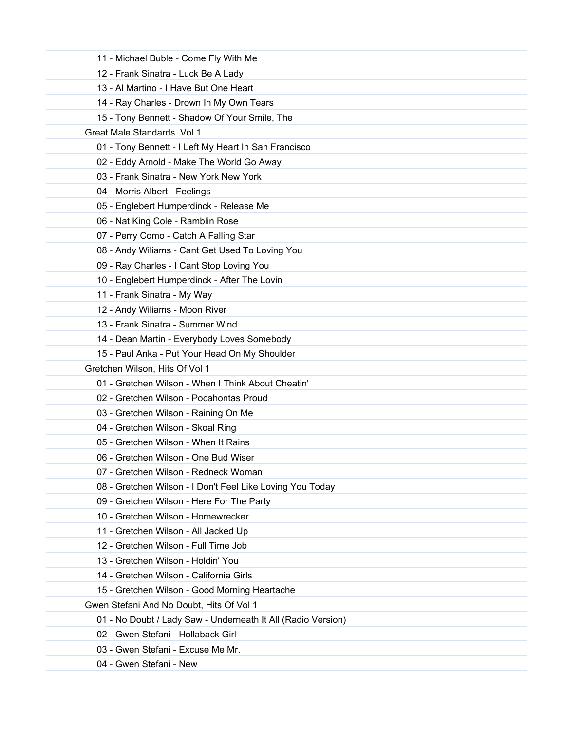11 - Michael Buble - Come Fly With Me
12 - Frank Sinatra - Luck Be A Lady
13 - Al Martino - I Have But One Heart
14 - Ray Charles - Drown In My Own Tears
15 - Tony Bennett - Shadow Of Your Smile, The

Great Male Standards  Vol 1

01 - Tony Bennett - I Left My Heart In San Francisco
02 - Eddy Arnold - Make The World Go Away
03 - Frank Sinatra - New York New York
04 - Morris Albert - Feelings
05 - Englebert Humperdinck - Release Me
06 - Nat King Cole - Ramblin Rose
07 - Perry Como - Catch A Falling Star
08 - Andy Wiliams - Cant Get Used To Loving You
09 - Ray Charles - I Cant Stop Loving You
10 - Englebert Humperdinck - After The Lovin
11 - Frank Sinatra - My Way
12 - Andy Wiliams - Moon River
13 - Frank Sinatra - Summer Wind
14 - Dean Martin - Everybody Loves Somebody
15 - Paul Anka - Put Your Head On My Shoulder

Gretchen Wilson, Hits Of Vol 1

01 - Gretchen Wilson - When I Think About Cheatin'
02 - Gretchen Wilson - Pocahontas Proud
03 - Gretchen Wilson - Raining On Me
04 - Gretchen Wilson - Skoal Ring
05 - Gretchen Wilson - When It Rains
06 - Gretchen Wilson - One Bud Wiser
07 - Gretchen Wilson - Redneck Woman
08 - Gretchen Wilson - I Don't Feel Like Loving You Today
09 - Gretchen Wilson - Here For The Party
10 - Gretchen Wilson - Homewrecker
11 - Gretchen Wilson - All Jacked Up
12 - Gretchen Wilson - Full Time Job
13 - Gretchen Wilson - Holdin' You
14 - Gretchen Wilson - California Girls
15 - Gretchen Wilson - Good Morning Heartache

Gwen Stefani And No Doubt, Hits Of Vol 1

01 - No Doubt / Lady Saw - Underneath It All (Radio Version)
02 - Gwen Stefani - Hollaback Girl
03 - Gwen Stefani - Excuse Me Mr.
04 - Gwen Stefani - New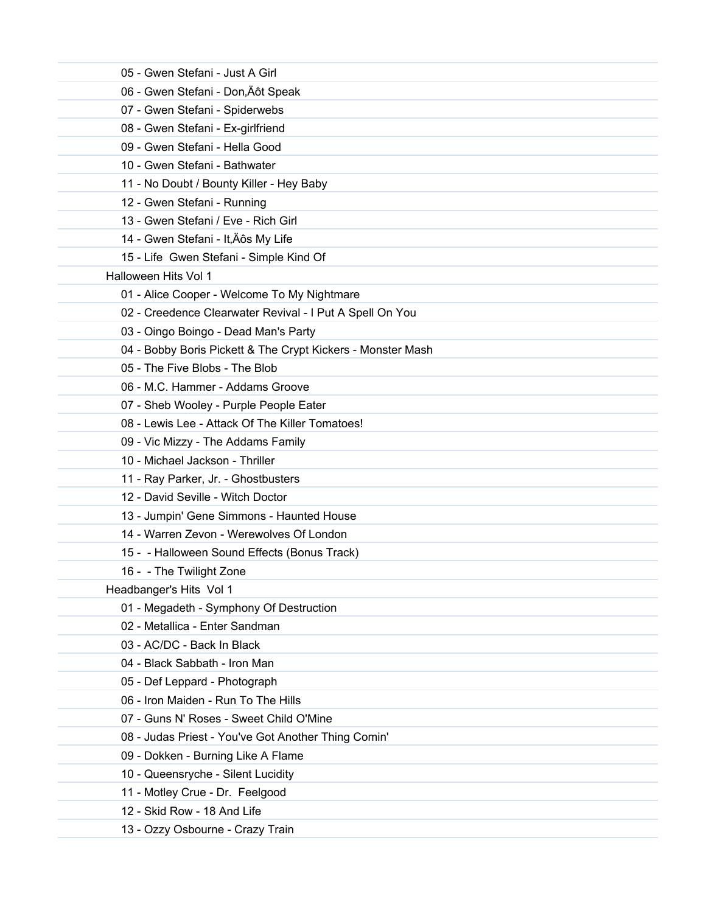05 - Gwen Stefani - Just A Girl
06 - Gwen Stefani - Don‚Äôt Speak
07 - Gwen Stefani - Spiderwebs
08 - Gwen Stefani - Ex-girlfriend
09 - Gwen Stefani - Hella Good
10 - Gwen Stefani - Bathwater
11 - No Doubt / Bounty Killer - Hey Baby
12 - Gwen Stefani - Running
13 - Gwen Stefani / Eve - Rich Girl
14 - Gwen Stefani - It‚Äôs My Life
15 - Life  Gwen Stefani - Simple Kind Of

Halloween Hits Vol 1

01 - Alice Cooper - Welcome To My Nightmare
02 - Creedence Clearwater Revival - I Put A Spell On You
03 - Oingo Boingo - Dead Man's Party
04 - Bobby Boris Pickett & The Crypt Kickers - Monster Mash
05 - The Five Blobs - The Blob
06 - M.C. Hammer - Addams Groove
07 - Sheb Wooley - Purple People Eater
08 - Lewis Lee - Attack Of The Killer Tomatoes!
09 - Vic Mizzy - The Addams Family
10 - Michael Jackson - Thriller
11 - Ray Parker, Jr. - Ghostbusters
12 - David Seville - Witch Doctor
13 - Jumpin' Gene Simmons - Haunted House
14 - Warren Zevon - Werewolves Of London
15 -  - Halloween Sound Effects (Bonus Track)
16 -  - The Twilight Zone

Headbanger's Hits  Vol 1

01 - Megadeth - Symphony Of Destruction
02 - Metallica - Enter Sandman
03 - AC/DC - Back In Black
04 - Black Sabbath - Iron Man
05 - Def Leppard - Photograph
06 - Iron Maiden - Run To The Hills
07 - Guns N' Roses - Sweet Child O'Mine
08 - Judas Priest - You've Got Another Thing Comin'
09 - Dokken - Burning Like A Flame
10 - Queensryche - Silent Lucidity
11 - Motley Crue - Dr.  Feelgood
12 - Skid Row - 18 And Life
13 - Ozzy Osbourne - Crazy Train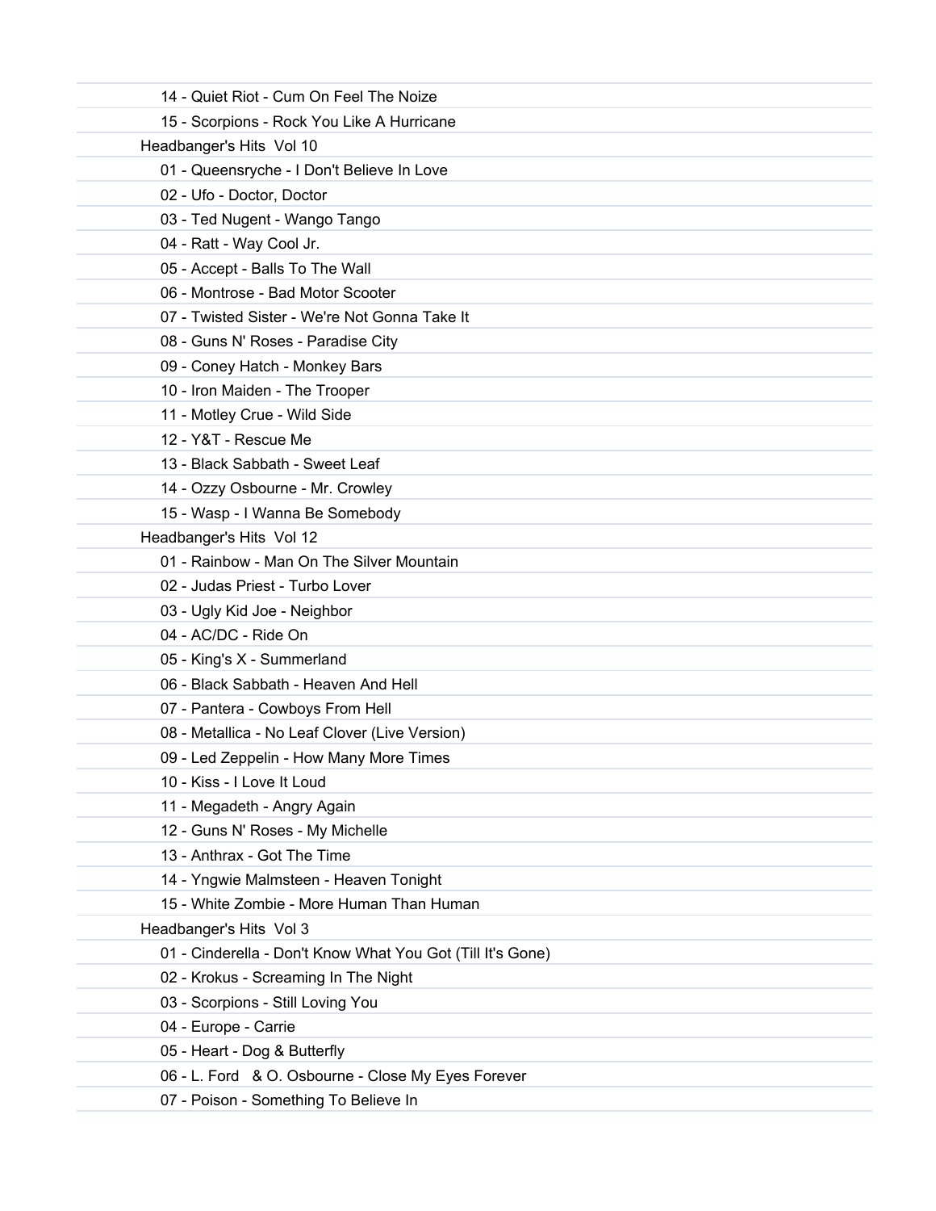14 - Quiet Riot - Cum On Feel The Noize
15 - Scorpions - Rock You Like A Hurricane

Headbanger's Hits Vol 10

01 - Queensryche - I Don't Believe In Love
02 - Ufo - Doctor, Doctor
03 - Ted Nugent - Wango Tango
04 - Ratt - Way Cool Jr.
05 - Accept - Balls To The Wall
06 - Montrose - Bad Motor Scooter
07 - Twisted Sister - We're Not Gonna Take It
08 - Guns N' Roses - Paradise City
09 - Coney Hatch - Monkey Bars
10 - Iron Maiden - The Trooper
11 - Motley Crue - Wild Side
12 - Y&T - Rescue Me
13 - Black Sabbath - Sweet Leaf
14 - Ozzy Osbourne - Mr. Crowley
15 - Wasp - I Wanna Be Somebody

Headbanger's Hits Vol 12

01 - Rainbow - Man On The Silver Mountain
02 - Judas Priest - Turbo Lover
03 - Ugly Kid Joe - Neighbor
04 - AC/DC - Ride On
05 - King's X - Summerland
06 - Black Sabbath - Heaven And Hell
07 - Pantera - Cowboys From Hell
08 - Metallica - No Leaf Clover (Live Version)
09 - Led Zeppelin - How Many More Times
10 - Kiss - I Love It Loud
11 - Megadeth - Angry Again
12 - Guns N' Roses - My Michelle
13 - Anthrax - Got The Time
14 - Yngwie Malmsteen - Heaven Tonight
15 - White Zombie - More Human Than Human

Headbanger's Hits Vol 3

01 - Cinderella - Don't Know What You Got (Till It's Gone)
02 - Krokus - Screaming In The Night
03 - Scorpions - Still Loving You
04 - Europe - Carrie
05 - Heart - Dog & Butterfly
06 - L. Ford & O. Osbourne - Close My Eyes Forever
07 - Poison - Something To Believe In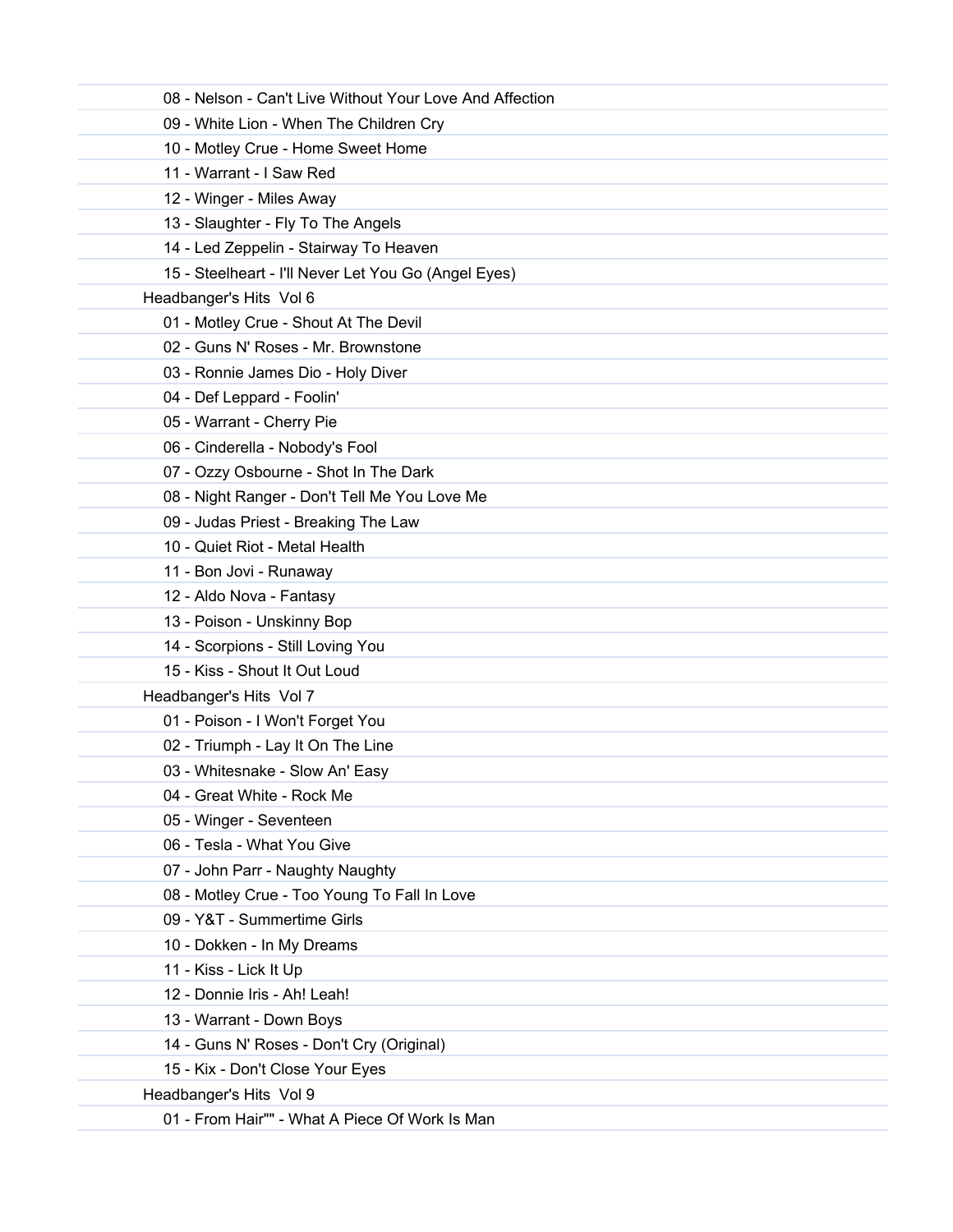08 - Nelson - Can't Live Without Your Love And Affection
09 - White Lion - When The Children Cry
10 - Motley Crue - Home Sweet Home
11 - Warrant - I Saw Red
12 - Winger - Miles Away
13 - Slaughter - Fly To The Angels
14 - Led Zeppelin - Stairway To Heaven
15 - Steelheart - I'll Never Let You Go (Angel Eyes)

Headbanger's Hits Vol 6

01 - Motley Crue - Shout At The Devil
02 - Guns N' Roses - Mr. Brownstone
03 - Ronnie James Dio - Holy Diver
04 - Def Leppard - Foolin'
05 - Warrant - Cherry Pie
06 - Cinderella - Nobody's Fool
07 - Ozzy Osbourne - Shot In The Dark
08 - Night Ranger - Don't Tell Me You Love Me
09 - Judas Priest - Breaking The Law
10 - Quiet Riot - Metal Health
11 - Bon Jovi - Runaway
12 - Aldo Nova - Fantasy
13 - Poison - Unskinny Bop
14 - Scorpions - Still Loving You
15 - Kiss - Shout It Out Loud

Headbanger's Hits Vol 7

01 - Poison - I Won't Forget You
02 - Triumph - Lay It On The Line
03 - Whitesnake - Slow An' Easy
04 - Great White - Rock Me
05 - Winger - Seventeen
06 - Tesla - What You Give
07 - John Parr - Naughty Naughty
08 - Motley Crue - Too Young To Fall In Love
09 - Y&T - Summertime Girls
10 - Dokken - In My Dreams
11 - Kiss - Lick It Up
12 - Donnie Iris - Ah! Leah!
13 - Warrant - Down Boys
14 - Guns N' Roses - Don't Cry (Original)
15 - Kix - Don't Close Your Eyes

Headbanger's Hits Vol 9

01 - From Hair"" - What A Piece Of Work Is Man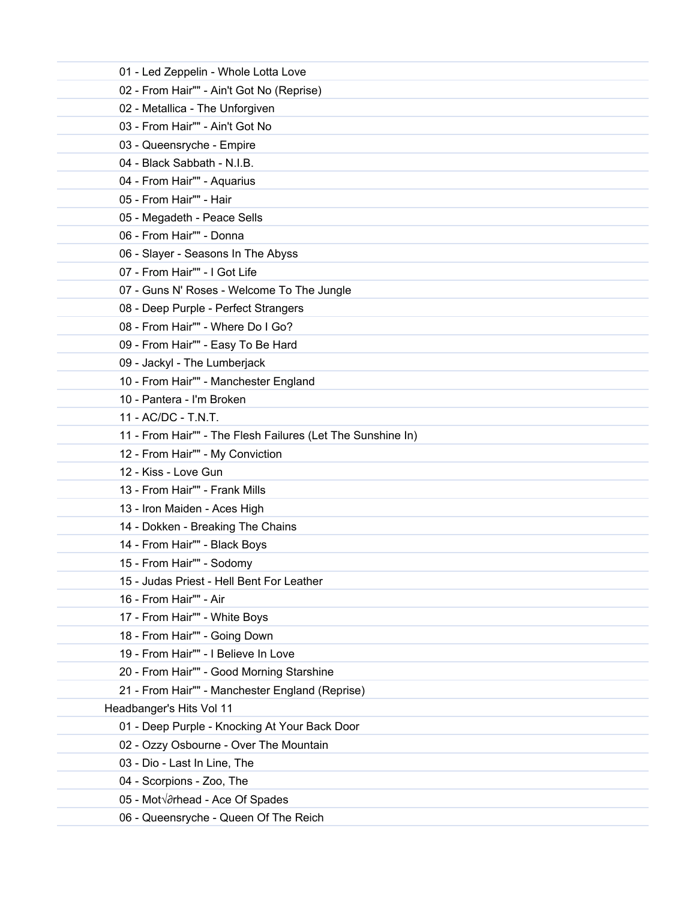01 - Led Zeppelin - Whole Lotta Love
02 - From Hair"" - Ain't Got No (Reprise)
02 - Metallica - The Unforgiven
03 - From Hair"" - Ain't Got No
03 - Queensryche - Empire
04 - Black Sabbath - N.I.B.
04 - From Hair"" - Aquarius
05 - From Hair"" - Hair
05 - Megadeth - Peace Sells
06 - From Hair"" - Donna
06 - Slayer - Seasons In The Abyss
07 - From Hair"" - I Got Life
07 - Guns N' Roses - Welcome To The Jungle
08 - Deep Purple - Perfect Strangers
08 - From Hair"" - Where Do I Go?
09 - From Hair"" - Easy To Be Hard
09 - Jackyl - The Lumberjack
10 - From Hair"" - Manchester England
10 - Pantera - I'm Broken
11 - AC/DC - T.N.T.
11 - From Hair"" - The Flesh Failures (Let The Sunshine In)
12 - From Hair"" - My Conviction
12 - Kiss - Love Gun
13 - From Hair"" - Frank Mills
13 - Iron Maiden - Aces High
14 - Dokken - Breaking The Chains
14 - From Hair"" - Black Boys
15 - From Hair"" - Sodomy
15 - Judas Priest - Hell Bent For Leather
16 - From Hair"" - Air
17 - From Hair"" - White Boys
18 - From Hair"" - Going Down
19 - From Hair"" - I Believe In Love
20 - From Hair"" - Good Morning Starshine
21 - From Hair"" - Manchester England (Reprise)

Headbanger's Hits Vol 11

01 - Deep Purple - Knocking At Your Back Door
02 - Ozzy Osbourne - Over The Mountain
03 - Dio - Last In Line, The
04 - Scorpions - Zoo, The
05 - Mot√∂rhead - Ace Of Spades
06 - Queensryche - Queen Of The Reich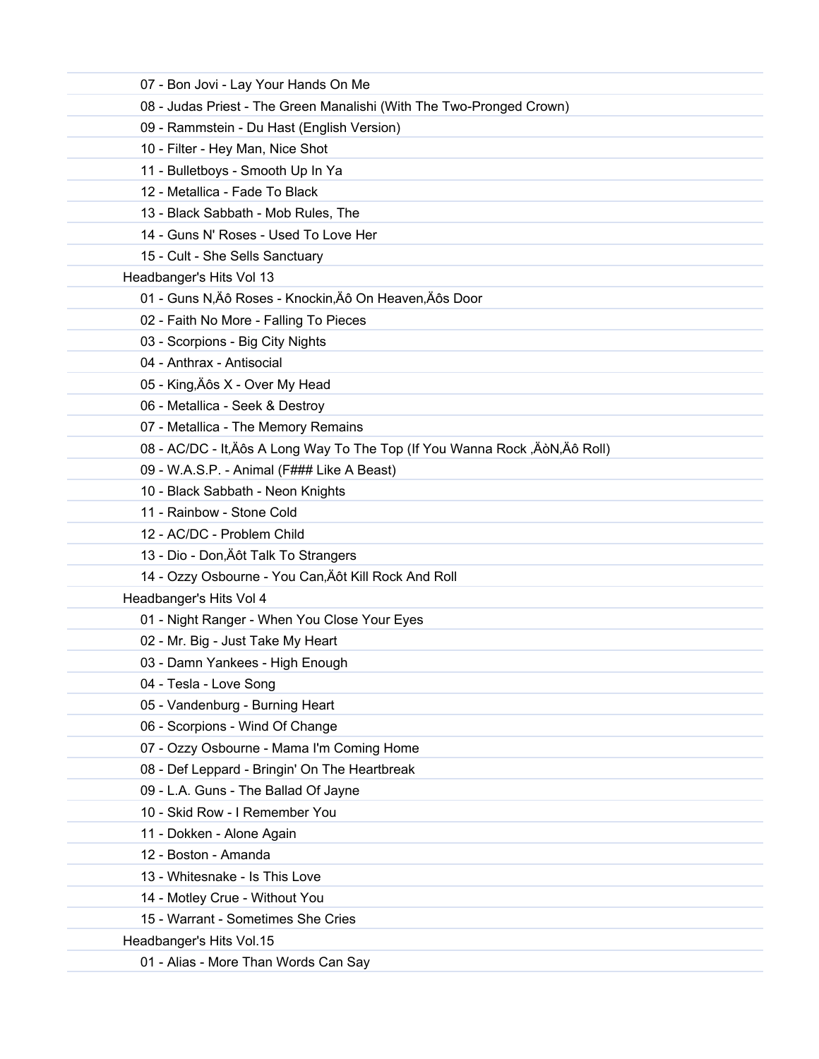07 - Bon Jovi - Lay Your Hands On Me

08 - Judas Priest - The Green Manalishi (With The Two-Pronged Crown)

09 - Rammstein - Du Hast (English Version)

10 - Filter - Hey Man, Nice Shot

11 - Bulletboys - Smooth Up In Ya

12 - Metallica - Fade To Black

13 - Black Sabbath - Mob Rules, The

14 - Guns N' Roses - Used To Love Her

15 - Cult - She Sells Sanctuary

Headbanger's Hits Vol 13

01 - Guns N,Äô Roses - Knockin,Äô On Heaven,Äôs Door

02 - Faith No More - Falling To Pieces

03 - Scorpions - Big City Nights

04 - Anthrax - Antisocial

05 - King,Äôs X - Over My Head

06 - Metallica - Seek & Destroy

07 - Metallica - The Memory Remains

08 - AC/DC - It,Äôs A Long Way To The Top (If You Wanna Rock ,ÄòN,Äô Roll)

09 - W.A.S.P. - Animal (F### Like A Beast)

10 - Black Sabbath - Neon Knights

11 - Rainbow - Stone Cold

12 - AC/DC - Problem Child

13 - Dio - Don,Äôt Talk To Strangers

14 - Ozzy Osbourne - You Can,Äôt Kill Rock And Roll

Headbanger's Hits Vol 4

01 - Night Ranger - When You Close Your Eyes

02 - Mr. Big - Just Take My Heart

03 - Damn Yankees - High Enough

04 - Tesla - Love Song

05 - Vandenburg - Burning Heart

06 - Scorpions - Wind Of Change

07 - Ozzy Osbourne - Mama I'm Coming Home

08 - Def Leppard - Bringin' On The Heartbreak

09 - L.A. Guns - The Ballad Of Jayne

10 - Skid Row - I Remember You

11 - Dokken - Alone Again

12 - Boston - Amanda

13 - Whitesnake - Is This Love

14 - Motley Crue - Without You

15 - Warrant - Sometimes She Cries

Headbanger's Hits Vol.15

01 - Alias - More Than Words Can Say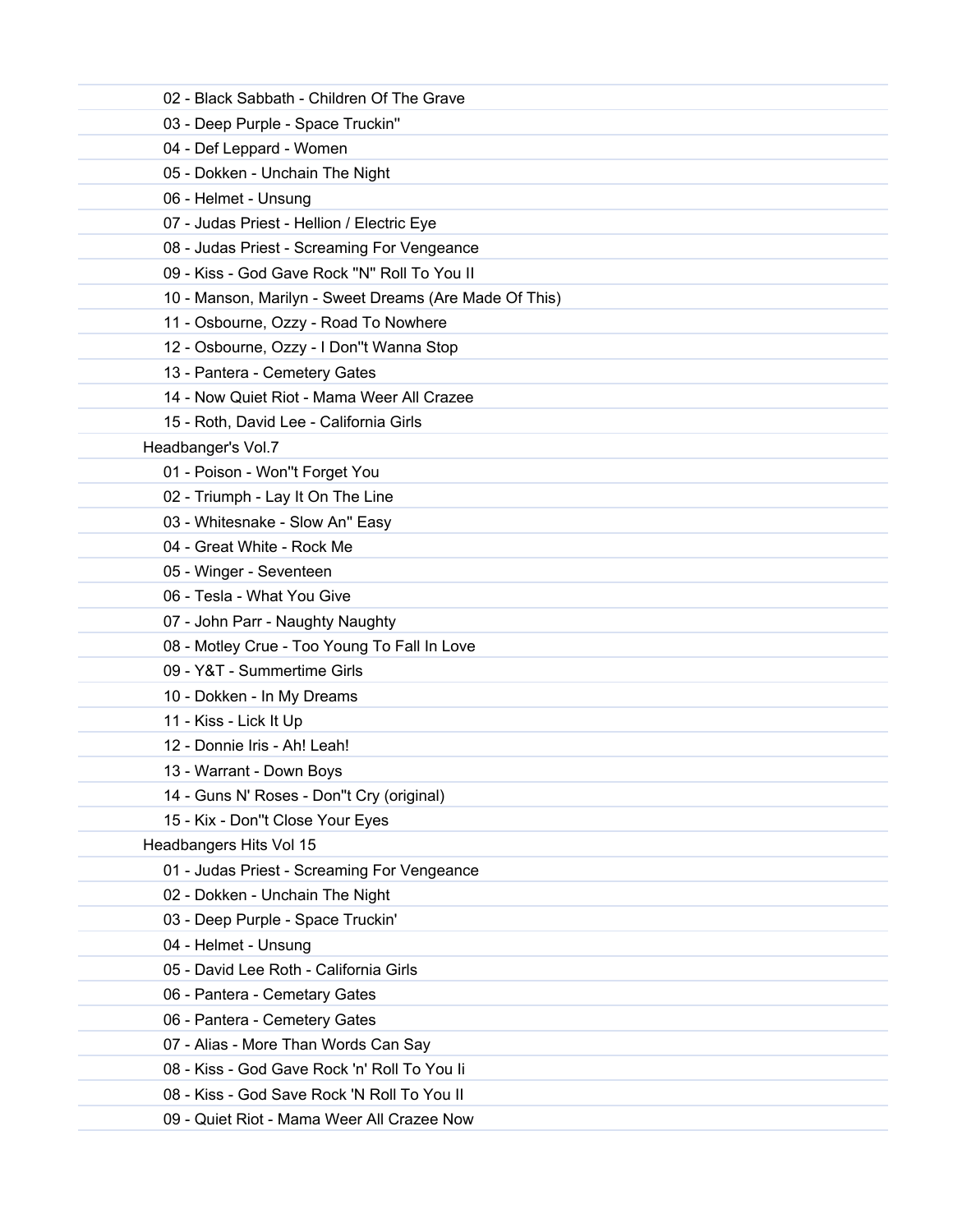02 - Black Sabbath - Children Of The Grave

03 - Deep Purple - Space Truckin''

04 - Def Leppard - Women

05 - Dokken - Unchain The Night

06 - Helmet - Unsung

07 - Judas Priest - Hellion / Electric Eye

08 - Judas Priest - Screaming For Vengeance

09 - Kiss - God Gave Rock ''N'' Roll To You II

10 - Manson, Marilyn - Sweet Dreams (Are Made Of This)

11 - Osbourne, Ozzy - Road To Nowhere

12 - Osbourne, Ozzy - I Don''t Wanna Stop

13 - Pantera - Cemetery Gates

14 - Now Quiet Riot - Mama Weer All Crazee

15 - Roth, David Lee - California Girls

Headbanger's Vol.7

01 - Poison - Won''t Forget You

02 - Triumph - Lay It On The Line

03 - Whitesnake - Slow An'' Easy

04 - Great White - Rock Me

05 - Winger - Seventeen

06 - Tesla - What You Give

07 - John Parr - Naughty Naughty

08 - Motley Crue - Too Young To Fall In Love

09 - Y&T - Summertime Girls

10 - Dokken - In My Dreams

11 - Kiss - Lick It Up

12 - Donnie Iris - Ah! Leah!

13 - Warrant - Down Boys

14 - Guns N' Roses - Don''t Cry (original)

15 - Kix - Don''t Close Your Eyes

Headbangers Hits Vol 15

01 - Judas Priest - Screaming For Vengeance

02 - Dokken - Unchain The Night

03 - Deep Purple - Space Truckin'

04 - Helmet - Unsung

05 - David Lee Roth - California Girls

06 - Pantera - Cemetary Gates

06 - Pantera - Cemetery Gates

07 - Alias - More Than Words Can Say

08 - Kiss - God Gave Rock 'n' Roll To You Ii

08 - Kiss - God Save Rock 'N Roll To You II

09 - Quiet Riot - Mama Weer All Crazee Now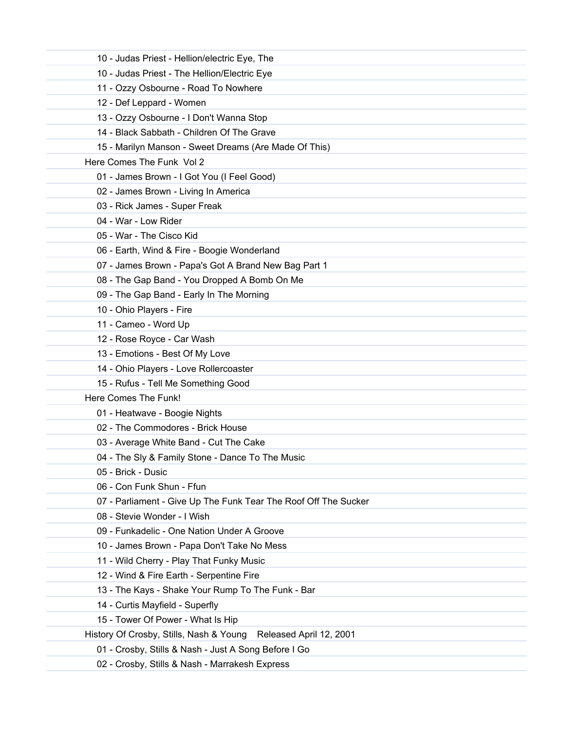10 - Judas Priest - Hellion/electric Eye, The

10 - Judas Priest - The Hellion/Electric Eye

11 - Ozzy Osbourne - Road To Nowhere

12 - Def Leppard - Women

13 - Ozzy Osbourne - I Don't Wanna Stop

14 - Black Sabbath - Children Of The Grave

15 - Marilyn Manson - Sweet Dreams (Are Made Of This)

Here Comes The Funk  Vol 2

01 - James Brown - I Got You (I Feel Good)

02 - James Brown - Living In America

03 - Rick James - Super Freak

04 - War - Low Rider

05 - War - The Cisco Kid

06 - Earth, Wind & Fire - Boogie Wonderland

07 - James Brown - Papa's Got A Brand New Bag Part 1

08 - The Gap Band - You Dropped A Bomb On Me

09 - The Gap Band - Early In The Morning

10 - Ohio Players - Fire

11 - Cameo - Word Up

12 - Rose Royce - Car Wash

13 - Emotions - Best Of My Love

14 - Ohio Players - Love Rollercoaster

15 - Rufus - Tell Me Something Good

Here Comes The Funk!

01 - Heatwave - Boogie Nights

02 - The Commodores - Brick House

03 - Average White Band - Cut The Cake

04 - The Sly & Family Stone - Dance To The Music

05 - Brick - Dusic

06 - Con Funk Shun - Ffun

07 - Parliament - Give Up The Funk Tear The Roof Off The Sucker

08 - Stevie Wonder - I Wish

09 - Funkadelic - One Nation Under A Groove

10 - James Brown - Papa Don't Take No Mess

11 - Wild Cherry - Play That Funky Music

12 - Wind & Fire Earth - Serpentine Fire

13 - The Kays - Shake Your Rump To The Funk - Bar

14 - Curtis Mayfield - Superfly

15 - Tower Of Power - What Is Hip

History Of Crosby, Stills, Nash & Young    Released April 12, 2001

01 - Crosby, Stills & Nash - Just A Song Before I Go

02 - Crosby, Stills & Nash - Marrakesh Express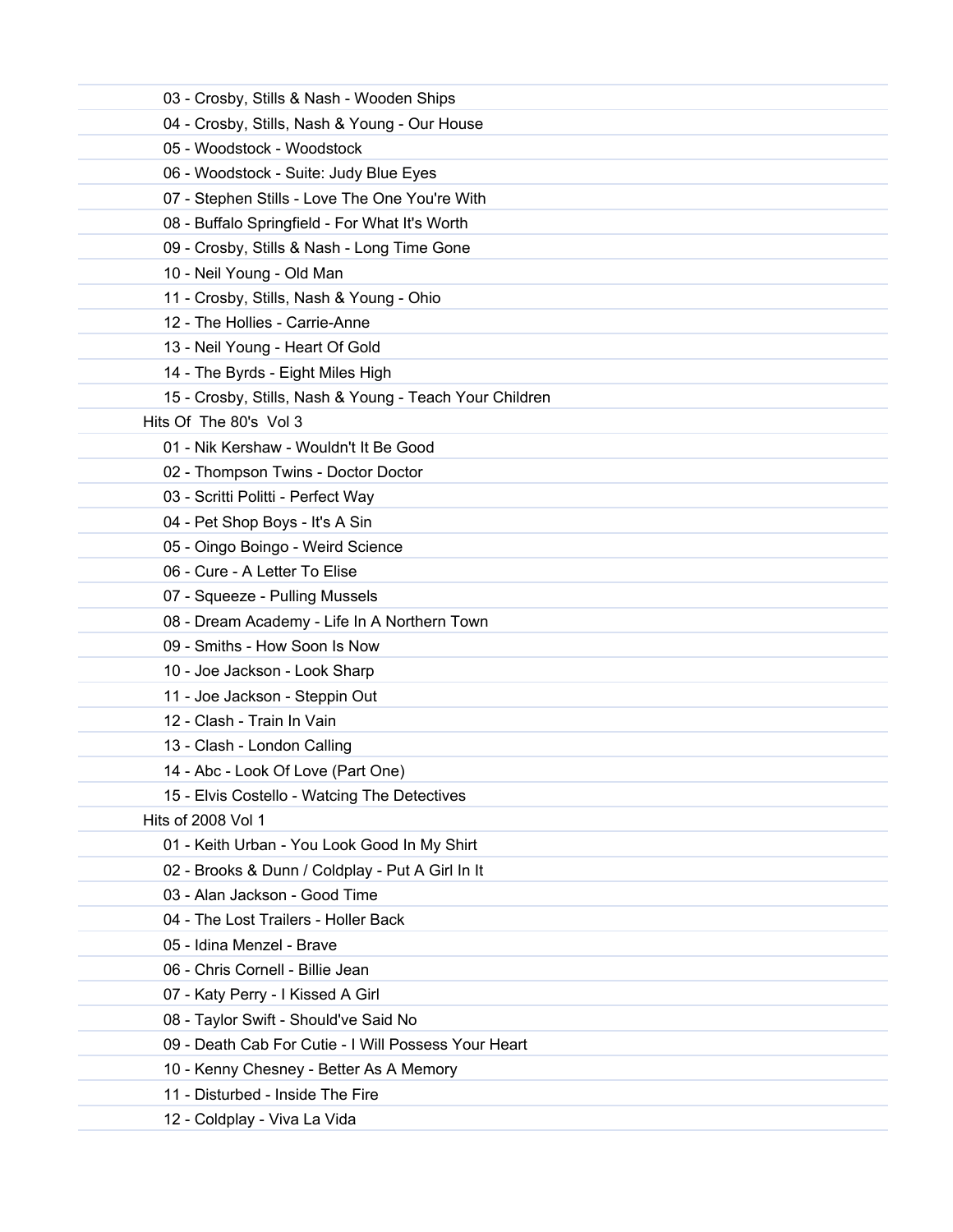03 - Crosby, Stills & Nash - Wooden Ships
04 - Crosby, Stills, Nash & Young - Our House
05 - Woodstock - Woodstock
06 - Woodstock - Suite: Judy Blue Eyes
07 - Stephen Stills - Love The One You're With
08 - Buffalo Springfield - For What It's Worth
09 - Crosby, Stills & Nash - Long Time Gone
10 - Neil Young - Old Man
11 - Crosby, Stills, Nash & Young - Ohio
12 - The Hollies - Carrie-Anne
13 - Neil Young - Heart Of Gold
14 - The Byrds - Eight Miles High
15 - Crosby, Stills, Nash & Young - Teach Your Children

Hits Of The 80's Vol 3

01 - Nik Kershaw - Wouldn't It Be Good
02 - Thompson Twins - Doctor Doctor
03 - Scritti Politti - Perfect Way
04 - Pet Shop Boys - It's A Sin
05 - Oingo Boingo - Weird Science
06 - Cure - A Letter To Elise
07 - Squeeze - Pulling Mussels
08 - Dream Academy - Life In A Northern Town
09 - Smiths - How Soon Is Now
10 - Joe Jackson - Look Sharp
11 - Joe Jackson - Steppin Out
12 - Clash - Train In Vain
13 - Clash - London Calling
14 - Abc - Look Of Love (Part One)
15 - Elvis Costello - Watcing The Detectives

Hits of 2008 Vol 1

01 - Keith Urban - You Look Good In My Shirt
02 - Brooks & Dunn / Coldplay - Put A Girl In It
03 - Alan Jackson - Good Time
04 - The Lost Trailers - Holler Back
05 - Idina Menzel - Brave
06 - Chris Cornell - Billie Jean
07 - Katy Perry - I Kissed A Girl
08 - Taylor Swift - Should've Said No
09 - Death Cab For Cutie - I Will Possess Your Heart
10 - Kenny Chesney - Better As A Memory
11 - Disturbed - Inside The Fire
12 - Coldplay - Viva La Vida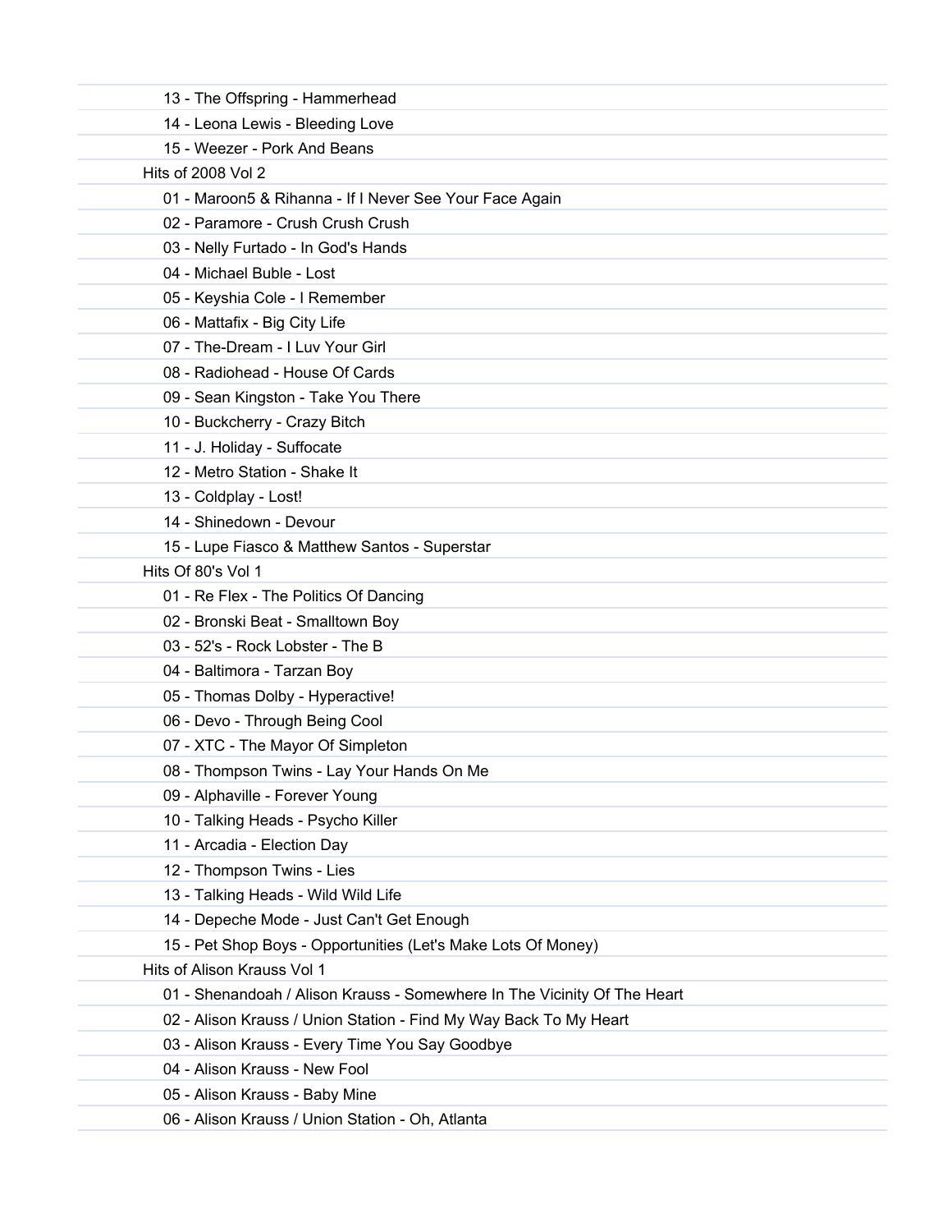13 - The Offspring - Hammerhead
14 - Leona Lewis - Bleeding Love
15 - Weezer - Pork And Beans

Hits of 2008 Vol 2

01 - Maroon5 & Rihanna - If I Never See Your Face Again
02 - Paramore - Crush Crush Crush
03 - Nelly Furtado - In God's Hands
04 - Michael Buble - Lost
05 - Keyshia Cole - I Remember
06 - Mattafix - Big City Life
07 - The-Dream - I Luv Your Girl
08 - Radiohead - House Of Cards
09 - Sean Kingston - Take You There
10 - Buckcherry - Crazy Bitch
11 - J. Holiday - Suffocate
12 - Metro Station - Shake It
13 - Coldplay - Lost!
14 - Shinedown - Devour
15 - Lupe Fiasco & Matthew Santos - Superstar

Hits Of 80's Vol 1

01 - Re Flex - The Politics Of Dancing
02 - Bronski Beat - Smalltown Boy
03 - 52's - Rock Lobster - The B
04 - Baltimora - Tarzan Boy
05 - Thomas Dolby - Hyperactive!
06 - Devo - Through Being Cool
07 - XTC - The Mayor Of Simpleton
08 - Thompson Twins - Lay Your Hands On Me
09 - Alphaville - Forever Young
10 - Talking Heads - Psycho Killer
11 - Arcadia - Election Day
12 - Thompson Twins - Lies
13 - Talking Heads - Wild Wild Life
14 - Depeche Mode - Just Can't Get Enough
15 - Pet Shop Boys - Opportunities (Let's Make Lots Of Money)

Hits of Alison Krauss Vol 1

01 - Shenandoah / Alison Krauss - Somewhere In The Vicinity Of The Heart
02 - Alison Krauss / Union Station - Find My Way Back To My Heart
03 - Alison Krauss - Every Time You Say Goodbye
04 - Alison Krauss - New Fool
05 - Alison Krauss - Baby Mine
06 - Alison Krauss / Union Station - Oh, Atlanta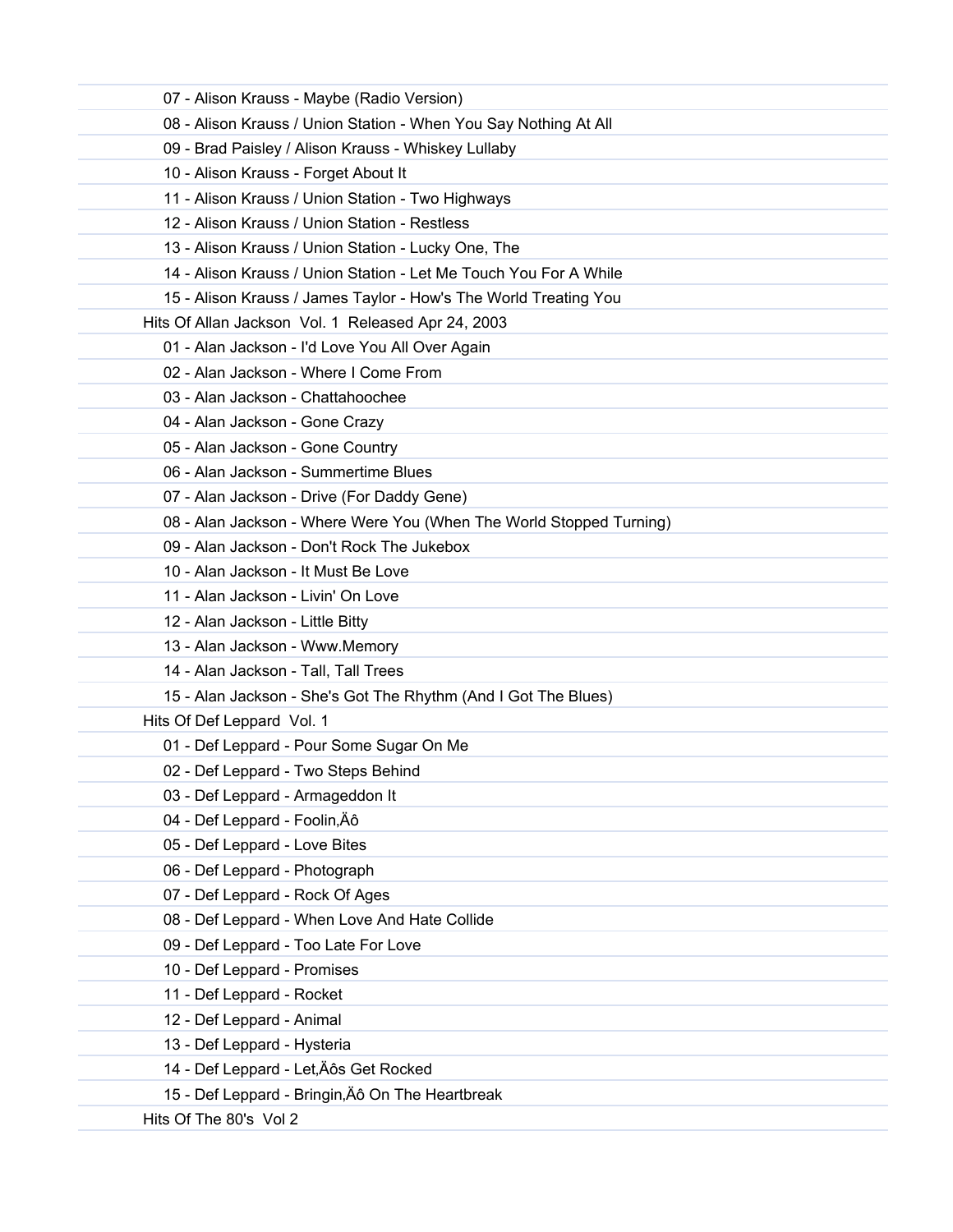07 - Alison Krauss - Maybe (Radio Version)
08 - Alison Krauss / Union Station - When You Say Nothing At All
09 - Brad Paisley / Alison Krauss - Whiskey Lullaby
10 - Alison Krauss - Forget About It
11 - Alison Krauss / Union Station - Two Highways
12 - Alison Krauss / Union Station - Restless
13 - Alison Krauss / Union Station - Lucky One, The
14 - Alison Krauss / Union Station - Let Me Touch You For A While
15 - Alison Krauss / James Taylor - How's The World Treating You

Hits Of Allan Jackson  Vol. 1  Released Apr 24, 2003

01 - Alan Jackson - I'd Love You All Over Again
02 - Alan Jackson - Where I Come From
03 - Alan Jackson - Chattahoochee
04 - Alan Jackson - Gone Crazy
05 - Alan Jackson - Gone Country
06 - Alan Jackson - Summertime Blues
07 - Alan Jackson - Drive (For Daddy Gene)
08 - Alan Jackson - Where Were You (When The World Stopped Turning)
09 - Alan Jackson - Don't Rock The Jukebox
10 - Alan Jackson - It Must Be Love
11 - Alan Jackson - Livin' On Love
12 - Alan Jackson - Little Bitty
13 - Alan Jackson - Www.Memory
14 - Alan Jackson - Tall, Tall Trees
15 - Alan Jackson - She's Got The Rhythm (And I Got The Blues)

Hits Of Def Leppard  Vol. 1

01 - Def Leppard - Pour Some Sugar On Me
02 - Def Leppard - Two Steps Behind
03 - Def Leppard - Armageddon It
04 - Def Leppard - Foolin‚Äô
05 - Def Leppard - Love Bites
06 - Def Leppard - Photograph
07 - Def Leppard - Rock Of Ages
08 - Def Leppard - When Love And Hate Collide
09 - Def Leppard - Too Late For Love
10 - Def Leppard - Promises
11 - Def Leppard - Rocket
12 - Def Leppard - Animal
13 - Def Leppard - Hysteria
14 - Def Leppard - Let‚Äôs Get Rocked
15 - Def Leppard - Bringin‚Äô On The Heartbreak

Hits Of The 80's  Vol 2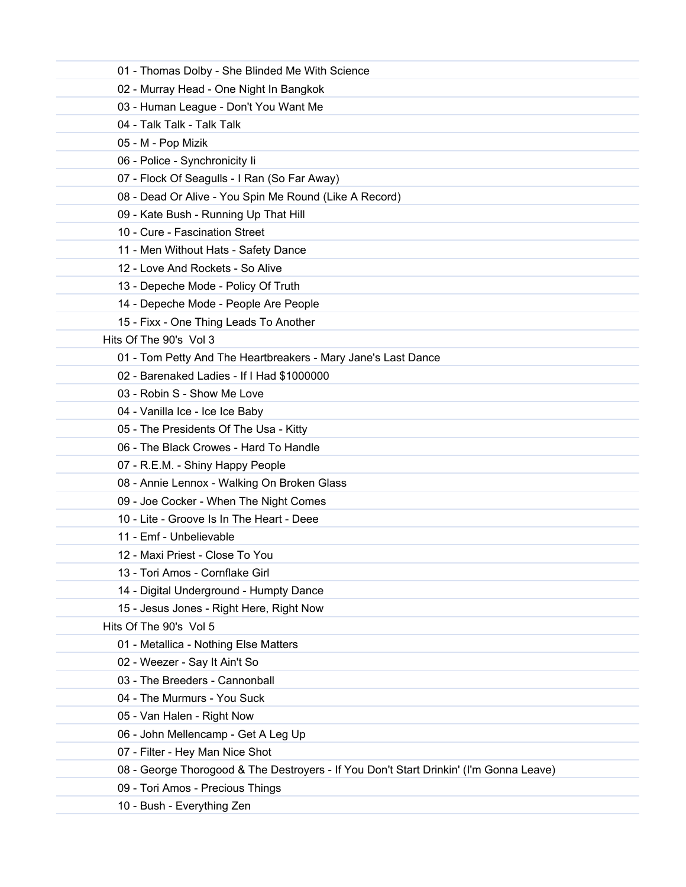01 - Thomas Dolby - She Blinded Me With Science
02 - Murray Head - One Night In Bangkok
03 - Human League - Don't You Want Me
04 - Talk Talk - Talk Talk
05 - M - Pop Mizik
06 - Police - Synchronicity Ii
07 - Flock Of Seagulls - I Ran (So Far Away)
08 - Dead Or Alive - You Spin Me Round (Like A Record)
09 - Kate Bush - Running Up That Hill
10 - Cure - Fascination Street
11 - Men Without Hats - Safety Dance
12 - Love And Rockets - So Alive
13 - Depeche Mode - Policy Of Truth
14 - Depeche Mode - People Are People
15 - Fixx - One Thing Leads To Another

Hits Of The 90's  Vol 3

01 - Tom Petty And The Heartbreakers - Mary Jane's Last Dance
02 - Barenaked Ladies - If I Had $1000000
03 - Robin S - Show Me Love
04 - Vanilla Ice - Ice Ice Baby
05 - The Presidents Of The Usa - Kitty
06 - The Black Crowes - Hard To Handle
07 - R.E.M. - Shiny Happy People
08 - Annie Lennox - Walking On Broken Glass
09 - Joe Cocker - When The Night Comes
10 - Lite - Groove Is In The Heart - Deee
11 - Emf - Unbelievable
12 - Maxi Priest - Close To You
13 - Tori Amos - Cornflake Girl
14 - Digital Underground - Humpty Dance
15 - Jesus Jones - Right Here, Right Now

Hits Of The 90's  Vol 5

01 - Metallica - Nothing Else Matters
02 - Weezer - Say It Ain't So
03 - The Breeders - Cannonball
04 - The Murmurs - You Suck
05 - Van Halen - Right Now
06 - John Mellencamp - Get A Leg Up
07 - Filter - Hey Man Nice Shot
08 - George Thorogood & The Destroyers - If You Don't Start Drinkin' (I'm Gonna Leave)
09 - Tori Amos - Precious Things
10 - Bush - Everything Zen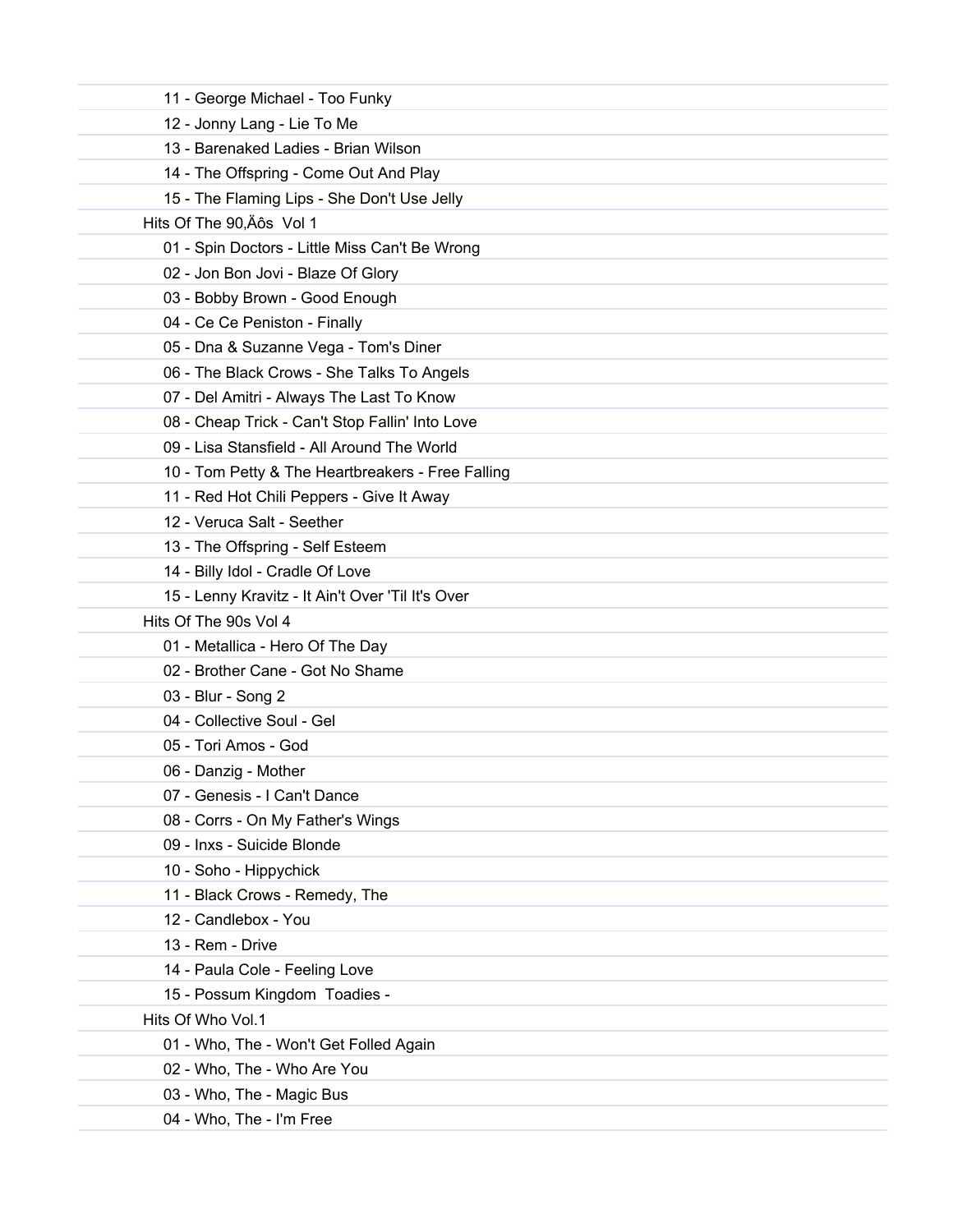11 - George Michael - Too Funky
12 - Jonny Lang - Lie To Me
13 - Barenaked Ladies - Brian Wilson
14 - The Offspring - Come Out And Play
15 - The Flaming Lips - She Don't Use Jelly

Hits Of The 90‚Äôs  Vol 1

01 - Spin Doctors - Little Miss Can't Be Wrong
02 - Jon Bon Jovi - Blaze Of Glory
03 - Bobby Brown - Good Enough
04 - Ce Ce Peniston - Finally
05 - Dna & Suzanne Vega - Tom's Diner
06 - The Black Crows - She Talks To Angels
07 - Del Amitri - Always The Last To Know
08 - Cheap Trick - Can't Stop Fallin' Into Love
09 - Lisa Stansfield - All Around The World
10 - Tom Petty & The Heartbreakers - Free Falling
11 - Red Hot Chili Peppers - Give It Away
12 - Veruca Salt - Seether
13 - The Offspring - Self Esteem
14 - Billy Idol - Cradle Of Love
15 - Lenny Kravitz - It Ain't Over 'Til It's Over

Hits Of The 90s Vol 4

01 - Metallica - Hero Of The Day
02 - Brother Cane - Got No Shame
03 - Blur - Song 2
04 - Collective Soul - Gel
05 - Tori Amos - God
06 - Danzig - Mother
07 - Genesis - I Can't Dance
08 - Corrs - On My Father's Wings
09 - Inxs - Suicide Blonde
10 - Soho - Hippychick
11 - Black Crows - Remedy, The
12 - Candlebox - You
13 - Rem - Drive
14 - Paula Cole - Feeling Love
15 - Possum Kingdom  Toadies -

Hits Of Who Vol.1

01 - Who, The - Won't Get Folled Again
02 - Who, The - Who Are You
03 - Who, The - Magic Bus
04 - Who, The - I'm Free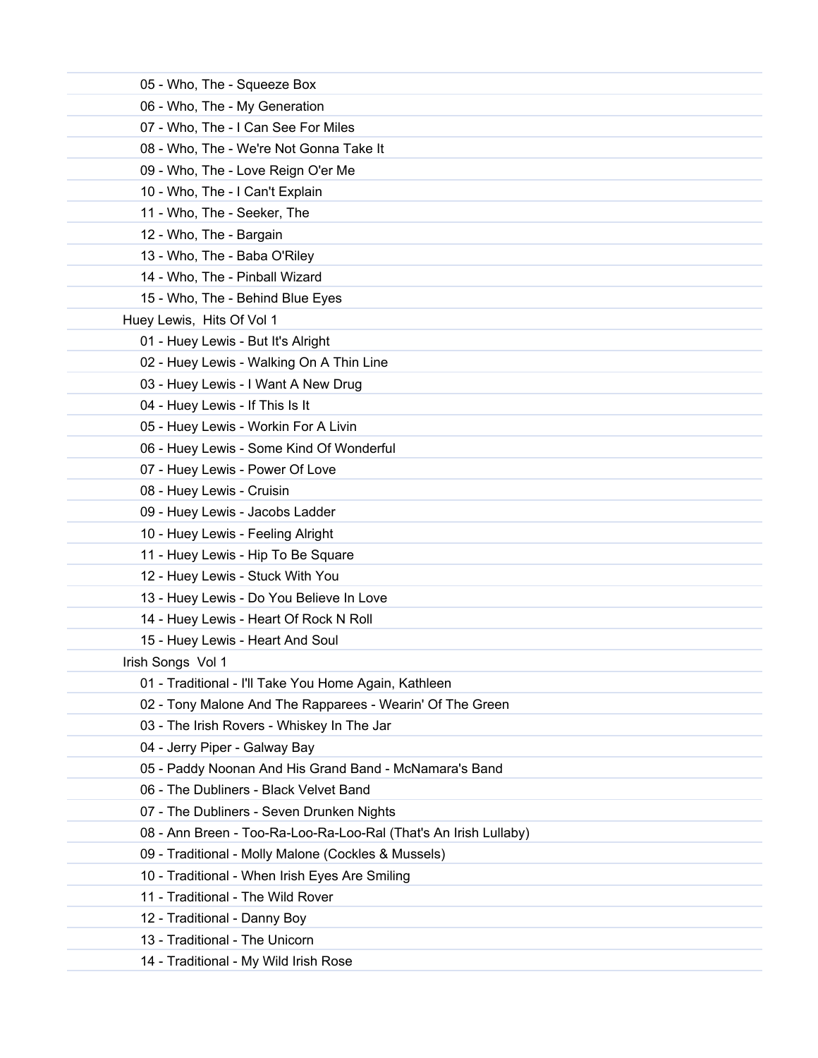05 - Who, The - Squeeze Box
06 - Who, The - My Generation
07 - Who, The - I Can See For Miles
08 - Who, The - We're Not Gonna Take It
09 - Who, The - Love Reign O'er Me
10 - Who, The - I Can't Explain
11 - Who, The - Seeker, The
12 - Who, The - Bargain
13 - Who, The - Baba O'Riley
14 - Who, The - Pinball Wizard
15 - Who, The - Behind Blue Eyes

Huey Lewis,  Hits Of Vol 1

01 - Huey Lewis - But It's Alright
02 - Huey Lewis - Walking On A Thin Line
03 - Huey Lewis - I Want A New Drug
04 - Huey Lewis - If This Is It
05 - Huey Lewis - Workin For A Livin
06 - Huey Lewis - Some Kind Of Wonderful
07 - Huey Lewis - Power Of Love
08 - Huey Lewis - Cruisin
09 - Huey Lewis - Jacobs Ladder
10 - Huey Lewis - Feeling Alright
11 - Huey Lewis - Hip To Be Square
12 - Huey Lewis - Stuck With You
13 - Huey Lewis - Do You Believe In Love
14 - Huey Lewis - Heart Of Rock N Roll
15 - Huey Lewis - Heart And Soul

Irish Songs  Vol 1

01 - Traditional - I'll Take You Home Again, Kathleen
02 - Tony Malone And The Rapparees - Wearin' Of The Green
03 - The Irish Rovers - Whiskey In The Jar
04 - Jerry Piper - Galway Bay
05 - Paddy Noonan And His Grand Band - McNamara's Band
06 - The Dubliners - Black Velvet Band
07 - The Dubliners - Seven Drunken Nights
08 - Ann Breen - Too-Ra-Loo-Ra-Loo-Ral (That's An Irish Lullaby)
09 - Traditional - Molly Malone (Cockles & Mussels)
10 - Traditional - When Irish Eyes Are Smiling
11 - Traditional - The Wild Rover
12 - Traditional - Danny Boy
13 - Traditional - The Unicorn
14 - Traditional - My Wild Irish Rose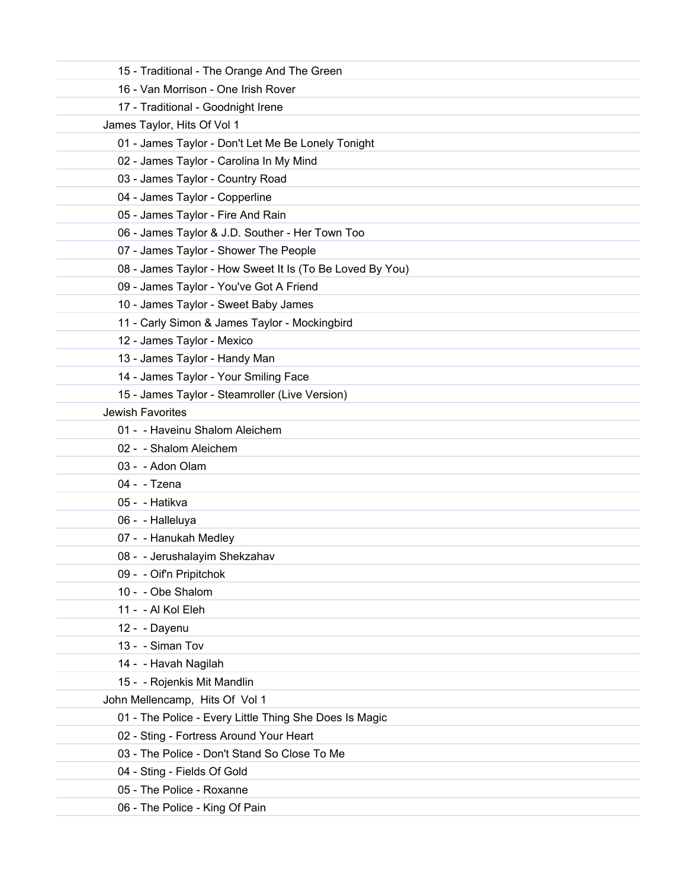15 - Traditional - The Orange And The Green
16 - Van Morrison - One Irish Rover
17 - Traditional - Goodnight Irene

James Taylor, Hits Of Vol 1

01 - James Taylor - Don't Let Me Be Lonely Tonight
02 - James Taylor - Carolina In My Mind
03 - James Taylor - Country Road
04 - James Taylor - Copperline
05 - James Taylor - Fire And Rain
06 - James Taylor & J.D. Souther - Her Town Too
07 - James Taylor - Shower The People
08 - James Taylor - How Sweet It Is (To Be Loved By You)
09 - James Taylor - You've Got A Friend
10 - James Taylor - Sweet Baby James
11 - Carly Simon & James Taylor - Mockingbird
12 - James Taylor - Mexico
13 - James Taylor - Handy Man
14 - James Taylor - Your Smiling Face
15 - James Taylor - Steamroller (Live Version)

Jewish Favorites

01 -  - Haveinu Shalom Aleichem
02 -  - Shalom Aleichem
03 -  - Adon Olam
04 -  - Tzena
05 -  - Hatikva
06 -  - Halleluya
07 -  - Hanukah Medley
08 -  - Jerushalayim Shekzahav
09 -  - Oif'n Pripitchok
10 -  - Obe Shalom
11 -  - Al Kol Eleh
12 -  - Dayenu
13 -  - Siman Tov
14 -  - Havah Nagilah
15 -  - Rojenkis Mit Mandlin

John Mellencamp,  Hits Of  Vol 1

01 - The Police - Every Little Thing She Does Is Magic
02 - Sting - Fortress Around Your Heart
03 - The Police - Don't Stand So Close To Me
04 - Sting - Fields Of Gold
05 - The Police - Roxanne
06 - The Police - King Of Pain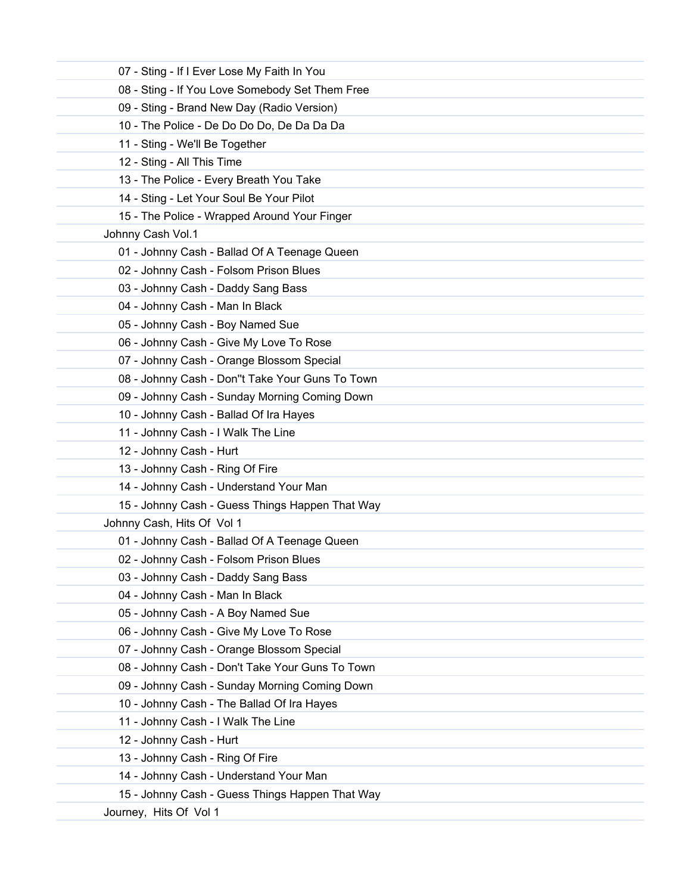07 - Sting - If I Ever Lose My Faith In You
08 - Sting - If You Love Somebody Set Them Free
09 - Sting - Brand New Day (Radio Version)
10 - The Police - De Do Do Do, De Da Da Da
11 - Sting - We'll Be Together
12 - Sting - All This Time
13 - The Police - Every Breath You Take
14 - Sting - Let Your Soul Be Your Pilot
15 - The Police - Wrapped Around Your Finger

Johnny Cash Vol.1

01 - Johnny Cash - Ballad Of A Teenage Queen
02 - Johnny Cash - Folsom Prison Blues
03 - Johnny Cash - Daddy Sang Bass
04 - Johnny Cash - Man In Black
05 - Johnny Cash - Boy Named Sue
06 - Johnny Cash - Give My Love To Rose
07 - Johnny Cash - Orange Blossom Special
08 - Johnny Cash - Don''t Take Your Guns To Town
09 - Johnny Cash - Sunday Morning Coming Down
10 - Johnny Cash - Ballad Of Ira Hayes
11 - Johnny Cash - I Walk The Line
12 - Johnny Cash - Hurt
13 - Johnny Cash - Ring Of Fire
14 - Johnny Cash - Understand Your Man
15 - Johnny Cash - Guess Things Happen That Way

Johnny Cash, Hits Of Vol 1

01 - Johnny Cash - Ballad Of A Teenage Queen
02 - Johnny Cash - Folsom Prison Blues
03 - Johnny Cash - Daddy Sang Bass
04 - Johnny Cash - Man In Black
05 - Johnny Cash - A Boy Named Sue
06 - Johnny Cash - Give My Love To Rose
07 - Johnny Cash - Orange Blossom Special
08 - Johnny Cash - Don't Take Your Guns To Town
09 - Johnny Cash - Sunday Morning Coming Down
10 - Johnny Cash - The Ballad Of Ira Hayes
11 - Johnny Cash - I Walk The Line
12 - Johnny Cash - Hurt
13 - Johnny Cash - Ring Of Fire
14 - Johnny Cash - Understand Your Man
15 - Johnny Cash - Guess Things Happen That Way

Journey, Hits Of Vol 1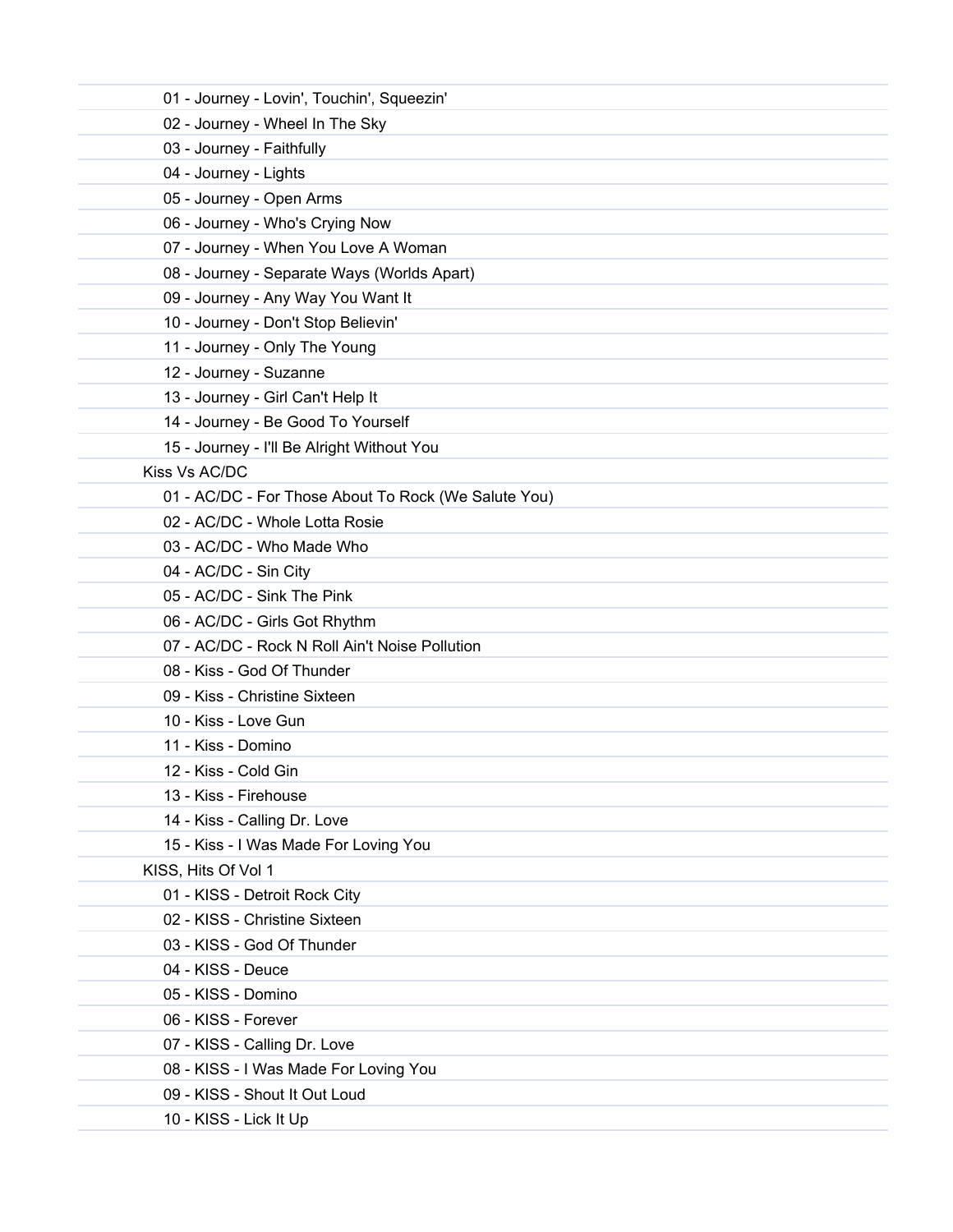01 - Journey - Lovin', Touchin', Squeezin'
02 - Journey - Wheel In The Sky
03 - Journey - Faithfully
04 - Journey - Lights
05 - Journey - Open Arms
06 - Journey - Who's Crying Now
07 - Journey - When You Love A Woman
08 - Journey - Separate Ways (Worlds Apart)
09 - Journey - Any Way You Want It
10 - Journey - Don't Stop Believin'
11 - Journey - Only The Young
12 - Journey - Suzanne
13 - Journey - Girl Can't Help It
14 - Journey - Be Good To Yourself
15 - Journey - I'll Be Alright Without You

Kiss Vs AC/DC

01 - AC/DC - For Those About To Rock (We Salute You)
02 - AC/DC - Whole Lotta Rosie
03 - AC/DC - Who Made Who
04 - AC/DC - Sin City
05 - AC/DC - Sink The Pink
06 - AC/DC - Girls Got Rhythm
07 - AC/DC - Rock N Roll Ain't Noise Pollution
08 - Kiss - God Of Thunder
09 - Kiss - Christine Sixteen
10 - Kiss - Love Gun
11 - Kiss - Domino
12 - Kiss - Cold Gin
13 - Kiss - Firehouse
14 - Kiss - Calling Dr. Love
15 - Kiss - I Was Made For Loving You

KISS, Hits Of Vol 1

01 - KISS - Detroit Rock City
02 - KISS - Christine Sixteen
03 - KISS - God Of Thunder
04 - KISS - Deuce
05 - KISS - Domino
06 - KISS - Forever
07 - KISS - Calling Dr. Love
08 - KISS - I Was Made For Loving You
09 - KISS - Shout It Out Loud
10 - KISS - Lick It Up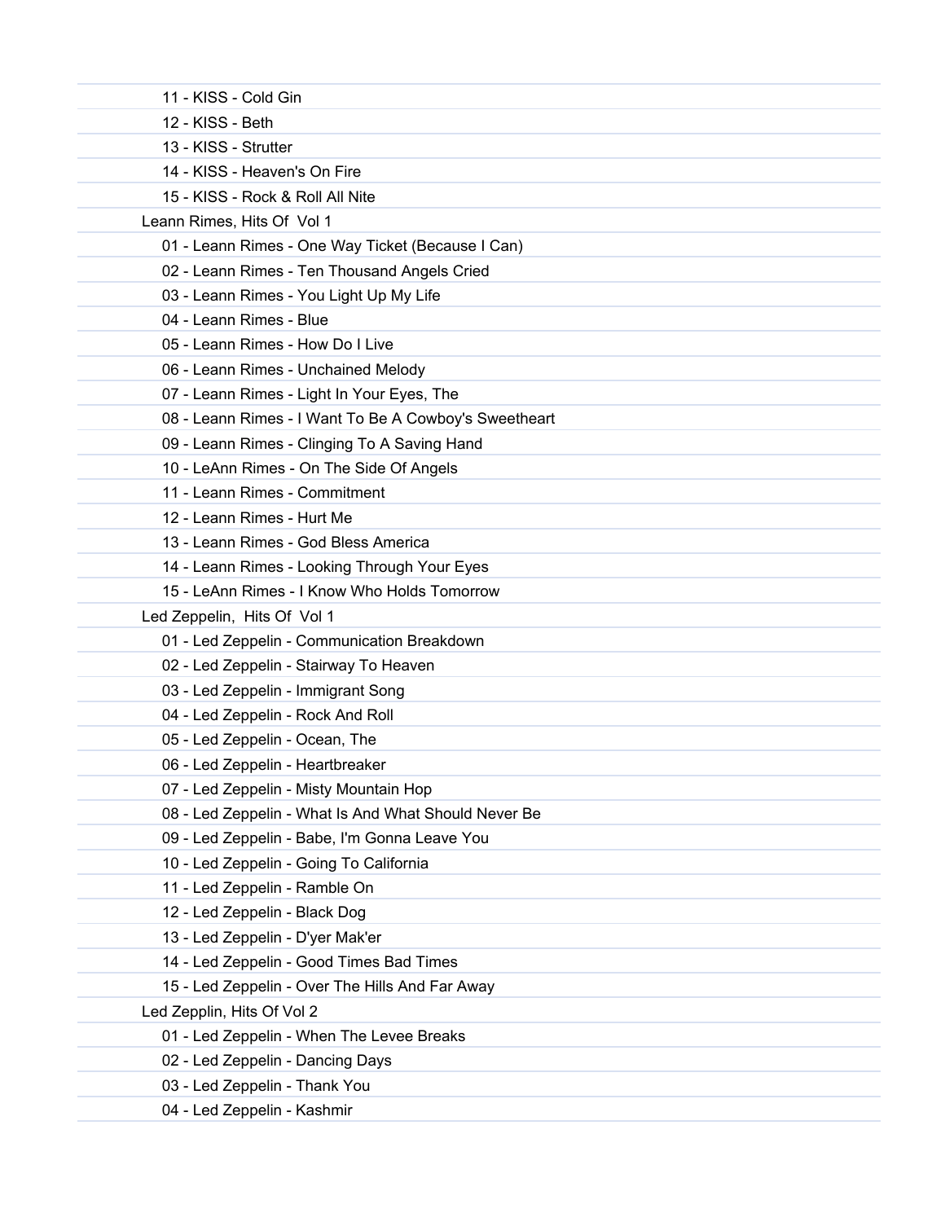11 - KISS - Cold Gin
12 - KISS - Beth
13 - KISS - Strutter
14 - KISS - Heaven's On Fire
15 - KISS - Rock & Roll All Nite

Leann Rimes, Hits Of  Vol 1

01 - Leann Rimes - One Way Ticket (Because I Can)
02 - Leann Rimes - Ten Thousand Angels Cried
03 - Leann Rimes - You Light Up My Life
04 - Leann Rimes - Blue
05 - Leann Rimes - How Do I Live
06 - Leann Rimes - Unchained Melody
07 - Leann Rimes - Light In Your Eyes, The
08 - Leann Rimes - I Want To Be A Cowboy's Sweetheart
09 - Leann Rimes - Clinging To A Saving Hand
10 - LeAnn Rimes - On The Side Of Angels
11 - Leann Rimes - Commitment
12 - Leann Rimes - Hurt Me
13 - Leann Rimes - God Bless America
14 - Leann Rimes - Looking Through Your Eyes
15 - LeAnn Rimes - I Know Who Holds Tomorrow

Led Zeppelin,  Hits Of  Vol 1

01 - Led Zeppelin - Communication Breakdown
02 - Led Zeppelin - Stairway To Heaven
03 - Led Zeppelin - Immigrant Song
04 - Led Zeppelin - Rock And Roll
05 - Led Zeppelin - Ocean, The
06 - Led Zeppelin - Heartbreaker
07 - Led Zeppelin - Misty Mountain Hop
08 - Led Zeppelin - What Is And What Should Never Be
09 - Led Zeppelin - Babe, I'm Gonna Leave You
10 - Led Zeppelin - Going To California
11 - Led Zeppelin - Ramble On
12 - Led Zeppelin - Black Dog
13 - Led Zeppelin - D'yer Mak'er
14 - Led Zeppelin - Good Times Bad Times
15 - Led Zeppelin - Over The Hills And Far Away

Led Zepplin, Hits Of Vol 2

01 - Led Zeppelin - When The Levee Breaks
02 - Led Zeppelin - Dancing Days
03 - Led Zeppelin - Thank You
04 - Led Zeppelin - Kashmir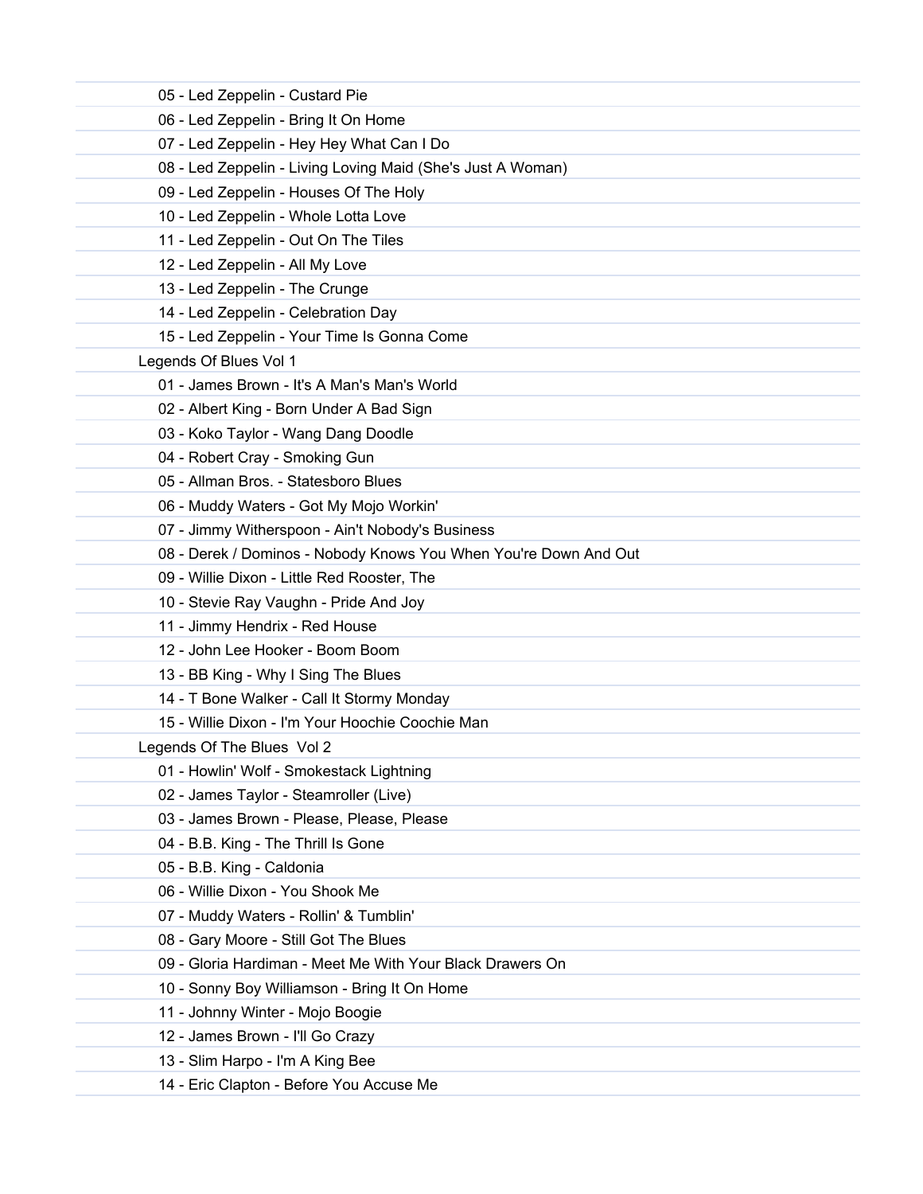05 - Led Zeppelin - Custard Pie
06 - Led Zeppelin - Bring It On Home
07 - Led Zeppelin - Hey Hey What Can I Do
08 - Led Zeppelin - Living Loving Maid (She's Just A Woman)
09 - Led Zeppelin - Houses Of The Holy
10 - Led Zeppelin - Whole Lotta Love
11 - Led Zeppelin - Out On The Tiles
12 - Led Zeppelin - All My Love
13 - Led Zeppelin - The Crunge
14 - Led Zeppelin - Celebration Day
15 - Led Zeppelin - Your Time Is Gonna Come

Legends Of Blues Vol 1

01 - James Brown - It's A Man's Man's World
02 - Albert King - Born Under A Bad Sign
03 - Koko Taylor - Wang Dang Doodle
04 - Robert Cray - Smoking Gun
05 - Allman Bros. - Statesboro Blues
06 - Muddy Waters - Got My Mojo Workin'
07 - Jimmy Witherspoon - Ain't Nobody's Business
08 - Derek / Dominos - Nobody Knows You When You're Down And Out
09 - Willie Dixon - Little Red Rooster, The
10 - Stevie Ray Vaughn - Pride And Joy
11 - Jimmy Hendrix - Red House
12 - John Lee Hooker - Boom Boom
13 - BB King - Why I Sing The Blues
14 - T Bone Walker - Call It Stormy Monday
15 - Willie Dixon - I'm Your Hoochie Coochie Man

Legends Of The Blues  Vol 2

01 - Howlin' Wolf - Smokestack Lightning
02 - James Taylor - Steamroller (Live)
03 - James Brown - Please, Please, Please
04 - B.B. King - The Thrill Is Gone
05 - B.B. King - Caldonia
06 - Willie Dixon - You Shook Me
07 - Muddy Waters - Rollin' & Tumblin'
08 - Gary Moore - Still Got The Blues
09 - Gloria Hardiman - Meet Me With Your Black Drawers On
10 - Sonny Boy Williamson - Bring It On Home
11 - Johnny Winter - Mojo Boogie
12 - James Brown - I'll Go Crazy
13 - Slim Harpo - I'm A King Bee
14 - Eric Clapton - Before You Accuse Me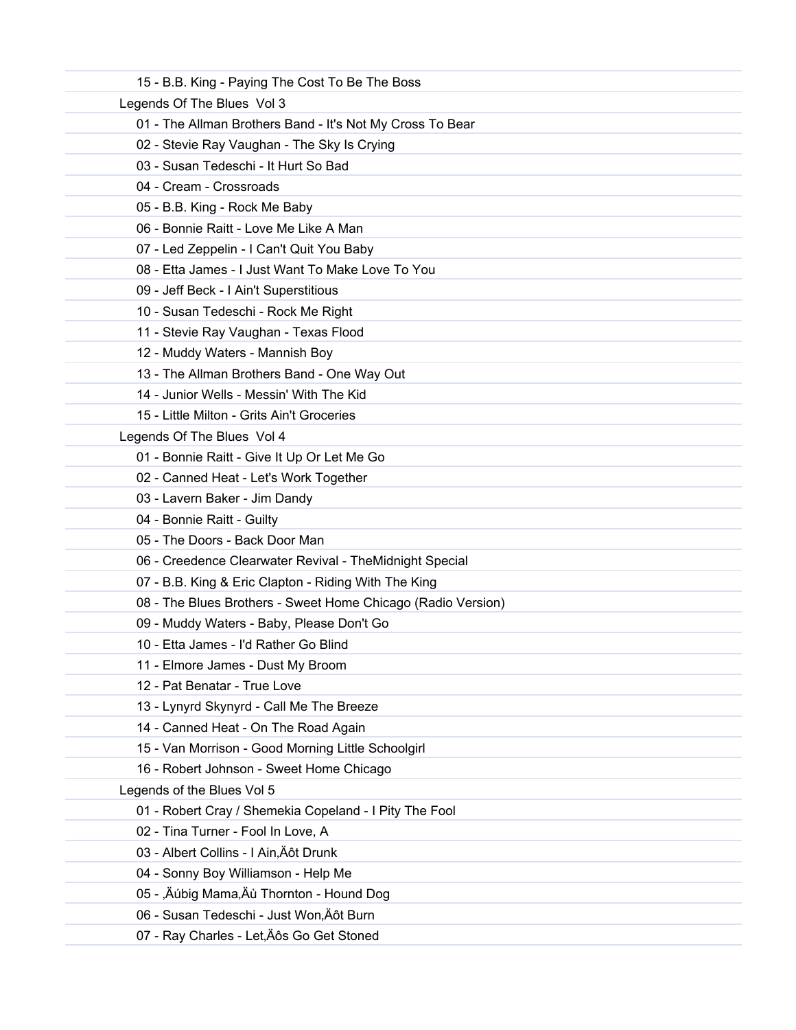15 - B.B. King - Paying The Cost To Be The Boss

Legends Of The Blues  Vol 3

01 - The Allman Brothers Band - It's Not My Cross To Bear

02 - Stevie Ray Vaughan - The Sky Is Crying

03 - Susan Tedeschi - It Hurt So Bad

04 - Cream - Crossroads

05 - B.B. King - Rock Me Baby

06 - Bonnie Raitt - Love Me Like A Man

07 - Led Zeppelin - I Can't Quit You Baby

08 - Etta James - I Just Want To Make Love To You

09 - Jeff Beck - I Ain't Superstitious

10 - Susan Tedeschi - Rock Me Right

11 - Stevie Ray Vaughan - Texas Flood

12 - Muddy Waters - Mannish Boy

13 - The Allman Brothers Band - One Way Out

14 - Junior Wells - Messin' With The Kid

15 - Little Milton - Grits Ain't Groceries

Legends Of The Blues  Vol 4

01 - Bonnie Raitt - Give It Up Or Let Me Go

02 - Canned Heat - Let's Work Together

03 - Lavern Baker - Jim Dandy

04 - Bonnie Raitt - Guilty

05 - The Doors - Back Door Man

06 - Creedence Clearwater Revival - TheMidnight Special

07 - B.B. King & Eric Clapton - Riding With The King

08 - The Blues Brothers - Sweet Home Chicago (Radio Version)

09 - Muddy Waters - Baby, Please Don't Go

10 - Etta James - I'd Rather Go Blind

11 - Elmore James - Dust My Broom

12 - Pat Benatar - True Love

13 - Lynyrd Skynyrd - Call Me The Breeze

14 - Canned Heat - On The Road Again

15 - Van Morrison - Good Morning Little Schoolgirl

16 - Robert Johnson - Sweet Home Chicago

Legends of the Blues Vol 5

01 - Robert Cray / Shemekia Copeland - I Pity The Fool

02 - Tina Turner - Fool In Love, A

03 - Albert Collins - I Ain‚Äôt Drunk

04 - Sonny Boy Williamson - Help Me

05 - ‚ÄúBig Mama‚Äù Thornton - Hound Dog

06 - Susan Tedeschi - Just Won‚Äôt Burn

07 - Ray Charles - Let‚Äôs Go Get Stoned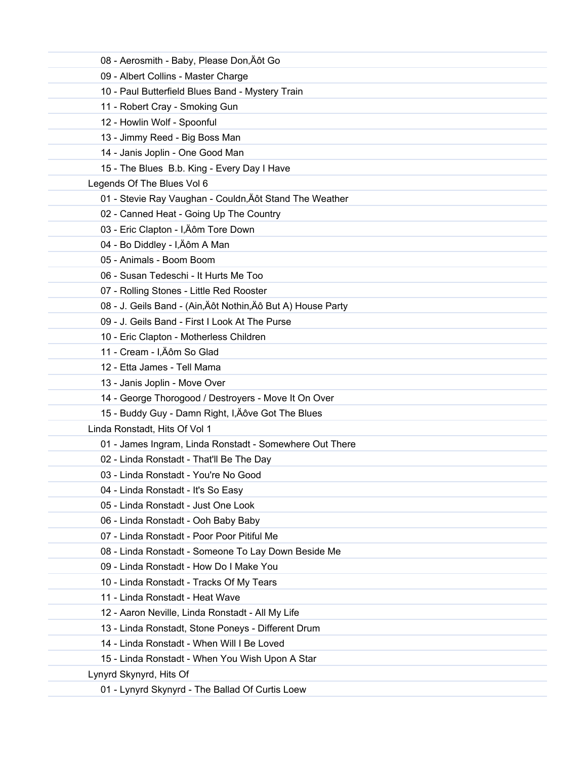- 08 - Aerosmith - Baby, Please Don‚Äôt Go
- 09 - Albert Collins - Master Charge
- 10 - Paul Butterfield Blues Band - Mystery Train
- 11 - Robert Cray - Smoking Gun
- 12 - Howlin Wolf - Spoonful
- 13 - Jimmy Reed - Big Boss Man
- 14 - Janis Joplin - One Good Man
- 15 - The Blues  B.b. King - Every Day I Have

Legends Of The Blues Vol 6

- 01 - Stevie Ray Vaughan - Couldn‚Äôt Stand The Weather
- 02 - Canned Heat - Going Up The Country
- 03 - Eric Clapton - I‚Äôm Tore Down
- 04 - Bo Diddley - I‚Äôm A Man
- 05 - Animals - Boom Boom
- 06 - Susan Tedeschi - It Hurts Me Too
- 07 - Rolling Stones - Little Red Rooster
- 08 - J. Geils Band - (Ain‚Äôt Nothin‚Äô But A) House Party
- 09 - J. Geils Band - First I Look At The Purse
- 10 - Eric Clapton - Motherless Children
- 11 - Cream - I‚Äôm So Glad
- 12 - Etta James - Tell Mama
- 13 - Janis Joplin - Move Over
- 14 - George Thorogood / Destroyers - Move It On Over
- 15 - Buddy Guy - Damn Right, I‚Äôve Got The Blues

Linda Ronstadt, Hits Of Vol 1

- 01 - James Ingram, Linda Ronstadt - Somewhere Out There
- 02 - Linda Ronstadt - That'll Be The Day
- 03 - Linda Ronstadt - You're No Good
- 04 - Linda Ronstadt - It's So Easy
- 05 - Linda Ronstadt - Just One Look
- 06 - Linda Ronstadt - Ooh Baby Baby
- 07 - Linda Ronstadt - Poor Poor Pitiful Me
- 08 - Linda Ronstadt - Someone To Lay Down Beside Me
- 09 - Linda Ronstadt - How Do I Make You
- 10 - Linda Ronstadt - Tracks Of My Tears
- 11 - Linda Ronstadt - Heat Wave
- 12 - Aaron Neville, Linda Ronstadt - All My Life
- 13 - Linda Ronstadt, Stone Poneys - Different Drum
- 14 - Linda Ronstadt - When Will I Be Loved
- 15 - Linda Ronstadt - When You Wish Upon A Star

Lynyrd Skynyrd, Hits Of

- 01 - Lynyrd Skynyrd - The Ballad Of Curtis Loew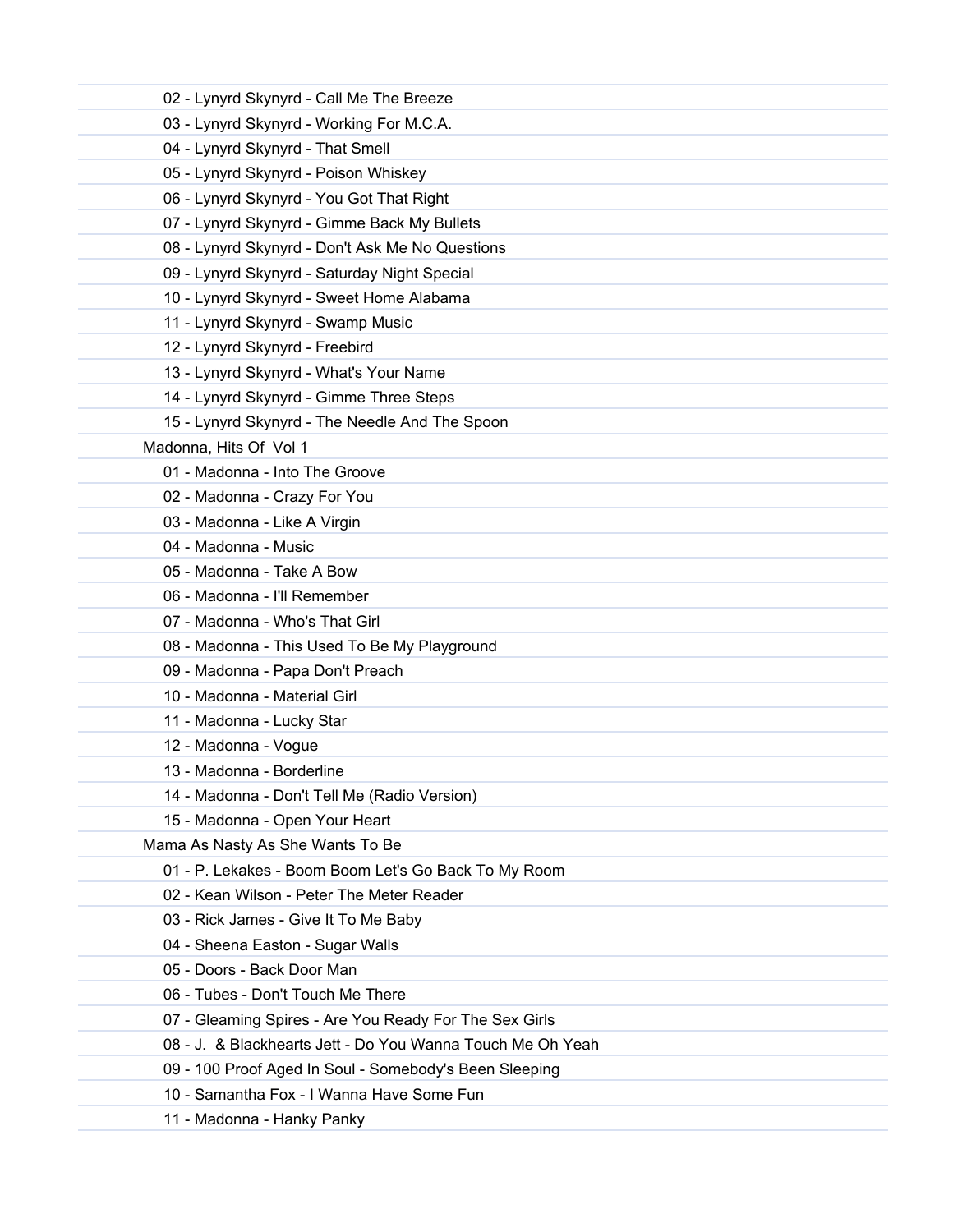02 - Lynyrd Skynyrd - Call Me The Breeze
03 - Lynyrd Skynyrd - Working For M.C.A.
04 - Lynyrd Skynyrd - That Smell
05 - Lynyrd Skynyrd - Poison Whiskey
06 - Lynyrd Skynyrd - You Got That Right
07 - Lynyrd Skynyrd - Gimme Back My Bullets
08 - Lynyrd Skynyrd - Don't Ask Me No Questions
09 - Lynyrd Skynyrd - Saturday Night Special
10 - Lynyrd Skynyrd - Sweet Home Alabama
11 - Lynyrd Skynyrd - Swamp Music
12 - Lynyrd Skynyrd - Freebird
13 - Lynyrd Skynyrd - What's Your Name
14 - Lynyrd Skynyrd - Gimme Three Steps
15 - Lynyrd Skynyrd - The Needle And The Spoon

Madonna, Hits Of Vol 1

01 - Madonna - Into The Groove
02 - Madonna - Crazy For You
03 - Madonna - Like A Virgin
04 - Madonna - Music
05 - Madonna - Take A Bow
06 - Madonna - I'll Remember
07 - Madonna - Who's That Girl
08 - Madonna - This Used To Be My Playground
09 - Madonna - Papa Don't Preach
10 - Madonna - Material Girl
11 - Madonna - Lucky Star
12 - Madonna - Vogue
13 - Madonna - Borderline
14 - Madonna - Don't Tell Me (Radio Version)
15 - Madonna - Open Your Heart

Mama As Nasty As She Wants To Be

01 - P. Lekakes - Boom Boom Let's Go Back To My Room
02 - Kean Wilson - Peter The Meter Reader
03 - Rick James - Give It To Me Baby
04 - Sheena Easton - Sugar Walls
05 - Doors - Back Door Man
06 - Tubes - Don't Touch Me There
07 - Gleaming Spires - Are You Ready For The Sex Girls
08 - J. & Blackhearts Jett - Do You Wanna Touch Me Oh Yeah
09 - 100 Proof Aged In Soul - Somebody's Been Sleeping
10 - Samantha Fox - I Wanna Have Some Fun
11 - Madonna - Hanky Panky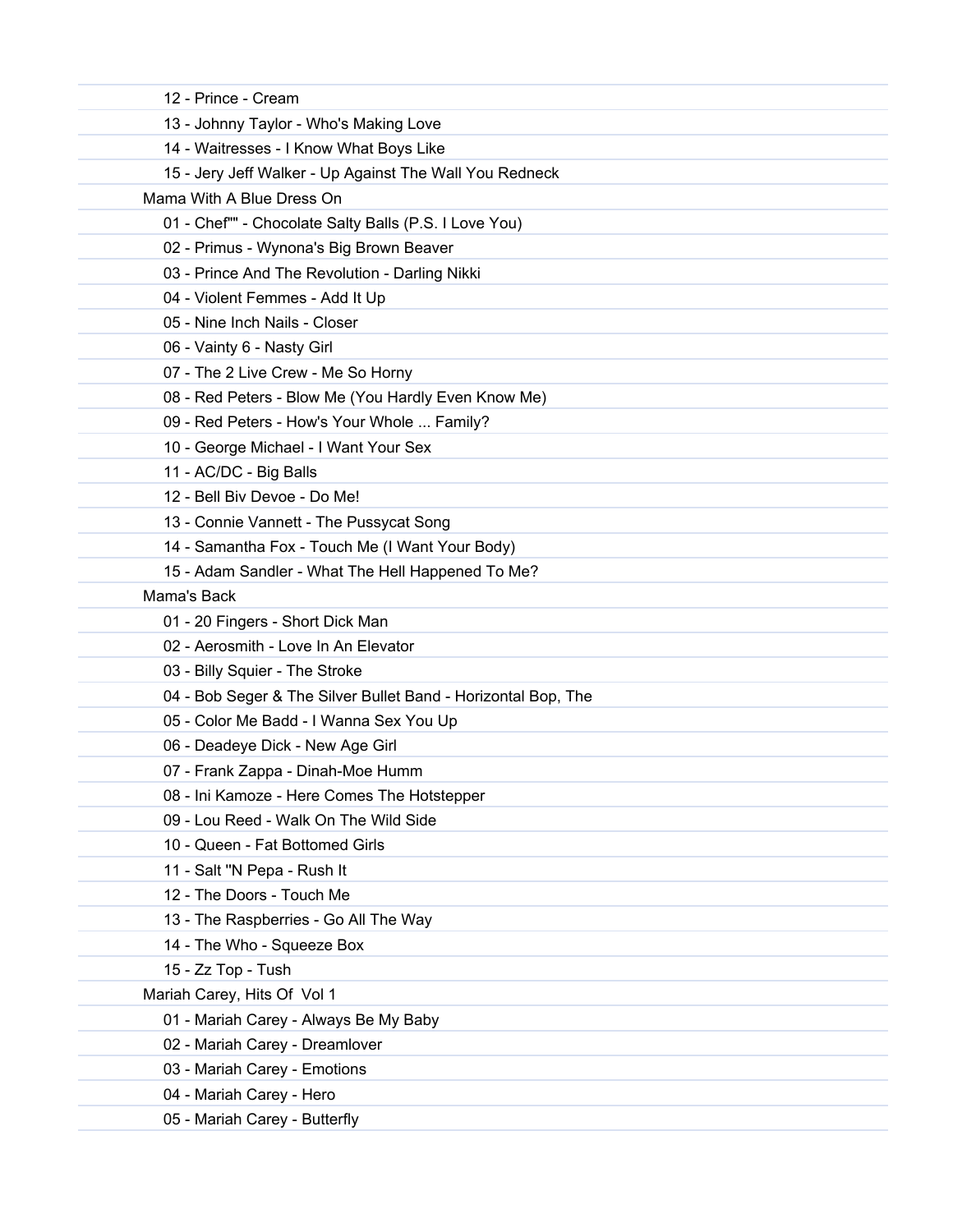12 - Prince - Cream
13 - Johnny Taylor - Who's Making Love
14 - Waitresses - I Know What Boys Like
15 - Jery Jeff Walker - Up Against The Wall You Redneck

Mama With A Blue Dress On

01 - Chef"" - Chocolate Salty Balls (P.S. I Love You)
02 - Primus - Wynona's Big Brown Beaver
03 - Prince And The Revolution - Darling Nikki
04 - Violent Femmes - Add It Up
05 - Nine Inch Nails - Closer
06 - Vainty 6 - Nasty Girl
07 - The 2 Live Crew - Me So Horny
08 - Red Peters - Blow Me (You Hardly Even Know Me)
09 - Red Peters - How's Your Whole ... Family?
10 - George Michael - I Want Your Sex
11 - AC/DC - Big Balls
12 - Bell Biv Devoe - Do Me!
13 - Connie Vannett - The Pussycat Song
14 - Samantha Fox - Touch Me (I Want Your Body)
15 - Adam Sandler - What The Hell Happened To Me?

Mama's Back

01 - 20 Fingers - Short Dick Man
02 - Aerosmith - Love In An Elevator
03 - Billy Squier - The Stroke
04 - Bob Seger & The Silver Bullet Band - Horizontal Bop, The
05 - Color Me Badd - I Wanna Sex You Up
06 - Deadeye Dick - New Age Girl
07 - Frank Zappa - Dinah-Moe Humm
08 - Ini Kamoze - Here Comes The Hotstepper
09 - Lou Reed - Walk On The Wild Side
10 - Queen - Fat Bottomed Girls
11 - Salt "N Pepa - Rush It
12 - The Doors - Touch Me
13 - The Raspberries - Go All The Way
14 - The Who - Squeeze Box
15 - Zz Top - Tush

Mariah Carey, Hits Of  Vol 1

01 - Mariah Carey - Always Be My Baby
02 - Mariah Carey - Dreamlover
03 - Mariah Carey - Emotions
04 - Mariah Carey - Hero
05 - Mariah Carey - Butterfly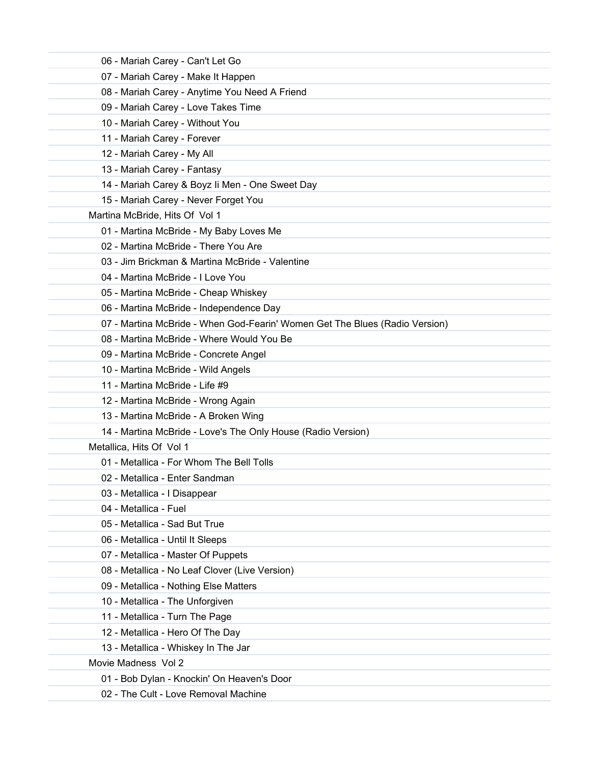06 - Mariah Carey - Can't Let Go
07 - Mariah Carey - Make It Happen
08 - Mariah Carey - Anytime You Need A Friend
09 - Mariah Carey - Love Takes Time
10 - Mariah Carey - Without You
11 - Mariah Carey - Forever
12 - Mariah Carey - My All
13 - Mariah Carey - Fantasy
14 - Mariah Carey & Boyz Ii Men - One Sweet Day
15 - Mariah Carey - Never Forget You

Martina McBride, Hits Of  Vol 1

01 - Martina McBride - My Baby Loves Me
02 - Martina McBride - There You Are
03 - Jim Brickman & Martina McBride - Valentine
04 - Martina McBride - I Love You
05 - Martina McBride - Cheap Whiskey
06 - Martina McBride - Independence Day
07 - Martina McBride - When God-Fearin' Women Get The Blues (Radio Version)
08 - Martina McBride - Where Would You Be
09 - Martina McBride - Concrete Angel
10 - Martina McBride - Wild Angels
11 - Martina McBride - Life #9
12 - Martina McBride - Wrong Again
13 - Martina McBride - A Broken Wing
14 - Martina McBride - Love's The Only House (Radio Version)

Metallica, Hits Of  Vol 1

01 - Metallica - For Whom The Bell Tolls
02 - Metallica - Enter Sandman
03 - Metallica - I Disappear
04 - Metallica - Fuel
05 - Metallica - Sad But True
06 - Metallica - Until It Sleeps
07 - Metallica - Master Of Puppets
08 - Metallica - No Leaf Clover (Live Version)
09 - Metallica - Nothing Else Matters
10 - Metallica - The Unforgiven
11 - Metallica - Turn The Page
12 - Metallica - Hero Of The Day
13 - Metallica - Whiskey In The Jar

Movie Madness  Vol 2

01 - Bob Dylan - Knockin' On Heaven's Door
02 - The Cult - Love Removal Machine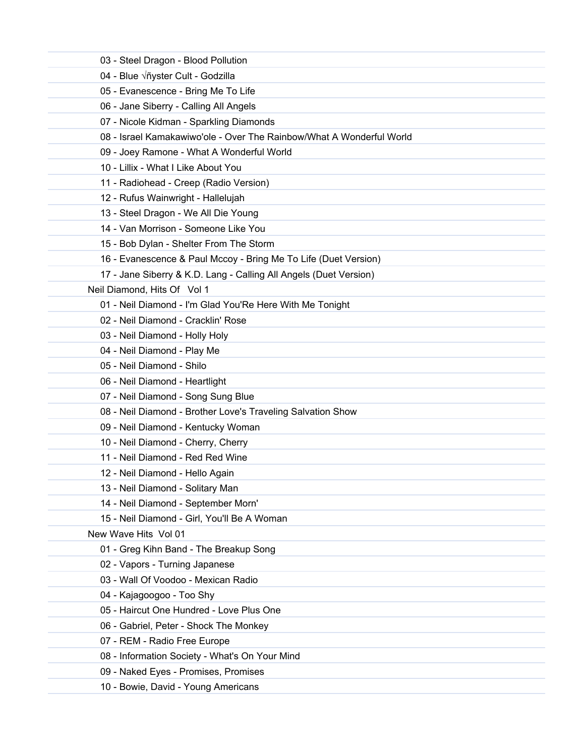03 - Steel Dragon - Blood Pollution

04 - Blue √ñyster Cult - Godzilla

05 - Evanescence - Bring Me To Life

06 - Jane Siberry - Calling All Angels

07 - Nicole Kidman - Sparkling Diamonds

08 - Israel Kamakawiwo'ole - Over The Rainbow/What A Wonderful World

09 - Joey Ramone - What A Wonderful World

10 - Lillix - What I Like About You

11 - Radiohead - Creep (Radio Version)

12 - Rufus Wainwright - Hallelujah

13 - Steel Dragon - We All Die Young

14 - Van Morrison - Someone Like You

15 - Bob Dylan - Shelter From The Storm

16 - Evanescence & Paul Mccoy - Bring Me To Life (Duet Version)

17 - Jane Siberry & K.D. Lang - Calling All Angels (Duet Version)

Neil Diamond, Hits Of Vol 1

01 - Neil Diamond - I'm Glad You'Re Here With Me Tonight

02 - Neil Diamond - Cracklin' Rose

03 - Neil Diamond - Holly Holy

04 - Neil Diamond - Play Me

05 - Neil Diamond - Shilo

06 - Neil Diamond - Heartlight

07 - Neil Diamond - Song Sung Blue

08 - Neil Diamond - Brother Love's Traveling Salvation Show

09 - Neil Diamond - Kentucky Woman

10 - Neil Diamond - Cherry, Cherry

11 - Neil Diamond - Red Red Wine

12 - Neil Diamond - Hello Again

13 - Neil Diamond - Solitary Man

14 - Neil Diamond - September Morn'

15 - Neil Diamond - Girl, You'll Be A Woman

New Wave Hits Vol 01

01 - Greg Kihn Band - The Breakup Song

02 - Vapors - Turning Japanese

03 - Wall Of Voodoo - Mexican Radio

04 - Kajagoogoo - Too Shy

05 - Haircut One Hundred - Love Plus One

06 - Gabriel, Peter - Shock The Monkey

07 - REM - Radio Free Europe

08 - Information Society - What's On Your Mind

09 - Naked Eyes - Promises, Promises

10 - Bowie, David - Young Americans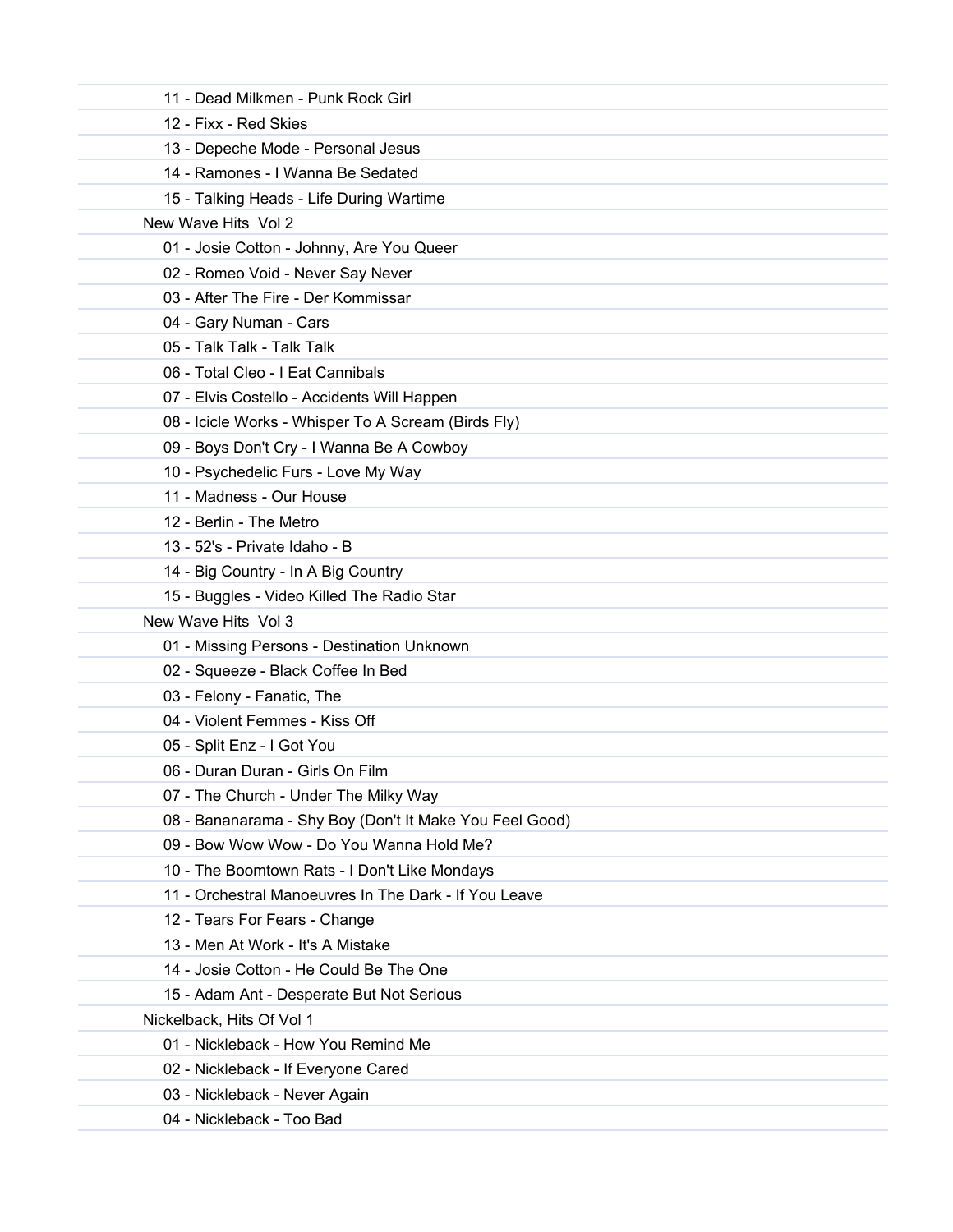11 - Dead Milkmen - Punk Rock Girl
12 - Fixx - Red Skies
13 - Depeche Mode - Personal Jesus
14 - Ramones - I Wanna Be Sedated
15 - Talking Heads - Life During Wartime

New Wave Hits  Vol 2

01 - Josie Cotton - Johnny, Are You Queer
02 - Romeo Void - Never Say Never
03 - After The Fire - Der Kommissar
04 - Gary Numan - Cars
05 - Talk Talk - Talk Talk
06 - Total Cleo - I Eat Cannibals
07 - Elvis Costello - Accidents Will Happen
08 - Icicle Works - Whisper To A Scream (Birds Fly)
09 - Boys Don't Cry - I Wanna Be A Cowboy
10 - Psychedelic Furs - Love My Way
11 - Madness - Our House
12 - Berlin - The Metro
13 - 52's - Private Idaho - B
14 - Big Country - In A Big Country
15 - Buggles - Video Killed The Radio Star

New Wave Hits  Vol 3

01 - Missing Persons - Destination Unknown
02 - Squeeze - Black Coffee In Bed
03 - Felony - Fanatic, The
04 - Violent Femmes - Kiss Off
05 - Split Enz - I Got You
06 - Duran Duran - Girls On Film
07 - The Church - Under The Milky Way
08 - Bananarama - Shy Boy (Don't It Make You Feel Good)
09 - Bow Wow Wow - Do You Wanna Hold Me?
10 - The Boomtown Rats - I Don't Like Mondays
11 - Orchestral Manoeuvres In The Dark - If You Leave
12 - Tears For Fears - Change
13 - Men At Work - It's A Mistake
14 - Josie Cotton - He Could Be The One
15 - Adam Ant - Desperate But Not Serious

Nickelback, Hits Of Vol 1

01 - Nickleback - How You Remind Me
02 - Nickleback - If Everyone Cared
03 - Nickleback - Never Again
04 - Nickleback - Too Bad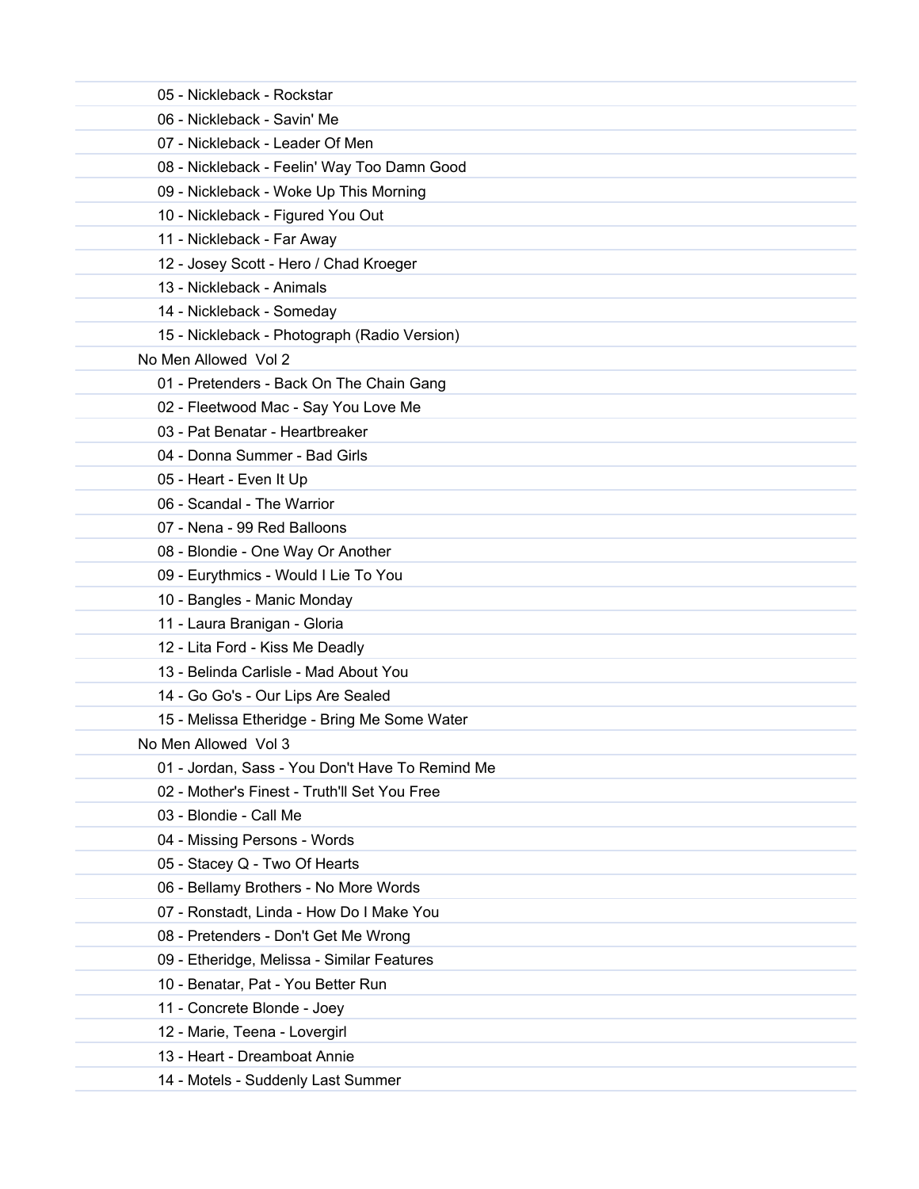05 - Nickleback - Rockstar
06 - Nickleback - Savin' Me
07 - Nickleback - Leader Of Men
08 - Nickleback - Feelin' Way Too Damn Good
09 - Nickleback - Woke Up This Morning
10 - Nickleback - Figured You Out
11 - Nickleback - Far Away
12 - Josey Scott - Hero / Chad Kroeger
13 - Nickleback - Animals
14 - Nickleback - Someday
15 - Nickleback - Photograph (Radio Version)

No Men Allowed  Vol 2

01 - Pretenders - Back On The Chain Gang
02 - Fleetwood Mac - Say You Love Me
03 - Pat Benatar - Heartbreaker
04 - Donna Summer - Bad Girls
05 - Heart - Even It Up
06 - Scandal - The Warrior
07 - Nena - 99 Red Balloons
08 - Blondie - One Way Or Another
09 - Eurythmics - Would I Lie To You
10 - Bangles - Manic Monday
11 - Laura Branigan - Gloria
12 - Lita Ford - Kiss Me Deadly
13 - Belinda Carlisle - Mad About You
14 - Go Go's - Our Lips Are Sealed
15 - Melissa Etheridge - Bring Me Some Water

No Men Allowed  Vol 3

01 - Jordan, Sass - You Don't Have To Remind Me
02 - Mother's Finest - Truth'll Set You Free
03 - Blondie - Call Me
04 - Missing Persons - Words
05 - Stacey Q - Two Of Hearts
06 - Bellamy Brothers - No More Words
07 - Ronstadt, Linda - How Do I Make You
08 - Pretenders - Don't Get Me Wrong
09 - Etheridge, Melissa - Similar Features
10 - Benatar, Pat - You Better Run
11 - Concrete Blonde - Joey
12 - Marie, Teena - Lovergirl
13 - Heart - Dreamboat Annie
14 - Motels - Suddenly Last Summer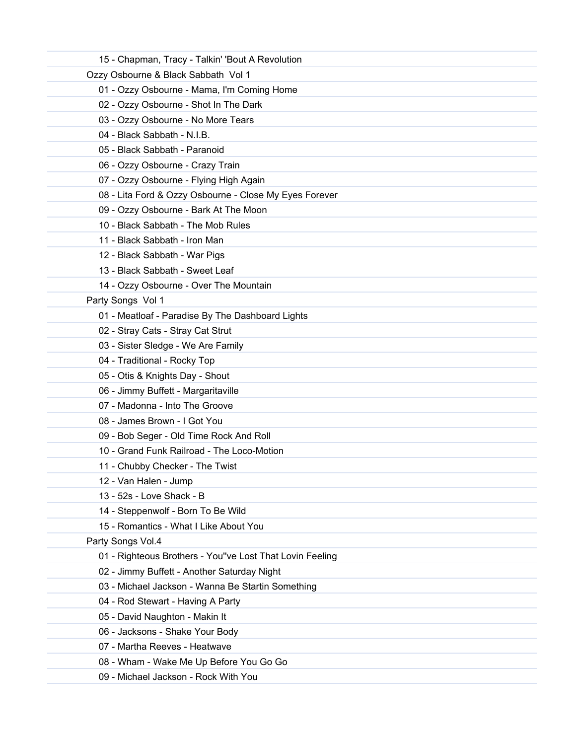15 - Chapman, Tracy - Talkin' 'Bout A Revolution

Ozzy Osbourne & Black Sabbath  Vol 1

01 - Ozzy Osbourne - Mama, I'm Coming Home
02 - Ozzy Osbourne - Shot In The Dark
03 - Ozzy Osbourne - No More Tears
04 - Black Sabbath - N.I.B.
05 - Black Sabbath - Paranoid
06 - Ozzy Osbourne - Crazy Train
07 - Ozzy Osbourne - Flying High Again
08 - Lita Ford & Ozzy Osbourne - Close My Eyes Forever
09 - Ozzy Osbourne - Bark At The Moon
10 - Black Sabbath - The Mob Rules
11 - Black Sabbath - Iron Man
12 - Black Sabbath - War Pigs
13 - Black Sabbath - Sweet Leaf
14 - Ozzy Osbourne - Over The Mountain

Party Songs  Vol 1

01 - Meatloaf - Paradise By The Dashboard Lights
02 - Stray Cats - Stray Cat Strut
03 - Sister Sledge - We Are Family
04 - Traditional - Rocky Top
05 - Otis & Knights Day - Shout
06 - Jimmy Buffett - Margaritaville
07 - Madonna - Into The Groove
08 - James Brown - I Got You
09 - Bob Seger - Old Time Rock And Roll
10 - Grand Funk Railroad - The Loco-Motion
11 - Chubby Checker - The Twist
12 - Van Halen - Jump
13 - 52s - Love Shack - B
14 - Steppenwolf - Born To Be Wild
15 - Romantics - What I Like About You

Party Songs Vol.4

01 - Righteous Brothers - You''ve Lost That Lovin Feeling
02 - Jimmy Buffett - Another Saturday Night
03 - Michael Jackson - Wanna Be Startin Something
04 - Rod Stewart - Having A Party
05 - David Naughton - Makin It
06 - Jacksons - Shake Your Body
07 - Martha Reeves - Heatwave
08 - Wham - Wake Me Up Before You Go Go
09 - Michael Jackson - Rock With You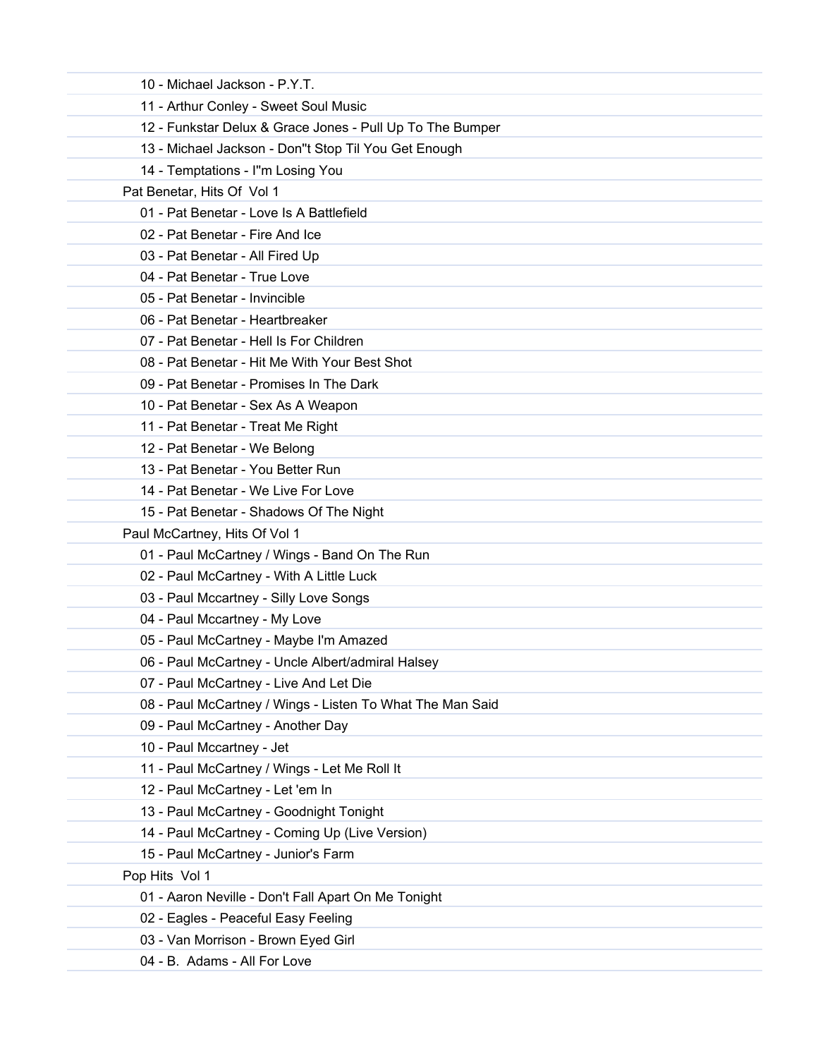10 - Michael Jackson - P.Y.T.

11 - Arthur Conley - Sweet Soul Music

12 - Funkstar Delux & Grace Jones - Pull Up To The Bumper

13 - Michael Jackson - Don''t Stop Til You Get Enough

14 - Temptations - I''m Losing You

Pat Benetar, Hits Of  Vol 1

01 - Pat Benetar - Love Is A Battlefield

02 - Pat Benetar - Fire And Ice

03 - Pat Benetar - All Fired Up

04 - Pat Benetar - True Love

05 - Pat Benetar - Invincible

06 - Pat Benetar - Heartbreaker

07 - Pat Benetar - Hell Is For Children

08 - Pat Benetar - Hit Me With Your Best Shot

09 - Pat Benetar - Promises In The Dark

10 - Pat Benetar - Sex As A Weapon

11 - Pat Benetar - Treat Me Right

12 - Pat Benetar - We Belong

13 - Pat Benetar - You Better Run

14 - Pat Benetar - We Live For Love

15 - Pat Benetar - Shadows Of The Night

Paul McCartney, Hits Of Vol 1

01 - Paul McCartney / Wings - Band On The Run

02 - Paul McCartney - With A Little Luck

03 - Paul Mccartney - Silly Love Songs

04 - Paul Mccartney - My Love

05 - Paul McCartney - Maybe I'm Amazed

06 - Paul McCartney - Uncle Albert/admiral Halsey

07 - Paul McCartney - Live And Let Die

08 - Paul McCartney / Wings - Listen To What The Man Said

09 - Paul McCartney - Another Day

10 - Paul Mccartney - Jet

11 - Paul McCartney / Wings - Let Me Roll It

12 - Paul McCartney - Let 'em In

13 - Paul McCartney - Goodnight Tonight

14 - Paul McCartney - Coming Up (Live Version)

15 - Paul McCartney - Junior's Farm

Pop Hits  Vol 1

01 - Aaron Neville - Don't Fall Apart On Me Tonight

02 - Eagles - Peaceful Easy Feeling

03 - Van Morrison - Brown Eyed Girl

04 - B.  Adams - All For Love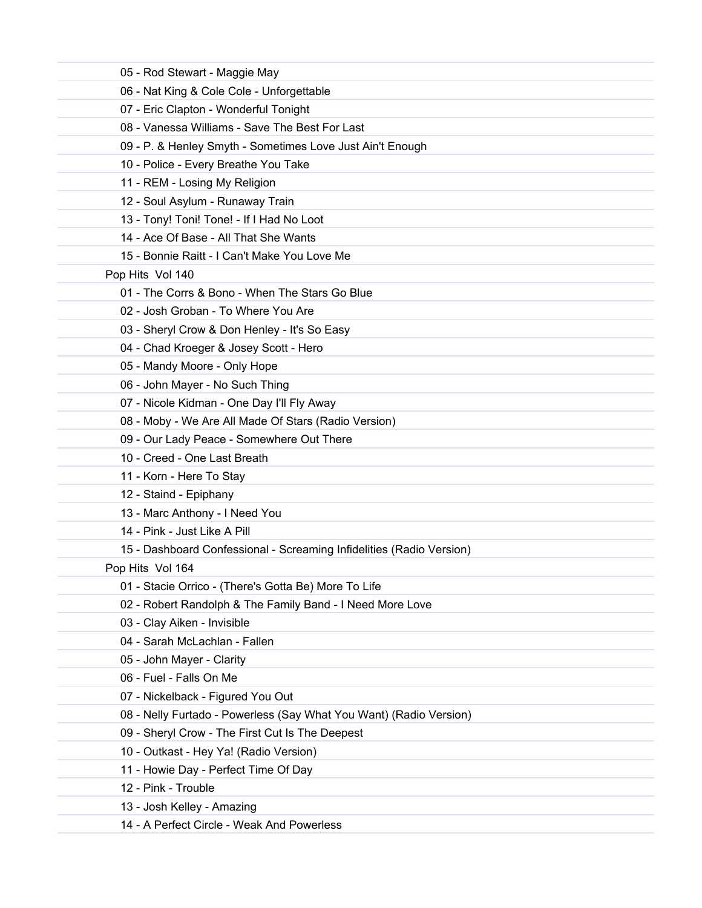05 - Rod Stewart - Maggie May
06 - Nat King & Cole Cole - Unforgettable
07 - Eric Clapton - Wonderful Tonight
08 - Vanessa Williams - Save The Best For Last
09 - P. & Henley Smyth - Sometimes Love Just Ain't Enough
10 - Police - Every Breathe You Take
11 - REM - Losing My Religion
12 - Soul Asylum - Runaway Train
13 - Tony! Toni! Tone! - If I Had No Loot
14 - Ace Of Base - All That She Wants
15 - Bonnie Raitt - I Can't Make You Love Me

Pop Hits Vol 140

01 - The Corrs & Bono - When The Stars Go Blue
02 - Josh Groban - To Where You Are
03 - Sheryl Crow & Don Henley - It's So Easy
04 - Chad Kroeger & Josey Scott - Hero
05 - Mandy Moore - Only Hope
06 - John Mayer - No Such Thing
07 - Nicole Kidman - One Day I'll Fly Away
08 - Moby - We Are All Made Of Stars (Radio Version)
09 - Our Lady Peace - Somewhere Out There
10 - Creed - One Last Breath
11 - Korn - Here To Stay
12 - Staind - Epiphany
13 - Marc Anthony - I Need You
14 - Pink - Just Like A Pill
15 - Dashboard Confessional - Screaming Infidelities (Radio Version)

Pop Hits Vol 164

01 - Stacie Orrico - (There's Gotta Be) More To Life
02 - Robert Randolph & The Family Band - I Need More Love
03 - Clay Aiken - Invisible
04 - Sarah McLachlan - Fallen
05 - John Mayer - Clarity
06 - Fuel - Falls On Me
07 - Nickelback - Figured You Out
08 - Nelly Furtado - Powerless (Say What You Want) (Radio Version)
09 - Sheryl Crow - The First Cut Is The Deepest
10 - Outkast - Hey Ya! (Radio Version)
11 - Howie Day - Perfect Time Of Day
12 - Pink - Trouble
13 - Josh Kelley - Amazing
14 - A Perfect Circle - Weak And Powerless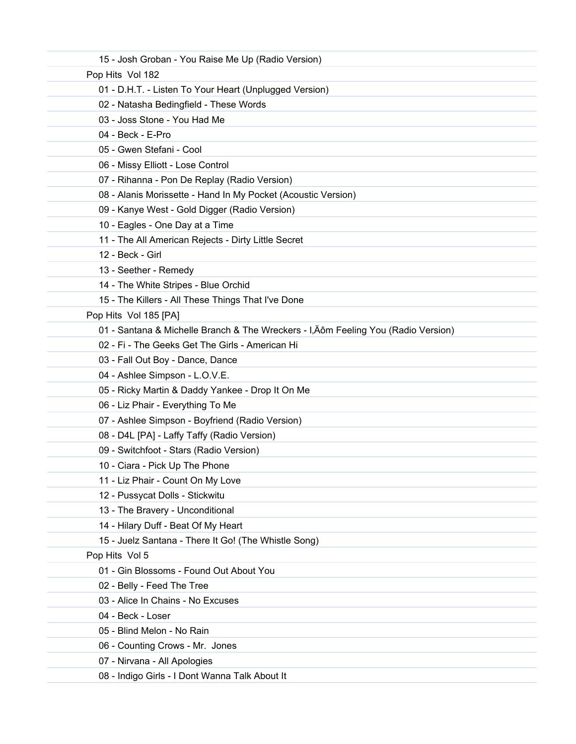15 - Josh Groban - You Raise Me Up (Radio Version)

Pop Hits Vol 182

- 01 - D.H.T. - Listen To Your Heart (Unplugged Version)
- 02 - Natasha Bedingfield - These Words
- 03 - Joss Stone - You Had Me
- 04 - Beck - E-Pro
- 05 - Gwen Stefani - Cool
- 06 - Missy Elliott - Lose Control
- 07 - Rihanna - Pon De Replay (Radio Version)
- 08 - Alanis Morissette - Hand In My Pocket (Acoustic Version)
- 09 - Kanye West - Gold Digger (Radio Version)
- 10 - Eagles - One Day at a Time
- 11 - The All American Rejects - Dirty Little Secret
- 12 - Beck - Girl
- 13 - Seether - Remedy
- 14 - The White Stripes - Blue Orchid
- 15 - The Killers - All These Things That I've Done

Pop Hits Vol 185 [PA]

- 01 - Santana & Michelle Branch & The Wreckers - I,Äôm Feeling You (Radio Version)
- 02 - Fi - The Geeks Get The Girls - American Hi
- 03 - Fall Out Boy - Dance, Dance
- 04 - Ashlee Simpson - L.O.V.E.
- 05 - Ricky Martin & Daddy Yankee - Drop It On Me
- 06 - Liz Phair - Everything To Me
- 07 - Ashlee Simpson - Boyfriend (Radio Version)
- 08 - D4L [PA] - Laffy Taffy (Radio Version)
- 09 - Switchfoot - Stars (Radio Version)
- 10 - Ciara - Pick Up The Phone
- 11 - Liz Phair - Count On My Love
- 12 - Pussycat Dolls - Stickwitu
- 13 - The Bravery - Unconditional
- 14 - Hilary Duff - Beat Of My Heart
- 15 - Juelz Santana - There It Go! (The Whistle Song)

Pop Hits Vol 5

- 01 - Gin Blossoms - Found Out About You
- 02 - Belly - Feed The Tree
- 03 - Alice In Chains - No Excuses
- 04 - Beck - Loser
- 05 - Blind Melon - No Rain
- 06 - Counting Crows - Mr. Jones
- 07 - Nirvana - All Apologies
- 08 - Indigo Girls - I Dont Wanna Talk About It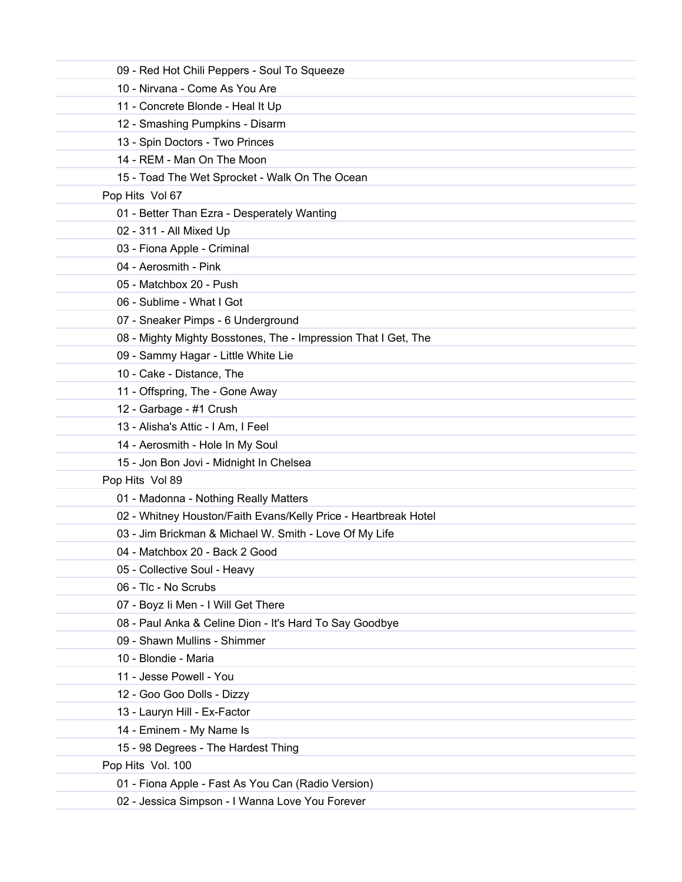09 - Red Hot Chili Peppers - Soul To Squeeze
10 - Nirvana - Come As You Are
11 - Concrete Blonde - Heal It Up
12 - Smashing Pumpkins - Disarm
13 - Spin Doctors - Two Princes
14 - REM - Man On The Moon
15 - Toad The Wet Sprocket - Walk On The Ocean

Pop Hits  Vol 67

01 - Better Than Ezra - Desperately Wanting
02 - 311 - All Mixed Up
03 - Fiona Apple - Criminal
04 - Aerosmith - Pink
05 - Matchbox 20 - Push
06 - Sublime - What I Got
07 - Sneaker Pimps - 6 Underground
08 - Mighty Mighty Bosstones, The - Impression That I Get, The
09 - Sammy Hagar - Little White Lie
10 - Cake - Distance, The
11 - Offspring, The - Gone Away
12 - Garbage - #1 Crush
13 - Alisha's Attic - I Am, I Feel
14 - Aerosmith - Hole In My Soul
15 - Jon Bon Jovi - Midnight In Chelsea

Pop Hits  Vol 89

01 - Madonna - Nothing Really Matters
02 - Whitney Houston/Faith Evans/Kelly Price - Heartbreak Hotel
03 - Jim Brickman & Michael W. Smith - Love Of My Life
04 - Matchbox 20 - Back 2 Good
05 - Collective Soul - Heavy
06 - Tlc - No Scrubs
07 - Boyz Ii Men - I Will Get There
08 - Paul Anka & Celine Dion - It's Hard To Say Goodbye
09 - Shawn Mullins - Shimmer
10 - Blondie - Maria
11 - Jesse Powell - You
12 - Goo Goo Dolls - Dizzy
13 - Lauryn Hill - Ex-Factor
14 - Eminem - My Name Is
15 - 98 Degrees - The Hardest Thing

Pop Hits  Vol. 100

01 - Fiona Apple - Fast As You Can (Radio Version)
02 - Jessica Simpson - I Wanna Love You Forever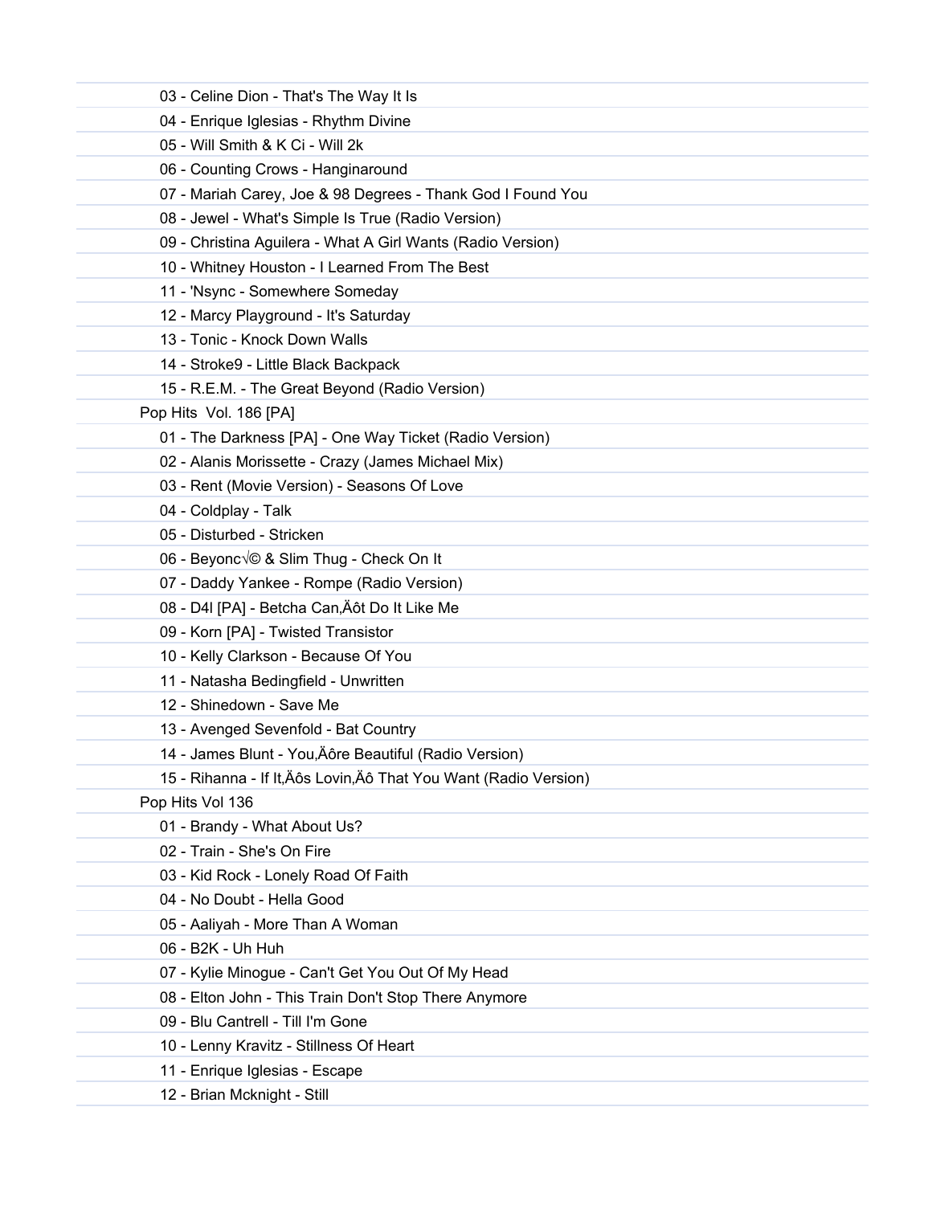03 - Celine Dion - That's The Way It Is

04 - Enrique Iglesias - Rhythm Divine

05 - Will Smith & K Ci - Will 2k

06 - Counting Crows - Hanginaround

07 - Mariah Carey, Joe & 98 Degrees - Thank God I Found You

08 - Jewel - What's Simple Is True (Radio Version)

09 - Christina Aguilera - What A Girl Wants (Radio Version)

10 - Whitney Houston - I Learned From The Best

11 - 'Nsync - Somewhere Someday

12 - Marcy Playground - It's Saturday

13 - Tonic - Knock Down Walls

14 - Stroke9 - Little Black Backpack

15 - R.E.M. - The Great Beyond (Radio Version)

Pop Hits  Vol. 186 [PA]

01 - The Darkness [PA] - One Way Ticket (Radio Version)

02 - Alanis Morissette - Crazy (James Michael Mix)

03 - Rent (Movie Version) - Seasons Of Love

04 - Coldplay - Talk

05 - Disturbed - Stricken

06 - Beyonc√© & Slim Thug - Check On It

07 - Daddy Yankee - Rompe (Radio Version)

08 - D4l [PA] - Betcha Can‚Äôt Do It Like Me

09 - Korn [PA] - Twisted Transistor

10 - Kelly Clarkson - Because Of You

11 - Natasha Bedingfield - Unwritten

12 - Shinedown - Save Me

13 - Avenged Sevenfold - Bat Country

14 - James Blunt - You‚Äôre Beautiful (Radio Version)

15 - Rihanna - If It‚Äôs Lovin‚Äô That You Want (Radio Version)

Pop Hits Vol 136

01 - Brandy - What About Us?

02 - Train - She's On Fire

03 - Kid Rock - Lonely Road Of Faith

04 - No Doubt - Hella Good

05 - Aaliyah - More Than A Woman

06 - B2K - Uh Huh

07 - Kylie Minogue - Can't Get You Out Of My Head

08 - Elton John - This Train Don't Stop There Anymore

09 - Blu Cantrell - Till I'm Gone

10 - Lenny Kravitz - Stillness Of Heart

11 - Enrique Iglesias - Escape

12 - Brian Mcknight - Still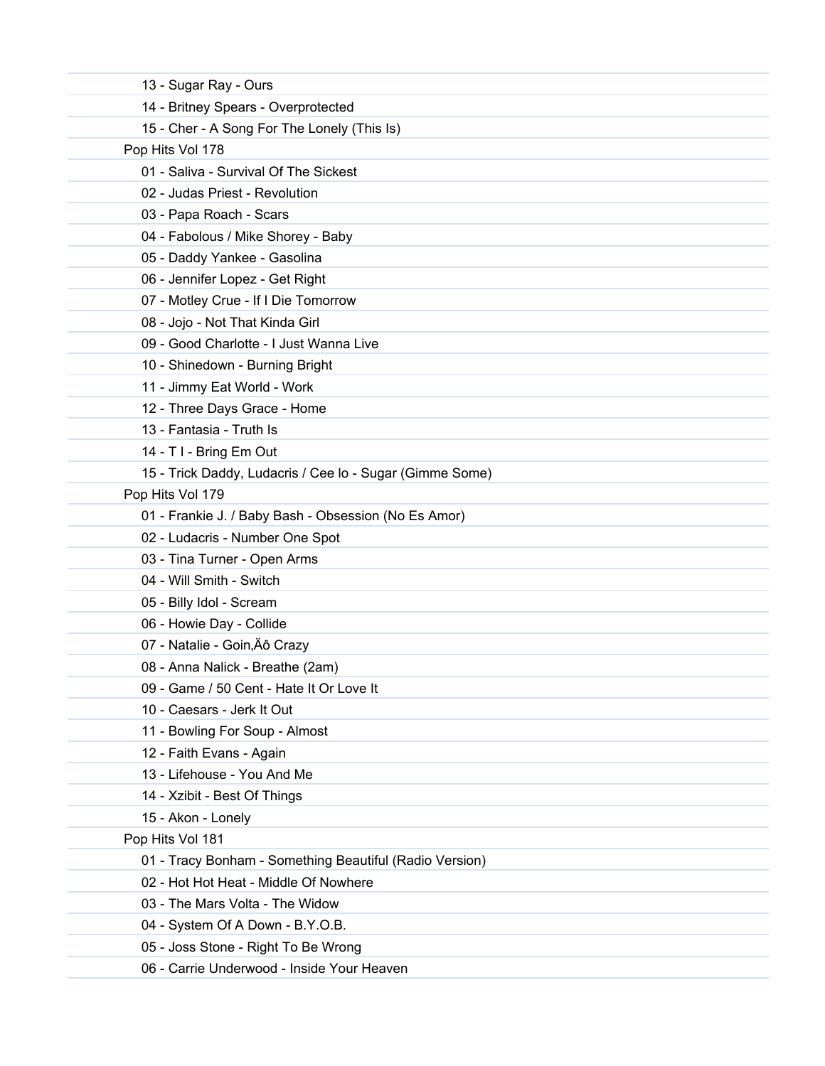13 - Sugar Ray - Ours

14 - Britney Spears - Overprotected

15 - Cher - A Song For The Lonely (This Is)

Pop Hits Vol 178

01 - Saliva - Survival Of The Sickest

02 - Judas Priest - Revolution

03 - Papa Roach - Scars

04 - Fabolous / Mike Shorey - Baby

05 - Daddy Yankee - Gasolina

06 - Jennifer Lopez - Get Right

07 - Motley Crue - If I Die Tomorrow

08 - Jojo - Not That Kinda Girl

09 - Good Charlotte - I Just Wanna Live

10 - Shinedown - Burning Bright

11 - Jimmy Eat World - Work

12 - Three Days Grace - Home

13 - Fantasia - Truth Is

14 - T I - Bring Em Out

15 - Trick Daddy, Ludacris / Cee lo - Sugar (Gimme Some)

Pop Hits Vol 179

01 - Frankie J. / Baby Bash - Obsession (No Es Amor)

02 - Ludacris - Number One Spot

03 - Tina Turner - Open Arms

04 - Will Smith - Switch

05 - Billy Idol - Scream

06 - Howie Day - Collide

07 - Natalie - Goin,Äô Crazy

08 - Anna Nalick - Breathe (2am)

09 - Game / 50 Cent - Hate It Or Love It

10 - Caesars - Jerk It Out

11 - Bowling For Soup - Almost

12 - Faith Evans - Again

13 - Lifehouse - You And Me

14 - Xzibit - Best Of Things

15 - Akon - Lonely

Pop Hits Vol 181

01 - Tracy Bonham - Something Beautiful (Radio Version)

02 - Hot Hot Heat - Middle Of Nowhere

03 - The Mars Volta - The Widow

04 - System Of A Down - B.Y.O.B.

05 - Joss Stone - Right To Be Wrong

06 - Carrie Underwood - Inside Your Heaven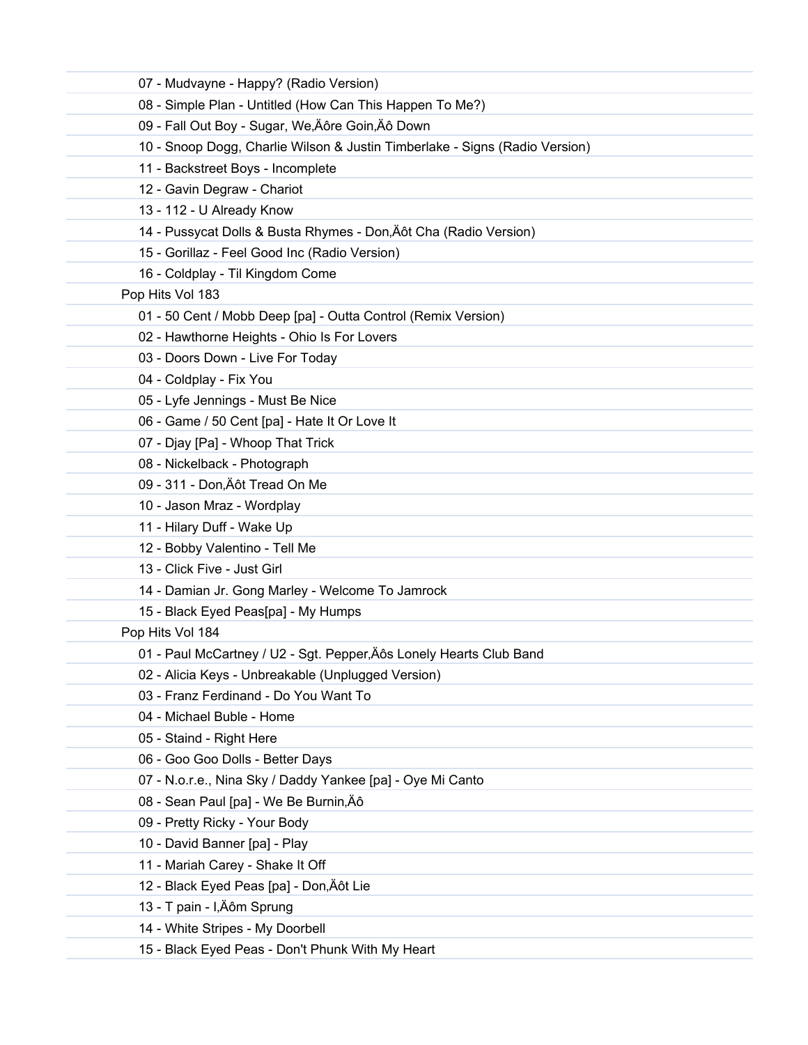07 - Mudvayne - Happy? (Radio Version)

08 - Simple Plan - Untitled (How Can This Happen To Me?)

09 - Fall Out Boy - Sugar, We,Äôre Goin,Äô Down

10 - Snoop Dogg, Charlie Wilson & Justin Timberlake - Signs (Radio Version)

11 - Backstreet Boys - Incomplete

12 - Gavin Degraw - Chariot

13 - 112 - U Already Know

14 - Pussycat Dolls & Busta Rhymes - Don,Äôt Cha (Radio Version)

15 - Gorillaz - Feel Good Inc (Radio Version)

16 - Coldplay - Til Kingdom Come

Pop Hits Vol 183

01 - 50 Cent / Mobb Deep [pa] - Outta Control (Remix Version)

02 - Hawthorne Heights - Ohio Is For Lovers

03 - Doors Down - Live For Today

04 - Coldplay - Fix You

05 - Lyfe Jennings - Must Be Nice

06 - Game / 50 Cent [pa] - Hate It Or Love It

07 - Djay [Pa] - Whoop That Trick

08 - Nickelback - Photograph

09 - 311 - Don,Äôt Tread On Me

10 - Jason Mraz - Wordplay

11 - Hilary Duff - Wake Up

12 - Bobby Valentino - Tell Me

13 - Click Five - Just Girl

14 - Damian Jr. Gong Marley - Welcome To Jamrock

15 - Black Eyed Peas[pa] - My Humps

Pop Hits Vol 184

01 - Paul McCartney / U2 - Sgt. Pepper,Äôs Lonely Hearts Club Band

02 - Alicia Keys - Unbreakable (Unplugged Version)

03 - Franz Ferdinand - Do You Want To

04 - Michael Buble - Home

05 - Staind - Right Here

06 - Goo Goo Dolls - Better Days

07 - N.o.r.e., Nina Sky / Daddy Yankee [pa] - Oye Mi Canto

08 - Sean Paul [pa] - We Be Burnin,Äô

09 - Pretty Ricky - Your Body

10 - David Banner [pa] - Play

11 - Mariah Carey - Shake It Off

12 - Black Eyed Peas [pa] - Don,Äôt Lie

13 - T pain - I,Äôm Sprung

14 - White Stripes - My Doorbell

15 - Black Eyed Peas - Don't Phunk With My Heart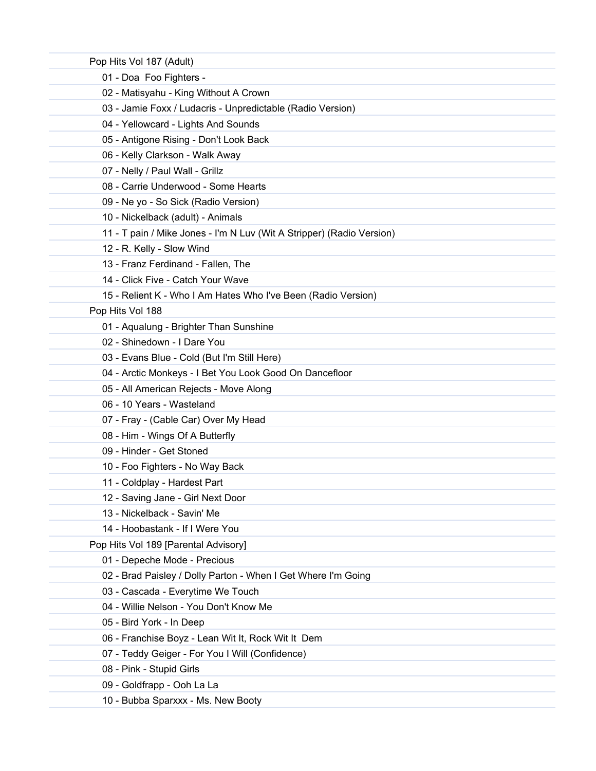Pop Hits Vol 187 (Adult)

- 01 - Doa  Foo Fighters -
- 02 - Matisyahu - King Without A Crown
- 03 - Jamie Foxx / Ludacris - Unpredictable (Radio Version)
- 04 - Yellowcard - Lights And Sounds
- 05 - Antigone Rising - Don't Look Back
- 06 - Kelly Clarkson - Walk Away
- 07 - Nelly / Paul Wall - Grillz
- 08 - Carrie Underwood - Some Hearts
- 09 - Ne yo - So Sick (Radio Version)
- 10 - Nickelback (adult) - Animals
- 11 - T pain / Mike Jones - I'm N Luv (Wit A Stripper) (Radio Version)
- 12 - R. Kelly - Slow Wind
- 13 - Franz Ferdinand - Fallen, The
- 14 - Click Five - Catch Your Wave
- 15 - Relient K - Who I Am Hates Who I've Been (Radio Version)

Pop Hits Vol 188

- 01 - Aqualung - Brighter Than Sunshine
- 02 - Shinedown - I Dare You
- 03 - Evans Blue - Cold (But I'm Still Here)
- 04 - Arctic Monkeys - I Bet You Look Good On Dancefloor
- 05 - All American Rejects - Move Along
- 06 - 10 Years - Wasteland
- 07 - Fray - (Cable Car) Over My Head
- 08 - Him - Wings Of A Butterfly
- 09 - Hinder - Get Stoned
- 10 - Foo Fighters - No Way Back
- 11 - Coldplay - Hardest Part
- 12 - Saving Jane - Girl Next Door
- 13 - Nickelback - Savin' Me
- 14 - Hoobastank - If I Were You

Pop Hits Vol 189 [Parental Advisory]

- 01 - Depeche Mode - Precious
- 02 - Brad Paisley / Dolly Parton - When I Get Where I'm Going
- 03 - Cascada - Everytime We Touch
- 04 - Willie Nelson - You Don't Know Me
- 05 - Bird York - In Deep
- 06 - Franchise Boyz - Lean Wit It, Rock Wit It  Dem
- 07 - Teddy Geiger - For You I Will (Confidence)
- 08 - Pink - Stupid Girls
- 09 - Goldfrapp - Ooh La La
- 10 - Bubba Sparxxx - Ms. New Booty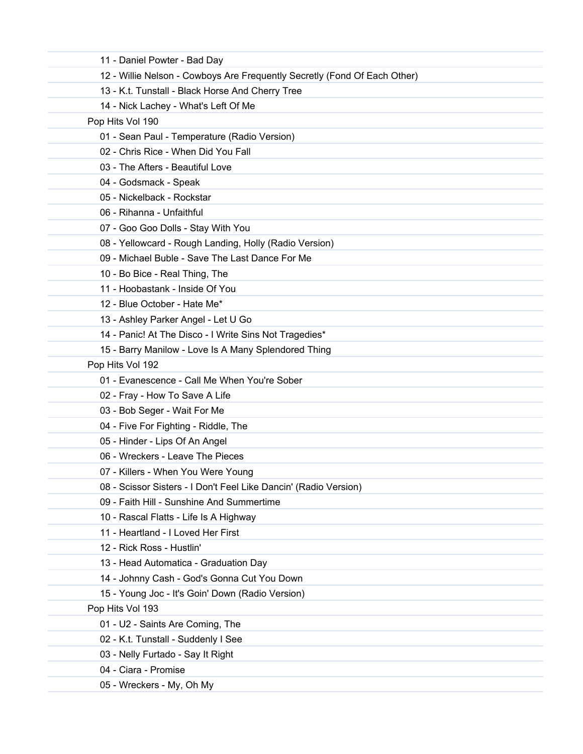11 - Daniel Powter - Bad Day
12 - Willie Nelson - Cowboys Are Frequently Secretly (Fond Of Each Other)
13 - K.t. Tunstall - Black Horse And Cherry Tree
14 - Nick Lachey - What's Left Of Me

Pop Hits Vol 190

01 - Sean Paul - Temperature (Radio Version)
02 - Chris Rice - When Did You Fall
03 - The Afters - Beautiful Love
04 - Godsmack - Speak
05 - Nickelback - Rockstar
06 - Rihanna - Unfaithful
07 - Goo Goo Dolls - Stay With You
08 - Yellowcard - Rough Landing, Holly (Radio Version)
09 - Michael Buble - Save The Last Dance For Me
10 - Bo Bice - Real Thing, The
11 - Hoobastank - Inside Of You
12 - Blue October - Hate Me*
13 - Ashley Parker Angel - Let U Go
14 - Panic! At The Disco - I Write Sins Not Tragedies*
15 - Barry Manilow - Love Is A Many Splendored Thing

Pop Hits Vol 192

01 - Evanescence - Call Me When You're Sober
02 - Fray - How To Save A Life
03 - Bob Seger - Wait For Me
04 - Five For Fighting - Riddle, The
05 - Hinder - Lips Of An Angel
06 - Wreckers - Leave The Pieces
07 - Killers - When You Were Young
08 - Scissor Sisters - I Don't Feel Like Dancin' (Radio Version)
09 - Faith Hill - Sunshine And Summertime
10 - Rascal Flatts - Life Is A Highway
11 - Heartland - I Loved Her First
12 - Rick Ross - Hustlin'
13 - Head Automatica - Graduation Day
14 - Johnny Cash - God's Gonna Cut You Down
15 - Young Joc - It's Goin' Down (Radio Version)

Pop Hits Vol 193

01 - U2 - Saints Are Coming, The
02 - K.t. Tunstall - Suddenly I See
03 - Nelly Furtado - Say It Right
04 - Ciara - Promise
05 - Wreckers - My, Oh My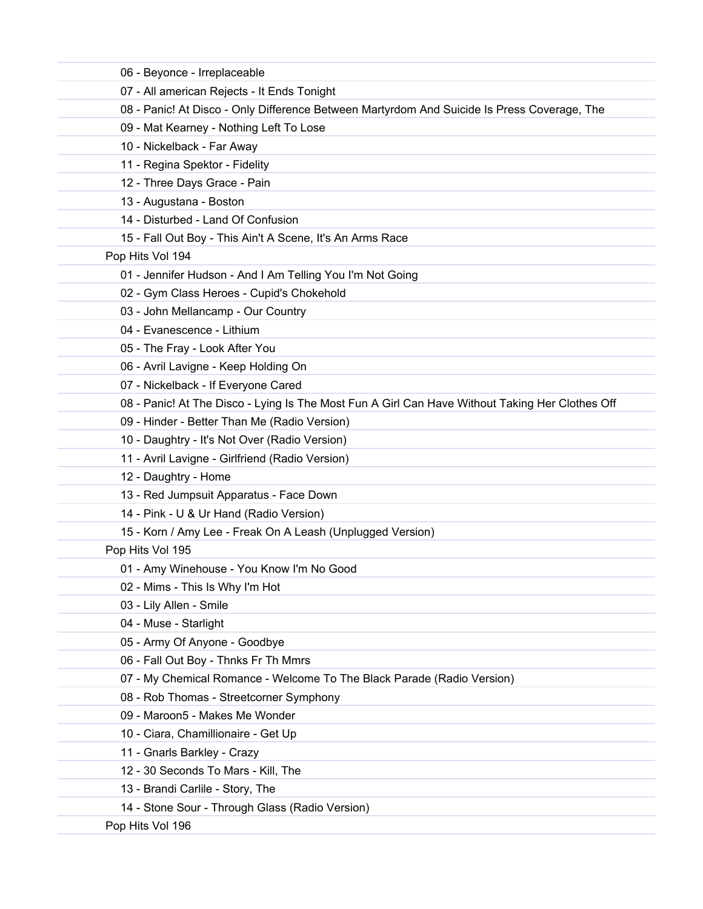06 - Beyonce - Irreplaceable
07 - All american Rejects - It Ends Tonight
08 - Panic! At Disco - Only Difference Between Martyrdom And Suicide Is Press Coverage, The
09 - Mat Kearney - Nothing Left To Lose
10 - Nickelback - Far Away
11 - Regina Spektor - Fidelity
12 - Three Days Grace - Pain
13 - Augustana - Boston
14 - Disturbed - Land Of Confusion
15 - Fall Out Boy - This Ain't A Scene, It's An Arms Race

Pop Hits Vol 194

01 - Jennifer Hudson - And I Am Telling You I'm Not Going
02 - Gym Class Heroes - Cupid's Chokehold
03 - John Mellancamp - Our Country
04 - Evanescence - Lithium
05 - The Fray - Look After You
06 - Avril Lavigne - Keep Holding On
07 - Nickelback - If Everyone Cared
08 - Panic! At The Disco - Lying Is The Most Fun A Girl Can Have Without Taking Her Clothes Off
09 - Hinder - Better Than Me (Radio Version)
10 - Daughtry - It's Not Over (Radio Version)
11 - Avril Lavigne - Girlfriend (Radio Version)
12 - Daughtry - Home
13 - Red Jumpsuit Apparatus - Face Down
14 - Pink - U & Ur Hand (Radio Version)
15 - Korn / Amy Lee - Freak On A Leash (Unplugged Version)

Pop Hits Vol 195

01 - Amy Winehouse - You Know I'm No Good
02 - Mims - This Is Why I'm Hot
03 - Lily Allen - Smile
04 - Muse - Starlight
05 - Army Of Anyone - Goodbye
06 - Fall Out Boy - Thnks Fr Th Mmrs
07 - My Chemical Romance - Welcome To The Black Parade (Radio Version)
08 - Rob Thomas - Streetcorner Symphony
09 - Maroon5 - Makes Me Wonder
10 - Ciara, Chamillionaire - Get Up
11 - Gnarls Barkley - Crazy
12 - 30 Seconds To Mars - Kill, The
13 - Brandi Carlile - Story, The
14 - Stone Sour - Through Glass (Radio Version)

Pop Hits Vol 196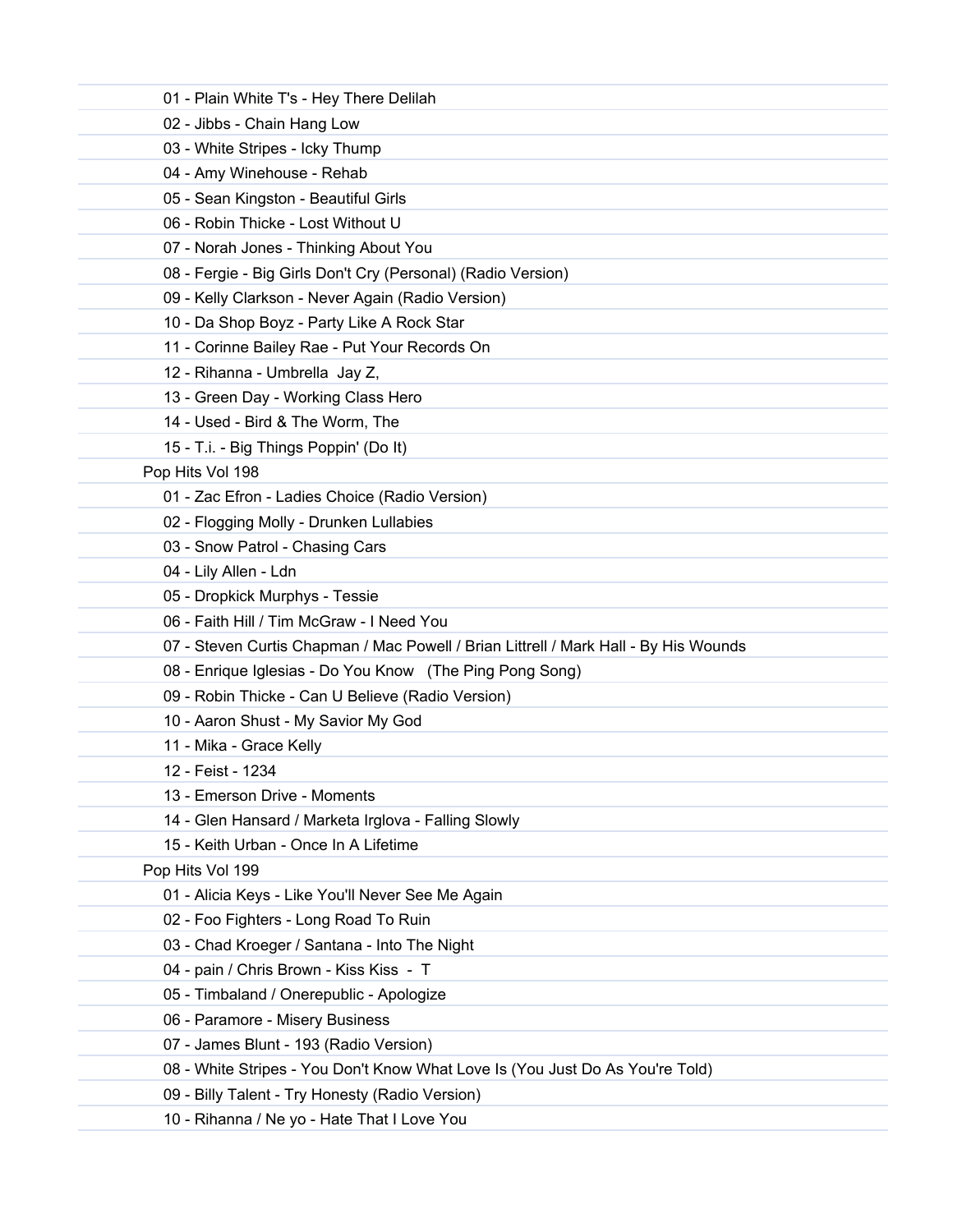01 - Plain White T's - Hey There Delilah

02 - Jibbs - Chain Hang Low

03 - White Stripes - Icky Thump

04 - Amy Winehouse - Rehab

05 - Sean Kingston - Beautiful Girls

06 - Robin Thicke - Lost Without U

07 - Norah Jones - Thinking About You

08 - Fergie - Big Girls Don't Cry (Personal) (Radio Version)

09 - Kelly Clarkson - Never Again (Radio Version)

10 - Da Shop Boyz - Party Like A Rock Star

11 - Corinne Bailey Rae - Put Your Records On

12 - Rihanna - Umbrella  Jay Z,

13 - Green Day - Working Class Hero

14 - Used - Bird & The Worm, The

15 - T.i. - Big Things Poppin' (Do It)

Pop Hits Vol 198

01 - Zac Efron - Ladies Choice (Radio Version)

02 - Flogging Molly - Drunken Lullabies

03 - Snow Patrol - Chasing Cars

04 - Lily Allen - Ldn

05 - Dropkick Murphys - Tessie

06 - Faith Hill / Tim McGraw - I Need You

07 - Steven Curtis Chapman / Mac Powell / Brian Littrell / Mark Hall - By His Wounds

08 - Enrique Iglesias - Do You Know   (The Ping Pong Song)

09 - Robin Thicke - Can U Believe (Radio Version)

10 - Aaron Shust - My Savior My God

11 - Mika - Grace Kelly

12 - Feist - 1234

13 - Emerson Drive - Moments

14 - Glen Hansard / Marketa Irglova - Falling Slowly

15 - Keith Urban - Once In A Lifetime

Pop Hits Vol 199

01 - Alicia Keys - Like You'll Never See Me Again

02 - Foo Fighters - Long Road To Ruin

03 - Chad Kroeger / Santana - Into The Night

04 - pain / Chris Brown - Kiss Kiss  -  T

05 - Timbaland / Onerepublic - Apologize

06 - Paramore - Misery Business

07 - James Blunt - 193 (Radio Version)

08 - White Stripes - You Don't Know What Love Is (You Just Do As You're Told)

09 - Billy Talent - Try Honesty (Radio Version)

10 - Rihanna / Ne yo - Hate That I Love You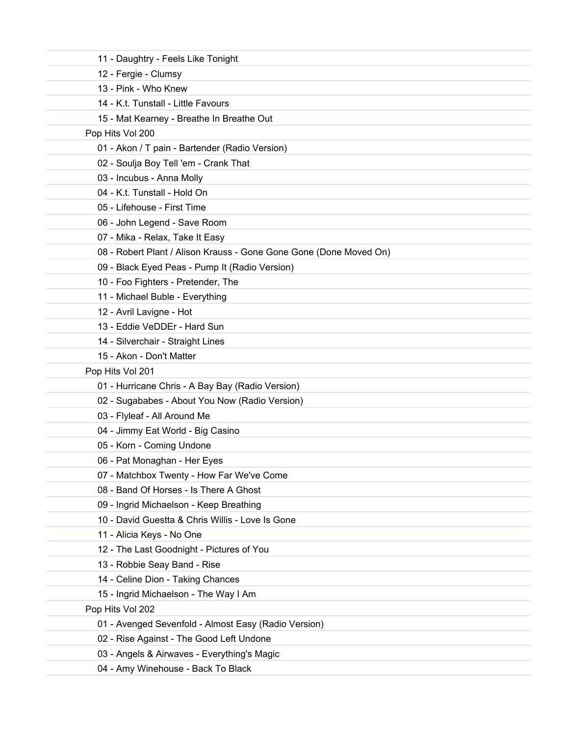11 - Daughtry - Feels Like Tonight

12 - Fergie - Clumsy

13 - Pink - Who Knew

14 - K.t. Tunstall - Little Favours

15 - Mat Kearney - Breathe In Breathe Out

Pop Hits Vol 200

01 - Akon / T pain - Bartender (Radio Version)

02 - Soulja Boy Tell 'em - Crank That

03 - Incubus - Anna Molly

04 - K.t. Tunstall - Hold On

05 - Lifehouse - First Time

06 - John Legend - Save Room

07 - Mika - Relax, Take It Easy

08 - Robert Plant / Alison Krauss - Gone Gone Gone (Done Moved On)

09 - Black Eyed Peas - Pump It (Radio Version)

10 - Foo Fighters - Pretender, The

11 - Michael Buble - Everything

12 - Avril Lavigne - Hot

13 - Eddie VeDDEr - Hard Sun

14 - Silverchair - Straight Lines

15 - Akon - Don't Matter

Pop Hits Vol 201

01 - Hurricane Chris - A Bay Bay (Radio Version)

02 - Sugababes - About You Now (Radio Version)

03 - Flyleaf - All Around Me

04 - Jimmy Eat World - Big Casino

05 - Korn - Coming Undone

06 - Pat Monaghan - Her Eyes

07 - Matchbox Twenty - How Far We've Come

08 - Band Of Horses - Is There A Ghost

09 - Ingrid Michaelson - Keep Breathing

10 - David Guestta & Chris Willis - Love Is Gone

11 - Alicia Keys - No One

12 - The Last Goodnight - Pictures of You

13 - Robbie Seay Band - Rise

14 - Celine Dion - Taking Chances

15 - Ingrid Michaelson - The Way I Am

Pop Hits Vol 202

01 - Avenged Sevenfold - Almost Easy (Radio Version)

02 - Rise Against - The Good Left Undone

03 - Angels & Airwaves - Everything's Magic

04 - Amy Winehouse - Back To Black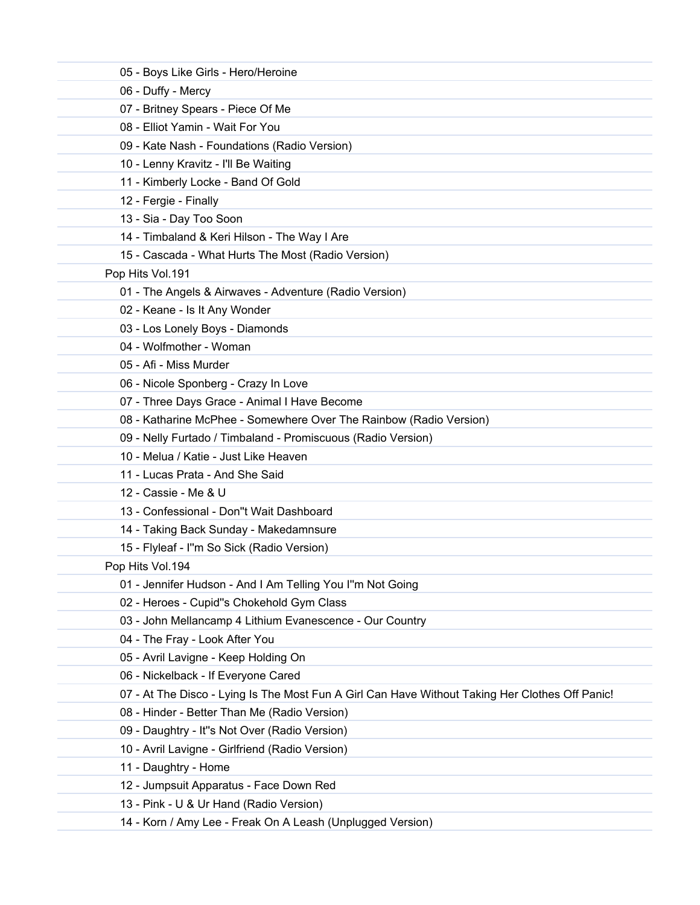05 - Boys Like Girls - Hero/Heroine
06 - Duffy - Mercy
07 - Britney Spears - Piece Of Me
08 - Elliot Yamin - Wait For You
09 - Kate Nash - Foundations (Radio Version)
10 - Lenny Kravitz - I'll Be Waiting
11 - Kimberly Locke - Band Of Gold
12 - Fergie - Finally
13 - Sia - Day Too Soon
14 - Timbaland & Keri Hilson - The Way I Are
15 - Cascada - What Hurts The Most (Radio Version)

Pop Hits Vol.191

01 - The Angels & Airwaves - Adventure (Radio Version)
02 - Keane - Is It Any Wonder
03 - Los Lonely Boys - Diamonds
04 - Wolfmother - Woman
05 - Afi - Miss Murder
06 - Nicole Sponberg - Crazy In Love
07 - Three Days Grace - Animal I Have Become
08 - Katharine McPhee - Somewhere Over The Rainbow (Radio Version)
09 - Nelly Furtado / Timbaland - Promiscuous (Radio Version)
10 - Melua / Katie - Just Like Heaven
11 - Lucas Prata - And She Said
12 - Cassie - Me & U
13 - Confessional - Don''t Wait Dashboard
14 - Taking Back Sunday - Makedamnsure
15 - Flyleaf - I''m So Sick (Radio Version)

Pop Hits Vol.194

01 - Jennifer Hudson - And I Am Telling You I''m Not Going
02 - Heroes - Cupid''s Chokehold Gym Class
03 - John Mellancamp 4 Lithium Evanescence - Our Country
04 - The Fray - Look After You
05 - Avril Lavigne - Keep Holding On
06 - Nickelback - If Everyone Cared
07 - At The Disco - Lying Is The Most Fun A Girl Can Have Without Taking Her Clothes Off Panic!
08 - Hinder - Better Than Me (Radio Version)
09 - Daughtry - It''s Not Over (Radio Version)
10 - Avril Lavigne - Girlfriend (Radio Version)
11 - Daughtry - Home
12 - Jumpsuit Apparatus - Face Down Red
13 - Pink - U & Ur Hand (Radio Version)
14 - Korn / Amy Lee - Freak On A Leash (Unplugged Version)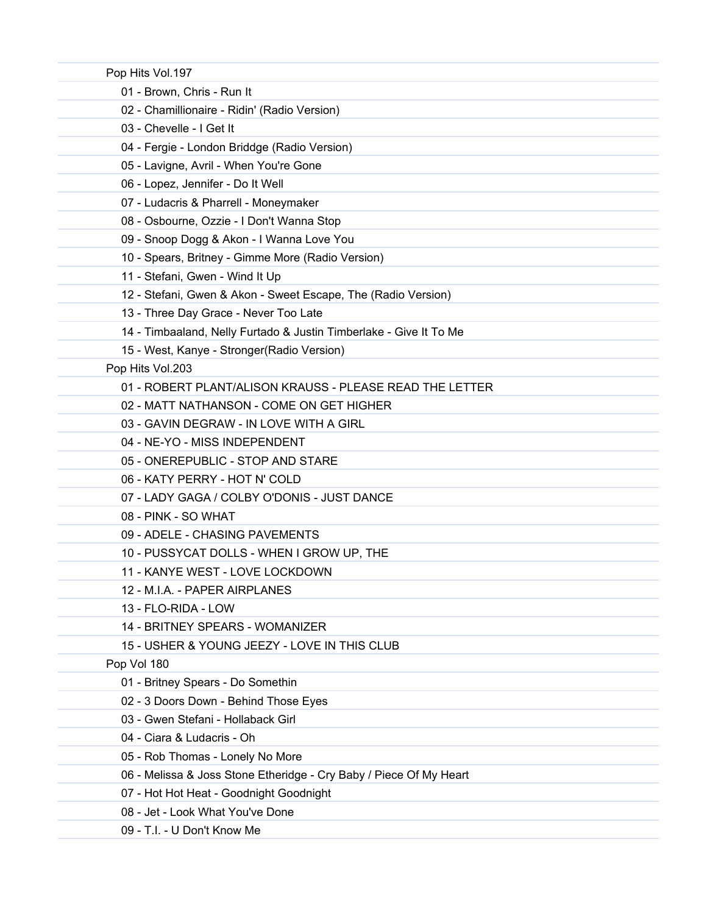Pop Hits Vol.197

- 01 - Brown, Chris - Run It
- 02 - Chamillionaire - Ridin' (Radio Version)
- 03 - Chevelle - I Get It
- 04 - Fergie - London Briddge (Radio Version)
- 05 - Lavigne, Avril - When You're Gone
- 06 - Lopez, Jennifer - Do It Well
- 07 - Ludacris & Pharrell - Moneymaker
- 08 - Osbourne, Ozzie - I Don't Wanna Stop
- 09 - Snoop Dogg & Akon - I Wanna Love You
- 10 - Spears, Britney - Gimme More (Radio Version)
- 11 - Stefani, Gwen - Wind It Up
- 12 - Stefani, Gwen & Akon - Sweet Escape, The (Radio Version)
- 13 - Three Day Grace - Never Too Late
- 14 - Timbaaland, Nelly Furtado & Justin Timberlake - Give It To Me
- 15 - West, Kanye - Stronger(Radio Version)

Pop Hits Vol.203

- 01 - ROBERT PLANT/ALISON KRAUSS - PLEASE READ THE LETTER
- 02 - MATT NATHANSON - COME ON GET HIGHER
- 03 - GAVIN DEGRAW - IN LOVE WITH A GIRL
- 04 - NE-YO - MISS INDEPENDENT
- 05 - ONEREPUBLIC - STOP AND STARE
- 06 - KATY PERRY - HOT N' COLD
- 07 - LADY GAGA / COLBY O'DONIS - JUST DANCE
- 08 - PINK - SO WHAT
- 09 - ADELE - CHASING PAVEMENTS
- 10 - PUSSYCAT DOLLS - WHEN I GROW UP, THE
- 11 - KANYE WEST - LOVE LOCKDOWN
- 12 - M.I.A. - PAPER AIRPLANES
- 13 - FLO-RIDA - LOW
- 14 - BRITNEY SPEARS - WOMANIZER
- 15 - USHER & YOUNG JEEZY - LOVE IN THIS CLUB

Pop Vol 180

- 01 - Britney Spears - Do Somethin
- 02 - 3 Doors Down - Behind Those Eyes
- 03 - Gwen Stefani - Hollaback Girl
- 04 - Ciara & Ludacris - Oh
- 05 - Rob Thomas - Lonely No More
- 06 - Melissa & Joss Stone Etheridge - Cry Baby / Piece Of My Heart
- 07 - Hot Hot Heat - Goodnight Goodnight
- 08 - Jet - Look What You've Done
- 09 - T.I. - U Don't Know Me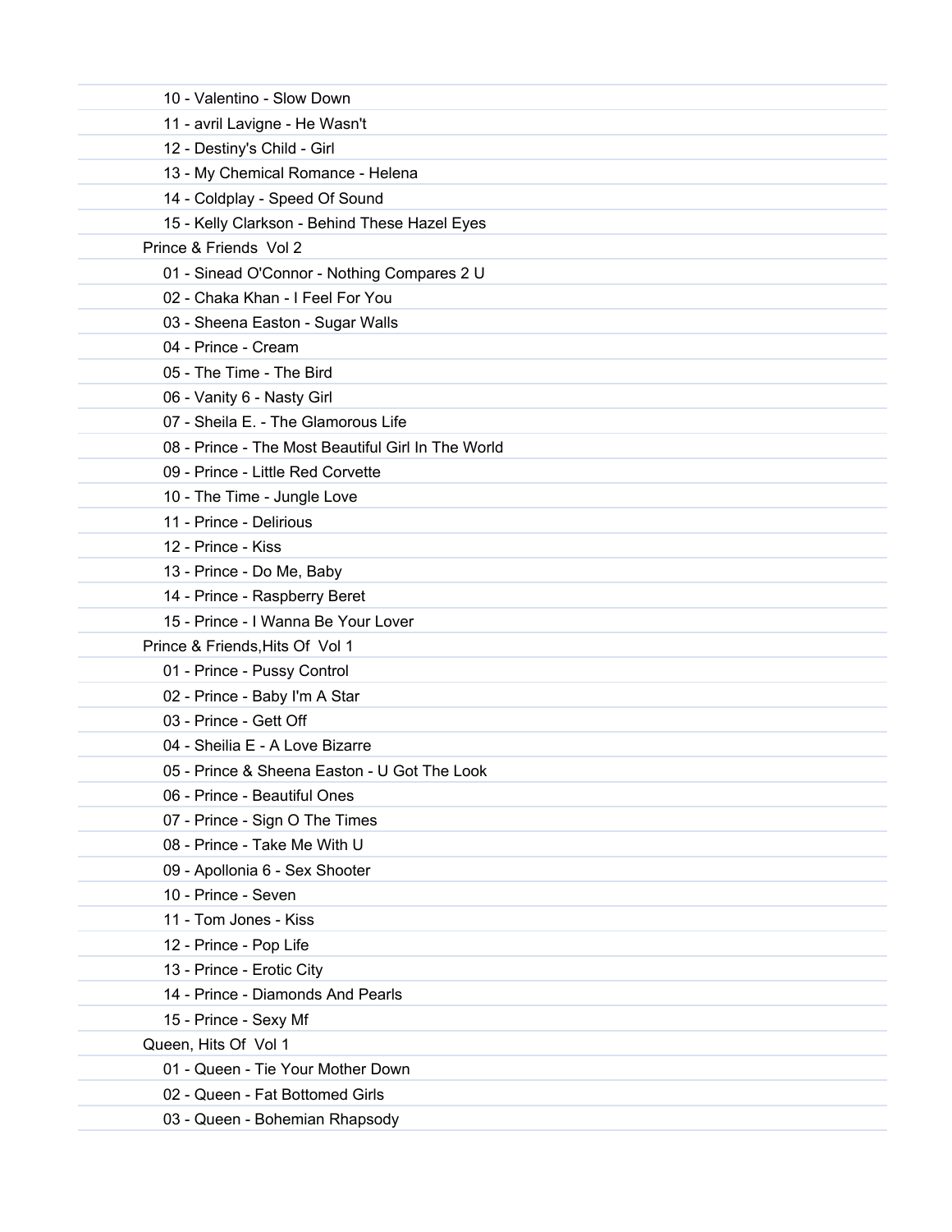10 - Valentino - Slow Down
11 - avril Lavigne - He Wasn't
12 - Destiny's Child - Girl
13 - My Chemical Romance - Helena
14 - Coldplay - Speed Of Sound
15 - Kelly Clarkson - Behind These Hazel Eyes

Prince & Friends  Vol 2

01 - Sinead O'Connor - Nothing Compares 2 U
02 - Chaka Khan - I Feel For You
03 - Sheena Easton - Sugar Walls
04 - Prince - Cream
05 - The Time - The Bird
06 - Vanity 6 - Nasty Girl
07 - Sheila E. - The Glamorous Life
08 - Prince - The Most Beautiful Girl In The World
09 - Prince - Little Red Corvette
10 - The Time - Jungle Love
11 - Prince - Delirious
12 - Prince - Kiss
13 - Prince - Do Me, Baby
14 - Prince - Raspberry Beret
15 - Prince - I Wanna Be Your Lover

Prince & Friends,Hits Of  Vol 1

01 - Prince - Pussy Control
02 - Prince - Baby I'm A Star
03 - Prince - Gett Off
04 - Sheilia E - A Love Bizarre
05 - Prince & Sheena Easton - U Got The Look
06 - Prince - Beautiful Ones
07 - Prince - Sign O The Times
08 - Prince - Take Me With U
09 - Apollonia 6 - Sex Shooter
10 - Prince - Seven
11 - Tom Jones - Kiss
12 - Prince - Pop Life
13 - Prince - Erotic City
14 - Prince - Diamonds And Pearls
15 - Prince - Sexy Mf

Queen, Hits Of  Vol 1

01 - Queen - Tie Your Mother Down
02 - Queen - Fat Bottomed Girls
03 - Queen - Bohemian Rhapsody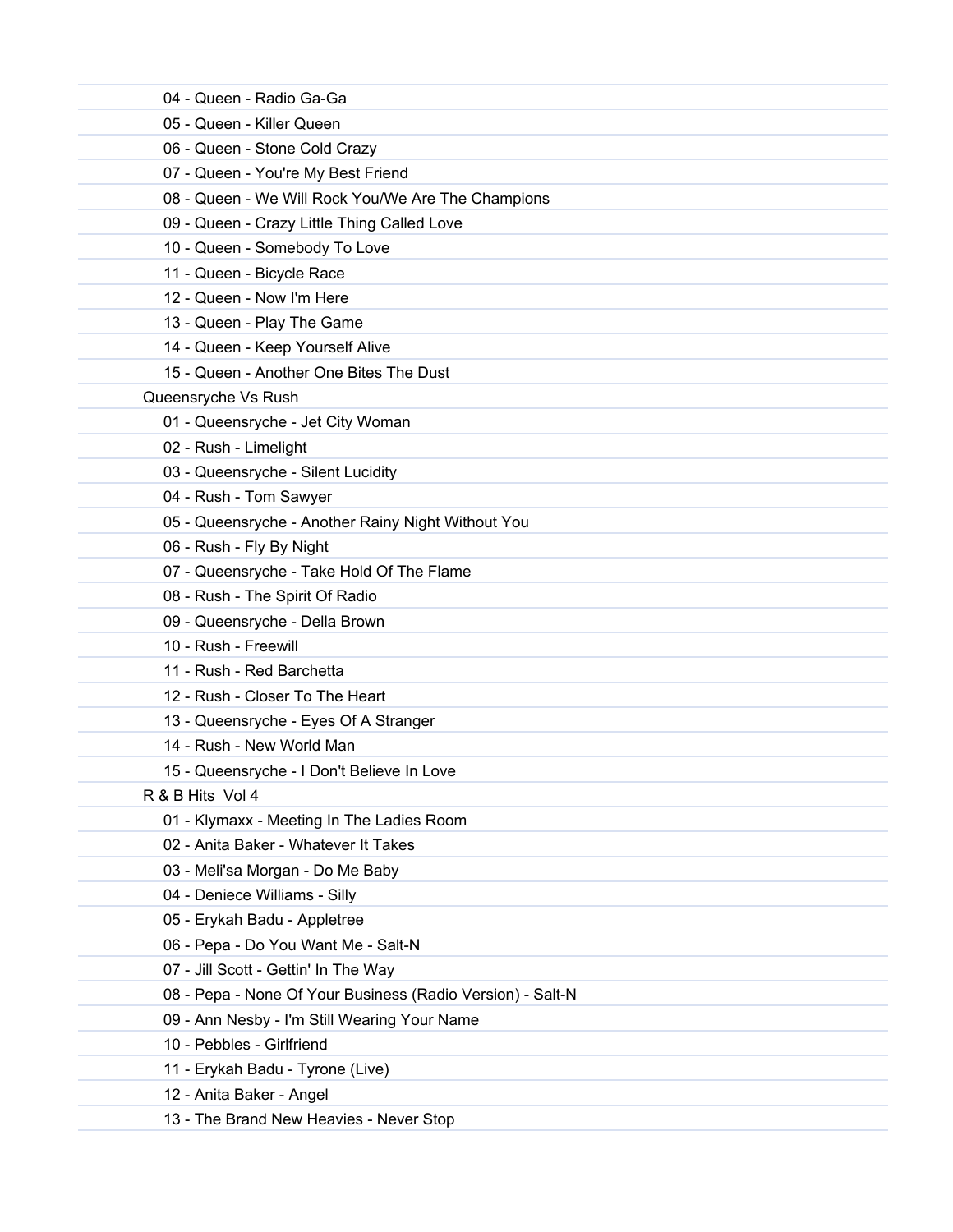04 - Queen - Radio Ga-Ga

05 - Queen - Killer Queen

06 - Queen - Stone Cold Crazy

07 - Queen - You're My Best Friend

08 - Queen - We Will Rock You/We Are The Champions

09 - Queen - Crazy Little Thing Called Love

10 - Queen - Somebody To Love

11 - Queen - Bicycle Race

12 - Queen - Now I'm Here

13 - Queen - Play The Game

14 - Queen - Keep Yourself Alive

15 - Queen - Another One Bites The Dust

Queensryche Vs Rush

01 - Queensryche - Jet City Woman

02 - Rush - Limelight

03 - Queensryche - Silent Lucidity

04 - Rush - Tom Sawyer

05 - Queensryche - Another Rainy Night Without You

06 - Rush - Fly By Night

07 - Queensryche - Take Hold Of The Flame

08 - Rush - The Spirit Of Radio

09 - Queensryche - Della Brown

10 - Rush - Freewill

11 - Rush - Red Barchetta

12 - Rush - Closer To The Heart

13 - Queensryche - Eyes Of A Stranger

14 - Rush - New World Man

15 - Queensryche - I Don't Believe In Love

R & B Hits Vol 4

01 - Klymaxx - Meeting In The Ladies Room

02 - Anita Baker - Whatever It Takes

03 - Meli'sa Morgan - Do Me Baby

04 - Deniece Williams - Silly

05 - Erykah Badu - Appletree

06 - Pepa - Do You Want Me - Salt-N

07 - Jill Scott - Gettin' In The Way

08 - Pepa - None Of Your Business (Radio Version) - Salt-N

09 - Ann Nesby - I'm Still Wearing Your Name

10 - Pebbles - Girlfriend

11 - Erykah Badu - Tyrone (Live)

12 - Anita Baker - Angel

13 - The Brand New Heavies - Never Stop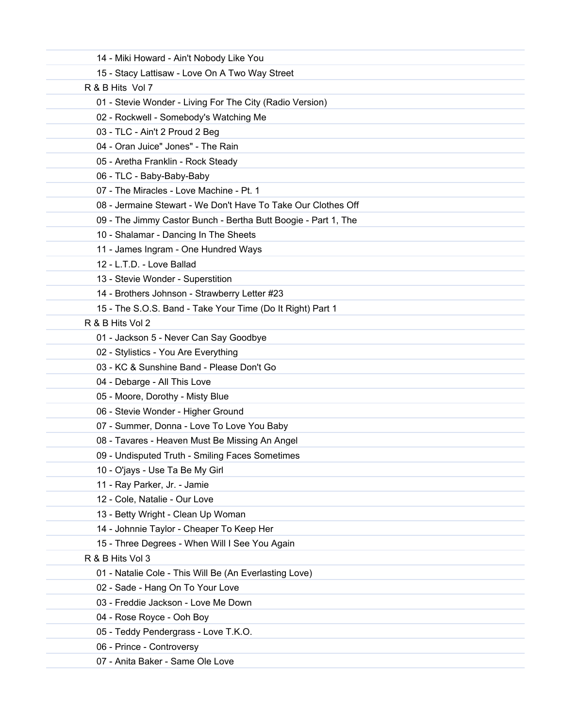14 - Miki Howard - Ain't Nobody Like You
15 - Stacy Lattisaw - Love On A Two Way Street

R & B Hits  Vol 7

01 - Stevie Wonder - Living For The City (Radio Version)
02 - Rockwell - Somebody's Watching Me
03 - TLC - Ain't 2 Proud 2 Beg
04 - Oran Juice" Jones" - The Rain
05 - Aretha Franklin - Rock Steady
06 - TLC - Baby-Baby-Baby
07 - The Miracles - Love Machine - Pt. 1
08 - Jermaine Stewart - We Don't Have To Take Our Clothes Off
09 - The Jimmy Castor Bunch - Bertha Butt Boogie - Part 1, The
10 - Shalamar - Dancing In The Sheets
11 - James Ingram - One Hundred Ways
12 - L.T.D. - Love Ballad
13 - Stevie Wonder - Superstition
14 - Brothers Johnson - Strawberry Letter #23
15 - The S.O.S. Band - Take Your Time (Do It Right) Part 1

R & B Hits Vol 2

01 - Jackson 5 - Never Can Say Goodbye
02 - Stylistics - You Are Everything
03 - KC & Sunshine Band - Please Don't Go
04 - Debarge - All This Love
05 - Moore, Dorothy - Misty Blue
06 - Stevie Wonder - Higher Ground
07 - Summer, Donna - Love To Love You Baby
08 - Tavares - Heaven Must Be Missing An Angel
09 - Undisputed Truth - Smiling Faces Sometimes
10 - O'jays - Use Ta Be My Girl
11 - Ray Parker, Jr. - Jamie
12 - Cole, Natalie - Our Love
13 - Betty Wright - Clean Up Woman
14 - Johnnie Taylor - Cheaper To Keep Her
15 - Three Degrees - When Will I See You Again

R & B Hits Vol 3

01 - Natalie Cole - This Will Be (An Everlasting Love)
02 - Sade - Hang On To Your Love
03 - Freddie Jackson - Love Me Down
04 - Rose Royce - Ooh Boy
05 - Teddy Pendergrass - Love T.K.O.
06 - Prince - Controversy
07 - Anita Baker - Same Ole Love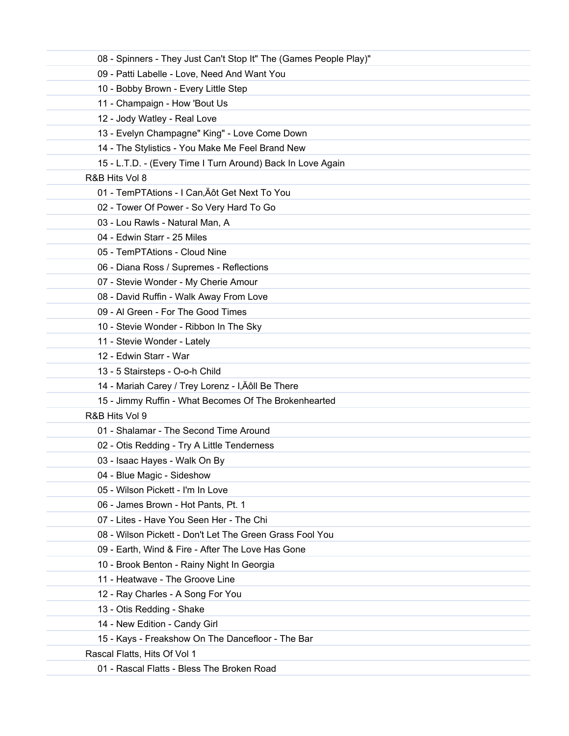08 - Spinners - They Just Can't Stop It" The (Games People Play)"
09 - Patti Labelle - Love, Need And Want You
10 - Bobby Brown - Every Little Step
11 - Champaign - How 'Bout Us
12 - Jody Watley - Real Love
13 - Evelyn Champagne" King" - Love Come Down
14 - The Stylistics - You Make Me Feel Brand New
15 - L.T.D. - (Every Time I Turn Around) Back In Love Again

R&B Hits Vol 8

01 - TemPTAtions - I Can‚Äôt Get Next To You
02 - Tower Of Power - So Very Hard To Go
03 - Lou Rawls - Natural Man, A
04 - Edwin Starr - 25 Miles
05 - TemPTAtions - Cloud Nine
06 - Diana Ross / Supremes - Reflections
07 - Stevie Wonder - My Cherie Amour
08 - David Ruffin - Walk Away From Love
09 - Al Green - For The Good Times
10 - Stevie Wonder - Ribbon In The Sky
11 - Stevie Wonder - Lately
12 - Edwin Starr - War
13 - 5 Stairsteps - O-o-h Child
14 - Mariah Carey / Trey Lorenz - I‚Äôll Be There
15 - Jimmy Ruffin - What Becomes Of The Brokenhearted

R&B Hits Vol 9

01 - Shalamar - The Second Time Around
02 - Otis Redding - Try A Little Tenderness
03 - Isaac Hayes - Walk On By
04 - Blue Magic - Sideshow
05 - Wilson Pickett - I'm In Love
06 - James Brown - Hot Pants, Pt. 1
07 - Lites - Have You Seen Her - The Chi
08 - Wilson Pickett - Don't Let The Green Grass Fool You
09 - Earth, Wind & Fire - After The Love Has Gone
10 - Brook Benton - Rainy Night In Georgia
11 - Heatwave - The Groove Line
12 - Ray Charles - A Song For You
13 - Otis Redding - Shake
14 - New Edition - Candy Girl
15 - Kays - Freakshow On The Dancefloor - The Bar

Rascal Flatts, Hits Of Vol 1

01 - Rascal Flatts - Bless The Broken Road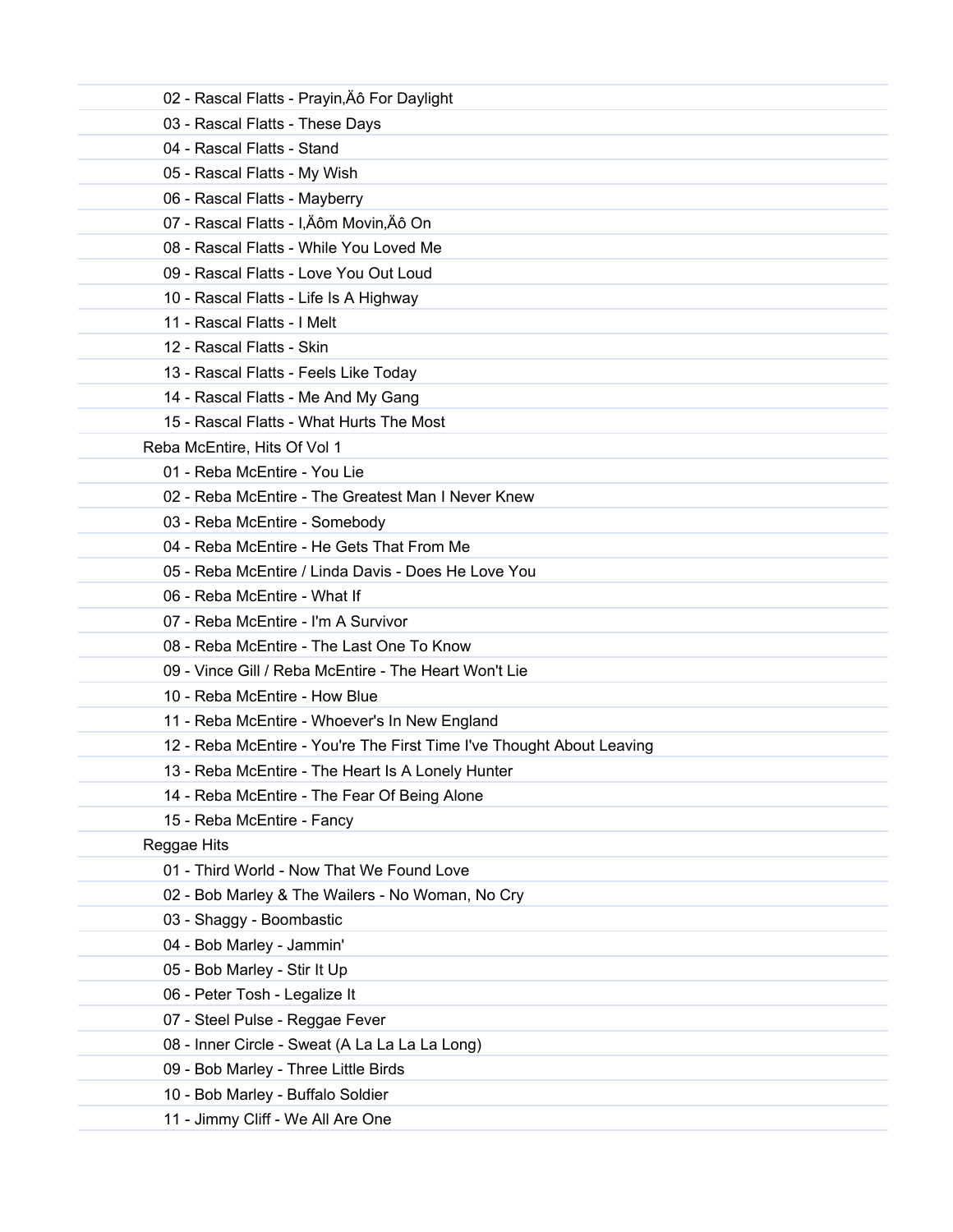02 - Rascal Flatts - Prayin,Äô For Daylight
03 - Rascal Flatts - These Days
04 - Rascal Flatts - Stand
05 - Rascal Flatts - My Wish
06 - Rascal Flatts - Mayberry
07 - Rascal Flatts - I,Äôm Movin,Äô On
08 - Rascal Flatts - While You Loved Me
09 - Rascal Flatts - Love You Out Loud
10 - Rascal Flatts - Life Is A Highway
11 - Rascal Flatts - I Melt
12 - Rascal Flatts - Skin
13 - Rascal Flatts - Feels Like Today
14 - Rascal Flatts - Me And My Gang
15 - Rascal Flatts - What Hurts The Most

Reba McEntire, Hits Of Vol 1

01 - Reba McEntire - You Lie
02 - Reba McEntire - The Greatest Man I Never Knew
03 - Reba McEntire - Somebody
04 - Reba McEntire - He Gets That From Me
05 - Reba McEntire / Linda Davis - Does He Love You
06 - Reba McEntire - What If
07 - Reba McEntire - I'm A Survivor
08 - Reba McEntire - The Last One To Know
09 - Vince Gill / Reba McEntire - The Heart Won't Lie
10 - Reba McEntire - How Blue
11 - Reba McEntire - Whoever's In New England
12 - Reba McEntire - You're The First Time I've Thought About Leaving
13 - Reba McEntire - The Heart Is A Lonely Hunter
14 - Reba McEntire - The Fear Of Being Alone
15 - Reba McEntire - Fancy

Reggae Hits

01 - Third World - Now That We Found Love
02 - Bob Marley & The Wailers - No Woman, No Cry
03 - Shaggy - Boombastic
04 - Bob Marley - Jammin'
05 - Bob Marley - Stir It Up
06 - Peter Tosh - Legalize It
07 - Steel Pulse - Reggae Fever
08 - Inner Circle - Sweat (A La La La La Long)
09 - Bob Marley - Three Little Birds
10 - Bob Marley - Buffalo Soldier
11 - Jimmy Cliff - We All Are One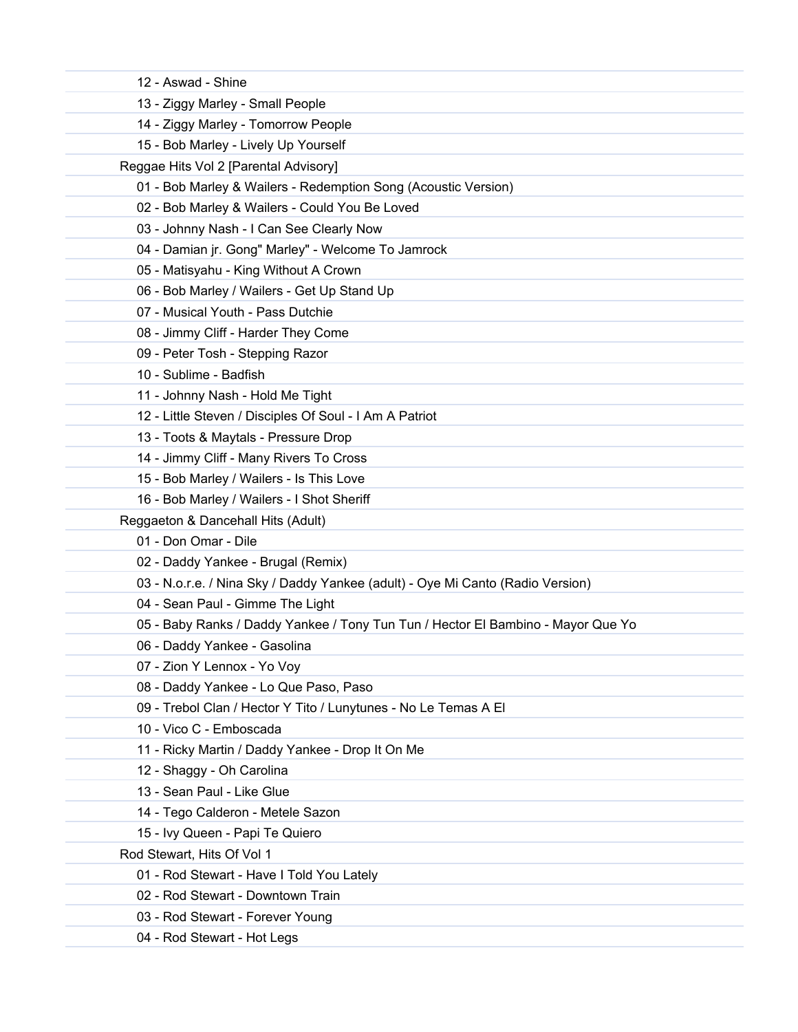- 12 - Aswad - Shine
- 13 - Ziggy Marley - Small People
- 14 - Ziggy Marley - Tomorrow People
- 15 - Bob Marley - Lively Up Yourself

Reggae Hits Vol 2 [Parental Advisory]

- 01 - Bob Marley & Wailers - Redemption Song (Acoustic Version)
- 02 - Bob Marley & Wailers - Could You Be Loved
- 03 - Johnny Nash - I Can See Clearly Now
- 04 - Damian jr. Gong" Marley" - Welcome To Jamrock
- 05 - Matisyahu - King Without A Crown
- 06 - Bob Marley / Wailers - Get Up Stand Up
- 07 - Musical Youth - Pass Dutchie
- 08 - Jimmy Cliff - Harder They Come
- 09 - Peter Tosh - Stepping Razor
- 10 - Sublime - Badfish
- 11 - Johnny Nash - Hold Me Tight
- 12 - Little Steven / Disciples Of Soul - I Am A Patriot
- 13 - Toots & Maytals - Pressure Drop
- 14 - Jimmy Cliff - Many Rivers To Cross
- 15 - Bob Marley / Wailers - Is This Love
- 16 - Bob Marley / Wailers - I Shot Sheriff

Reggaeton & Dancehall Hits (Adult)

- 01 - Don Omar - Dile
- 02 - Daddy Yankee - Brugal (Remix)
- 03 - N.o.r.e. / Nina Sky / Daddy Yankee (adult) - Oye Mi Canto (Radio Version)
- 04 - Sean Paul - Gimme The Light
- 05 - Baby Ranks / Daddy Yankee / Tony Tun Tun / Hector El Bambino - Mayor Que Yo
- 06 - Daddy Yankee - Gasolina
- 07 - Zion Y Lennox - Yo Voy
- 08 - Daddy Yankee - Lo Que Paso, Paso
- 09 - Trebol Clan / Hector Y Tito / Lunytunes - No Le Temas A El
- 10 - Vico C - Emboscada
- 11 - Ricky Martin / Daddy Yankee - Drop It On Me
- 12 - Shaggy - Oh Carolina
- 13 - Sean Paul - Like Glue
- 14 - Tego Calderon - Metele Sazon
- 15 - Ivy Queen - Papi Te Quiero

Rod Stewart, Hits Of Vol 1

- 01 - Rod Stewart - Have I Told You Lately
- 02 - Rod Stewart - Downtown Train
- 03 - Rod Stewart - Forever Young
- 04 - Rod Stewart - Hot Legs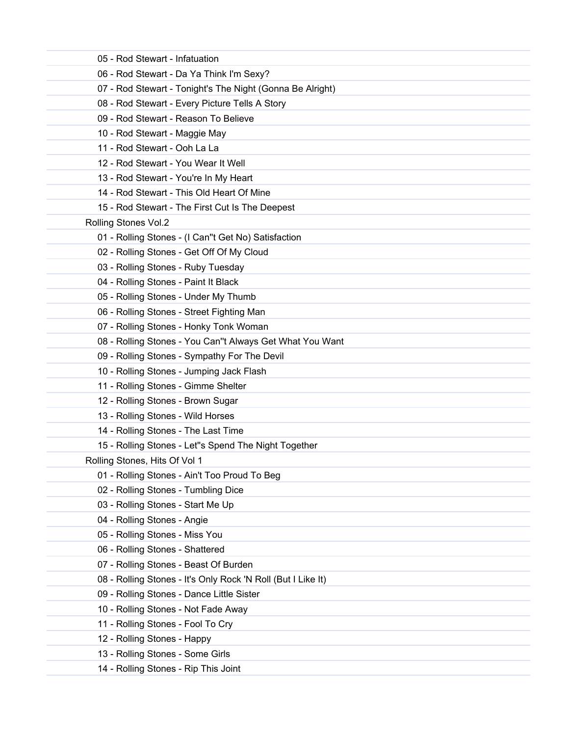05 - Rod Stewart - Infatuation
06 - Rod Stewart - Da Ya Think I'm Sexy?
07 - Rod Stewart - Tonight's The Night (Gonna Be Alright)
08 - Rod Stewart - Every Picture Tells A Story
09 - Rod Stewart - Reason To Believe
10 - Rod Stewart - Maggie May
11 - Rod Stewart - Ooh La La
12 - Rod Stewart - You Wear It Well
13 - Rod Stewart - You're In My Heart
14 - Rod Stewart - This Old Heart Of Mine
15 - Rod Stewart - The First Cut Is The Deepest

Rolling Stones Vol.2

01 - Rolling Stones - (I Can''t Get No) Satisfaction
02 - Rolling Stones - Get Off Of My Cloud
03 - Rolling Stones - Ruby Tuesday
04 - Rolling Stones - Paint It Black
05 - Rolling Stones - Under My Thumb
06 - Rolling Stones - Street Fighting Man
07 - Rolling Stones - Honky Tonk Woman
08 - Rolling Stones - You Can''t Always Get What You Want
09 - Rolling Stones - Sympathy For The Devil
10 - Rolling Stones - Jumping Jack Flash
11 - Rolling Stones - Gimme Shelter
12 - Rolling Stones - Brown Sugar
13 - Rolling Stones - Wild Horses
14 - Rolling Stones - The Last Time
15 - Rolling Stones - Let''s Spend The Night Together

Rolling Stones, Hits Of Vol 1

01 - Rolling Stones - Ain't Too Proud To Beg
02 - Rolling Stones - Tumbling Dice
03 - Rolling Stones - Start Me Up
04 - Rolling Stones - Angie
05 - Rolling Stones - Miss You
06 - Rolling Stones - Shattered
07 - Rolling Stones - Beast Of Burden
08 - Rolling Stones - It's Only Rock 'N Roll (But I Like It)
09 - Rolling Stones - Dance Little Sister
10 - Rolling Stones - Not Fade Away
11 - Rolling Stones - Fool To Cry
12 - Rolling Stones - Happy
13 - Rolling Stones - Some Girls
14 - Rolling Stones - Rip This Joint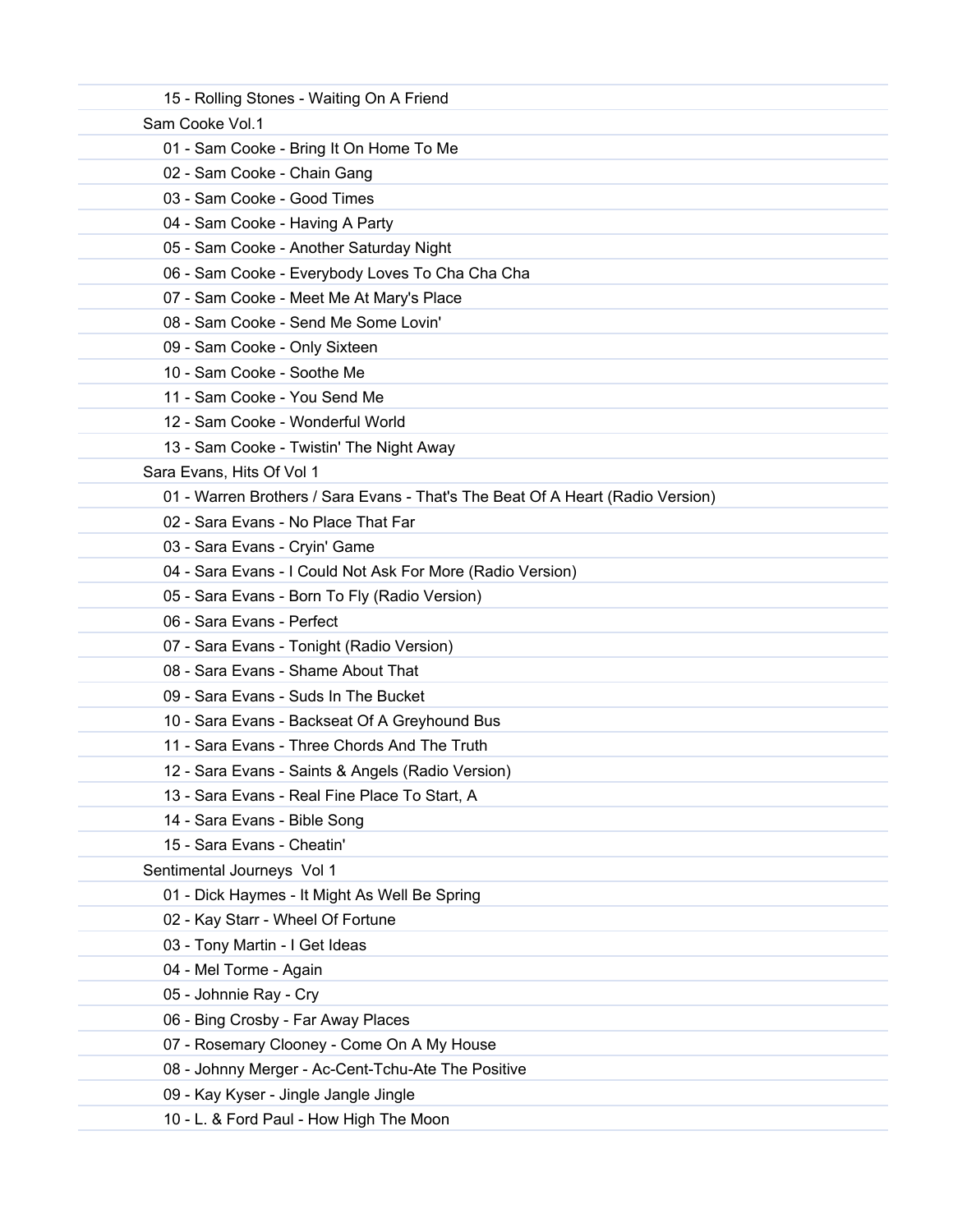15 - Rolling Stones - Waiting On A Friend

Sam Cooke Vol.1

- 01 - Sam Cooke - Bring It On Home To Me
- 02 - Sam Cooke - Chain Gang
- 03 - Sam Cooke - Good Times
- 04 - Sam Cooke - Having A Party
- 05 - Sam Cooke - Another Saturday Night
- 06 - Sam Cooke - Everybody Loves To Cha Cha Cha
- 07 - Sam Cooke - Meet Me At Mary's Place
- 08 - Sam Cooke - Send Me Some Lovin'
- 09 - Sam Cooke - Only Sixteen
- 10 - Sam Cooke - Soothe Me
- 11 - Sam Cooke - You Send Me
- 12 - Sam Cooke - Wonderful World
- 13 - Sam Cooke - Twistin' The Night Away

Sara Evans, Hits Of Vol 1

- 01 - Warren Brothers / Sara Evans - That's The Beat Of A Heart (Radio Version)
- 02 - Sara Evans - No Place That Far
- 03 - Sara Evans - Cryin' Game
- 04 - Sara Evans - I Could Not Ask For More (Radio Version)
- 05 - Sara Evans - Born To Fly (Radio Version)
- 06 - Sara Evans - Perfect
- 07 - Sara Evans - Tonight (Radio Version)
- 08 - Sara Evans - Shame About That
- 09 - Sara Evans - Suds In The Bucket
- 10 - Sara Evans - Backseat Of A Greyhound Bus
- 11 - Sara Evans - Three Chords And The Truth
- 12 - Sara Evans - Saints & Angels (Radio Version)
- 13 - Sara Evans - Real Fine Place To Start, A
- 14 - Sara Evans - Bible Song
- 15 - Sara Evans - Cheatin'

Sentimental Journeys  Vol 1

- 01 - Dick Haymes - It Might As Well Be Spring
- 02 - Kay Starr - Wheel Of Fortune
- 03 - Tony Martin - I Get Ideas
- 04 - Mel Torme - Again
- 05 - Johnnie Ray - Cry
- 06 - Bing Crosby - Far Away Places
- 07 - Rosemary Clooney - Come On A My House
- 08 - Johnny Merger - Ac-Cent-Tchu-Ate The Positive
- 09 - Kay Kyser - Jingle Jangle Jingle
- 10 - L. & Ford Paul - How High The Moon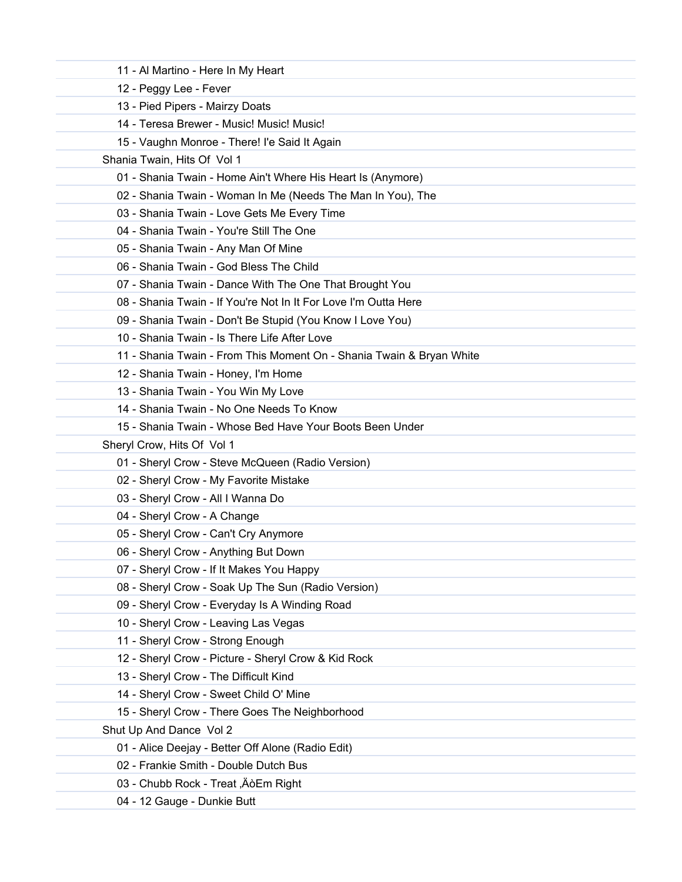11 - Al Martino - Here In My Heart

12 - Peggy Lee - Fever

13 - Pied Pipers - Mairzy Doats

14 - Teresa Brewer - Music! Music! Music!

15 - Vaughn Monroe - There! I'e Said It Again

Shania Twain, Hits Of  Vol 1

01 - Shania Twain - Home Ain't Where His Heart Is (Anymore)

02 - Shania Twain - Woman In Me (Needs The Man In You), The

03 - Shania Twain - Love Gets Me Every Time

04 - Shania Twain - You're Still The One

05 - Shania Twain - Any Man Of Mine

06 - Shania Twain - God Bless The Child

07 - Shania Twain - Dance With The One That Brought You

08 - Shania Twain - If You're Not In It For Love I'm Outta Here

09 - Shania Twain - Don't Be Stupid (You Know I Love You)

10 - Shania Twain - Is There Life After Love

11 - Shania Twain - From This Moment On - Shania Twain & Bryan White

12 - Shania Twain - Honey, I'm Home

13 - Shania Twain - You Win My Love

14 - Shania Twain - No One Needs To Know

15 - Shania Twain - Whose Bed Have Your Boots Been Under

Sheryl Crow, Hits Of  Vol 1

01 - Sheryl Crow - Steve McQueen (Radio Version)

02 - Sheryl Crow - My Favorite Mistake

03 - Sheryl Crow - All I Wanna Do

04 - Sheryl Crow - A Change

05 - Sheryl Crow - Can't Cry Anymore

06 - Sheryl Crow - Anything But Down

07 - Sheryl Crow - If It Makes You Happy

08 - Sheryl Crow - Soak Up The Sun (Radio Version)

09 - Sheryl Crow - Everyday Is A Winding Road

10 - Sheryl Crow - Leaving Las Vegas

11 - Sheryl Crow - Strong Enough

12 - Sheryl Crow - Picture - Sheryl Crow & Kid Rock

13 - Sheryl Crow - The Difficult Kind

14 - Sheryl Crow - Sweet Child O' Mine

15 - Sheryl Crow - There Goes The Neighborhood

Shut Up And Dance  Vol 2

01 - Alice Deejay - Better Off Alone (Radio Edit)

02 - Frankie Smith - Double Dutch Bus

03 - Chubb Rock - Treat ‚ÄòEm Right

04 - 12 Gauge - Dunkie Butt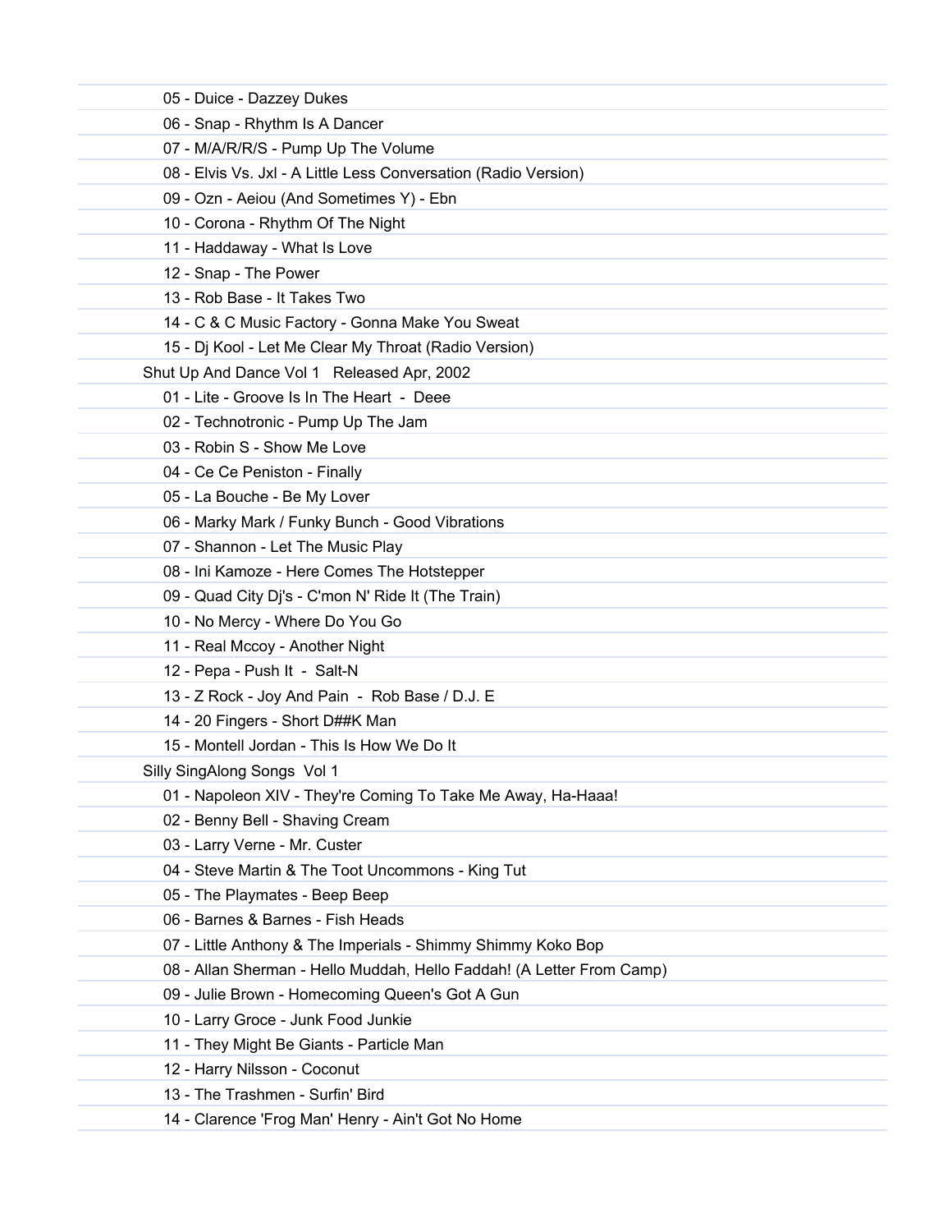05 - Duice - Dazzey Dukes
06 - Snap - Rhythm Is A Dancer
07 - M/A/R/R/S - Pump Up The Volume
08 - Elvis Vs. Jxl - A Little Less Conversation (Radio Version)
09 - Ozn - Aeiou (And Sometimes Y) - Ebn
10 - Corona - Rhythm Of The Night
11 - Haddaway - What Is Love
12 - Snap - The Power
13 - Rob Base - It Takes Two
14 - C & C Music Factory - Gonna Make You Sweat
15 - Dj Kool - Let Me Clear My Throat (Radio Version)

Shut Up And Dance Vol 1   Released Apr, 2002

01 - Lite - Groove Is In The Heart  -  Deee
02 - Technotronic - Pump Up The Jam
03 - Robin S - Show Me Love
04 - Ce Ce Peniston - Finally
05 - La Bouche - Be My Lover
06 - Marky Mark / Funky Bunch - Good Vibrations
07 - Shannon - Let The Music Play
08 - Ini Kamoze - Here Comes The Hotstepper
09 - Quad City Dj's - C'mon N' Ride It (The Train)
10 - No Mercy - Where Do You Go
11 - Real Mccoy - Another Night
12 - Pepa - Push It  -  Salt-N
13 - Z Rock - Joy And Pain  -  Rob Base / D.J. E
14 - 20 Fingers - Short D##K Man
15 - Montell Jordan - This Is How We Do It

Silly SingAlong Songs  Vol 1

01 - Napoleon XIV - They're Coming To Take Me Away, Ha-Haaa!
02 - Benny Bell - Shaving Cream
03 - Larry Verne - Mr. Custer
04 - Steve Martin & The Toot Uncommons - King Tut
05 - The Playmates - Beep Beep
06 - Barnes & Barnes - Fish Heads
07 - Little Anthony & The Imperials - Shimmy Shimmy Koko Bop
08 - Allan Sherman - Hello Muddah, Hello Faddah! (A Letter From Camp)
09 - Julie Brown - Homecoming Queen's Got A Gun
10 - Larry Groce - Junk Food Junkie
11 - They Might Be Giants - Particle Man
12 - Harry Nilsson - Coconut
13 - The Trashmen - Surfin' Bird
14 - Clarence 'Frog Man' Henry - Ain't Got No Home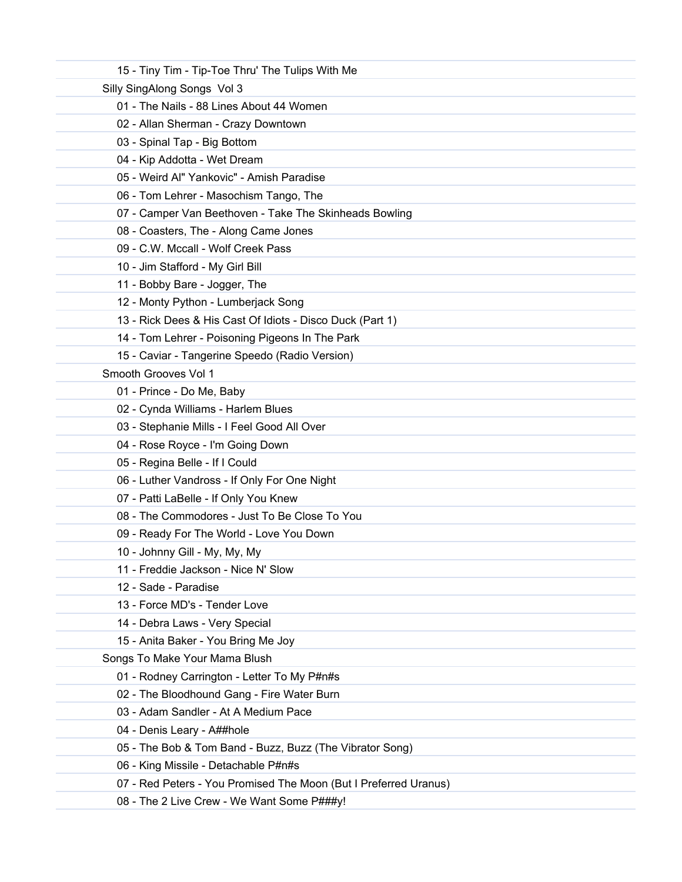15 - Tiny Tim - Tip-Toe Thru' The Tulips With Me

Silly SingAlong Songs Vol 3

01 - The Nails - 88 Lines About 44 Women
02 - Allan Sherman - Crazy Downtown
03 - Spinal Tap - Big Bottom
04 - Kip Addotta - Wet Dream
05 - Weird Al" Yankovic" - Amish Paradise
06 - Tom Lehrer - Masochism Tango, The
07 - Camper Van Beethoven - Take The Skinheads Bowling
08 - Coasters, The - Along Came Jones
09 - C.W. Mccall - Wolf Creek Pass
10 - Jim Stafford - My Girl Bill
11 - Bobby Bare - Jogger, The
12 - Monty Python - Lumberjack Song
13 - Rick Dees & His Cast Of Idiots - Disco Duck (Part 1)
14 - Tom Lehrer - Poisoning Pigeons In The Park
15 - Caviar - Tangerine Speedo (Radio Version)

Smooth Grooves Vol 1

01 - Prince - Do Me, Baby
02 - Cynda Williams - Harlem Blues
03 - Stephanie Mills - I Feel Good All Over
04 - Rose Royce - I'm Going Down
05 - Regina Belle - If I Could
06 - Luther Vandross - If Only For One Night
07 - Patti LaBelle - If Only You Knew
08 - The Commodores - Just To Be Close To You
09 - Ready For The World - Love You Down
10 - Johnny Gill - My, My, My
11 - Freddie Jackson - Nice N' Slow
12 - Sade - Paradise
13 - Force MD's - Tender Love
14 - Debra Laws - Very Special
15 - Anita Baker - You Bring Me Joy

Songs To Make Your Mama Blush

01 - Rodney Carrington - Letter To My P#n#s
02 - The Bloodhound Gang - Fire Water Burn
03 - Adam Sandler - At A Medium Pace
04 - Denis Leary - A##hole
05 - The Bob & Tom Band - Buzz, Buzz (The Vibrator Song)
06 - King Missile - Detachable P#n#s
07 - Red Peters - You Promised The Moon (But I Preferred Uranus)
08 - The 2 Live Crew - We Want Some P###y!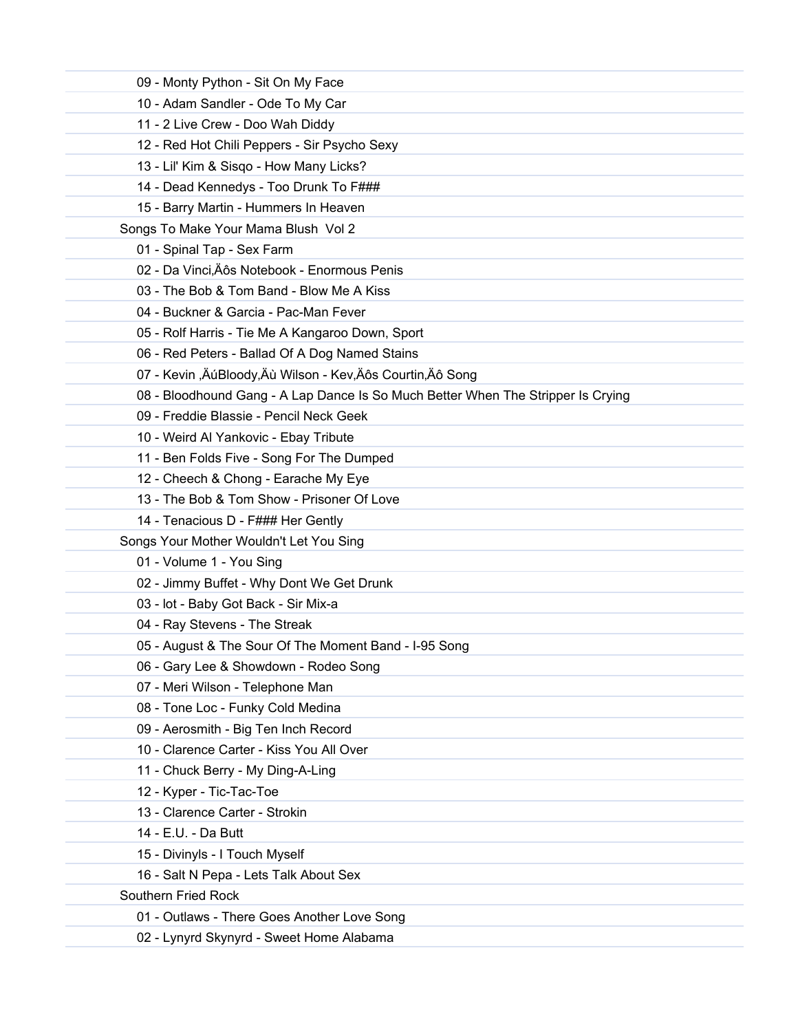09 - Monty Python - Sit On My Face
10 - Adam Sandler - Ode To My Car
11 - 2 Live Crew - Doo Wah Diddy
12 - Red Hot Chili Peppers - Sir Psycho Sexy
13 - Lil' Kim & Sisqo - How Many Licks?
14 - Dead Kennedys - Too Drunk To F###
15 - Barry Martin - Hummers In Heaven

Songs To Make Your Mama Blush  Vol 2

01 - Spinal Tap - Sex Farm
02 - Da Vinci‚Äôs Notebook - Enormous Penis
03 - The Bob & Tom Band - Blow Me A Kiss
04 - Buckner & Garcia - Pac-Man Fever
05 - Rolf Harris - Tie Me A Kangaroo Down, Sport
06 - Red Peters - Ballad Of A Dog Named Stains
07 - Kevin ‚ÄúBloody‚Äù Wilson - Kev‚Äôs Courtin‚Äô Song
08 - Bloodhound Gang - A Lap Dance Is So Much Better When The Stripper Is Crying
09 - Freddie Blassie - Pencil Neck Geek
10 - Weird Al Yankovic - Ebay Tribute
11 - Ben Folds Five - Song For The Dumped
12 - Cheech & Chong - Earache My Eye
13 - The Bob & Tom Show - Prisoner Of Love
14 - Tenacious D - F### Her Gently

Songs Your Mother Wouldn't Let You Sing

01 - Volume 1 - You Sing
02 - Jimmy Buffet - Why Dont We Get Drunk
03 - lot - Baby Got Back - Sir Mix-a
04 - Ray Stevens - The Streak
05 - August & The Sour Of The Moment Band - I-95 Song
06 - Gary Lee & Showdown - Rodeo Song
07 - Meri Wilson - Telephone Man
08 - Tone Loc - Funky Cold Medina
09 - Aerosmith - Big Ten Inch Record
10 - Clarence Carter - Kiss You All Over
11 - Chuck Berry - My Ding-A-Ling
12 - Kyper - Tic-Tac-Toe
13 - Clarence Carter - Strokin
14 - E.U. - Da Butt
15 - Divinyls - I Touch Myself
16 - Salt N Pepa - Lets Talk About Sex

Southern Fried Rock

01 - Outlaws - There Goes Another Love Song
02 - Lynyrd Skynyrd - Sweet Home Alabama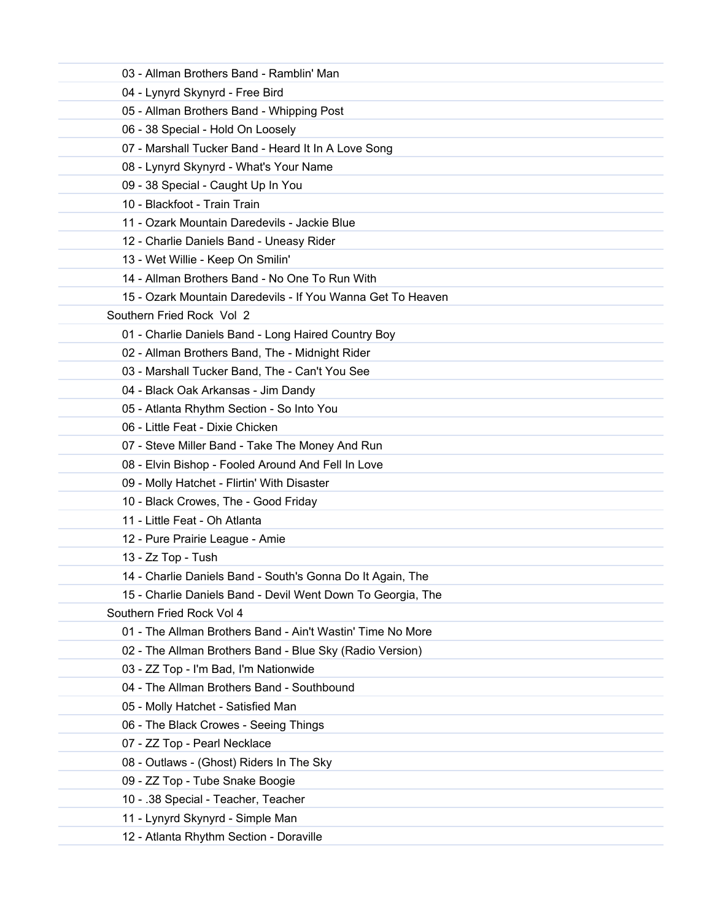03 - Allman Brothers Band - Ramblin' Man
04 - Lynyrd Skynyrd - Free Bird
05 - Allman Brothers Band - Whipping Post
06 - 38 Special - Hold On Loosely
07 - Marshall Tucker Band - Heard It In A Love Song
08 - Lynyrd Skynyrd - What's Your Name
09 - 38 Special - Caught Up In You
10 - Blackfoot - Train Train
11 - Ozark Mountain Daredevils - Jackie Blue
12 - Charlie Daniels Band - Uneasy Rider
13 - Wet Willie - Keep On Smilin'
14 - Allman Brothers Band - No One To Run With
15 - Ozark Mountain Daredevils - If You Wanna Get To Heaven

Southern Fried Rock  Vol  2

01 - Charlie Daniels Band - Long Haired Country Boy
02 - Allman Brothers Band, The - Midnight Rider
03 - Marshall Tucker Band, The - Can't You See
04 - Black Oak Arkansas - Jim Dandy
05 - Atlanta Rhythm Section - So Into You
06 - Little Feat - Dixie Chicken
07 - Steve Miller Band - Take The Money And Run
08 - Elvin Bishop - Fooled Around And Fell In Love
09 - Molly Hatchet - Flirtin' With Disaster
10 - Black Crowes, The - Good Friday
11 - Little Feat - Oh Atlanta
12 - Pure Prairie League - Amie
13 - Zz Top - Tush
14 - Charlie Daniels Band - South's Gonna Do It Again, The
15 - Charlie Daniels Band - Devil Went Down To Georgia, The

Southern Fried Rock Vol 4

01 - The Allman Brothers Band - Ain't Wastin' Time No More
02 - The Allman Brothers Band - Blue Sky (Radio Version)
03 - ZZ Top - I'm Bad, I'm Nationwide
04 - The Allman Brothers Band - Southbound
05 - Molly Hatchet - Satisfied Man
06 - The Black Crowes - Seeing Things
07 - ZZ Top - Pearl Necklace
08 - Outlaws - (Ghost) Riders In The Sky
09 - ZZ Top - Tube Snake Boogie
10 - .38 Special - Teacher, Teacher
11 - Lynyrd Skynyrd - Simple Man
12 - Atlanta Rhythm Section - Doraville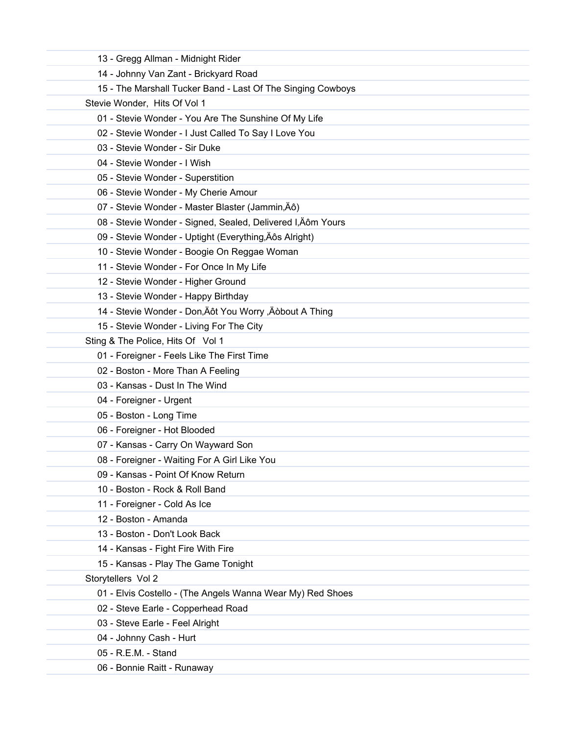13 - Gregg Allman - Midnight Rider
14 - Johnny Van Zant - Brickyard Road
15 - The Marshall Tucker Band - Last Of The Singing Cowboys

Stevie Wonder,  Hits Of Vol 1

01 - Stevie Wonder - You Are The Sunshine Of My Life
02 - Stevie Wonder - I Just Called To Say I Love You
03 - Stevie Wonder - Sir Duke
04 - Stevie Wonder - I Wish
05 - Stevie Wonder - Superstition
06 - Stevie Wonder - My Cherie Amour
07 - Stevie Wonder - Master Blaster (Jammin‚Äô)
08 - Stevie Wonder - Signed, Sealed, Delivered I‚Äôm Yours
09 - Stevie Wonder - Uptight (Everything‚Äôs Alright)
10 - Stevie Wonder - Boogie On Reggae Woman
11 - Stevie Wonder - For Once In My Life
12 - Stevie Wonder - Higher Ground
13 - Stevie Wonder - Happy Birthday
14 - Stevie Wonder - Don‚Äôt You Worry ‚Äòbout A Thing
15 - Stevie Wonder - Living For The City

Sting & The Police, Hits Of   Vol 1

01 - Foreigner - Feels Like The First Time
02 - Boston - More Than A Feeling
03 - Kansas - Dust In The Wind
04 - Foreigner - Urgent
05 - Boston - Long Time
06 - Foreigner - Hot Blooded
07 - Kansas - Carry On Wayward Son
08 - Foreigner - Waiting For A Girl Like You
09 - Kansas - Point Of Know Return
10 - Boston - Rock & Roll Band
11 - Foreigner - Cold As Ice
12 - Boston - Amanda
13 - Boston - Don't Look Back
14 - Kansas - Fight Fire With Fire
15 - Kansas - Play The Game Tonight

Storytellers  Vol 2

01 - Elvis Costello - (The Angels Wanna Wear My) Red Shoes
02 - Steve Earle - Copperhead Road
03 - Steve Earle - Feel Alright
04 - Johnny Cash - Hurt
05 - R.E.M. - Stand
06 - Bonnie Raitt - Runaway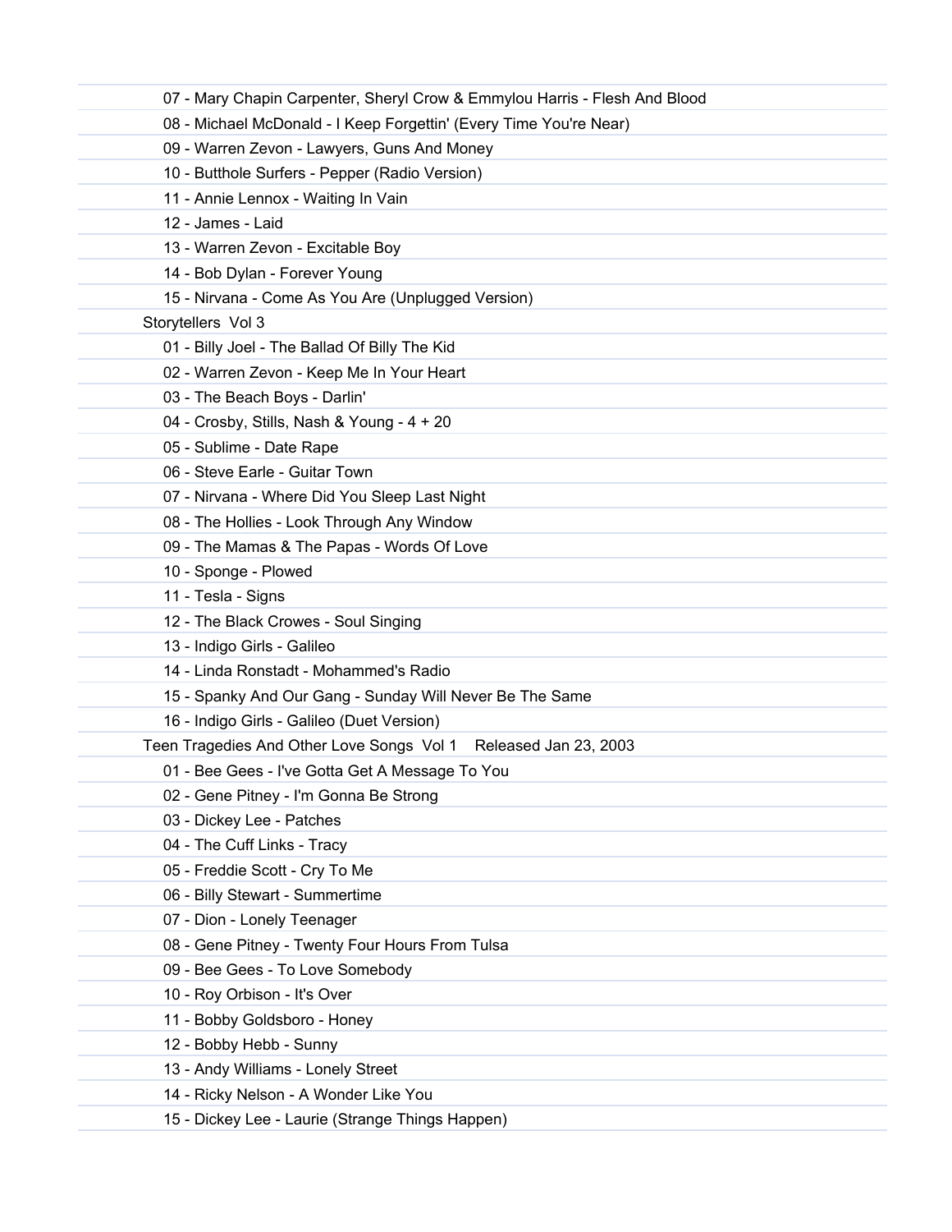07 - Mary Chapin Carpenter, Sheryl Crow & Emmylou Harris - Flesh And Blood
08 - Michael McDonald - I Keep Forgettin' (Every Time You're Near)
09 - Warren Zevon - Lawyers, Guns And Money
10 - Butthole Surfers - Pepper (Radio Version)
11 - Annie Lennox - Waiting In Vain
12 - James - Laid
13 - Warren Zevon - Excitable Boy
14 - Bob Dylan - Forever Young
15 - Nirvana - Come As You Are (Unplugged Version)

Storytellers  Vol 3

01 - Billy Joel - The Ballad Of Billy The Kid
02 - Warren Zevon - Keep Me In Your Heart
03 - The Beach Boys - Darlin'
04 - Crosby, Stills, Nash & Young - 4 + 20
05 - Sublime - Date Rape
06 - Steve Earle - Guitar Town
07 - Nirvana - Where Did You Sleep Last Night
08 - The Hollies - Look Through Any Window
09 - The Mamas & The Papas - Words Of Love
10 - Sponge - Plowed
11 - Tesla - Signs
12 - The Black Crowes - Soul Singing
13 - Indigo Girls - Galileo
14 - Linda Ronstadt - Mohammed's Radio
15 - Spanky And Our Gang - Sunday Will Never Be The Same
16 - Indigo Girls - Galileo (Duet Version)

Teen Tragedies And Other Love Songs  Vol 1    Released Jan 23, 2003

01 - Bee Gees - I've Gotta Get A Message To You
02 - Gene Pitney - I'm Gonna Be Strong
03 - Dickey Lee - Patches
04 - The Cuff Links - Tracy
05 - Freddie Scott - Cry To Me
06 - Billy Stewart - Summertime
07 - Dion - Lonely Teenager
08 - Gene Pitney - Twenty Four Hours From Tulsa
09 - Bee Gees - To Love Somebody
10 - Roy Orbison - It's Over
11 - Bobby Goldsboro - Honey
12 - Bobby Hebb - Sunny
13 - Andy Williams - Lonely Street
14 - Ricky Nelson - A Wonder Like You
15 - Dickey Lee - Laurie (Strange Things Happen)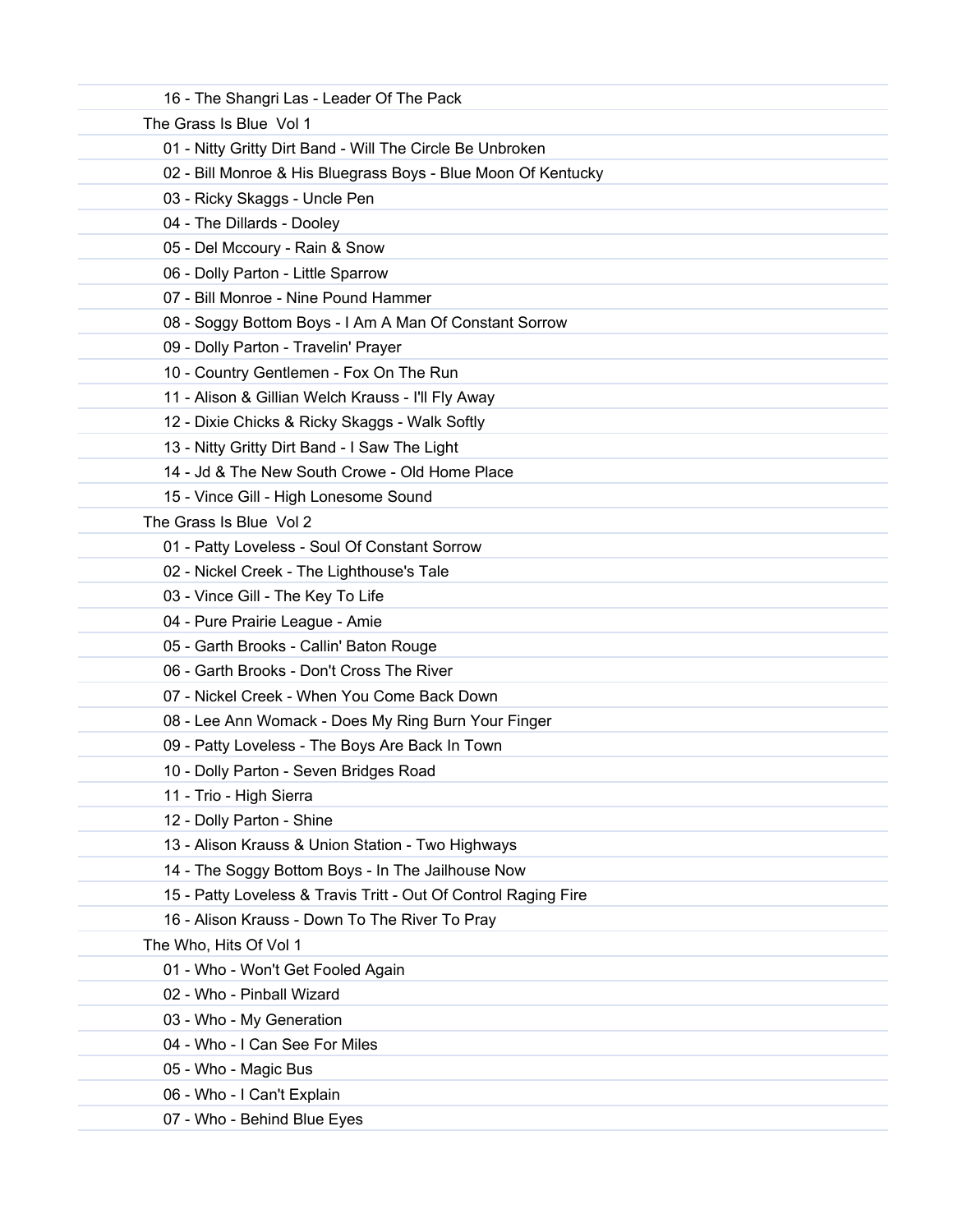16 - The Shangri Las - Leader Of The Pack

The Grass Is Blue  Vol 1

01 - Nitty Gritty Dirt Band - Will The Circle Be Unbroken

02 - Bill Monroe & His Bluegrass Boys - Blue Moon Of Kentucky

03 - Ricky Skaggs - Uncle Pen

04 - The Dillards - Dooley

05 - Del Mccoury - Rain & Snow

06 - Dolly Parton - Little Sparrow

07 - Bill Monroe - Nine Pound Hammer

08 - Soggy Bottom Boys - I Am A Man Of Constant Sorrow

09 - Dolly Parton - Travelin' Prayer

10 - Country Gentlemen - Fox On The Run

11 - Alison & Gillian Welch Krauss - I'll Fly Away

12 - Dixie Chicks & Ricky Skaggs - Walk Softly

13 - Nitty Gritty Dirt Band - I Saw The Light

14 - Jd & The New South Crowe - Old Home Place

15 - Vince Gill - High Lonesome Sound

The Grass Is Blue  Vol 2

01 - Patty Loveless - Soul Of Constant Sorrow

02 - Nickel Creek - The Lighthouse's Tale

03 - Vince Gill - The Key To Life

04 - Pure Prairie League - Amie

05 - Garth Brooks - Callin' Baton Rouge

06 - Garth Brooks - Don't Cross The River

07 - Nickel Creek - When You Come Back Down

08 - Lee Ann Womack - Does My Ring Burn Your Finger

09 - Patty Loveless - The Boys Are Back In Town

10 - Dolly Parton - Seven Bridges Road

11 - Trio - High Sierra

12 - Dolly Parton - Shine

13 - Alison Krauss & Union Station - Two Highways

14 - The Soggy Bottom Boys - In The Jailhouse Now

15 - Patty Loveless & Travis Tritt - Out Of Control Raging Fire

16 - Alison Krauss - Down To The River To Pray

The Who, Hits Of Vol 1

01 - Who - Won't Get Fooled Again

02 - Who - Pinball Wizard

03 - Who - My Generation

04 - Who - I Can See For Miles

05 - Who - Magic Bus

06 - Who - I Can't Explain

07 - Who - Behind Blue Eyes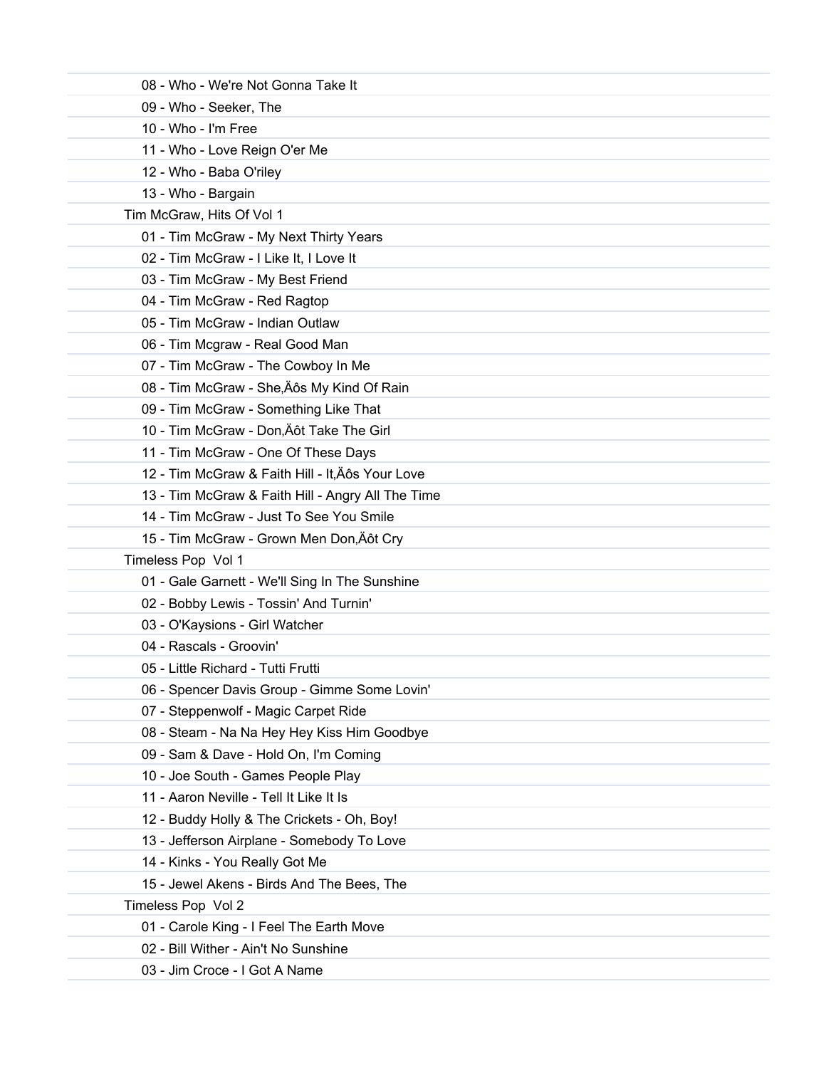08 - Who - We're Not Gonna Take It
09 - Who - Seeker, The
10 - Who - I'm Free
11 - Who - Love Reign O'er Me
12 - Who - Baba O'riley
13 - Who - Bargain

Tim McGraw, Hits Of Vol 1

01 - Tim McGraw - My Next Thirty Years
02 - Tim McGraw - I Like It, I Love It
03 - Tim McGraw - My Best Friend
04 - Tim McGraw - Red Ragtop
05 - Tim McGraw - Indian Outlaw
06 - Tim Mcgraw - Real Good Man
07 - Tim McGraw - The Cowboy In Me
08 - Tim McGraw - She‚Äôs My Kind Of Rain
09 - Tim McGraw - Something Like That
10 - Tim McGraw - Don‚Äôt Take The Girl
11 - Tim McGraw - One Of These Days
12 - Tim McGraw & Faith Hill - It‚Äôs Your Love
13 - Tim McGraw & Faith Hill - Angry All The Time
14 - Tim McGraw - Just To See You Smile
15 - Tim McGraw - Grown Men Don‚Äôt Cry

Timeless Pop  Vol 1

01 - Gale Garnett - We'll Sing In The Sunshine
02 - Bobby Lewis - Tossin' And Turnin'
03 - O'Kaysions - Girl Watcher
04 - Rascals - Groovin'
05 - Little Richard - Tutti Frutti
06 - Spencer Davis Group - Gimme Some Lovin'
07 - Steppenwolf - Magic Carpet Ride
08 - Steam - Na Na Hey Hey Kiss Him Goodbye
09 - Sam & Dave - Hold On, I'm Coming
10 - Joe South - Games People Play
11 - Aaron Neville - Tell It Like It Is
12 - Buddy Holly & The Crickets - Oh, Boy!
13 - Jefferson Airplane - Somebody To Love
14 - Kinks - You Really Got Me
15 - Jewel Akens - Birds And The Bees, The

Timeless Pop  Vol 2

01 - Carole King - I Feel The Earth Move
02 - Bill Wither - Ain't No Sunshine
03 - Jim Croce - I Got A Name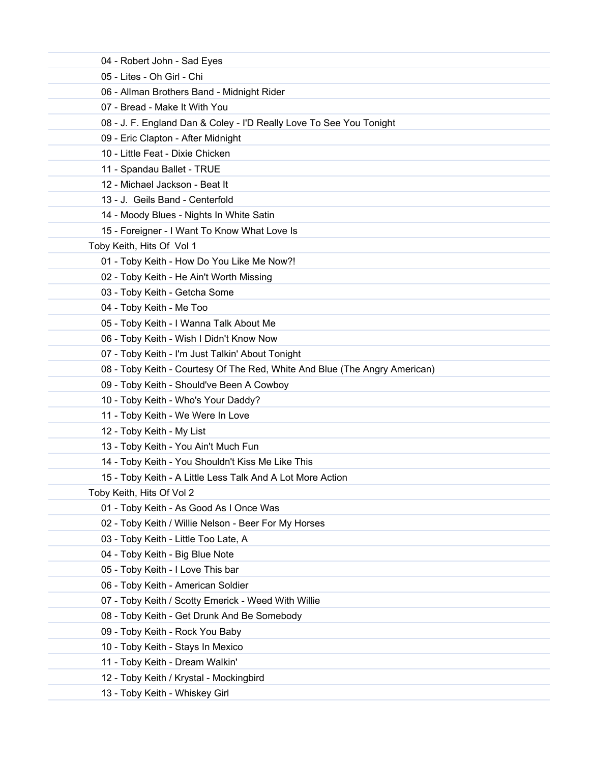04 - Robert John - Sad Eyes
05 - Lites - Oh Girl - Chi
06 - Allman Brothers Band - Midnight Rider
07 - Bread - Make It With You
08 - J. F. England Dan & Coley - I'D Really Love To See You Tonight
09 - Eric Clapton - After Midnight
10 - Little Feat - Dixie Chicken
11 - Spandau Ballet - TRUE
12 - Michael Jackson - Beat It
13 - J.  Geils Band - Centerfold
14 - Moody Blues - Nights In White Satin
15 - Foreigner - I Want To Know What Love Is

Toby Keith, Hits Of  Vol 1

01 - Toby Keith - How Do You Like Me Now?!
02 - Toby Keith - He Ain't Worth Missing
03 - Toby Keith - Getcha Some
04 - Toby Keith - Me Too
05 - Toby Keith - I Wanna Talk About Me
06 - Toby Keith - Wish I Didn't Know Now
07 - Toby Keith - I'm Just Talkin' About Tonight
08 - Toby Keith - Courtesy Of The Red, White And Blue (The Angry American)
09 - Toby Keith - Should've Been A Cowboy
10 - Toby Keith - Who's Your Daddy?
11 - Toby Keith - We Were In Love
12 - Toby Keith - My List
13 - Toby Keith - You Ain't Much Fun
14 - Toby Keith - You Shouldn't Kiss Me Like This
15 - Toby Keith - A Little Less Talk And A Lot More Action

Toby Keith, Hits Of Vol 2

01 - Toby Keith - As Good As I Once Was
02 - Toby Keith / Willie Nelson - Beer For My Horses
03 - Toby Keith - Little Too Late, A
04 - Toby Keith - Big Blue Note
05 - Toby Keith - I Love This bar
06 - Toby Keith - American Soldier
07 - Toby Keith / Scotty Emerick - Weed With Willie
08 - Toby Keith - Get Drunk And Be Somebody
09 - Toby Keith - Rock You Baby
10 - Toby Keith - Stays In Mexico
11 - Toby Keith - Dream Walkin'
12 - Toby Keith / Krystal - Mockingbird
13 - Toby Keith - Whiskey Girl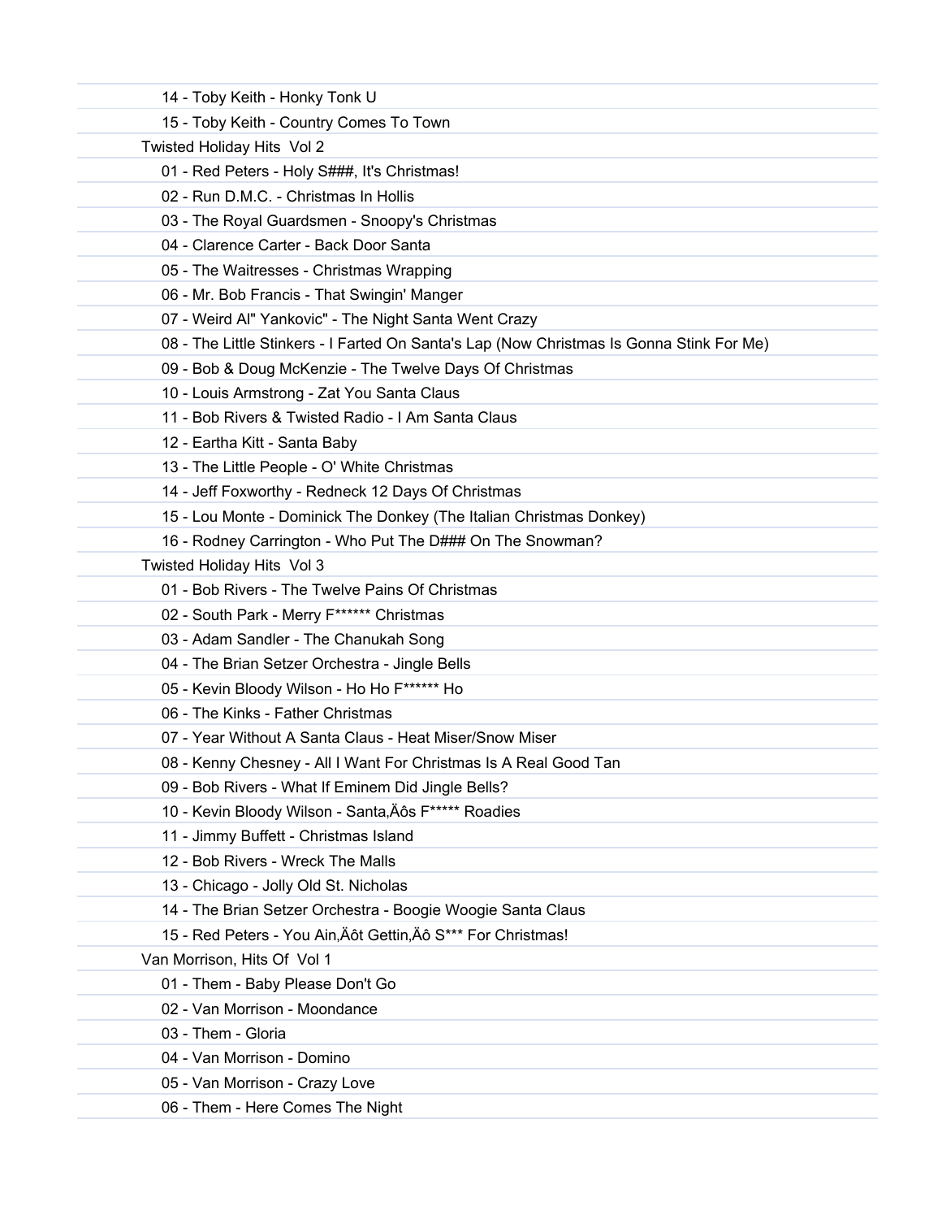14 - Toby Keith - Honky Tonk U

15 - Toby Keith - Country Comes To Town

Twisted Holiday Hits  Vol 2

01 - Red Peters - Holy S###, It's Christmas!

02 - Run D.M.C. - Christmas In Hollis

03 - The Royal Guardsmen - Snoopy's Christmas

04 - Clarence Carter - Back Door Santa

05 - The Waitresses - Christmas Wrapping

06 - Mr. Bob Francis - That Swingin' Manger

07 - Weird Al" Yankovic" - The Night Santa Went Crazy

08 - The Little Stinkers - I Farted On Santa's Lap (Now Christmas Is Gonna Stink For Me)

09 - Bob & Doug McKenzie - The Twelve Days Of Christmas

10 - Louis Armstrong - Zat You Santa Claus

11 - Bob Rivers & Twisted Radio - I Am Santa Claus

12 - Eartha Kitt - Santa Baby

13 - The Little People - O' White Christmas

14 - Jeff Foxworthy - Redneck 12 Days Of Christmas

15 - Lou Monte - Dominick The Donkey (The Italian Christmas Donkey)

16 - Rodney Carrington - Who Put The D### On The Snowman?

Twisted Holiday Hits  Vol 3

01 - Bob Rivers - The Twelve Pains Of Christmas

02 - South Park - Merry F****** Christmas

03 - Adam Sandler - The Chanukah Song

04 - The Brian Setzer Orchestra - Jingle Bells

05 - Kevin Bloody Wilson - Ho Ho F****** Ho

06 - The Kinks - Father Christmas

07 - Year Without A Santa Claus - Heat Miser/Snow Miser

08 - Kenny Chesney - All I Want For Christmas Is A Real Good Tan

09 - Bob Rivers - What If Eminem Did Jingle Bells?

10 - Kevin Bloody Wilson - Santa,Äôs F***** Roadies

11 - Jimmy Buffett - Christmas Island

12 - Bob Rivers - Wreck The Malls

13 - Chicago - Jolly Old St. Nicholas

14 - The Brian Setzer Orchestra - Boogie Woogie Santa Claus

15 - Red Peters - You Ain,Äôt Gettin,Äô S*** For Christmas!

Van Morrison, Hits Of  Vol 1

01 - Them - Baby Please Don't Go

02 - Van Morrison - Moondance

03 - Them - Gloria

04 - Van Morrison - Domino

05 - Van Morrison - Crazy Love

06 - Them - Here Comes The Night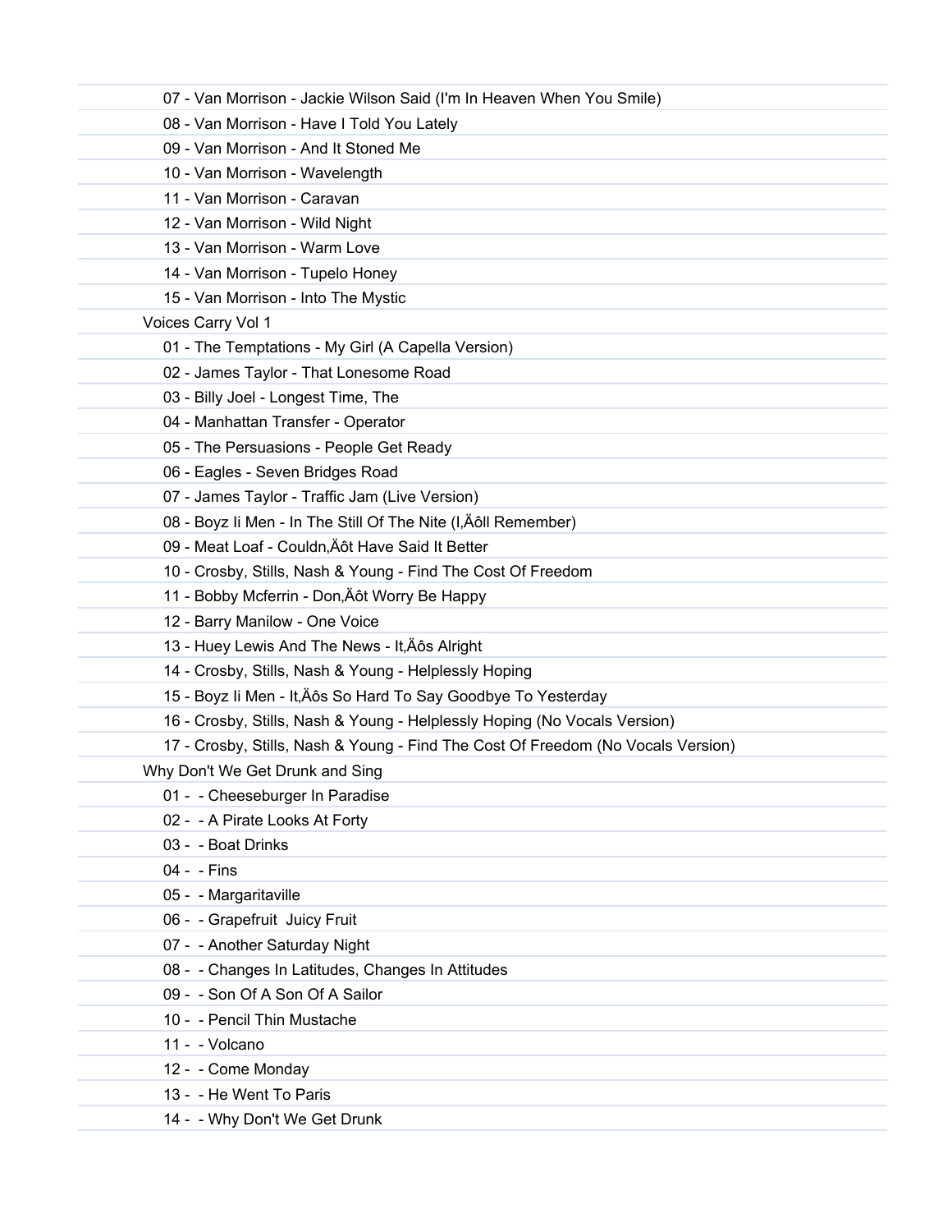07 - Van Morrison - Jackie Wilson Said (I'm In Heaven When You Smile)
08 - Van Morrison - Have I Told You Lately
09 - Van Morrison - And It Stoned Me
10 - Van Morrison - Wavelength
11 - Van Morrison - Caravan
12 - Van Morrison - Wild Night
13 - Van Morrison - Warm Love
14 - Van Morrison - Tupelo Honey
15 - Van Morrison - Into The Mystic

Voices Carry Vol 1

01 - The Temptations - My Girl (A Capella Version)
02 - James Taylor - That Lonesome Road
03 - Billy Joel - Longest Time, The
04 - Manhattan Transfer - Operator
05 - The Persuasions - People Get Ready
06 - Eagles - Seven Bridges Road
07 - James Taylor - Traffic Jam (Live Version)
08 - Boyz Ii Men - In The Still Of The Nite (I‚Äôll Remember)
09 - Meat Loaf - Couldn‚Äôt Have Said It Better
10 - Crosby, Stills, Nash & Young - Find The Cost Of Freedom
11 - Bobby Mcferrin - Don‚Äôt Worry Be Happy
12 - Barry Manilow - One Voice
13 - Huey Lewis And The News - It‚Äôs Alright
14 - Crosby, Stills, Nash & Young - Helplessly Hoping
15 - Boyz Ii Men - It‚Äôs So Hard To Say Goodbye To Yesterday
16 - Crosby, Stills, Nash & Young - Helplessly Hoping (No Vocals Version)
17 - Crosby, Stills, Nash & Young - Find The Cost Of Freedom (No Vocals Version)

Why Don't We Get Drunk and Sing

01 - - Cheeseburger In Paradise
02 - - A Pirate Looks At Forty
03 - - Boat Drinks
04 - - Fins
05 - - Margaritaville
06 - - Grapefruit Juicy Fruit
07 - - Another Saturday Night
08 - - Changes In Latitudes, Changes In Attitudes
09 - - Son Of A Son Of A Sailor
10 - - Pencil Thin Mustache
11 - - Volcano
12 - - Come Monday
13 - - He Went To Paris
14 - - Why Don't We Get Drunk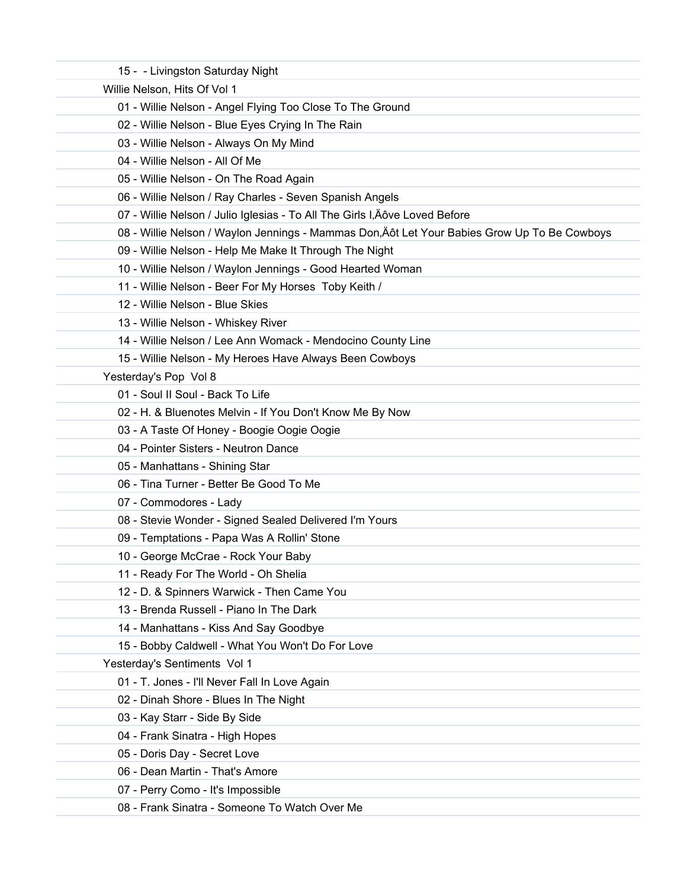15 -  - Livingston Saturday Night

Willie Nelson, Hits Of Vol 1

01 - Willie Nelson - Angel Flying Too Close To The Ground
02 - Willie Nelson - Blue Eyes Crying In The Rain
03 - Willie Nelson - Always On My Mind
04 - Willie Nelson - All Of Me
05 - Willie Nelson - On The Road Again
06 - Willie Nelson / Ray Charles - Seven Spanish Angels
07 - Willie Nelson / Julio Iglesias - To All The Girls I‚Äôve Loved Before
08 - Willie Nelson / Waylon Jennings - Mammas Don‚Äôt Let Your Babies Grow Up To Be Cowboys
09 - Willie Nelson - Help Me Make It Through The Night
10 - Willie Nelson / Waylon Jennings - Good Hearted Woman
11 - Willie Nelson - Beer For My Horses  Toby Keith /
12 - Willie Nelson - Blue Skies
13 - Willie Nelson - Whiskey River
14 - Willie Nelson / Lee Ann Womack - Mendocino County Line
15 - Willie Nelson - My Heroes Have Always Been Cowboys

Yesterday's Pop  Vol 8

01 - Soul II Soul - Back To Life
02 - H. & Bluenotes Melvin - If You Don't Know Me By Now
03 - A Taste Of Honey - Boogie Oogie Oogie
04 - Pointer Sisters - Neutron Dance
05 - Manhattans - Shining Star
06 - Tina Turner - Better Be Good To Me
07 - Commodores - Lady
08 - Stevie Wonder - Signed Sealed Delivered I'm Yours
09 - Temptations - Papa Was A Rollin' Stone
10 - George McCrae - Rock Your Baby
11 - Ready For The World - Oh Shelia
12 - D. & Spinners Warwick - Then Came You
13 - Brenda Russell - Piano In The Dark
14 - Manhattans - Kiss And Say Goodbye
15 - Bobby Caldwell - What You Won't Do For Love

Yesterday's Sentiments  Vol 1

01 - T. Jones - I'll Never Fall In Love Again
02 - Dinah Shore - Blues In The Night
03 - Kay Starr - Side By Side
04 - Frank Sinatra - High Hopes
05 - Doris Day - Secret Love
06 - Dean Martin - That's Amore
07 - Perry Como - It's Impossible
08 - Frank Sinatra - Someone To Watch Over Me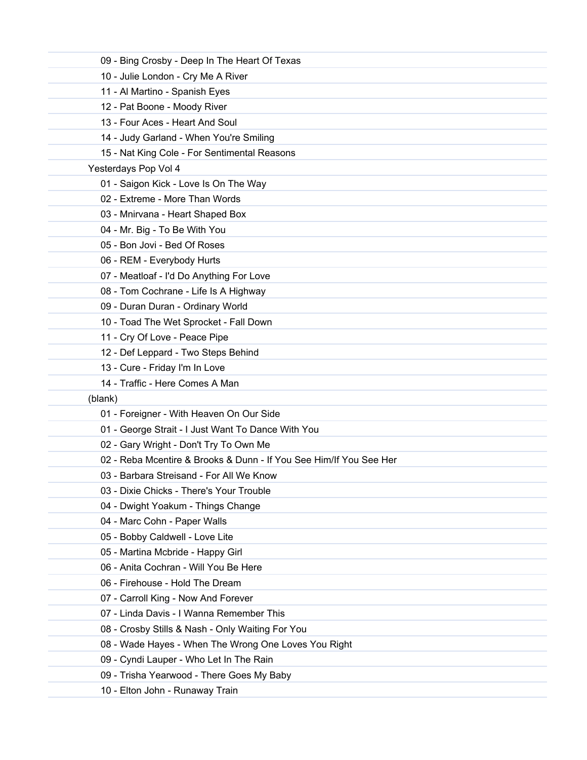09 - Bing Crosby - Deep In The Heart Of Texas
10 - Julie London - Cry Me A River
11 - Al Martino - Spanish Eyes
12 - Pat Boone - Moody River
13 - Four Aces - Heart And Soul
14 - Judy Garland - When You're Smiling
15 - Nat King Cole - For Sentimental Reasons

Yesterdays Pop Vol 4

01 - Saigon Kick - Love Is On The Way
02 - Extreme - More Than Words
03 - Mnirvana - Heart Shaped Box
04 - Mr. Big - To Be With You
05 - Bon Jovi - Bed Of Roses
06 - REM - Everybody Hurts
07 - Meatloaf - I'd Do Anything For Love
08 - Tom Cochrane - Life Is A Highway
09 - Duran Duran - Ordinary World
10 - Toad The Wet Sprocket - Fall Down
11 - Cry Of Love - Peace Pipe
12 - Def Leppard - Two Steps Behind
13 - Cure - Friday I'm In Love
14 - Traffic - Here Comes A Man

(blank)

01 - Foreigner - With Heaven On Our Side
01 - George Strait - I Just Want To Dance With You
02 - Gary Wright - Don't Try To Own Me
02 - Reba Mcentire & Brooks & Dunn - If You See Him/If You See Her
03 - Barbara Streisand - For All We Know
03 - Dixie Chicks - There's Your Trouble
04 - Dwight Yoakum - Things Change
04 - Marc Cohn - Paper Walls
05 - Bobby Caldwell - Love Lite
05 - Martina Mcbride - Happy Girl
06 - Anita Cochran - Will You Be Here
06 - Firehouse - Hold The Dream
07 - Carroll King - Now And Forever
07 - Linda Davis - I Wanna Remember This
08 - Crosby Stills & Nash - Only Waiting For You
08 - Wade Hayes - When The Wrong One Loves You Right
09 - Cyndi Lauper - Who Let In The Rain
09 - Trisha Yearwood - There Goes My Baby
10 - Elton John - Runaway Train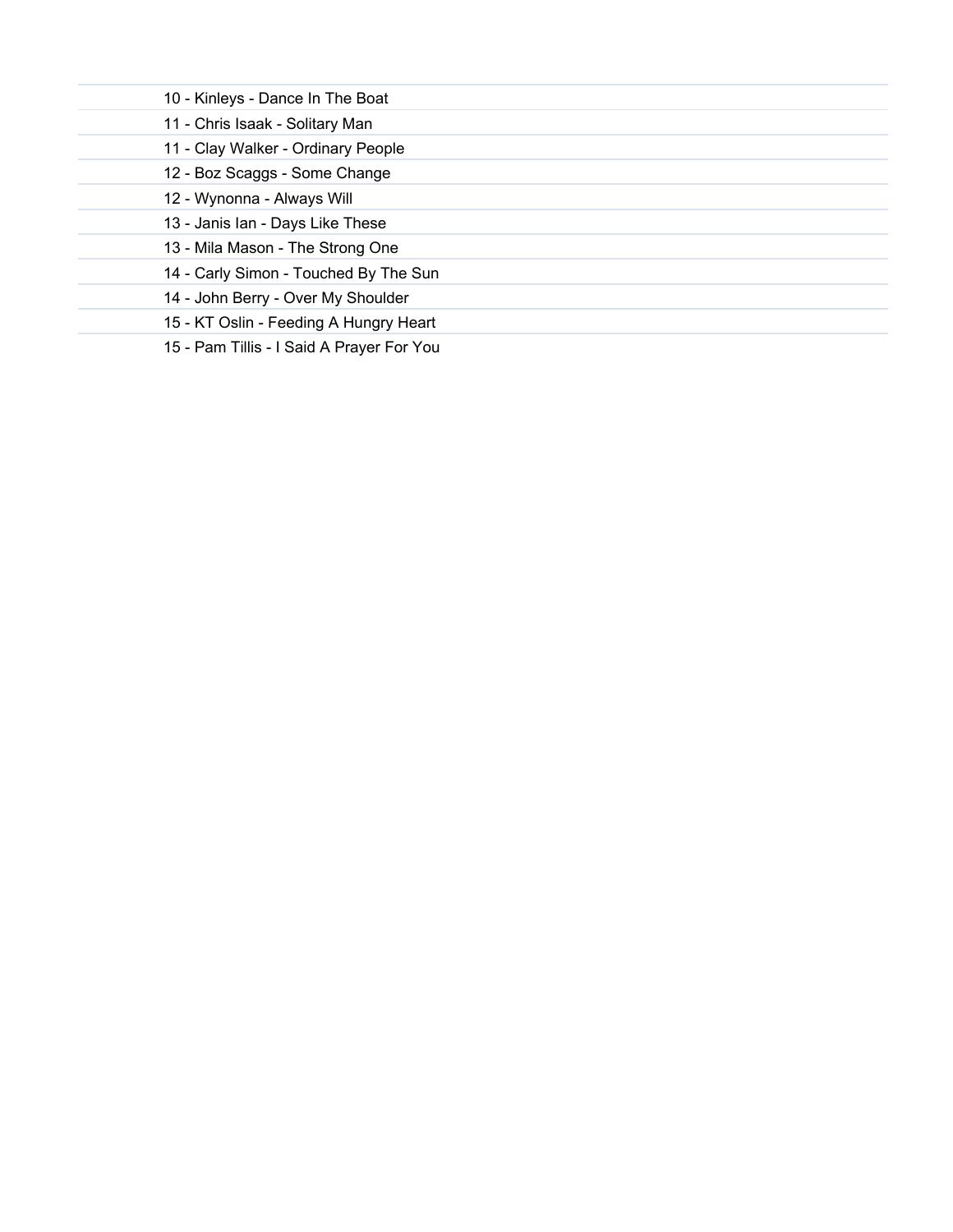10 - Kinleys - Dance In The Boat

11 - Chris Isaak - Solitary Man

11 - Clay Walker - Ordinary People

12 - Boz Scaggs - Some Change

12 - Wynonna - Always Will

13 - Janis Ian - Days Like These

13 - Mila Mason - The Strong One

14 - Carly Simon - Touched By The Sun

14 - John Berry - Over My Shoulder

15 - KT Oslin - Feeding A Hungry Heart

15 - Pam Tillis - I Said A Prayer For You